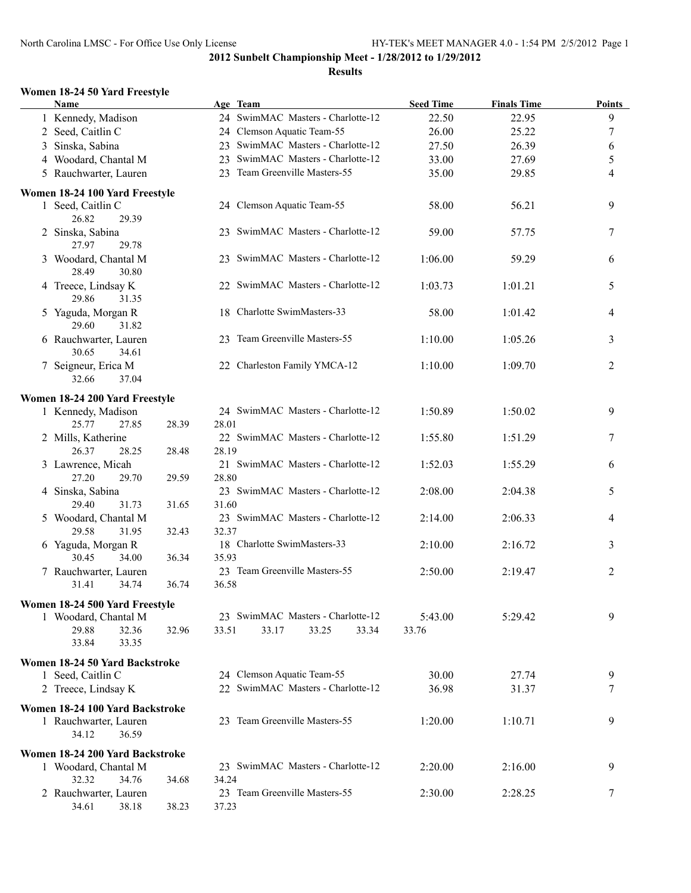## 2012 Sunbelt Championship Meet - 1/28/2012 to 1/29/2012

### Results

#### Women 18-24 50 Yard Freestyle

| | Name | Age | Team | Seed Time | Finals Time | Points |
|---|---|---|---|---|---|---|
| 1 | Kennedy, Madison | 24 | SwimMAC Masters - Charlotte-12 | 22.50 | 22.95 | 9 |
| 2 | Seed, Caitlin C | 24 | Clemson Aquatic Team-55 | 26.00 | 25.22 | 7 |
| 3 | Sinska, Sabina | 23 | SwimMAC Masters - Charlotte-12 | 27.50 | 26.39 | 6 |
| 4 | Woodard, Chantal M | 23 | SwimMAC Masters - Charlotte-12 | 33.00 | 27.69 | 5 |
| 5 | Rauchwarter, Lauren | 23 | Team Greenville Masters-55 | 35.00 | 29.85 | 4 |

#### Women 18-24 100 Yard Freestyle

| | Name | Age | Team | Seed Time | Finals Time | Points |
|---|---|---|---|---|---|---|
| 1 | Seed, Caitlin C | 24 | Clemson Aquatic Team-55 | 58.00 | 56.21 | 9 |
| | 26.82 29.39 | | | | | |
| 2 | Sinska, Sabina | 23 | SwimMAC Masters - Charlotte-12 | 59.00 | 57.75 | 7 |
| | 27.97 29.78 | | | | | |
| 3 | Woodard, Chantal M | 23 | SwimMAC Masters - Charlotte-12 | 1:06.00 | 59.29 | 6 |
| | 28.49 30.80 | | | | | |
| 4 | Treece, Lindsay K | 22 | SwimMAC Masters - Charlotte-12 | 1:03.73 | 1:01.21 | 5 |
| | 29.86 31.35 | | | | | |
| 5 | Yaguda, Morgan R | 18 | Charlotte SwimMasters-33 | 58.00 | 1:01.42 | 4 |
| | 29.60 31.82 | | | | | |
| 6 | Rauchwarter, Lauren | 23 | Team Greenville Masters-55 | 1:10.00 | 1:05.26 | 3 |
| | 30.65 34.61 | | | | | |
| 7 | Seigneur, Erica M | 22 | Charleston Family YMCA-12 | 1:10.00 | 1:09.70 | 2 |
| | 32.66 37.04 | | | | | |

#### Women 18-24 200 Yard Freestyle

| | Name | Age | Team | Seed Time | Finals Time | Points |
|---|---|---|---|---|---|---|
| 1 | Kennedy, Madison | 24 | SwimMAC Masters - Charlotte-12 | 1:50.89 | 1:50.02 | 9 |
| | 25.77 27.85 28.39 28.01 | | | | | |
| 2 | Mills, Katherine | 22 | SwimMAC Masters - Charlotte-12 | 1:55.80 | 1:51.29 | 7 |
| | 26.37 28.25 28.48 28.19 | | | | | |
| 3 | Lawrence, Micah | 21 | SwimMAC Masters - Charlotte-12 | 1:52.03 | 1:55.29 | 6 |
| | 27.20 29.70 29.59 28.80 | | | | | |
| 4 | Sinska, Sabina | 23 | SwimMAC Masters - Charlotte-12 | 2:08.00 | 2:04.38 | 5 |
| | 29.40 31.73 31.65 31.60 | | | | | |
| 5 | Woodard, Chantal M | 23 | SwimMAC Masters - Charlotte-12 | 2:14.00 | 2:06.33 | 4 |
| | 29.58 31.95 32.43 32.37 | | | | | |
| 6 | Yaguda, Morgan R | 18 | Charlotte SwimMasters-33 | 2:10.00 | 2:16.72 | 3 |
| | 30.45 34.00 36.34 35.93 | | | | | |
| 7 | Rauchwarter, Lauren | 23 | Team Greenville Masters-55 | 2:50.00 | 2:19.47 | 2 |
| | 31.41 34.74 36.74 36.58 | | | | | |

#### Women 18-24 500 Yard Freestyle

| | Name | Age | Team | Seed Time | Finals Time | Points |
|---|---|---|---|---|---|---|
| 1 | Woodard, Chantal M | 23 | SwimMAC Masters - Charlotte-12 | 5:43.00 | 5:29.42 | 9 |
| | 29.88 32.36 32.96 33.51 33.17 33.25 33.34 33.76 33.84 33.35 | | | | | |

#### Women 18-24 50 Yard Backstroke

| | Name | Age | Team | Seed Time | Finals Time | Points |
|---|---|---|---|---|---|---|
| 1 | Seed, Caitlin C | 24 | Clemson Aquatic Team-55 | 30.00 | 27.74 | 9 |
| 2 | Treece, Lindsay K | 22 | SwimMAC Masters - Charlotte-12 | 36.98 | 31.37 | 7 |

#### Women 18-24 100 Yard Backstroke

| | Name | Age | Team | Seed Time | Finals Time | Points |
|---|---|---|---|---|---|---|
| 1 | Rauchwarter, Lauren | 23 | Team Greenville Masters-55 | 1:20.00 | 1:10.71 | 9 |
| | 34.12 36.59 | | | | | |

#### Women 18-24 200 Yard Backstroke

| | Name | Age | Team | Seed Time | Finals Time | Points |
|---|---|---|---|---|---|---|
| 1 | Woodard, Chantal M | 23 | SwimMAC Masters - Charlotte-12 | 2:20.00 | 2:16.00 | 9 |
| | 32.32 34.76 34.68 34.24 | | | | | |
| 2 | Rauchwarter, Lauren | 23 | Team Greenville Masters-55 | 2:30.00 | 2:28.25 | 7 |
| | 34.61 38.18 38.23 37.23 | | | | | |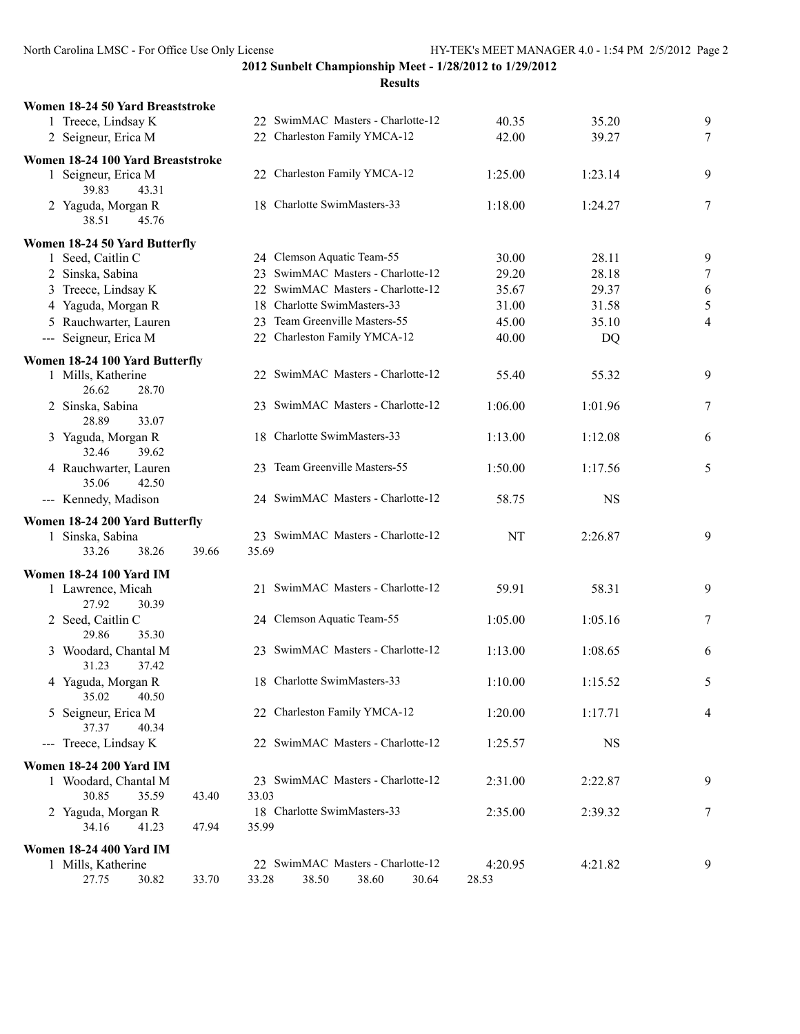**2012 Sunbelt Championship Meet - 1/28/2012 to 1/29/2012**

**Results**

**Women 18-24 50 Yard Breaststroke**

| | Name | Age | Team | Seed | Finals | Points |
|---|---|---|---|---|---|---|
| 1 | Treece, Lindsay K | 22 | SwimMAC Masters - Charlotte-12 | 40.35 | 35.20 | 9 |
| 2 | Seigneur, Erica M | 22 | Charleston Family YMCA-12 | 42.00 | 39.27 | 7 |

**Women 18-24 100 Yard Breaststroke**

| | Name | Age | Team | Seed | Finals | Points |
|---|---|---|---|---|---|---|
| 1 | Seigneur, Erica M | 22 | Charleston Family YMCA-12 | 1:25.00 | 1:23.14 | 9 |
| | 39.83 43.31 | | | | | |
| 2 | Yaguda, Morgan R | 18 | Charlotte SwimMasters-33 | 1:18.00 | 1:24.27 | 7 |
| | 38.51 45.76 | | | | | |

**Women 18-24 50 Yard Butterfly**

| | Name | Age | Team | Seed | Finals | Points |
|---|---|---|---|---|---|---|
| 1 | Seed, Caitlin C | 24 | Clemson Aquatic Team-55 | 30.00 | 28.11 | 9 |
| 2 | Sinska, Sabina | 23 | SwimMAC Masters - Charlotte-12 | 29.20 | 28.18 | 7 |
| 3 | Treece, Lindsay K | 22 | SwimMAC Masters - Charlotte-12 | 35.67 | 29.37 | 6 |
| 4 | Yaguda, Morgan R | 18 | Charlotte SwimMasters-33 | 31.00 | 31.58 | 5 |
| 5 | Rauchwarter, Lauren | 23 | Team Greenville Masters-55 | 45.00 | 35.10 | 4 |
| --- | Seigneur, Erica M | 22 | Charleston Family YMCA-12 | 40.00 | DQ | |

**Women 18-24 100 Yard Butterfly**

| | Name | Age | Team | Seed | Finals | Points |
|---|---|---|---|---|---|---|
| 1 | Mills, Katherine | 22 | SwimMAC Masters - Charlotte-12 | 55.40 | 55.32 | 9 |
| | 26.62 28.70 | | | | | |
| 2 | Sinska, Sabina | 23 | SwimMAC Masters - Charlotte-12 | 1:06.00 | 1:01.96 | 7 |
| | 28.89 33.07 | | | | | |
| 3 | Yaguda, Morgan R | 18 | Charlotte SwimMasters-33 | 1:13.00 | 1:12.08 | 6 |
| | 32.46 39.62 | | | | | |
| 4 | Rauchwarter, Lauren | 23 | Team Greenville Masters-55 | 1:50.00 | 1:17.56 | 5 |
| | 35.06 42.50 | | | | | |
| --- | Kennedy, Madison | 24 | SwimMAC Masters - Charlotte-12 | 58.75 | NS | |

**Women 18-24 200 Yard Butterfly**

| | Name | Age | Team | Seed | Finals | Points |
|---|---|---|---|---|---|---|
| 1 | Sinska, Sabina | 23 | SwimMAC Masters - Charlotte-12 | NT | 2:26.87 | 9 |
| | 33.26 38.26 39.66 35.69 | | | | | |

**Women 18-24 100 Yard IM**

| | Name | Age | Team | Seed | Finals | Points |
|---|---|---|---|---|---|---|
| 1 | Lawrence, Micah | 21 | SwimMAC Masters - Charlotte-12 | 59.91 | 58.31 | 9 |
| | 27.92 30.39 | | | | | |
| 2 | Seed, Caitlin C | 24 | Clemson Aquatic Team-55 | 1:05.00 | 1:05.16 | 7 |
| | 29.86 35.30 | | | | | |
| 3 | Woodard, Chantal M | 23 | SwimMAC Masters - Charlotte-12 | 1:13.00 | 1:08.65 | 6 |
| | 31.23 37.42 | | | | | |
| 4 | Yaguda, Morgan R | 18 | Charlotte SwimMasters-33 | 1:10.00 | 1:15.52 | 5 |
| | 35.02 40.50 | | | | | |
| 5 | Seigneur, Erica M | 22 | Charleston Family YMCA-12 | 1:20.00 | 1:17.71 | 4 |
| | 37.37 40.34 | | | | | |
| --- | Treece, Lindsay K | 22 | SwimMAC Masters - Charlotte-12 | 1:25.57 | NS | |

**Women 18-24 200 Yard IM**

| | Name | Age | Team | Seed | Finals | Points |
|---|---|---|---|---|---|---|
| 1 | Woodard, Chantal M | 23 | SwimMAC Masters - Charlotte-12 | 2:31.00 | 2:22.87 | 9 |
| | 30.85 35.59 43.40 33.03 | | | | | |
| 2 | Yaguda, Morgan R | 18 | Charlotte SwimMasters-33 | 2:35.00 | 2:39.32 | 7 |
| | 34.16 41.23 47.94 35.99 | | | | | |

**Women 18-24 400 Yard IM**

| | Name | Age | Team | Seed | Finals | Points |
|---|---|---|---|---|---|---|
| 1 | Mills, Katherine | 22 | SwimMAC Masters - Charlotte-12 | 4:20.95 | 4:21.82 | 9 |
| | 27.75 30.82 33.70 33.28 38.50 38.60 30.64 28.53 | | | | | |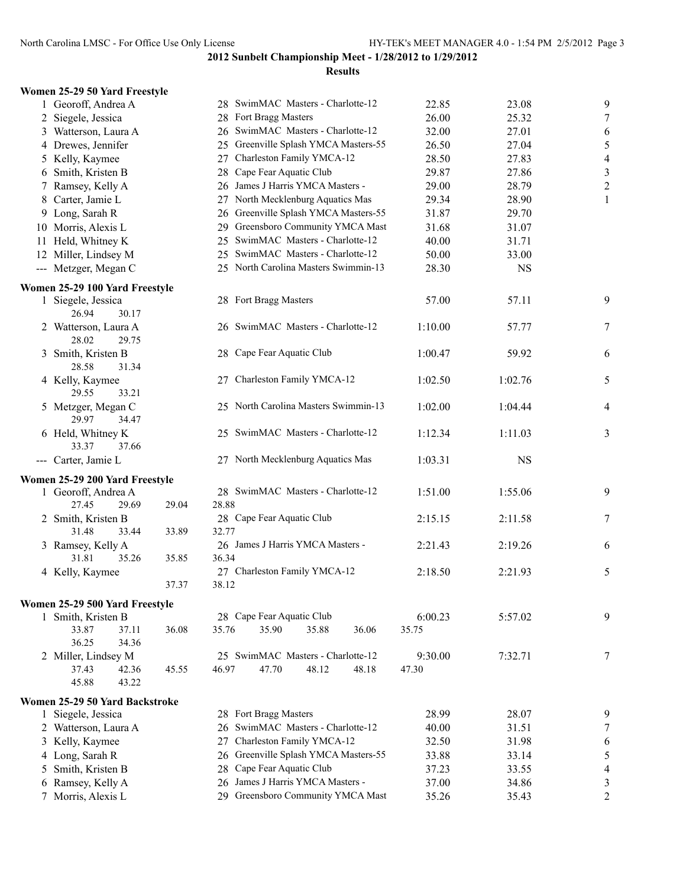# 2012 Sunbelt Championship Meet - 1/28/2012 to 1/29/2012

## Results

### Women 25-29 50 Yard Freestyle

| Place | Name | Age | Team | Seed Time | Finals Time | Points |
|---|---|---|---|---|---|---|
| 1 | Georoff, Andrea A | 28 | SwimMAC Masters - Charlotte-12 | 22.85 | 23.08 | 9 |
| 2 | Siegele, Jessica | 28 | Fort Bragg Masters | 26.00 | 25.32 | 7 |
| 3 | Watterson, Laura A | 26 | SwimMAC Masters - Charlotte-12 | 32.00 | 27.01 | 6 |
| 4 | Drewes, Jennifer | 25 | Greenville Splash YMCA Masters-55 | 26.50 | 27.04 | 5 |
| 5 | Kelly, Kaymee | 27 | Charleston Family YMCA-12 | 28.50 | 27.83 | 4 |
| 6 | Smith, Kristen B | 28 | Cape Fear Aquatic Club | 29.87 | 27.86 | 3 |
| 7 | Ramsey, Kelly A | 26 | James J Harris YMCA Masters - | 29.00 | 28.79 | 2 |
| 8 | Carter, Jamie L | 27 | North Mecklenburg Aquatics Mas | 29.34 | 28.90 | 1 |
| 9 | Long, Sarah R | 26 | Greenville Splash YMCA Masters-55 | 31.87 | 29.70 | |
| 10 | Morris, Alexis L | 29 | Greensboro Community YMCA Mast | 31.68 | 31.07 | |
| 11 | Held, Whitney K | 25 | SwimMAC Masters - Charlotte-12 | 40.00 | 31.71 | |
| 12 | Miller, Lindsey M | 25 | SwimMAC Masters - Charlotte-12 | 50.00 | 33.00 | |
| --- | Metzger, Megan C | 25 | North Carolina Masters Swimmin-13 | 28.30 | NS | |

### Women 25-29 100 Yard Freestyle

| Place | Name | Age | Team | Seed Time | Finals Time | Points |
|---|---|---|---|---|---|---|
| 1 | Siegele, Jessica (26.94, 30.17) | 28 | Fort Bragg Masters | 57.00 | 57.11 | 9 |
| 2 | Watterson, Laura A (28.02, 29.75) | 26 | SwimMAC Masters - Charlotte-12 | 1:10.00 | 57.77 | 7 |
| 3 | Smith, Kristen B (28.58, 31.34) | 28 | Cape Fear Aquatic Club | 1:00.47 | 59.92 | 6 |
| 4 | Kelly, Kaymee (29.55, 33.21) | 27 | Charleston Family YMCA-12 | 1:02.50 | 1:02.76 | 5 |
| 5 | Metzger, Megan C (29.97, 34.47) | 25 | North Carolina Masters Swimmin-13 | 1:02.00 | 1:04.44 | 4 |
| 6 | Held, Whitney K (33.37, 37.66) | 25 | SwimMAC Masters - Charlotte-12 | 1:12.34 | 1:11.03 | 3 |
| --- | Carter, Jamie L | 27 | North Mecklenburg Aquatics Mas | 1:03.31 | NS | |

### Women 25-29 200 Yard Freestyle

| Place | Name | Age | Team | Seed Time | Finals Time | Points |
|---|---|---|---|---|---|---|
| 1 | Georoff, Andrea A (27.45, 29.69, 29.04, 28.88) | 28 | SwimMAC Masters - Charlotte-12 | 1:51.00 | 1:55.06 | 9 |
| 2 | Smith, Kristen B (31.48, 33.44, 33.89, 32.77) | 28 | Cape Fear Aquatic Club | 2:15.15 | 2:11.58 | 7 |
| 3 | Ramsey, Kelly A (31.81, 35.26, 35.85, 36.34) | 26 | James J Harris YMCA Masters - | 2:21.43 | 2:19.26 | 6 |
| 4 | Kelly, Kaymee (37.37, 38.12) | 27 | Charleston Family YMCA-12 | 2:18.50 | 2:21.93 | 5 |

### Women 25-29 500 Yard Freestyle

| Place | Name | Age | Team | Seed Time | Finals Time | Points |
|---|---|---|---|---|---|---|
| 1 | Smith, Kristen B (33.87, 37.11, 36.08, 35.76, 35.90, 35.88, 36.06, 35.75, 36.25, 34.36) | 28 | Cape Fear Aquatic Club | 6:00.23 | 5:57.02 | 9 |
| 2 | Miller, Lindsey M (37.43, 42.36, 45.55, 46.97, 47.70, 48.12, 48.18, 47.30, 45.88, 43.22) | 25 | SwimMAC Masters - Charlotte-12 | 9:30.00 | 7:32.71 | 7 |

### Women 25-29 50 Yard Backstroke

| Place | Name | Age | Team | Seed Time | Finals Time | Points |
|---|---|---|---|---|---|---|
| 1 | Siegele, Jessica | 28 | Fort Bragg Masters | 28.99 | 28.07 | 9 |
| 2 | Watterson, Laura A | 26 | SwimMAC Masters - Charlotte-12 | 40.00 | 31.51 | 7 |
| 3 | Kelly, Kaymee | 27 | Charleston Family YMCA-12 | 32.50 | 31.98 | 6 |
| 4 | Long, Sarah R | 26 | Greenville Splash YMCA Masters-55 | 33.88 | 33.14 | 5 |
| 5 | Smith, Kristen B | 28 | Cape Fear Aquatic Club | 37.23 | 33.55 | 4 |
| 6 | Ramsey, Kelly A | 26 | James J Harris YMCA Masters - | 37.00 | 34.86 | 3 |
| 7 | Morris, Alexis L | 29 | Greensboro Community YMCA Mast | 35.26 | 35.43 | 2 |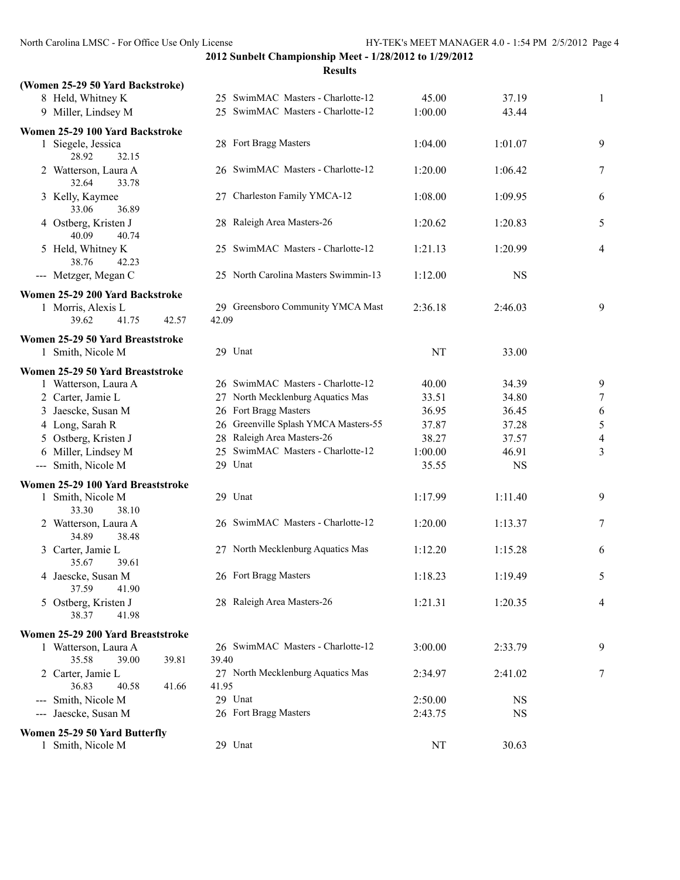## 2012 Sunbelt Championship Meet - 1/28/2012 to 1/29/2012

### Results

**(Women 25-29 50 Yard Backstroke)**

| Place | Name | Age | Team | Seed Time | Finals Time | Points |
|---|---|---|---|---|---|---|
| 8 | Held, Whitney K | 25 | SwimMAC Masters - Charlotte-12 | 45.00 | 37.19 | 1 |
| 9 | Miller, Lindsey M | 25 | SwimMAC Masters - Charlotte-12 | 1:00.00 | 43.44 | |

**Women 25-29 100 Yard Backstroke**

| Place | Name | Age | Team | Seed Time | Finals Time | Points |
|---|---|---|---|---|---|---|
| 1 | Siegele, Jessica | 28 | Fort Bragg Masters | 1:04.00 | 1:01.07 | 9 |
| | 28.92 32.15 | | | | | |
| 2 | Watterson, Laura A | 26 | SwimMAC Masters - Charlotte-12 | 1:20.00 | 1:06.42 | 7 |
| | 32.64 33.78 | | | | | |
| 3 | Kelly, Kaymee | 27 | Charleston Family YMCA-12 | 1:08.00 | 1:09.95 | 6 |
| | 33.06 36.89 | | | | | |
| 4 | Ostberg, Kristen J | 28 | Raleigh Area Masters-26 | 1:20.62 | 1:20.83 | 5 |
| | 40.09 40.74 | | | | | |
| 5 | Held, Whitney K | 25 | SwimMAC Masters - Charlotte-12 | 1:21.13 | 1:20.99 | 4 |
| | 38.76 42.23 | | | | | |
| --- | Metzger, Megan C | 25 | North Carolina Masters Swimmin-13 | 1:12.00 | NS | |

**Women 25-29 200 Yard Backstroke**

| Place | Name | Age | Team | Seed Time | Finals Time | Points |
|---|---|---|---|---|---|---|
| 1 | Morris, Alexis L | 29 | Greensboro Community YMCA Mast | 2:36.18 | 2:46.03 | 9 |
| | 39.62 41.75 42.57 42.09 | | | | | |

**Women 25-29 50 Yard Breaststroke**

| Place | Name | Age | Team | Seed Time | Finals Time | Points |
|---|---|---|---|---|---|---|
| 1 | Smith, Nicole M | 29 | Unat | NT | 33.00 | |

**Women 25-29 50 Yard Breaststroke**

| Place | Name | Age | Team | Seed Time | Finals Time | Points |
|---|---|---|---|---|---|---|
| 1 | Watterson, Laura A | 26 | SwimMAC Masters - Charlotte-12 | 40.00 | 34.39 | 9 |
| 2 | Carter, Jamie L | 27 | North Mecklenburg Aquatics Mas | 33.51 | 34.80 | 7 |
| 3 | Jaescke, Susan M | 26 | Fort Bragg Masters | 36.95 | 36.45 | 6 |
| 4 | Long, Sarah R | 26 | Greenville Splash YMCA Masters-55 | 37.87 | 37.28 | 5 |
| 5 | Ostberg, Kristen J | 28 | Raleigh Area Masters-26 | 38.27 | 37.57 | 4 |
| 6 | Miller, Lindsey M | 25 | SwimMAC Masters - Charlotte-12 | 1:00.00 | 46.91 | 3 |
| --- | Smith, Nicole M | 29 | Unat | 35.55 | NS | |

**Women 25-29 100 Yard Breaststroke**

| Place | Name | Age | Team | Seed Time | Finals Time | Points |
|---|---|---|---|---|---|---|
| 1 | Smith, Nicole M | 29 | Unat | 1:17.99 | 1:11.40 | 9 |
| | 33.30 38.10 | | | | | |
| 2 | Watterson, Laura A | 26 | SwimMAC Masters - Charlotte-12 | 1:20.00 | 1:13.37 | 7 |
| | 34.89 38.48 | | | | | |
| 3 | Carter, Jamie L | 27 | North Mecklenburg Aquatics Mas | 1:12.20 | 1:15.28 | 6 |
| | 35.67 39.61 | | | | | |
| 4 | Jaescke, Susan M | 26 | Fort Bragg Masters | 1:18.23 | 1:19.49 | 5 |
| | 37.59 41.90 | | | | | |
| 5 | Ostberg, Kristen J | 28 | Raleigh Area Masters-26 | 1:21.31 | 1:20.35 | 4 |
| | 38.37 41.98 | | | | | |

**Women 25-29 200 Yard Breaststroke**

| Place | Name | Age | Team | Seed Time | Finals Time | Points |
|---|---|---|---|---|---|---|
| 1 | Watterson, Laura A | 26 | SwimMAC Masters - Charlotte-12 | 3:00.00 | 2:33.79 | 9 |
| | 35.58 39.00 39.81 39.40 | | | | | |
| 2 | Carter, Jamie L | 27 | North Mecklenburg Aquatics Mas | 2:34.97 | 2:41.02 | 7 |
| | 36.83 40.58 41.66 41.95 | | | | | |
| --- | Smith, Nicole M | 29 | Unat | 2:50.00 | NS | |
| --- | Jaescke, Susan M | 26 | Fort Bragg Masters | 2:43.75 | NS | |

**Women 25-29 50 Yard Butterfly**

| Place | Name | Age | Team | Seed Time | Finals Time | Points |
|---|---|---|---|---|---|---|
| 1 | Smith, Nicole M | 29 | Unat | NT | 30.63 | |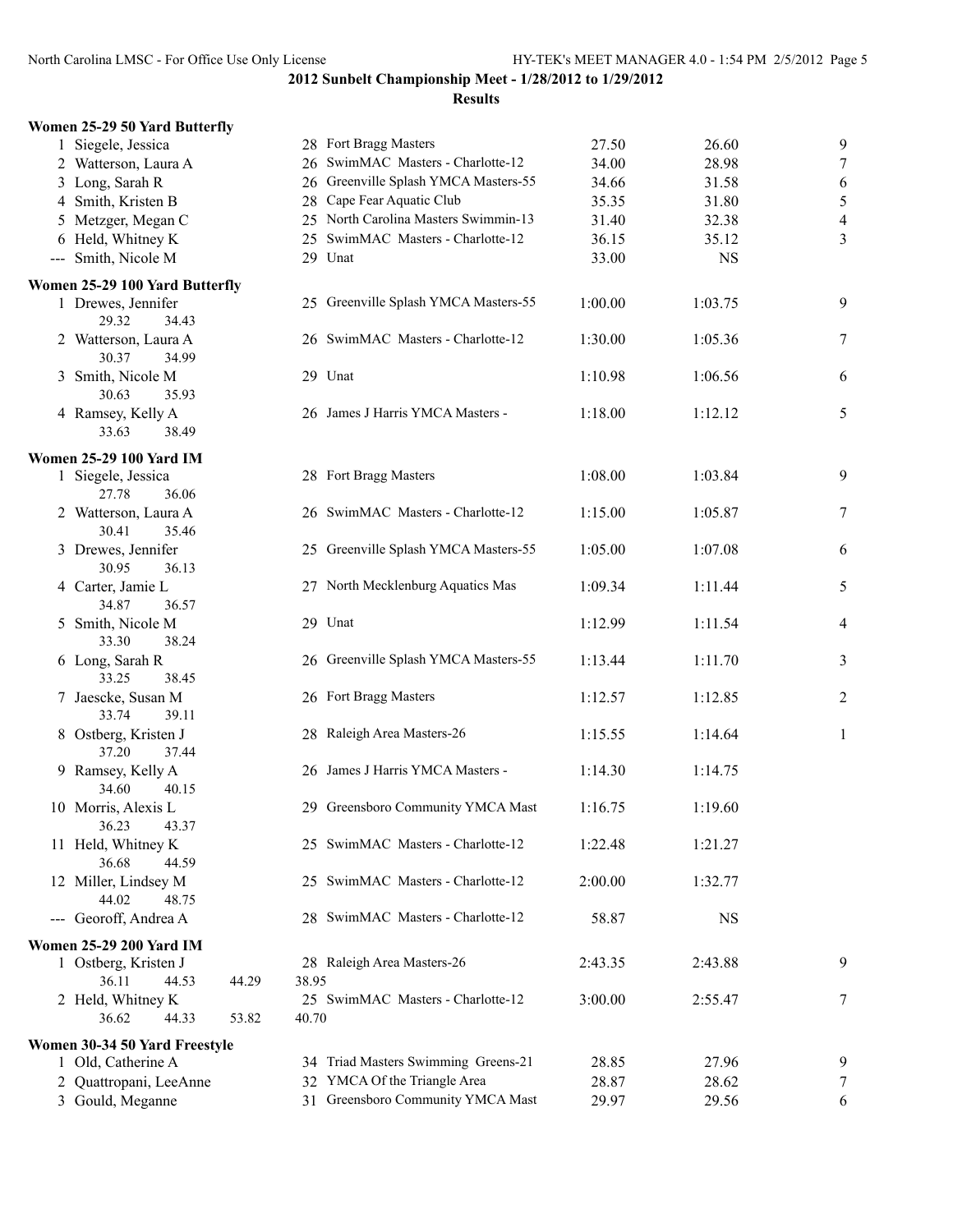## 2012 Sunbelt Championship Meet - 1/28/2012 to 1/29/2012

### Results

#### Women 25-29 50 Yard Butterfly

| Place | Name | Age | Team | Seed Time | Finals Time | Points |
|---|---|---|---|---|---|---|
| 1 | Siegele, Jessica | 28 | Fort Bragg Masters | 27.50 | 26.60 | 9 |
| 2 | Watterson, Laura A | 26 | SwimMAC Masters - Charlotte-12 | 34.00 | 28.98 | 7 |
| 3 | Long, Sarah R | 26 | Greenville Splash YMCA Masters-55 | 34.66 | 31.58 | 6 |
| 4 | Smith, Kristen B | 28 | Cape Fear Aquatic Club | 35.35 | 31.80 | 5 |
| 5 | Metzger, Megan C | 25 | North Carolina Masters Swimmin-13 | 31.40 | 32.38 | 4 |
| 6 | Held, Whitney K | 25 | SwimMAC Masters - Charlotte-12 | 36.15 | 35.12 | 3 |
| --- | Smith, Nicole M | 29 | Unat | 33.00 | NS | |

#### Women 25-29 100 Yard Butterfly

| Place | Name | Age | Team | Seed Time | Finals Time | Points |
|---|---|---|---|---|---|---|
| 1 | Drewes, Jennifer | 25 | Greenville Splash YMCA Masters-55 | 1:00.00 | 1:03.75 | 9 |
| | 29.32 34.43 | | | | | |
| 2 | Watterson, Laura A | 26 | SwimMAC Masters - Charlotte-12 | 1:30.00 | 1:05.36 | 7 |
| | 30.37 34.99 | | | | | |
| 3 | Smith, Nicole M | 29 | Unat | 1:10.98 | 1:06.56 | 6 |
| | 30.63 35.93 | | | | | |
| 4 | Ramsey, Kelly A | 26 | James J Harris YMCA Masters - | 1:18.00 | 1:12.12 | 5 |
| | 33.63 38.49 | | | | | |

#### Women 25-29 100 Yard IM

| Place | Name | Age | Team | Seed Time | Finals Time | Points |
|---|---|---|---|---|---|---|
| 1 | Siegele, Jessica | 28 | Fort Bragg Masters | 1:08.00 | 1:03.84 | 9 |
| | 27.78 36.06 | | | | | |
| 2 | Watterson, Laura A | 26 | SwimMAC Masters - Charlotte-12 | 1:15.00 | 1:05.87 | 7 |
| | 30.41 35.46 | | | | | |
| 3 | Drewes, Jennifer | 25 | Greenville Splash YMCA Masters-55 | 1:05.00 | 1:07.08 | 6 |
| | 30.95 36.13 | | | | | |
| 4 | Carter, Jamie L | 27 | North Mecklenburg Aquatics Mas | 1:09.34 | 1:11.44 | 5 |
| | 34.87 36.57 | | | | | |
| 5 | Smith, Nicole M | 29 | Unat | 1:12.99 | 1:11.54 | 4 |
| | 33.30 38.24 | | | | | |
| 6 | Long, Sarah R | 26 | Greenville Splash YMCA Masters-55 | 1:13.44 | 1:11.70 | 3 |
| | 33.25 38.45 | | | | | |
| 7 | Jaescke, Susan M | 26 | Fort Bragg Masters | 1:12.57 | 1:12.85 | 2 |
| | 33.74 39.11 | | | | | |
| 8 | Ostberg, Kristen J | 28 | Raleigh Area Masters-26 | 1:15.55 | 1:14.64 | 1 |
| | 37.20 37.44 | | | | | |
| 9 | Ramsey, Kelly A | 26 | James J Harris YMCA Masters - | 1:14.30 | 1:14.75 | |
| | 34.60 40.15 | | | | | |
| 10 | Morris, Alexis L | 29 | Greensboro Community YMCA Mast | 1:16.75 | 1:19.60 | |
| | 36.23 43.37 | | | | | |
| 11 | Held, Whitney K | 25 | SwimMAC Masters - Charlotte-12 | 1:22.48 | 1:21.27 | |
| | 36.68 44.59 | | | | | |
| 12 | Miller, Lindsey M | 25 | SwimMAC Masters - Charlotte-12 | 2:00.00 | 1:32.77 | |
| | 44.02 48.75 | | | | | |
| --- | Georoff, Andrea A | 28 | SwimMAC Masters - Charlotte-12 | 58.87 | NS | |

#### Women 25-29 200 Yard IM

| Place | Name | Age | Team | Seed Time | Finals Time | Points |
|---|---|---|---|---|---|---|
| 1 | Ostberg, Kristen J | 28 | Raleigh Area Masters-26 | 2:43.35 | 2:43.88 | 9 |
| | 36.11 44.53 44.29 38.95 | | | | | |
| 2 | Held, Whitney K | 25 | SwimMAC Masters - Charlotte-12 | 3:00.00 | 2:55.47 | 7 |
| | 36.62 44.33 53.82 40.70 | | | | | |

#### Women 30-34 50 Yard Freestyle

| Place | Name | Age | Team | Seed Time | Finals Time | Points |
|---|---|---|---|---|---|---|
| 1 | Old, Catherine A | 34 | Triad Masters Swimming Greens-21 | 28.85 | 27.96 | 9 |
| 2 | Quattropani, LeeAnne | 32 | YMCA Of the Triangle Area | 28.87 | 28.62 | 7 |
| 3 | Gould, Meganne | 31 | Greensboro Community YMCA Mast | 29.97 | 29.56 | 6 |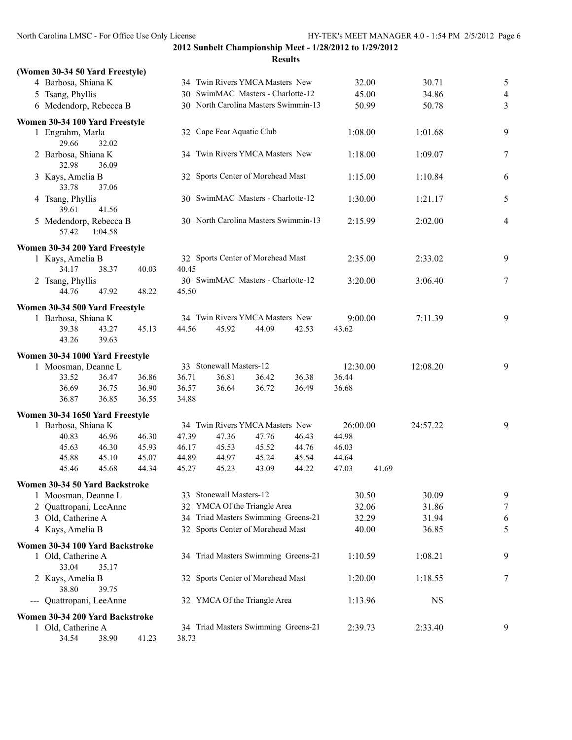## 2012 Sunbelt Championship Meet - 1/28/2012 to 1/29/2012

### Results

**(Women 30-34 50 Yard Freestyle)**

| Place | Name | Age | Team | Seed Time | Finals Time | Points |
|---|---|---|---|---|---|---|
| 4 | Barbosa, Shiana K | 34 | Twin Rivers YMCA Masters New | 32.00 | 30.71 | 5 |
| 5 | Tsang, Phyllis | 30 | SwimMAC Masters - Charlotte-12 | 45.00 | 34.86 | 4 |
| 6 | Medendorp, Rebecca B | 30 | North Carolina Masters Swimmin-13 | 50.99 | 50.78 | 3 |

**Women 30-34 100 Yard Freestyle**

| Place | Name | Age | Team | Seed Time | Finals Time | Points |
|---|---|---|---|---|---|---|
| 1 | Engrahm, Marla | 32 | Cape Fear Aquatic Club | 1:08.00 | 1:01.68 | 9 |
| | 29.66 32.02 | | | | | |
| 2 | Barbosa, Shiana K | 34 | Twin Rivers YMCA Masters New | 1:18.00 | 1:09.07 | 7 |
| | 32.98 36.09 | | | | | |
| 3 | Kays, Amelia B | 32 | Sports Center of Morehead Mast | 1:15.00 | 1:10.84 | 6 |
| | 33.78 37.06 | | | | | |
| 4 | Tsang, Phyllis | 30 | SwimMAC Masters - Charlotte-12 | 1:30.00 | 1:21.17 | 5 |
| | 39.61 41.56 | | | | | |
| 5 | Medendorp, Rebecca B | 30 | North Carolina Masters Swimmin-13 | 2:15.99 | 2:02.00 | 4 |
| | 57.42 1:04.58 | | | | | |

**Women 30-34 200 Yard Freestyle**

| Place | Name | Age | Team | Seed Time | Finals Time | Points |
|---|---|---|---|---|---|---|
| 1 | Kays, Amelia B | 32 | Sports Center of Morehead Mast | 2:35.00 | 2:33.02 | 9 |
| | 34.17 38.37 40.03 40.45 | | | | | |
| 2 | Tsang, Phyllis | 30 | SwimMAC Masters - Charlotte-12 | 3:20.00 | 3:06.40 | 7 |
| | 44.76 47.92 48.22 45.50 | | | | | |

**Women 30-34 500 Yard Freestyle**

| Place | Name | Age | Team | Seed Time | Finals Time | Points |
|---|---|---|---|---|---|---|
| 1 | Barbosa, Shiana K | 34 | Twin Rivers YMCA Masters New | 9:00.00 | 7:11.39 | 9 |
| | 39.38 43.27 45.13 44.56 45.92 44.09 42.53 43.62 | | | | | |
| | 43.26 39.63 | | | | | |

**Women 30-34 1000 Yard Freestyle**

| Place | Name | Age | Team | Seed Time | Finals Time | Points |
|---|---|---|---|---|---|---|
| 1 | Moosman, Deanne L | 33 | Stonewall Masters-12 | 12:30.00 | 12:08.20 | 9 |
| | 33.52 36.47 36.86 36.71 36.81 36.42 36.38 36.44 | | | | | |
| | 36.69 36.75 36.90 36.57 36.64 36.72 36.49 36.68 | | | | | |
| | 36.87 36.85 36.55 34.88 | | | | | |

**Women 30-34 1650 Yard Freestyle**

| Place | Name | Age | Team | Seed Time | Finals Time | Points |
|---|---|---|---|---|---|---|
| 1 | Barbosa, Shiana K | 34 | Twin Rivers YMCA Masters New | 26:00.00 | 24:57.22 | 9 |
| | 40.83 46.96 46.30 47.39 47.36 47.76 46.43 44.98 | | | | | |
| | 45.63 46.30 45.93 46.17 45.53 45.52 44.76 46.03 | | | | | |
| | 45.88 45.10 45.07 44.89 44.97 45.24 45.54 44.64 | | | | | |
| | 45.46 45.68 44.34 45.27 45.23 43.09 44.22 47.03 41.69 | | | | | |

**Women 30-34 50 Yard Backstroke**

| Place | Name | Age | Team | Seed Time | Finals Time | Points |
|---|---|---|---|---|---|---|
| 1 | Moosman, Deanne L | 33 | Stonewall Masters-12 | 30.50 | 30.09 | 9 |
| 2 | Quattropani, LeeAnne | 32 | YMCA Of the Triangle Area | 32.06 | 31.86 | 7 |
| 3 | Old, Catherine A | 34 | Triad Masters Swimming Greens-21 | 32.29 | 31.94 | 6 |
| 4 | Kays, Amelia B | 32 | Sports Center of Morehead Mast | 40.00 | 36.85 | 5 |

**Women 30-34 100 Yard Backstroke**

| Place | Name | Age | Team | Seed Time | Finals Time | Points |
|---|---|---|---|---|---|---|
| 1 | Old, Catherine A | 34 | Triad Masters Swimming Greens-21 | 1:10.59 | 1:08.21 | 9 |
| | 33.04 35.17 | | | | | |
| 2 | Kays, Amelia B | 32 | Sports Center of Morehead Mast | 1:20.00 | 1:18.55 | 7 |
| | 38.80 39.75 | | | | | |
| --- | Quattropani, LeeAnne | 32 | YMCA Of the Triangle Area | 1:13.96 | NS | |

**Women 30-34 200 Yard Backstroke**

| Place | Name | Age | Team | Seed Time | Finals Time | Points |
|---|---|---|---|---|---|---|
| 1 | Old, Catherine A | 34 | Triad Masters Swimming Greens-21 | 2:39.73 | 2:33.40 | 9 |
| | 34.54 38.90 41.23 38.73 | | | | | |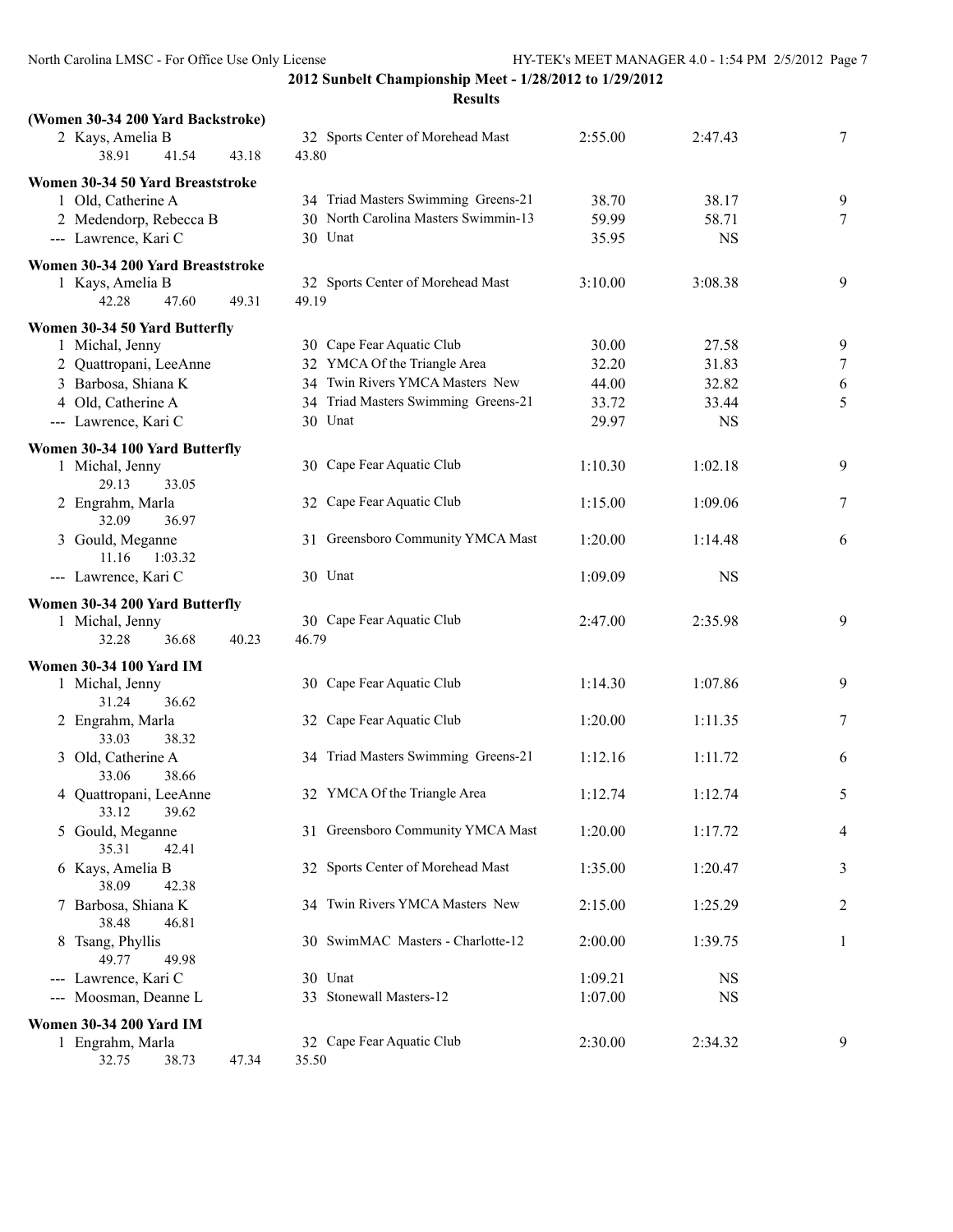**2012 Sunbelt Championship Meet - 1/28/2012 to 1/29/2012**

**Results**

### (Women 30-34 200 Yard Backstroke)

| Place | Name | Age | Team | Seed Time | Finals Time | Points |
|---|---|---|---|---|---|---|
| 2 | Kays, Amelia B | 32 | Sports Center of Morehead Mast | 2:55.00 | 2:47.43 | 7 |
| | 38.91 41.54 43.18 43.80 | | | | | |

### Women 30-34 50 Yard Breaststroke

| Place | Name | Age | Team | Seed Time | Finals Time | Points |
|---|---|---|---|---|---|---|
| 1 | Old, Catherine A | 34 | Triad Masters Swimming Greens-21 | 38.70 | 38.17 | 9 |
| 2 | Medendorp, Rebecca B | 30 | North Carolina Masters Swimmin-13 | 59.99 | 58.71 | 7 |
| --- | Lawrence, Kari C | 30 | Unat | 35.95 | NS | |

### Women 30-34 200 Yard Breaststroke

| Place | Name | Age | Team | Seed Time | Finals Time | Points |
|---|---|---|---|---|---|---|
| 1 | Kays, Amelia B | 32 | Sports Center of Morehead Mast | 3:10.00 | 3:08.38 | 9 |
| | 42.28 47.60 49.31 49.19 | | | | | |

### Women 30-34 50 Yard Butterfly

| Place | Name | Age | Team | Seed Time | Finals Time | Points |
|---|---|---|---|---|---|---|
| 1 | Michal, Jenny | 30 | Cape Fear Aquatic Club | 30.00 | 27.58 | 9 |
| 2 | Quattropani, LeeAnne | 32 | YMCA Of the Triangle Area | 32.20 | 31.83 | 7 |
| 3 | Barbosa, Shiana K | 34 | Twin Rivers YMCA Masters New | 44.00 | 32.82 | 6 |
| 4 | Old, Catherine A | 34 | Triad Masters Swimming Greens-21 | 33.72 | 33.44 | 5 |
| --- | Lawrence, Kari C | 30 | Unat | 29.97 | NS | |

### Women 30-34 100 Yard Butterfly

| Place | Name | Age | Team | Seed Time | Finals Time | Points |
|---|---|---|---|---|---|---|
| 1 | Michal, Jenny | 30 | Cape Fear Aquatic Club | 1:10.30 | 1:02.18 | 9 |
| | 29.13 33.05 | | | | | |
| 2 | Engrahm, Marla | 32 | Cape Fear Aquatic Club | 1:15.00 | 1:09.06 | 7 |
| | 32.09 36.97 | | | | | |
| 3 | Gould, Meganne | 31 | Greensboro Community YMCA Mast | 1:20.00 | 1:14.48 | 6 |
| | 11.16 1:03.32 | | | | | |
| --- | Lawrence, Kari C | 30 | Unat | 1:09.09 | NS | |

### Women 30-34 200 Yard Butterfly

| Place | Name | Age | Team | Seed Time | Finals Time | Points |
|---|---|---|---|---|---|---|
| 1 | Michal, Jenny | 30 | Cape Fear Aquatic Club | 2:47.00 | 2:35.98 | 9 |
| | 32.28 36.68 40.23 46.79 | | | | | |

### Women 30-34 100 Yard IM

| Place | Name | Age | Team | Seed Time | Finals Time | Points |
|---|---|---|---|---|---|---|
| 1 | Michal, Jenny | 30 | Cape Fear Aquatic Club | 1:14.30 | 1:07.86 | 9 |
| | 31.24 36.62 | | | | | |
| 2 | Engrahm, Marla | 32 | Cape Fear Aquatic Club | 1:20.00 | 1:11.35 | 7 |
| | 33.03 38.32 | | | | | |
| 3 | Old, Catherine A | 34 | Triad Masters Swimming Greens-21 | 1:12.16 | 1:11.72 | 6 |
| | 33.06 38.66 | | | | | |
| 4 | Quattropani, LeeAnne | 32 | YMCA Of the Triangle Area | 1:12.74 | 1:12.74 | 5 |
| | 33.12 39.62 | | | | | |
| 5 | Gould, Meganne | 31 | Greensboro Community YMCA Mast | 1:20.00 | 1:17.72 | 4 |
| | 35.31 42.41 | | | | | |
| 6 | Kays, Amelia B | 32 | Sports Center of Morehead Mast | 1:35.00 | 1:20.47 | 3 |
| | 38.09 42.38 | | | | | |
| 7 | Barbosa, Shiana K | 34 | Twin Rivers YMCA Masters New | 2:15.00 | 1:25.29 | 2 |
| | 38.48 46.81 | | | | | |
| 8 | Tsang, Phyllis | 30 | SwimMAC Masters - Charlotte-12 | 2:00.00 | 1:39.75 | 1 |
| | 49.77 49.98 | | | | | |
| --- | Lawrence, Kari C | 30 | Unat | 1:09.21 | NS | |
| --- | Moosman, Deanne L | 33 | Stonewall Masters-12 | 1:07.00 | NS | |

### Women 30-34 200 Yard IM

| Place | Name | Age | Team | Seed Time | Finals Time | Points |
|---|---|---|---|---|---|---|
| 1 | Engrahm, Marla | 32 | Cape Fear Aquatic Club | 2:30.00 | 2:34.32 | 9 |
| | 32.75 38.73 47.34 35.50 | | | | | |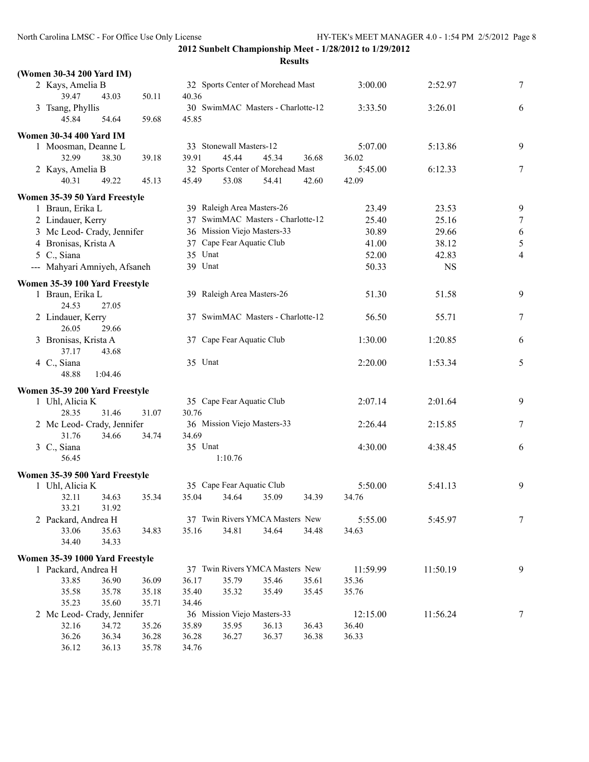**2012 Sunbelt Championship Meet - 1/28/2012 to 1/29/2012**

**Results**

### (Women 30-34 200 Yard IM)

| | Name | Age | Team | Seed Time | Finals Time | Points |
|---|---|---|---|---|---|---|
| 2 | Kays, Amelia B | 32 | Sports Center of Morehead Mast | 3:00.00 | 2:52.97 | 7 |
| | 39.47 43.03 50.11 40.36 | | | | | |
| 3 | Tsang, Phyllis | 30 | SwimMAC Masters - Charlotte-12 | 3:33.50 | 3:26.01 | 6 |
| | 45.84 54.64 59.68 45.85 | | | | | |

### Women 30-34 400 Yard IM

| | Name | Age | Team | Seed Time | Finals Time | Points |
|---|---|---|---|---|---|---|
| 1 | Moosman, Deanne L | 33 | Stonewall Masters-12 | 5:07.00 | 5:13.86 | 9 |
| | 32.99 38.30 39.18 39.91 45.44 45.34 36.68 36.02 | | | | | |
| 2 | Kays, Amelia B | 32 | Sports Center of Morehead Mast | 5:45.00 | 6:12.33 | 7 |
| | 40.31 49.22 45.13 45.49 53.08 54.41 42.60 42.09 | | | | | |

### Women 35-39 50 Yard Freestyle

| | Name | Age | Team | Seed Time | Finals Time | Points |
|---|---|---|---|---|---|---|
| 1 | Braun, Erika L | 39 | Raleigh Area Masters-26 | 23.49 | 23.53 | 9 |
| 2 | Lindauer, Kerry | 37 | SwimMAC Masters - Charlotte-12 | 25.40 | 25.16 | 7 |
| 3 | Mc Leod- Crady, Jennifer | 36 | Mission Viejo Masters-33 | 30.89 | 29.66 | 6 |
| 4 | Bronisas, Krista A | 37 | Cape Fear Aquatic Club | 41.00 | 38.12 | 5 |
| 5 | C., Siana | 35 | Unat | 52.00 | 42.83 | 4 |
| --- | Mahyari Amniyeh, Afsaneh | 39 | Unat | 50.33 | NS | |

### Women 35-39 100 Yard Freestyle

| | Name | Age | Team | Seed Time | Finals Time | Points |
|---|---|---|---|---|---|---|
| 1 | Braun, Erika L | 39 | Raleigh Area Masters-26 | 51.30 | 51.58 | 9 |
| | 24.53 27.05 | | | | | |
| 2 | Lindauer, Kerry | 37 | SwimMAC Masters - Charlotte-12 | 56.50 | 55.71 | 7 |
| | 26.05 29.66 | | | | | |
| 3 | Bronisas, Krista A | 37 | Cape Fear Aquatic Club | 1:30.00 | 1:20.85 | 6 |
| | 37.17 43.68 | | | | | |
| 4 | C., Siana | 35 | Unat | 2:20.00 | 1:53.34 | 5 |
| | 48.88 1:04.46 | | | | | |

### Women 35-39 200 Yard Freestyle

| | Name | Age | Team | Seed Time | Finals Time | Points |
|---|---|---|---|---|---|---|
| 1 | Uhl, Alicia K | 35 | Cape Fear Aquatic Club | 2:07.14 | 2:01.64 | 9 |
| | 28.35 31.46 31.07 30.76 | | | | | |
| 2 | Mc Leod- Crady, Jennifer | 36 | Mission Viejo Masters-33 | 2:26.44 | 2:15.85 | 7 |
| | 31.76 34.66 34.74 34.69 | | | | | |
| 3 | C., Siana | 35 | Unat | 4:30.00 | 4:38.45 | 6 |
| | 56.45 1:10.76 | | | | | |

### Women 35-39 500 Yard Freestyle

| | Name | Age | Team | Seed Time | Finals Time | Points |
|---|---|---|---|---|---|---|
| 1 | Uhl, Alicia K | 35 | Cape Fear Aquatic Club | 5:50.00 | 5:41.13 | 9 |
| | 32.11 34.63 35.34 35.04 34.64 35.09 34.39 34.76 33.21 31.92 | | | | | |
| 2 | Packard, Andrea H | 37 | Twin Rivers YMCA Masters New | 5:55.00 | 5:45.97 | 7 |
| | 33.06 35.63 34.83 35.16 34.81 34.64 34.48 34.63 34.40 34.33 | | | | | |

### Women 35-39 1000 Yard Freestyle

| | Name | Age | Team | Seed Time | Finals Time | Points |
|---|---|---|---|---|---|---|
| 1 | Packard, Andrea H | 37 | Twin Rivers YMCA Masters New | 11:59.99 | 11:50.19 | 9 |
| | 33.85 36.90 36.09 36.17 35.79 35.46 35.61 35.36 35.58 35.78 35.18 35.40 35.32 35.49 35.45 35.76 35.23 35.60 35.71 34.46 | | | | | |
| 2 | Mc Leod- Crady, Jennifer | 36 | Mission Viejo Masters-33 | 12:15.00 | 11:56.24 | 7 |
| | 32.16 34.72 35.26 35.89 35.95 36.13 36.43 36.40 36.26 36.34 36.28 36.28 36.27 36.37 36.38 36.33 36.12 36.13 35.78 34.76 | | | | | |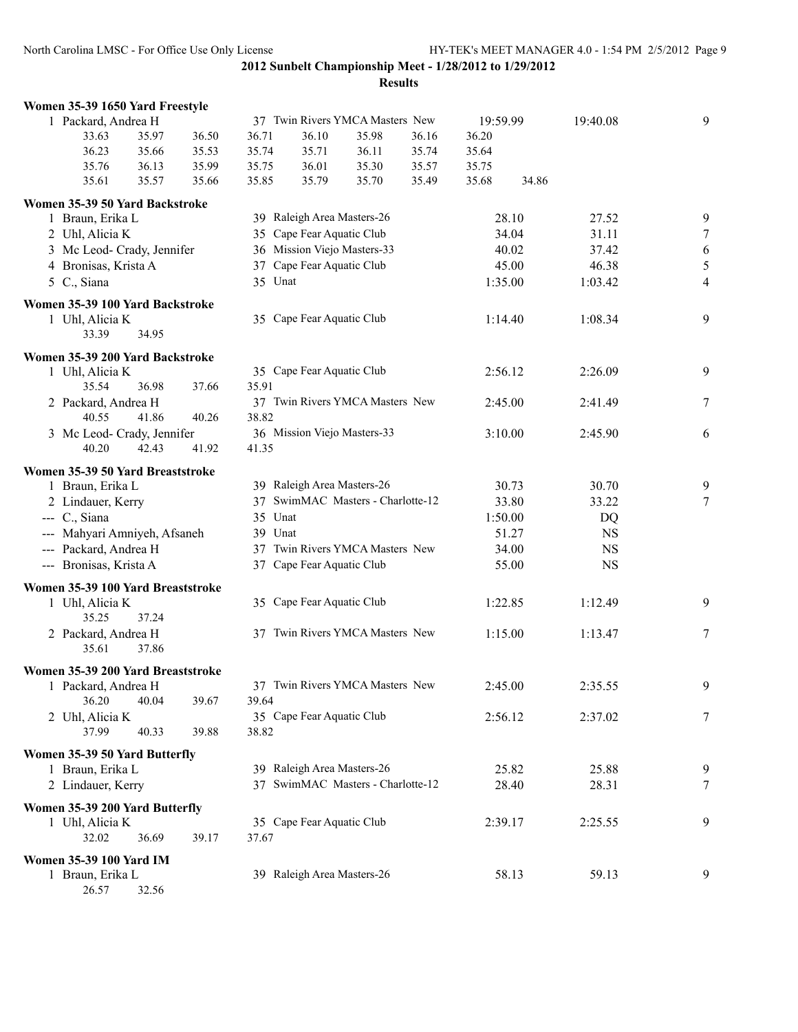**2012 Sunbelt Championship Meet - 1/28/2012 to 1/29/2012**

**Results**

### Women 35-39 1650 Yard Freestyle

| Place | Name | Age | Team | Seed Time | Finals Time | Points |
|---|---|---|---|---|---|---|
| 1 | Packard, Andrea H | 37 | Twin Rivers YMCA Masters New | 19:59.99 | 19:40.08 | 9 |

33.63 35.97 36.50 36.71 36.10 35.98 36.16 36.20
36.23 35.66 35.53 35.74 35.71 36.11 35.74 35.64
35.76 36.13 35.99 35.75 36.01 35.30 35.57 35.75
35.61 35.57 35.66 35.85 35.79 35.70 35.49 35.68 34.86

### Women 35-39 50 Yard Backstroke

| Place | Name | Age | Team | Seed Time | Finals Time | Points |
|---|---|---|---|---|---|---|
| 1 | Braun, Erika L | 39 | Raleigh Area Masters-26 | 28.10 | 27.52 | 9 |
| 2 | Uhl, Alicia K | 35 | Cape Fear Aquatic Club | 34.04 | 31.11 | 7 |
| 3 | Mc Leod- Crady, Jennifer | 36 | Mission Viejo Masters-33 | 40.02 | 37.42 | 6 |
| 4 | Bronisas, Krista A | 37 | Cape Fear Aquatic Club | 45.00 | 46.38 | 5 |
| 5 | C., Siana | 35 | Unat | 1:35.00 | 1:03.42 | 4 |

### Women 35-39 100 Yard Backstroke

| Place | Name | Age | Team | Seed Time | Finals Time | Points |
|---|---|---|---|---|---|---|
| 1 | Uhl, Alicia K | 35 | Cape Fear Aquatic Club | 1:14.40 | 1:08.34 | 9 |

33.39 34.95

### Women 35-39 200 Yard Backstroke

| Place | Name | Age | Team | Seed Time | Finals Time | Points |
|---|---|---|---|---|---|---|
| 1 | Uhl, Alicia K | 35 | Cape Fear Aquatic Club | 2:56.12 | 2:26.09 | 9 |
| | 35.54 36.98 37.66 35.91 | | | | | |
| 2 | Packard, Andrea H | 37 | Twin Rivers YMCA Masters New | 2:45.00 | 2:41.49 | 7 |
| | 40.55 41.86 40.26 38.82 | | | | | |
| 3 | Mc Leod- Crady, Jennifer | 36 | Mission Viejo Masters-33 | 3:10.00 | 2:45.90 | 6 |
| | 40.20 42.43 41.92 41.35 | | | | | |

### Women 35-39 50 Yard Breaststroke

| Place | Name | Age | Team | Seed Time | Finals Time | Points |
|---|---|---|---|---|---|---|
| 1 | Braun, Erika L | 39 | Raleigh Area Masters-26 | 30.73 | 30.70 | 9 |
| 2 | Lindauer, Kerry | 37 | SwimMAC Masters - Charlotte-12 | 33.80 | 33.22 | 7 |
| --- | C., Siana | 35 | Unat | 1:50.00 | DQ | |
| --- | Mahyari Amniyeh, Afsaneh | 39 | Unat | 51.27 | NS | |
| --- | Packard, Andrea H | 37 | Twin Rivers YMCA Masters New | 34.00 | NS | |
| --- | Bronisas, Krista A | 37 | Cape Fear Aquatic Club | 55.00 | NS | |

### Women 35-39 100 Yard Breaststroke

| Place | Name | Age | Team | Seed Time | Finals Time | Points |
|---|---|---|---|---|---|---|
| 1 | Uhl, Alicia K | 35 | Cape Fear Aquatic Club | 1:22.85 | 1:12.49 | 9 |
| | 35.25 37.24 | | | | | |
| 2 | Packard, Andrea H | 37 | Twin Rivers YMCA Masters New | 1:15.00 | 1:13.47 | 7 |
| | 35.61 37.86 | | | | | |

### Women 35-39 200 Yard Breaststroke

| Place | Name | Age | Team | Seed Time | Finals Time | Points |
|---|---|---|---|---|---|---|
| 1 | Packard, Andrea H | 37 | Twin Rivers YMCA Masters New | 2:45.00 | 2:35.55 | 9 |
| | 36.20 40.04 39.67 39.64 | | | | | |
| 2 | Uhl, Alicia K | 35 | Cape Fear Aquatic Club | 2:56.12 | 2:37.02 | 7 |
| | 37.99 40.33 39.88 38.82 | | | | | |

### Women 35-39 50 Yard Butterfly

| Place | Name | Age | Team | Seed Time | Finals Time | Points |
|---|---|---|---|---|---|---|
| 1 | Braun, Erika L | 39 | Raleigh Area Masters-26 | 25.82 | 25.88 | 9 |
| 2 | Lindauer, Kerry | 37 | SwimMAC Masters - Charlotte-12 | 28.40 | 28.31 | 7 |

### Women 35-39 200 Yard Butterfly

| Place | Name | Age | Team | Seed Time | Finals Time | Points |
|---|---|---|---|---|---|---|
| 1 | Uhl, Alicia K | 35 | Cape Fear Aquatic Club | 2:39.17 | 2:25.55 | 9 |

32.02 36.69 39.17 37.67

### Women 35-39 100 Yard IM

| Place | Name | Age | Team | Seed Time | Finals Time | Points |
|---|---|---|---|---|---|---|
| 1 | Braun, Erika L | 39 | Raleigh Area Masters-26 | 58.13 | 59.13 | 9 |

26.57 32.56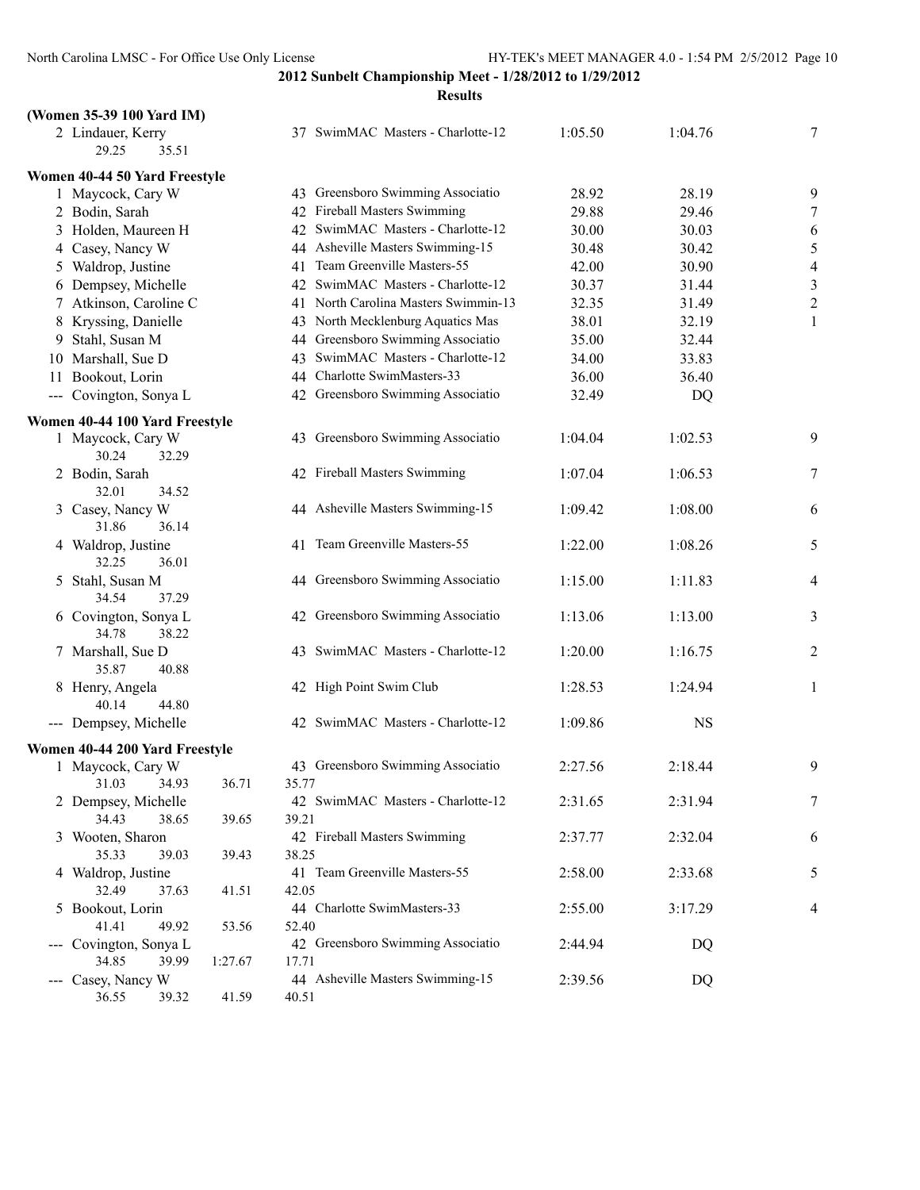**2012 Sunbelt Championship Meet - 1/28/2012 to 1/29/2012**

**Results**

### (Women 35-39 100 Yard IM)

| Place | Name | Age | Team | Seed Time | Finals Time | Points |
|---|---|---|---|---|---|---|
| 2 | Lindauer, Kerry | 37 | SwimMAC Masters - Charlotte-12 | 1:05.50 | 1:04.76 | 7 |
| | 29.25 35.51 | | | | | |

### Women 40-44 50 Yard Freestyle

| Place | Name | Age | Team | Seed Time | Finals Time | Points |
|---|---|---|---|---|---|---|
| 1 | Maycock, Cary W | 43 | Greensboro Swimming Associatio | 28.92 | 28.19 | 9 |
| 2 | Bodin, Sarah | 42 | Fireball Masters Swimming | 29.88 | 29.46 | 7 |
| 3 | Holden, Maureen H | 42 | SwimMAC Masters - Charlotte-12 | 30.00 | 30.03 | 6 |
| 4 | Casey, Nancy W | 44 | Asheville Masters Swimming-15 | 30.48 | 30.42 | 5 |
| 5 | Waldrop, Justine | 41 | Team Greenville Masters-55 | 42.00 | 30.90 | 4 |
| 6 | Dempsey, Michelle | 42 | SwimMAC Masters - Charlotte-12 | 30.37 | 31.44 | 3 |
| 7 | Atkinson, Caroline C | 41 | North Carolina Masters Swimmin-13 | 32.35 | 31.49 | 2 |
| 8 | Kryssing, Danielle | 43 | North Mecklenburg Aquatics Mas | 38.01 | 32.19 | 1 |
| 9 | Stahl, Susan M | 44 | Greensboro Swimming Associatio | 35.00 | 32.44 | |
| 10 | Marshall, Sue D | 43 | SwimMAC Masters - Charlotte-12 | 34.00 | 33.83 | |
| 11 | Bookout, Lorin | 44 | Charlotte SwimMasters-33 | 36.00 | 36.40 | |
| --- | Covington, Sonya L | 42 | Greensboro Swimming Associatio | 32.49 | DQ | |

### Women 40-44 100 Yard Freestyle

| Place | Name | Age | Team | Seed Time | Finals Time | Points |
|---|---|---|---|---|---|---|
| 1 | Maycock, Cary W | 43 | Greensboro Swimming Associatio | 1:04.04 | 1:02.53 | 9 |
| | 30.24 32.29 | | | | | |
| 2 | Bodin, Sarah | 42 | Fireball Masters Swimming | 1:07.04 | 1:06.53 | 7 |
| | 32.01 34.52 | | | | | |
| 3 | Casey, Nancy W | 44 | Asheville Masters Swimming-15 | 1:09.42 | 1:08.00 | 6 |
| | 31.86 36.14 | | | | | |
| 4 | Waldrop, Justine | 41 | Team Greenville Masters-55 | 1:22.00 | 1:08.26 | 5 |
| | 32.25 36.01 | | | | | |
| 5 | Stahl, Susan M | 44 | Greensboro Swimming Associatio | 1:15.00 | 1:11.83 | 4 |
| | 34.54 37.29 | | | | | |
| 6 | Covington, Sonya L | 42 | Greensboro Swimming Associatio | 1:13.06 | 1:13.00 | 3 |
| | 34.78 38.22 | | | | | |
| 7 | Marshall, Sue D | 43 | SwimMAC Masters - Charlotte-12 | 1:20.00 | 1:16.75 | 2 |
| | 35.87 40.88 | | | | | |
| 8 | Henry, Angela | 42 | High Point Swim Club | 1:28.53 | 1:24.94 | 1 |
| | 40.14 44.80 | | | | | |
| --- | Dempsey, Michelle | 42 | SwimMAC Masters - Charlotte-12 | 1:09.86 | NS | |

### Women 40-44 200 Yard Freestyle

| Place | Name | Age | Team | Seed Time | Finals Time | Points |
|---|---|---|---|---|---|---|
| 1 | Maycock, Cary W | 43 | Greensboro Swimming Associatio | 2:27.56 | 2:18.44 | 9 |
| | 31.03 34.93 36.71 35.77 | | | | | |
| 2 | Dempsey, Michelle | 42 | SwimMAC Masters - Charlotte-12 | 2:31.65 | 2:31.94 | 7 |
| | 34.43 38.65 39.65 39.21 | | | | | |
| 3 | Wooten, Sharon | 42 | Fireball Masters Swimming | 2:37.77 | 2:32.04 | 6 |
| | 35.33 39.03 39.43 38.25 | | | | | |
| 4 | Waldrop, Justine | 41 | Team Greenville Masters-55 | 2:58.00 | 2:33.68 | 5 |
| | 32.49 37.63 41.51 42.05 | | | | | |
| 5 | Bookout, Lorin | 44 | Charlotte SwimMasters-33 | 2:55.00 | 3:17.29 | 4 |
| | 41.41 49.92 53.56 52.40 | | | | | |
| --- | Covington, Sonya L | 42 | Greensboro Swimming Associatio | 2:44.94 | DQ | |
| | 34.85 39.99 1:27.67 17.71 | | | | | |
| --- | Casey, Nancy W | 44 | Asheville Masters Swimming-15 | 2:39.56 | DQ | |
| | 36.55 39.32 41.59 40.51 | | | | | |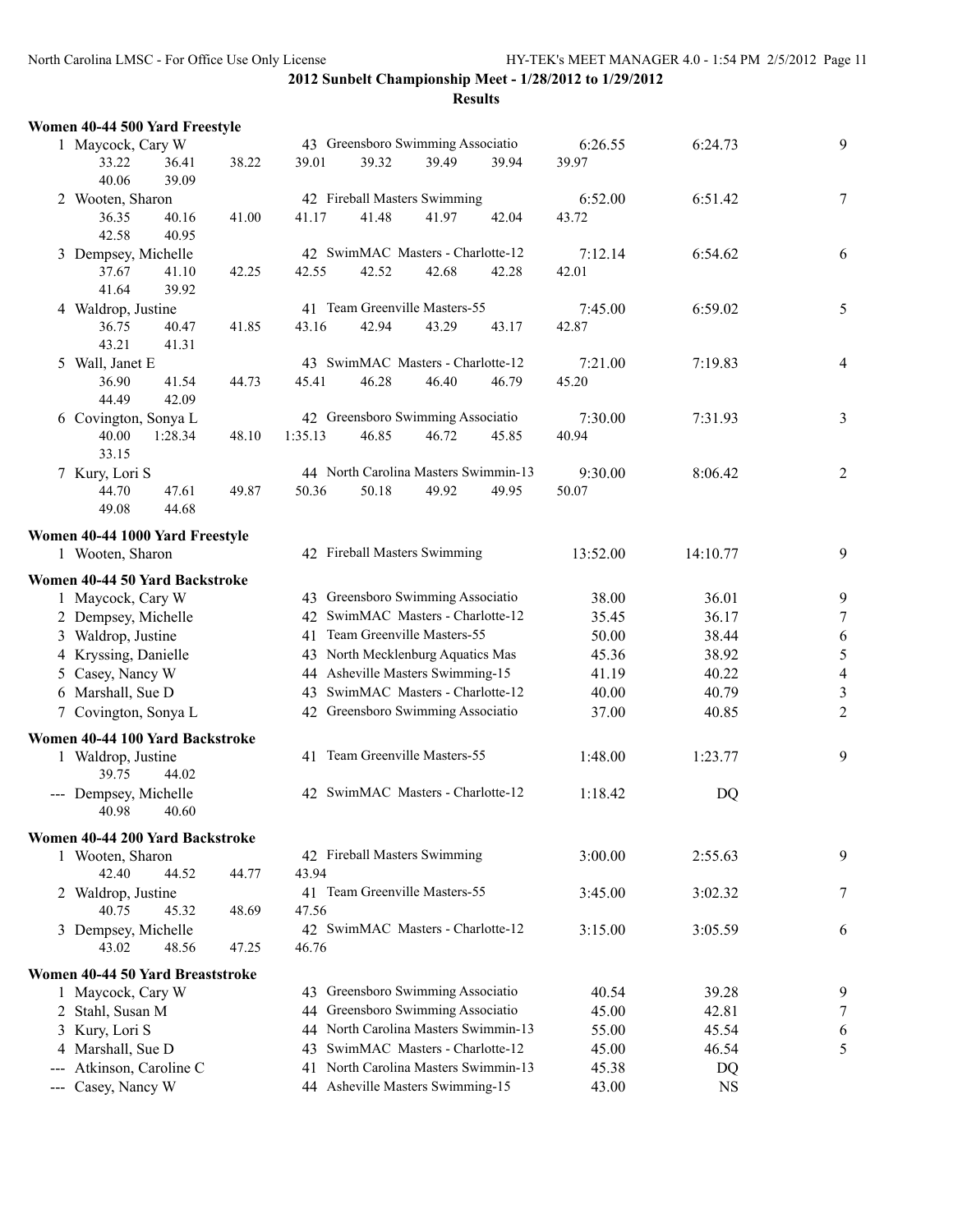**2012 Sunbelt Championship Meet - 1/28/2012 to 1/29/2012**

**Results**

### Women 40-44 500 Yard Freestyle

| Place | Name | Age | Team | Seed Time | Finals Time | Points |
|---|---|---|---|---|---|---|
| 1 | Maycock, Cary W | 43 | Greensboro Swimming Associatio | 6:26.55 | 6:24.73 | 9 |
| | 33.22 36.41 38.22 39.01 39.32 39.49 39.94 39.97 40.06 39.09 | | | | | |
| 2 | Wooten, Sharon | 42 | Fireball Masters Swimming | 6:52.00 | 6:51.42 | 7 |
| | 36.35 40.16 41.00 41.17 41.48 41.97 42.04 43.72 42.58 40.95 | | | | | |
| 3 | Dempsey, Michelle | 42 | SwimMAC Masters - Charlotte-12 | 7:12.14 | 6:54.62 | 6 |
| | 37.67 41.10 42.25 42.55 42.52 42.68 42.28 42.01 41.64 39.92 | | | | | |
| 4 | Waldrop, Justine | 41 | Team Greenville Masters-55 | 7:45.00 | 6:59.02 | 5 |
| | 36.75 40.47 41.85 43.16 42.94 43.29 43.17 42.87 43.21 41.31 | | | | | |
| 5 | Wall, Janet E | 43 | SwimMAC Masters - Charlotte-12 | 7:21.00 | 7:19.83 | 4 |
| | 36.90 41.54 44.73 45.41 46.28 46.40 46.79 45.20 44.49 42.09 | | | | | |
| 6 | Covington, Sonya L | 42 | Greensboro Swimming Associatio | 7:30.00 | 7:31.93 | 3 |
| | 40.00 1:28.34 48.10 1:35.13 46.85 46.72 45.85 40.94 33.15 | | | | | |
| 7 | Kury, Lori S | 44 | North Carolina Masters Swimmin-13 | 9:30.00 | 8:06.42 | 2 |
| | 44.70 47.61 49.87 50.36 50.18 49.92 49.95 50.07 49.08 44.68 | | | | | |

### Women 40-44 1000 Yard Freestyle

| Place | Name | Age | Team | Seed Time | Finals Time | Points |
|---|---|---|---|---|---|---|
| 1 | Wooten, Sharon | 42 | Fireball Masters Swimming | 13:52.00 | 14:10.77 | 9 |

### Women 40-44 50 Yard Backstroke

| Place | Name | Age | Team | Seed Time | Finals Time | Points |
|---|---|---|---|---|---|---|
| 1 | Maycock, Cary W | 43 | Greensboro Swimming Associatio | 38.00 | 36.01 | 9 |
| 2 | Dempsey, Michelle | 42 | SwimMAC Masters - Charlotte-12 | 35.45 | 36.17 | 7 |
| 3 | Waldrop, Justine | 41 | Team Greenville Masters-55 | 50.00 | 38.44 | 6 |
| 4 | Kryssing, Danielle | 43 | North Mecklenburg Aquatics Mas | 45.36 | 38.92 | 5 |
| 5 | Casey, Nancy W | 44 | Asheville Masters Swimming-15 | 41.19 | 40.22 | 4 |
| 6 | Marshall, Sue D | 43 | SwimMAC Masters - Charlotte-12 | 40.00 | 40.79 | 3 |
| 7 | Covington, Sonya L | 42 | Greensboro Swimming Associatio | 37.00 | 40.85 | 2 |

### Women 40-44 100 Yard Backstroke

| Place | Name | Age | Team | Seed Time | Finals Time | Points |
|---|---|---|---|---|---|---|
| 1 | Waldrop, Justine | 41 | Team Greenville Masters-55 | 1:48.00 | 1:23.77 | 9 |
| | 39.75 44.02 | | | | | |
| --- | Dempsey, Michelle | 42 | SwimMAC Masters - Charlotte-12 | 1:18.42 | DQ | |
| | 40.98 40.60 | | | | | |

### Women 40-44 200 Yard Backstroke

| Place | Name | Age | Team | Seed Time | Finals Time | Points |
|---|---|---|---|---|---|---|
| 1 | Wooten, Sharon | 42 | Fireball Masters Swimming | 3:00.00 | 2:55.63 | 9 |
| | 42.40 44.52 44.77 43.94 | | | | | |
| 2 | Waldrop, Justine | 41 | Team Greenville Masters-55 | 3:45.00 | 3:02.32 | 7 |
| | 40.75 45.32 48.69 47.56 | | | | | |
| 3 | Dempsey, Michelle | 42 | SwimMAC Masters - Charlotte-12 | 3:15.00 | 3:05.59 | 6 |
| | 43.02 48.56 47.25 46.76 | | | | | |

### Women 40-44 50 Yard Breaststroke

| Place | Name | Age | Team | Seed Time | Finals Time | Points |
|---|---|---|---|---|---|---|
| 1 | Maycock, Cary W | 43 | Greensboro Swimming Associatio | 40.54 | 39.28 | 9 |
| 2 | Stahl, Susan M | 44 | Greensboro Swimming Associatio | 45.00 | 42.81 | 7 |
| 3 | Kury, Lori S | 44 | North Carolina Masters Swimmin-13 | 55.00 | 45.54 | 6 |
| 4 | Marshall, Sue D | 43 | SwimMAC Masters - Charlotte-12 | 45.00 | 46.54 | 5 |
| --- | Atkinson, Caroline C | 41 | North Carolina Masters Swimmin-13 | 45.38 | DQ | |
| --- | Casey, Nancy W | 44 | Asheville Masters Swimming-15 | 43.00 | NS | |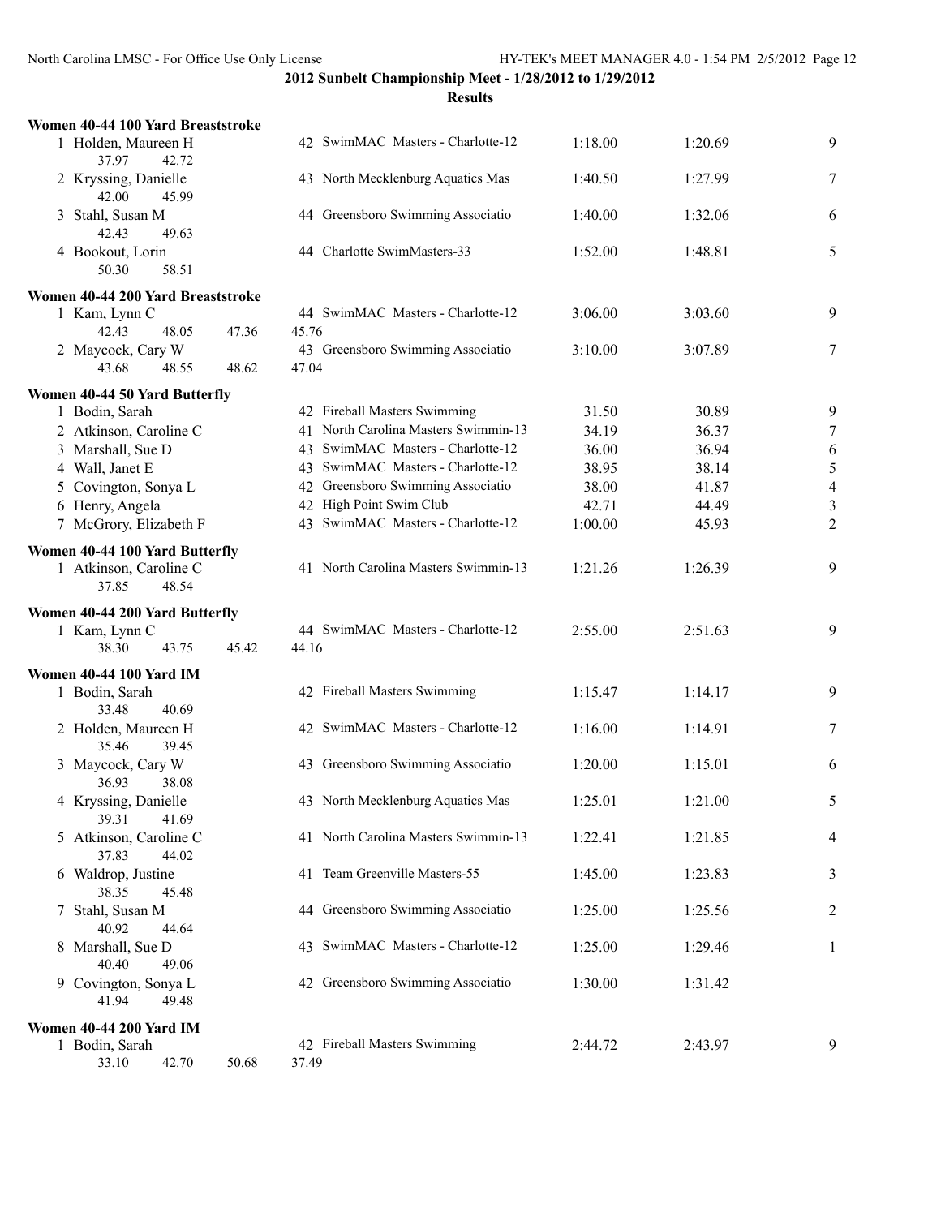## 2012 Sunbelt Championship Meet - 1/28/2012 to 1/29/2012

### Results

**Women 40-44 100 Yard Breaststroke**

| Place | Name | Age | Team | Seed Time | Finals Time | Points |
|---|---|---|---|---|---|---|
| 1 | Holden, Maureen H | 42 | SwimMAC Masters - Charlotte-12 | 1:18.00 | 1:20.69 | 9 |
| | 37.97 42.72 | | | | | |
| 2 | Kryssing, Danielle | 43 | North Mecklenburg Aquatics Mas | 1:40.50 | 1:27.99 | 7 |
| | 42.00 45.99 | | | | | |
| 3 | Stahl, Susan M | 44 | Greensboro Swimming Associatio | 1:40.00 | 1:32.06 | 6 |
| | 42.43 49.63 | | | | | |
| 4 | Bookout, Lorin | 44 | Charlotte SwimMasters-33 | 1:52.00 | 1:48.81 | 5 |
| | 50.30 58.51 | | | | | |

**Women 40-44 200 Yard Breaststroke**

| Place | Name | Age | Team | Seed Time | Finals Time | Points |
|---|---|---|---|---|---|---|
| 1 | Kam, Lynn C | 44 | SwimMAC Masters - Charlotte-12 | 3:06.00 | 3:03.60 | 9 |
| | 42.43 48.05 47.36 45.76 | | | | | |
| 2 | Maycock, Cary W | 43 | Greensboro Swimming Associatio | 3:10.00 | 3:07.89 | 7 |
| | 43.68 48.55 48.62 47.04 | | | | | |

**Women 40-44 50 Yard Butterfly**

| Place | Name | Age | Team | Seed Time | Finals Time | Points |
|---|---|---|---|---|---|---|
| 1 | Bodin, Sarah | 42 | Fireball Masters Swimming | 31.50 | 30.89 | 9 |
| 2 | Atkinson, Caroline C | 41 | North Carolina Masters Swimmin-13 | 34.19 | 36.37 | 7 |
| 3 | Marshall, Sue D | 43 | SwimMAC Masters - Charlotte-12 | 36.00 | 36.94 | 6 |
| 4 | Wall, Janet E | 43 | SwimMAC Masters - Charlotte-12 | 38.95 | 38.14 | 5 |
| 5 | Covington, Sonya L | 42 | Greensboro Swimming Associatio | 38.00 | 41.87 | 4 |
| 6 | Henry, Angela | 42 | High Point Swim Club | 42.71 | 44.49 | 3 |
| 7 | McGrory, Elizabeth F | 43 | SwimMAC Masters - Charlotte-12 | 1:00.00 | 45.93 | 2 |

**Women 40-44 100 Yard Butterfly**

| Place | Name | Age | Team | Seed Time | Finals Time | Points |
|---|---|---|---|---|---|---|
| 1 | Atkinson, Caroline C | 41 | North Carolina Masters Swimmin-13 | 1:21.26 | 1:26.39 | 9 |
| | 37.85 48.54 | | | | | |

**Women 40-44 200 Yard Butterfly**

| Place | Name | Age | Team | Seed Time | Finals Time | Points |
|---|---|---|---|---|---|---|
| 1 | Kam, Lynn C | 44 | SwimMAC Masters - Charlotte-12 | 2:55.00 | 2:51.63 | 9 |
| | 38.30 43.75 45.42 44.16 | | | | | |

**Women 40-44 100 Yard IM**

| Place | Name | Age | Team | Seed Time | Finals Time | Points |
|---|---|---|---|---|---|---|
| 1 | Bodin, Sarah | 42 | Fireball Masters Swimming | 1:15.47 | 1:14.17 | 9 |
| | 33.48 40.69 | | | | | |
| 2 | Holden, Maureen H | 42 | SwimMAC Masters - Charlotte-12 | 1:16.00 | 1:14.91 | 7 |
| | 35.46 39.45 | | | | | |
| 3 | Maycock, Cary W | 43 | Greensboro Swimming Associatio | 1:20.00 | 1:15.01 | 6 |
| | 36.93 38.08 | | | | | |
| 4 | Kryssing, Danielle | 43 | North Mecklenburg Aquatics Mas | 1:25.01 | 1:21.00 | 5 |
| | 39.31 41.69 | | | | | |
| 5 | Atkinson, Caroline C | 41 | North Carolina Masters Swimmin-13 | 1:22.41 | 1:21.85 | 4 |
| | 37.83 44.02 | | | | | |
| 6 | Waldrop, Justine | 41 | Team Greenville Masters-55 | 1:45.00 | 1:23.83 | 3 |
| | 38.35 45.48 | | | | | |
| 7 | Stahl, Susan M | 44 | Greensboro Swimming Associatio | 1:25.00 | 1:25.56 | 2 |
| | 40.92 44.64 | | | | | |
| 8 | Marshall, Sue D | 43 | SwimMAC Masters - Charlotte-12 | 1:25.00 | 1:29.46 | 1 |
| | 40.40 49.06 | | | | | |
| 9 | Covington, Sonya L | 42 | Greensboro Swimming Associatio | 1:30.00 | 1:31.42 | |
| | 41.94 49.48 | | | | | |

**Women 40-44 200 Yard IM**

| Place | Name | Age | Team | Seed Time | Finals Time | Points |
|---|---|---|---|---|---|---|
| 1 | Bodin, Sarah | 42 | Fireball Masters Swimming | 2:44.72 | 2:43.97 | 9 |
| | 33.10 42.70 50.68 37.49 | | | | | |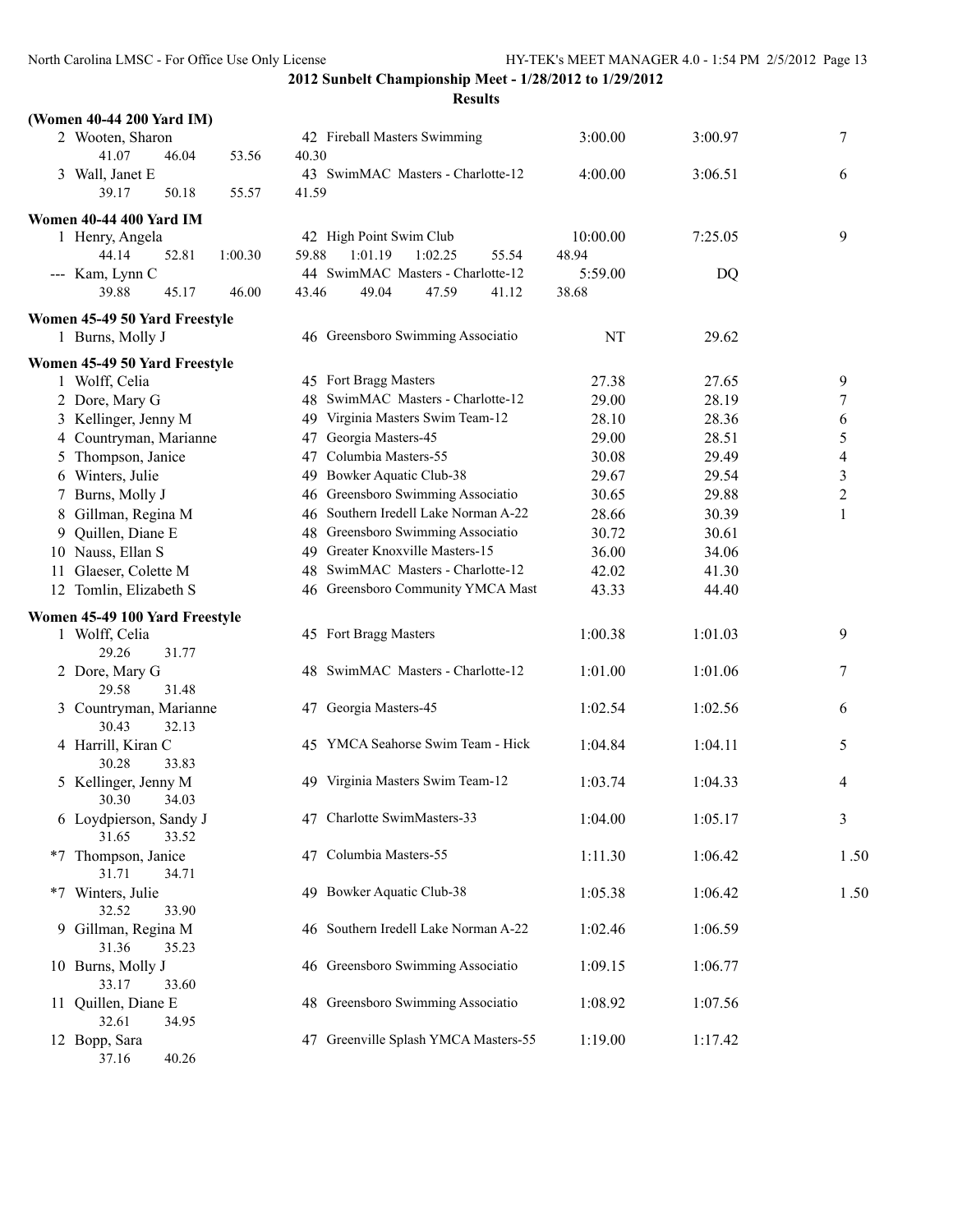**2012 Sunbelt Championship Meet - 1/28/2012 to 1/29/2012**

**Results**

**(Women 40-44 200 Yard IM)**

| Place | Name | Age | Team | Seed Time | Finals Time | Points |
|---|---|---|---|---|---|---|
| 2 | Wooten, Sharon | 42 | Fireball Masters Swimming | 3:00.00 | 3:00.97 | 7 |
| | 41.07 46.04 53.56 40.30 | | | | | |
| 3 | Wall, Janet E | 43 | SwimMAC Masters - Charlotte-12 | 4:00.00 | 3:06.51 | 6 |
| | 39.17 50.18 55.57 41.59 | | | | | |

**Women 40-44 400 Yard IM**

| Place | Name | Age | Team | Seed Time | Finals Time | Points |
|---|---|---|---|---|---|---|
| 1 | Henry, Angela | 42 | High Point Swim Club | 10:00.00 | 7:25.05 | 9 |
| | 44.14 52.81 1:00.30 59.88 1:01.19 1:02.25 55.54 48.94 | | | | | |
| --- | Kam, Lynn C | 44 | SwimMAC Masters - Charlotte-12 | 5:59.00 | DQ | |
| | 39.88 45.17 46.00 43.46 49.04 47.59 41.12 38.68 | | | | | |

**Women 45-49 50 Yard Freestyle**

| Place | Name | Age | Team | Seed Time | Finals Time | Points |
|---|---|---|---|---|---|---|
| 1 | Burns, Molly J | 46 | Greensboro Swimming Associatio | NT | 29.62 | |

**Women 45-49 50 Yard Freestyle**

| Place | Name | Age | Team | Seed Time | Finals Time | Points |
|---|---|---|---|---|---|---|
| 1 | Wolff, Celia | 45 | Fort Bragg Masters | 27.38 | 27.65 | 9 |
| 2 | Dore, Mary G | 48 | SwimMAC Masters - Charlotte-12 | 29.00 | 28.19 | 7 |
| 3 | Kellinger, Jenny M | 49 | Virginia Masters Swim Team-12 | 28.10 | 28.36 | 6 |
| 4 | Countryman, Marianne | 47 | Georgia Masters-45 | 29.00 | 28.51 | 5 |
| 5 | Thompson, Janice | 47 | Columbia Masters-55 | 30.08 | 29.49 | 4 |
| 6 | Winters, Julie | 49 | Bowker Aquatic Club-38 | 29.67 | 29.54 | 3 |
| 7 | Burns, Molly J | 46 | Greensboro Swimming Associatio | 30.65 | 29.88 | 2 |
| 8 | Gillman, Regina M | 46 | Southern Iredell Lake Norman A-22 | 28.66 | 30.39 | 1 |
| 9 | Quillen, Diane E | 48 | Greensboro Swimming Associatio | 30.72 | 30.61 | |
| 10 | Nauss, Ellan S | 49 | Greater Knoxville Masters-15 | 36.00 | 34.06 | |
| 11 | Glaeser, Colette M | 48 | SwimMAC Masters - Charlotte-12 | 42.02 | 41.30 | |
| 12 | Tomlin, Elizabeth S | 46 | Greensboro Community YMCA Mast | 43.33 | 44.40 | |

**Women 45-49 100 Yard Freestyle**

| Place | Name | Age | Team | Seed Time | Finals Time | Points |
|---|---|---|---|---|---|---|
| 1 | Wolff, Celia | 45 | Fort Bragg Masters | 1:00.38 | 1:01.03 | 9 |
| | 29.26 31.77 | | | | | |
| 2 | Dore, Mary G | 48 | SwimMAC Masters - Charlotte-12 | 1:01.00 | 1:01.06 | 7 |
| | 29.58 31.48 | | | | | |
| 3 | Countryman, Marianne | 47 | Georgia Masters-45 | 1:02.54 | 1:02.56 | 6 |
| | 30.43 32.13 | | | | | |
| 4 | Harrill, Kiran C | 45 | YMCA Seahorse Swim Team - Hick | 1:04.84 | 1:04.11 | 5 |
| | 30.28 33.83 | | | | | |
| 5 | Kellinger, Jenny M | 49 | Virginia Masters Swim Team-12 | 1:03.74 | 1:04.33 | 4 |
| | 30.30 34.03 | | | | | |
| 6 | Loydpierson, Sandy J | 47 | Charlotte SwimMasters-33 | 1:04.00 | 1:05.17 | 3 |
| | 31.65 33.52 | | | | | |
| *7 | Thompson, Janice | 47 | Columbia Masters-55 | 1:11.30 | 1:06.42 | 1.50 |
| | 31.71 34.71 | | | | | |
| *7 | Winters, Julie | 49 | Bowker Aquatic Club-38 | 1:05.38 | 1:06.42 | 1.50 |
| | 32.52 33.90 | | | | | |
| 9 | Gillman, Regina M | 46 | Southern Iredell Lake Norman A-22 | 1:02.46 | 1:06.59 | |
| | 31.36 35.23 | | | | | |
| 10 | Burns, Molly J | 46 | Greensboro Swimming Associatio | 1:09.15 | 1:06.77 | |
| | 33.17 33.60 | | | | | |
| 11 | Quillen, Diane E | 48 | Greensboro Swimming Associatio | 1:08.92 | 1:07.56 | |
| | 32.61 34.95 | | | | | |
| 12 | Bopp, Sara | 47 | Greenville Splash YMCA Masters-55 | 1:19.00 | 1:17.42 | |
| | 37.16 40.26 | | | | | |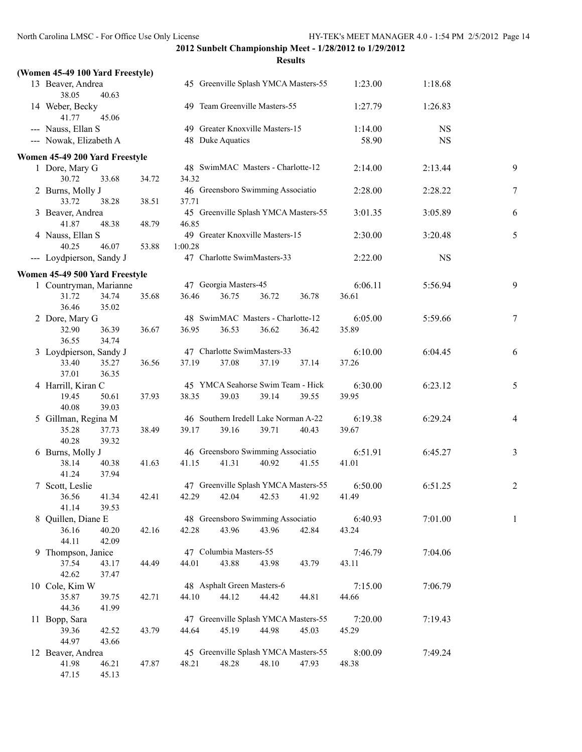**2012 Sunbelt Championship Meet - 1/28/2012 to 1/29/2012**

**Results**

**(Women 45-49 100 Yard Freestyle)**

| | Name | Age | Team | Seed Time | Finals Time | Points |
|---|---|---|---|---|---|---|
| 13 | Beaver, Andrea | 45 | Greenville Splash YMCA Masters-55 | 1:23.00 | 1:18.68 | |
| | 38.05 40.63 | | | | | |
| 14 | Weber, Becky | 49 | Team Greenville Masters-55 | 1:27.79 | 1:26.83 | |
| | 41.77 45.06 | | | | | |
| --- | Nauss, Ellan S | 49 | Greater Knoxville Masters-15 | 1:14.00 | NS | |
| --- | Nowak, Elizabeth A | 48 | Duke Aquatics | 58.90 | NS | |

**Women 45-49 200 Yard Freestyle**

| | Name | Age | Team | Seed Time | Finals Time | Points |
|---|---|---|---|---|---|---|
| 1 | Dore, Mary G | 48 | SwimMAC Masters - Charlotte-12 | 2:14.00 | 2:13.44 | 9 |
| | 30.72 33.68 34.72 34.32 | | | | | |
| 2 | Burns, Molly J | 46 | Greensboro Swimming Associatio | 2:28.00 | 2:28.22 | 7 |
| | 33.72 38.28 38.51 37.71 | | | | | |
| 3 | Beaver, Andrea | 45 | Greenville Splash YMCA Masters-55 | 3:01.35 | 3:05.89 | 6 |
| | 41.87 48.38 48.79 46.85 | | | | | |
| 4 | Nauss, Ellan S | 49 | Greater Knoxville Masters-15 | 2:30.00 | 3:20.48 | 5 |
| | 40.25 46.07 53.88 1:00.28 | | | | | |
| --- | Loydpierson, Sandy J | 47 | Charlotte SwimMasters-33 | 2:22.00 | NS | |

**Women 45-49 500 Yard Freestyle**

| | Name | Age | Team | Seed Time | Finals Time | Points |
|---|---|---|---|---|---|---|
| 1 | Countryman, Marianne | 47 | Georgia Masters-45 | 6:06.11 | 5:56.94 | 9 |
| | 31.72 34.74 35.68 36.46 36.75 36.72 36.78 36.61 36.46 35.02 | | | | | |
| 2 | Dore, Mary G | 48 | SwimMAC Masters - Charlotte-12 | 6:05.00 | 5:59.66 | 7 |
| | 32.90 36.39 36.67 36.95 36.53 36.62 36.42 35.89 36.55 34.74 | | | | | |
| 3 | Loydpierson, Sandy J | 47 | Charlotte SwimMasters-33 | 6:10.00 | 6:04.45 | 6 |
| | 33.40 35.27 36.56 37.19 37.08 37.19 37.14 37.26 37.01 36.35 | | | | | |
| 4 | Harrill, Kiran C | 45 | YMCA Seahorse Swim Team - Hick | 6:30.00 | 6:23.12 | 5 |
| | 19.45 50.61 37.93 38.35 39.03 39.14 39.55 39.95 40.08 39.03 | | | | | |
| 5 | Gillman, Regina M | 46 | Southern Iredell Lake Norman A-22 | 6:19.38 | 6:29.24 | 4 |
| | 35.28 37.73 38.49 39.17 39.16 39.71 40.43 39.67 40.28 39.32 | | | | | |
| 6 | Burns, Molly J | 46 | Greensboro Swimming Associatio | 6:51.91 | 6:45.27 | 3 |
| | 38.14 40.38 41.63 41.15 41.31 40.92 41.55 41.01 41.24 37.94 | | | | | |
| 7 | Scott, Leslie | 47 | Greenville Splash YMCA Masters-55 | 6:50.00 | 6:51.25 | 2 |
| | 36.56 41.34 42.41 42.29 42.04 42.53 41.92 41.49 41.14 39.53 | | | | | |
| 8 | Quillen, Diane E | 48 | Greensboro Swimming Associatio | 6:40.93 | 7:01.00 | 1 |
| | 36.16 40.20 42.16 42.28 43.96 43.96 42.84 43.24 44.11 42.09 | | | | | |
| 9 | Thompson, Janice | 47 | Columbia Masters-55 | 7:46.79 | 7:04.06 | |
| | 37.54 43.17 44.49 44.01 43.88 43.98 43.79 43.11 42.62 37.47 | | | | | |
| 10 | Cole, Kim W | 48 | Asphalt Green Masters-6 | 7:15.00 | 7:06.79 | |
| | 35.87 39.75 42.71 44.10 44.12 44.42 44.81 44.66 44.36 41.99 | | | | | |
| 11 | Bopp, Sara | 47 | Greenville Splash YMCA Masters-55 | 7:20.00 | 7:19.43 | |
| | 39.36 42.52 43.79 44.64 45.19 44.98 45.03 45.29 44.97 43.66 | | | | | |
| 12 | Beaver, Andrea | 45 | Greenville Splash YMCA Masters-55 | 8:00.09 | 7:49.24 | |
| | 41.98 46.21 47.87 48.21 48.28 48.10 47.93 48.38 47.15 45.13 | | | | | |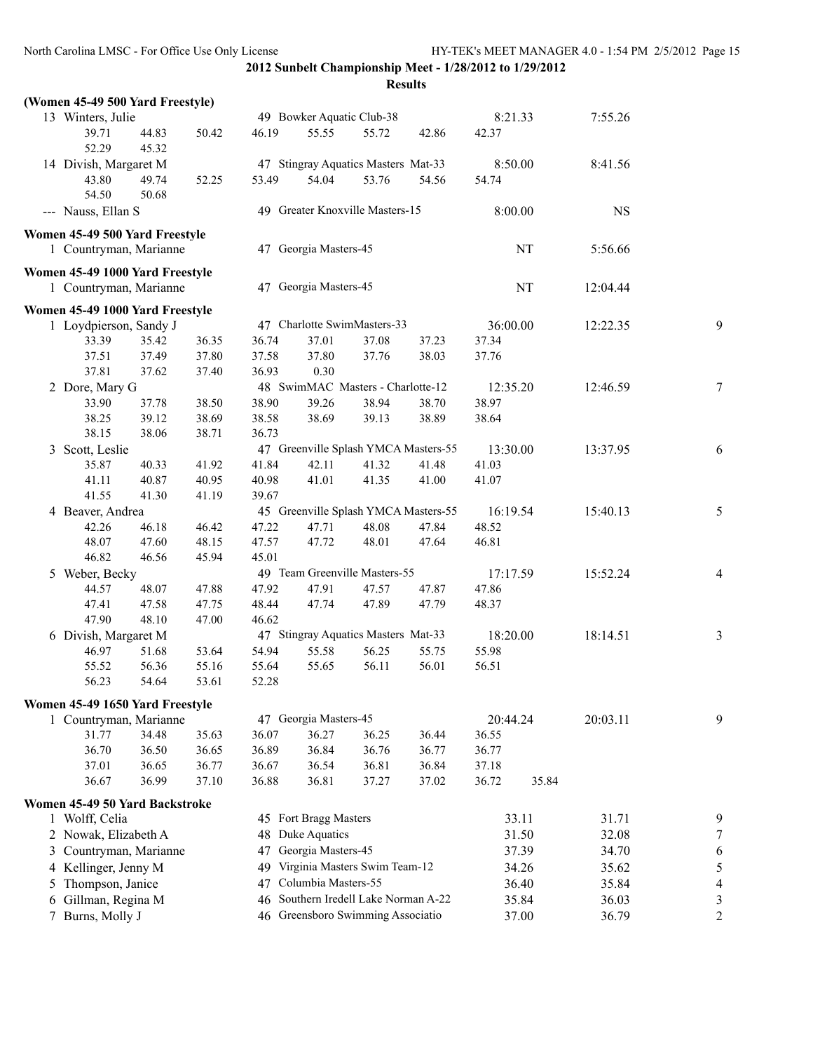**2012 Sunbelt Championship Meet - 1/28/2012 to 1/29/2012**

**Results**

**(Women 45-49 500 Yard Freestyle)**

```
 13 Winters, Julie                  49 Bowker Aquatic Club-38              8:21.33      7:55.26
        39.71     44.83     50.42     46.19     55.55     55.72     42.86     42.37
        52.29     45.32
 14 Divish, Margaret M              47 Stingray Aquatics Masters Mat-33    8:50.00      8:41.56
        43.80     49.74     52.25     53.49     54.04     53.76     54.56     54.74
        54.50     50.68
 --- Nauss, Ellan S                 49 Greater Knoxville Masters-15        8:00.00           NS
```

**Women 45-49 500 Yard Freestyle**

```
  1 Countryman, Marianne            47 Georgia Masters-45                       NT      5:56.66
```

**Women 45-49 1000 Yard Freestyle**

```
  1 Countryman, Marianne            47 Georgia Masters-45                       NT     12:04.44
```

**Women 45-49 1000 Yard Freestyle**

```
  1 Loydpierson, Sandy J            47 Charlotte SwimMasters-33           36:00.00     12:22.35    9
        33.39     35.42     36.35     36.74     37.01     37.08     37.23     37.34
        37.51     37.49     37.80     37.58     37.80     37.76     38.03     37.76
        37.81     37.62     37.40     36.93      0.30
  2 Dore, Mary G                    48 SwimMAC Masters - Charlotte-12     12:35.20     12:46.59    7
        33.90     37.78     38.50     38.90     39.26     38.94     38.70     38.97
        38.25     39.12     38.69     38.58     38.69     39.13     38.89     38.64
        38.15     38.06     38.71     36.73
  3 Scott, Leslie                   47 Greenville Splash YMCA Masters-55  13:30.00     13:37.95    6
        35.87     40.33     41.92     41.84     42.11     41.32     41.48     41.03
        41.11     40.87     40.95     40.98     41.01     41.35     41.00     41.07
        41.55     41.30     41.19     39.67
  4 Beaver, Andrea                  45 Greenville Splash YMCA Masters-55  16:19.54     15:40.13    5
        42.26     46.18     46.42     47.22     47.71     48.08     47.84     48.52
        48.07     47.60     48.15     47.57     47.72     48.01     47.64     46.81
        46.82     46.56     45.94     45.01
  5 Weber, Becky                    49 Team Greenville Masters-55         17:17.59     15:52.24    4
        44.57     48.07     47.88     47.92     47.91     47.57     47.87     47.86
        47.41     47.58     47.75     48.44     47.74     47.89     47.79     48.37
        47.90     48.10     47.00     46.62
  6 Divish, Margaret M              47 Stingray Aquatics Masters Mat-33   18:20.00     18:14.51    3
        46.97     51.68     53.64     54.94     55.58     56.25     55.75     55.98
        55.52     56.36     55.16     55.64     55.65     56.11     56.01     56.51
        56.23     54.64     53.61     52.28
```

**Women 45-49 1650 Yard Freestyle**

```
  1 Countryman, Marianne            47 Georgia Masters-45                 20:44.24     20:03.11    9
        31.77     34.48     35.63     36.07     36.27     36.25     36.44     36.55
        36.70     36.50     36.65     36.89     36.84     36.76     36.77     36.77
        37.01     36.65     36.77     36.67     36.54     36.81     36.84     37.18
        36.67     36.99     37.10     36.88     36.81     37.27     37.02     36.72     35.84
```

**Women 45-49 50 Yard Backstroke**

```
  1 Wolff, Celia                    45 Fort Bragg Masters                    33.11        31.71    9
  2 Nowak, Elizabeth A              48 Duke Aquatics                         31.50        32.08    7
  3 Countryman, Marianne            47 Georgia Masters-45                    37.39        34.70    6
  4 Kellinger, Jenny M              49 Virginia Masters Swim Team-12         34.26        35.62    5
  5 Thompson, Janice                47 Columbia Masters-55                   36.40        35.84    4
  6 Gillman, Regina M               46 Southern Iredell Lake Norman A-22     35.84        36.03    3
  7 Burns, Molly J                  46 Greensboro Swimming Associatio        37.00        36.79    2
```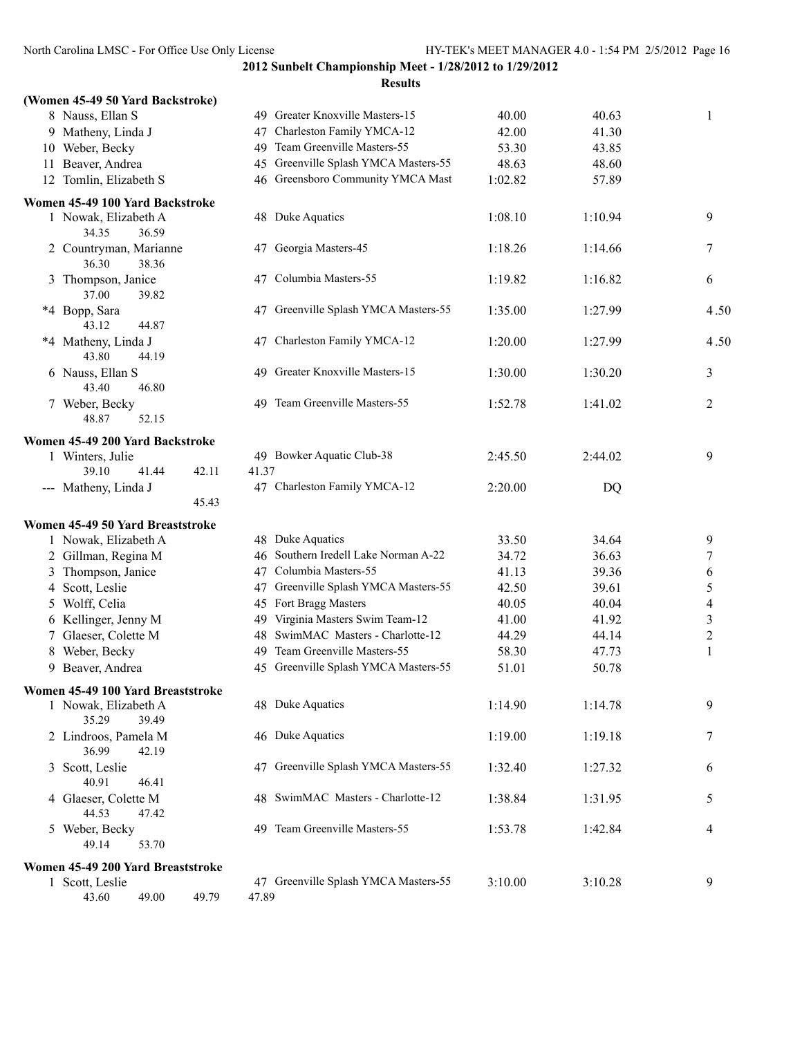**2012 Sunbelt Championship Meet - 1/28/2012 to 1/29/2012**

**Results**

### (Women 45-49 50 Yard Backstroke)

| Place | Name | Age | Team | Seed Time | Finals Time | Points |
|---|---|---|---|---|---|---|
| 8 | Nauss, Ellan S | 49 | Greater Knoxville Masters-15 | 40.00 | 40.63 | 1 |
| 9 | Matheny, Linda J | 47 | Charleston Family YMCA-12 | 42.00 | 41.30 | |
| 10 | Weber, Becky | 49 | Team Greenville Masters-55 | 53.30 | 43.85 | |
| 11 | Beaver, Andrea | 45 | Greenville Splash YMCA Masters-55 | 48.63 | 48.60 | |
| 12 | Tomlin, Elizabeth S | 46 | Greensboro Community YMCA Mast | 1:02.82 | 57.89 | |

### Women 45-49 100 Yard Backstroke

| Place | Name | Age | Team | Seed Time | Finals Time | Points |
|---|---|---|---|---|---|---|
| 1 | Nowak, Elizabeth A | 48 | Duke Aquatics | 1:08.10 | 1:10.94 | 9 |
| | 34.35 36.59 | | | | | |
| 2 | Countryman, Marianne | 47 | Georgia Masters-45 | 1:18.26 | 1:14.66 | 7 |
| | 36.30 38.36 | | | | | |
| 3 | Thompson, Janice | 47 | Columbia Masters-55 | 1:19.82 | 1:16.82 | 6 |
| | 37.00 39.82 | | | | | |
| *4 | Bopp, Sara | 47 | Greenville Splash YMCA Masters-55 | 1:35.00 | 1:27.99 | 4.50 |
| | 43.12 44.87 | | | | | |
| *4 | Matheny, Linda J | 47 | Charleston Family YMCA-12 | 1:20.00 | 1:27.99 | 4.50 |
| | 43.80 44.19 | | | | | |
| 6 | Nauss, Ellan S | 49 | Greater Knoxville Masters-15 | 1:30.00 | 1:30.20 | 3 |
| | 43.40 46.80 | | | | | |
| 7 | Weber, Becky | 49 | Team Greenville Masters-55 | 1:52.78 | 1:41.02 | 2 |
| | 48.87 52.15 | | | | | |

### Women 45-49 200 Yard Backstroke

| Place | Name | Age | Team | Seed Time | Finals Time | Points |
|---|---|---|---|---|---|---|
| 1 | Winters, Julie | 49 | Bowker Aquatic Club-38 | 2:45.50 | 2:44.02 | 9 |
| | 39.10 41.44 42.11 41.37 | | | | | |
| --- | Matheny, Linda J | 47 | Charleston Family YMCA-12 | 2:20.00 | DQ | |
| | 45.43 | | | | | |

### Women 45-49 50 Yard Breaststroke

| Place | Name | Age | Team | Seed Time | Finals Time | Points |
|---|---|---|---|---|---|---|
| 1 | Nowak, Elizabeth A | 48 | Duke Aquatics | 33.50 | 34.64 | 9 |
| 2 | Gillman, Regina M | 46 | Southern Iredell Lake Norman A-22 | 34.72 | 36.63 | 7 |
| 3 | Thompson, Janice | 47 | Columbia Masters-55 | 41.13 | 39.36 | 6 |
| 4 | Scott, Leslie | 47 | Greenville Splash YMCA Masters-55 | 42.50 | 39.61 | 5 |
| 5 | Wolff, Celia | 45 | Fort Bragg Masters | 40.05 | 40.04 | 4 |
| 6 | Kellinger, Jenny M | 49 | Virginia Masters Swim Team-12 | 41.00 | 41.92 | 3 |
| 7 | Glaeser, Colette M | 48 | SwimMAC Masters - Charlotte-12 | 44.29 | 44.14 | 2 |
| 8 | Weber, Becky | 49 | Team Greenville Masters-55 | 58.30 | 47.73 | 1 |
| 9 | Beaver, Andrea | 45 | Greenville Splash YMCA Masters-55 | 51.01 | 50.78 | |

### Women 45-49 100 Yard Breaststroke

| Place | Name | Age | Team | Seed Time | Finals Time | Points |
|---|---|---|---|---|---|---|
| 1 | Nowak, Elizabeth A | 48 | Duke Aquatics | 1:14.90 | 1:14.78 | 9 |
| | 35.29 39.49 | | | | | |
| 2 | Lindroos, Pamela M | 46 | Duke Aquatics | 1:19.00 | 1:19.18 | 7 |
| | 36.99 42.19 | | | | | |
| 3 | Scott, Leslie | 47 | Greenville Splash YMCA Masters-55 | 1:32.40 | 1:27.32 | 6 |
| | 40.91 46.41 | | | | | |
| 4 | Glaeser, Colette M | 48 | SwimMAC Masters - Charlotte-12 | 1:38.84 | 1:31.95 | 5 |
| | 44.53 47.42 | | | | | |
| 5 | Weber, Becky | 49 | Team Greenville Masters-55 | 1:53.78 | 1:42.84 | 4 |
| | 49.14 53.70 | | | | | |

### Women 45-49 200 Yard Breaststroke

| Place | Name | Age | Team | Seed Time | Finals Time | Points |
|---|---|---|---|---|---|---|
| 1 | Scott, Leslie | 47 | Greenville Splash YMCA Masters-55 | 3:10.00 | 3:10.28 | 9 |
| | 43.60 49.00 49.79 47.89 | | | | | |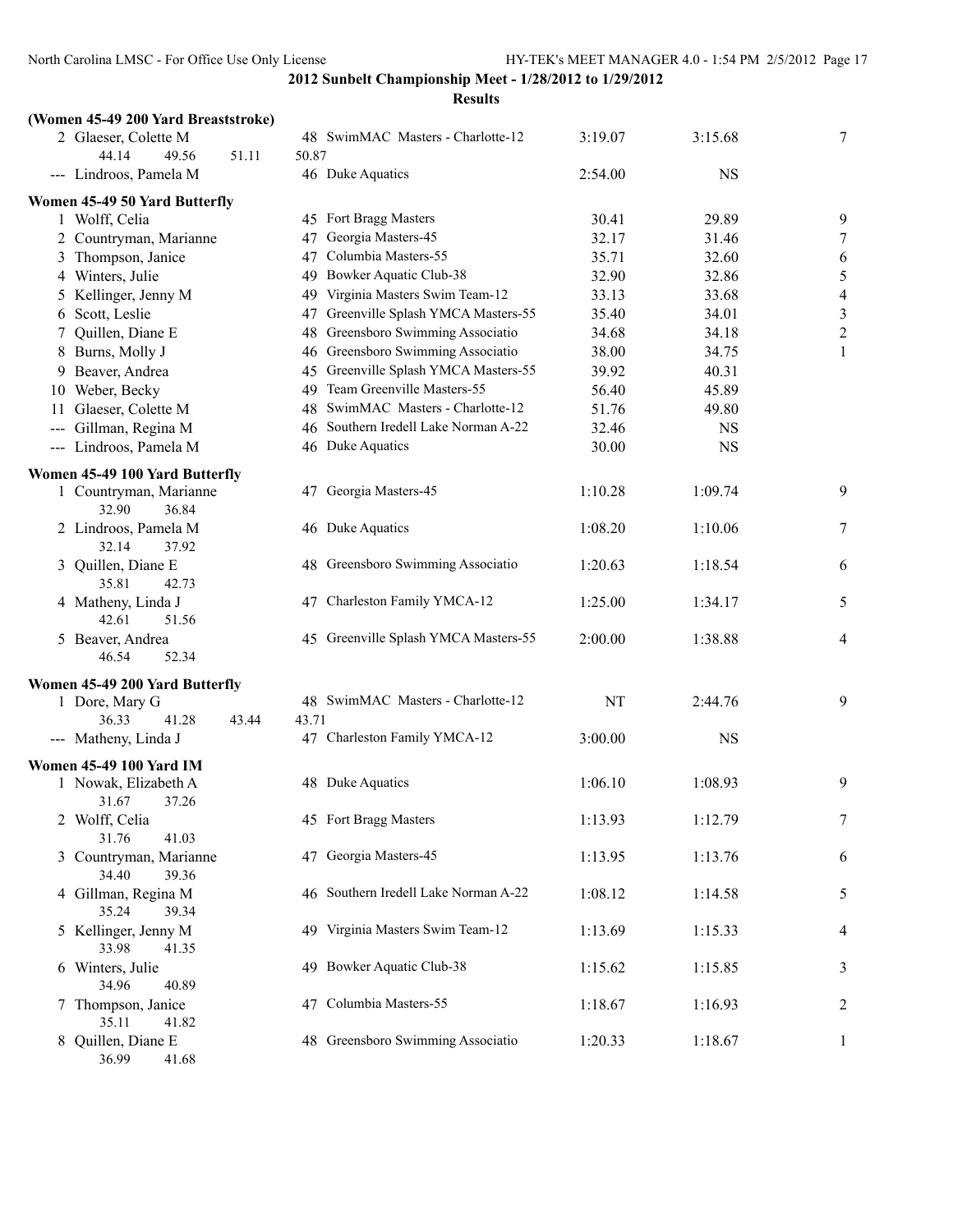**2012 Sunbelt Championship Meet - 1/28/2012 to 1/29/2012**

**Results**

### (Women 45-49 200 Yard Breaststroke)

| Place | Name | Age | Team | Seed Time | Finals Time | Points |
|---|---|---|---|---|---|---|
| 2 | Glaeser, Colette M | 48 | SwimMAC Masters - Charlotte-12 | 3:19.07 | 3:15.68 | 7 |
| | 44.14 49.56 51.11 50.87 | | | | | |
| --- | Lindroos, Pamela M | 46 | Duke Aquatics | 2:54.00 | NS | |

### Women 45-49 50 Yard Butterfly

| Place | Name | Age | Team | Seed Time | Finals Time | Points |
|---|---|---|---|---|---|---|
| 1 | Wolff, Celia | 45 | Fort Bragg Masters | 30.41 | 29.89 | 9 |
| 2 | Countryman, Marianne | 47 | Georgia Masters-45 | 32.17 | 31.46 | 7 |
| 3 | Thompson, Janice | 47 | Columbia Masters-55 | 35.71 | 32.60 | 6 |
| 4 | Winters, Julie | 49 | Bowker Aquatic Club-38 | 32.90 | 32.86 | 5 |
| 5 | Kellinger, Jenny M | 49 | Virginia Masters Swim Team-12 | 33.13 | 33.68 | 4 |
| 6 | Scott, Leslie | 47 | Greenville Splash YMCA Masters-55 | 35.40 | 34.01 | 3 |
| 7 | Quillen, Diane E | 48 | Greensboro Swimming Associatio | 34.68 | 34.18 | 2 |
| 8 | Burns, Molly J | 46 | Greensboro Swimming Associatio | 38.00 | 34.75 | 1 |
| 9 | Beaver, Andrea | 45 | Greenville Splash YMCA Masters-55 | 39.92 | 40.31 | |
| 10 | Weber, Becky | 49 | Team Greenville Masters-55 | 56.40 | 45.89 | |
| 11 | Glaeser, Colette M | 48 | SwimMAC Masters - Charlotte-12 | 51.76 | 49.80 | |
| --- | Gillman, Regina M | 46 | Southern Iredell Lake Norman A-22 | 32.46 | NS | |
| --- | Lindroos, Pamela M | 46 | Duke Aquatics | 30.00 | NS | |

### Women 45-49 100 Yard Butterfly

| Place | Name | Age | Team | Seed Time | Finals Time | Points |
|---|---|---|---|---|---|---|
| 1 | Countryman, Marianne | 47 | Georgia Masters-45 | 1:10.28 | 1:09.74 | 9 |
| | 32.90 36.84 | | | | | |
| 2 | Lindroos, Pamela M | 46 | Duke Aquatics | 1:08.20 | 1:10.06 | 7 |
| | 32.14 37.92 | | | | | |
| 3 | Quillen, Diane E | 48 | Greensboro Swimming Associatio | 1:20.63 | 1:18.54 | 6 |
| | 35.81 42.73 | | | | | |
| 4 | Matheny, Linda J | 47 | Charleston Family YMCA-12 | 1:25.00 | 1:34.17 | 5 |
| | 42.61 51.56 | | | | | |
| 5 | Beaver, Andrea | 45 | Greenville Splash YMCA Masters-55 | 2:00.00 | 1:38.88 | 4 |
| | 46.54 52.34 | | | | | |

### Women 45-49 200 Yard Butterfly

| Place | Name | Age | Team | Seed Time | Finals Time | Points |
|---|---|---|---|---|---|---|
| 1 | Dore, Mary G | 48 | SwimMAC Masters - Charlotte-12 | NT | 2:44.76 | 9 |
| | 36.33 41.28 43.44 43.71 | | | | | |
| --- | Matheny, Linda J | 47 | Charleston Family YMCA-12 | 3:00.00 | NS | |

### Women 45-49 100 Yard IM

| Place | Name | Age | Team | Seed Time | Finals Time | Points |
|---|---|---|---|---|---|---|
| 1 | Nowak, Elizabeth A | 48 | Duke Aquatics | 1:06.10 | 1:08.93 | 9 |
| | 31.67 37.26 | | | | | |
| 2 | Wolff, Celia | 45 | Fort Bragg Masters | 1:13.93 | 1:12.79 | 7 |
| | 31.76 41.03 | | | | | |
| 3 | Countryman, Marianne | 47 | Georgia Masters-45 | 1:13.95 | 1:13.76 | 6 |
| | 34.40 39.36 | | | | | |
| 4 | Gillman, Regina M | 46 | Southern Iredell Lake Norman A-22 | 1:08.12 | 1:14.58 | 5 |
| | 35.24 39.34 | | | | | |
| 5 | Kellinger, Jenny M | 49 | Virginia Masters Swim Team-12 | 1:13.69 | 1:15.33 | 4 |
| | 33.98 41.35 | | | | | |
| 6 | Winters, Julie | 49 | Bowker Aquatic Club-38 | 1:15.62 | 1:15.85 | 3 |
| | 34.96 40.89 | | | | | |
| 7 | Thompson, Janice | 47 | Columbia Masters-55 | 1:18.67 | 1:16.93 | 2 |
| | 35.11 41.82 | | | | | |
| 8 | Quillen, Diane E | 48 | Greensboro Swimming Associatio | 1:20.33 | 1:18.67 | 1 |
| | 36.99 41.68 | | | | | |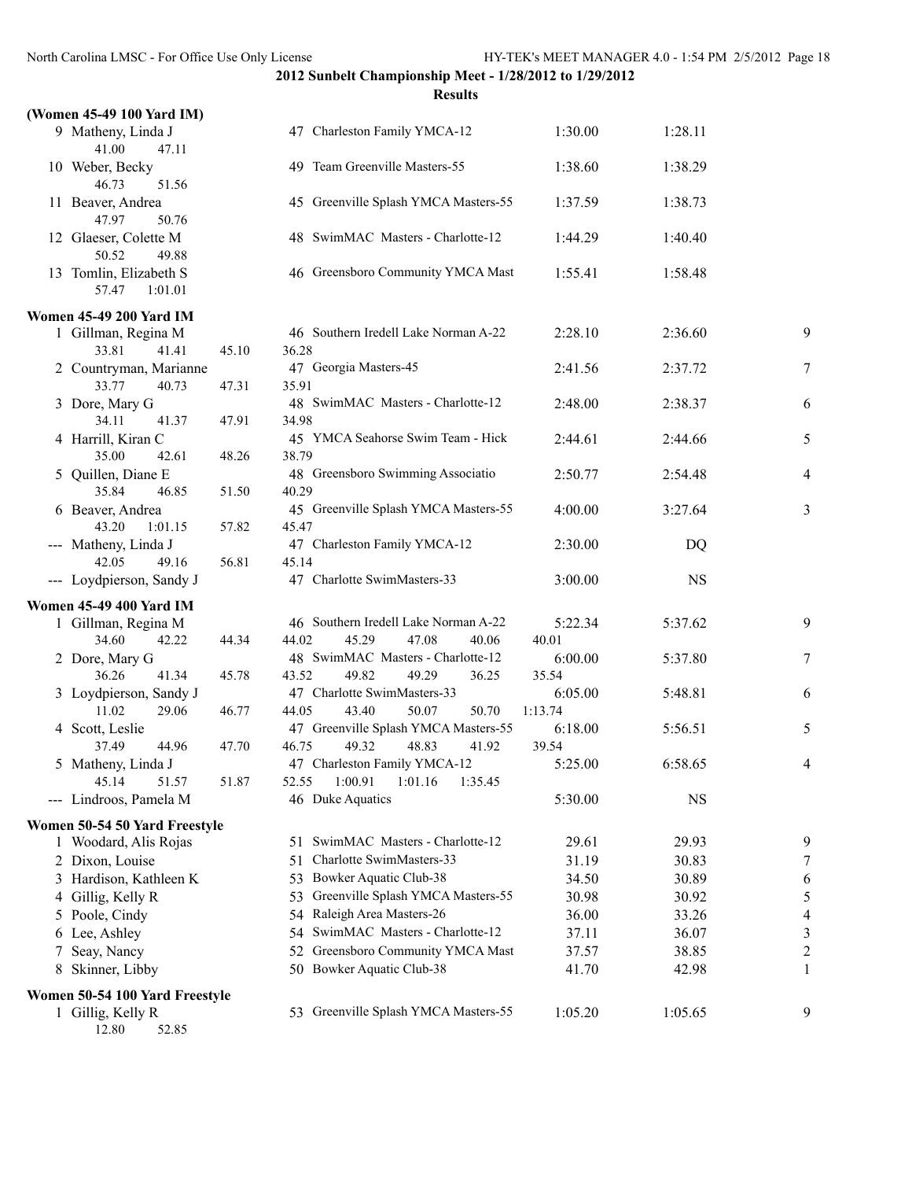**2012 Sunbelt Championship Meet - 1/28/2012 to 1/29/2012**

**Results**

### (Women 45-49 100 Yard IM)

```
  9 Matheny, Linda J                47 Charleston Family YMCA-12           1:30.00      1:28.11
       41.00      47.11
 10 Weber, Becky                    49 Team Greenville Masters-55          1:38.60      1:38.29
       46.73      51.56
 11 Beaver, Andrea                  45 Greenville Splash YMCA Masters-55   1:37.59      1:38.73
       47.97      50.76
 12 Glaeser, Colette M              48 SwimMAC Masters - Charlotte-12      1:44.29      1:40.40
       50.52      49.88
 13 Tomlin, Elizabeth S             46 Greensboro Community YMCA Mast      1:55.41      1:58.48
       57.47    1:01.01
```

### Women 45-49 200 Yard IM

```
  1 Gillman, Regina M               46 Southern Iredell Lake Norman A-22   2:28.10      2:36.60     9
       33.81      41.41      45.10      36.28
  2 Countryman, Marianne            47 Georgia Masters-45                  2:41.56      2:37.72     7
       33.77      40.73      47.31      35.91
  3 Dore, Mary G                    48 SwimMAC Masters - Charlotte-12      2:48.00      2:38.37     6
       34.11      41.37      47.91      34.98
  4 Harrill, Kiran C                45 YMCA Seahorse Swim Team - Hick      2:44.61      2:44.66     5
       35.00      42.61      48.26      38.79
  5 Quillen, Diane E                48 Greensboro Swimming Associatio      2:50.77      2:54.48     4
       35.84      46.85      51.50      40.29
  6 Beaver, Andrea                  45 Greenville Splash YMCA Masters-55   4:00.00      3:27.64     3
       43.20    1:01.15      57.82      45.47
--- Matheny, Linda J                47 Charleston Family YMCA-12           2:30.00           DQ
       42.05      49.16      56.81      45.14
--- Loydpierson, Sandy J            47 Charlotte SwimMasters-33            3:00.00           NS
```

### Women 45-49 400 Yard IM

```
  1 Gillman, Regina M               46 Southern Iredell Lake Norman A-22   5:22.34      5:37.62     9
       34.60      42.22      44.34      44.02      45.29      47.08      40.06      40.01
  2 Dore, Mary G                    48 SwimMAC Masters - Charlotte-12      6:00.00      5:37.80     7
       36.26      41.34      45.78      43.52      49.82      49.29      36.25      35.54
  3 Loydpierson, Sandy J            47 Charlotte SwimMasters-33            6:05.00      5:48.81     6
       11.02      29.06      46.77      44.05      43.40      50.07      50.70    1:13.74
  4 Scott, Leslie                   47 Greenville Splash YMCA Masters-55   6:18.00      5:56.51     5
       37.49      44.96      47.70      46.75      49.32      48.83      41.92      39.54
  5 Matheny, Linda J                47 Charleston Family YMCA-12           5:25.00      6:58.65     4
       45.14      51.57      51.87      52.55    1:00.91    1:01.16    1:35.45
--- Lindroos, Pamela M              46 Duke Aquatics                       5:30.00           NS
```

### Women 50-54 50 Yard Freestyle

```
  1 Woodard, Alis Rojas             51 SwimMAC Masters - Charlotte-12        29.61        29.93     9
  2 Dixon, Louise                   51 Charlotte SwimMasters-33              31.19        30.83     7
  3 Hardison, Kathleen K            53 Bowker Aquatic Club-38                34.50        30.89     6
  4 Gillig, Kelly R                 53 Greenville Splash YMCA Masters-55     30.98        30.92     5
  5 Poole, Cindy                    54 Raleigh Area Masters-26               36.00        33.26     4
  6 Lee, Ashley                     54 SwimMAC Masters - Charlotte-12        37.11        36.07     3
  7 Seay, Nancy                     52 Greensboro Community YMCA Mast        37.57        38.85     2
  8 Skinner, Libby                  50 Bowker Aquatic Club-38                41.70        42.98     1
```

### Women 50-54 100 Yard Freestyle

```
  1 Gillig, Kelly R                 53 Greenville Splash YMCA Masters-55   1:05.20      1:05.65     9
       12.80      52.85
```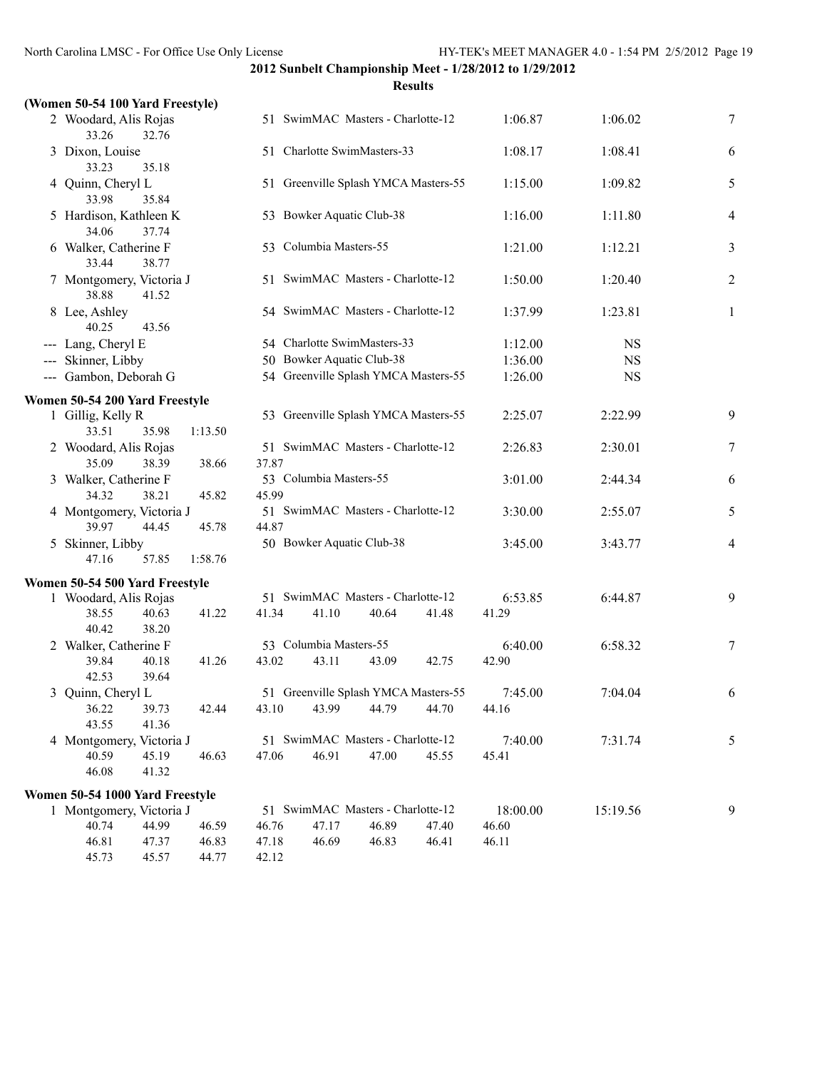**2012 Sunbelt Championship Meet - 1/28/2012 to 1/29/2012**

**Results**

### (Women 50-54 100 Yard Freestyle)

| Place | Name | Age | Team | Seed Time | Finals Time | Points |
|---|---|---|---|---|---|---|
| 2 | Woodard, Alis Rojas | 51 | SwimMAC Masters - Charlotte-12 | 1:06.87 | 1:06.02 | 7 |
| | 33.26 32.76 | | | | | |
| 3 | Dixon, Louise | 51 | Charlotte SwimMasters-33 | 1:08.17 | 1:08.41 | 6 |
| | 33.23 35.18 | | | | | |
| 4 | Quinn, Cheryl L | 51 | Greenville Splash YMCA Masters-55 | 1:15.00 | 1:09.82 | 5 |
| | 33.98 35.84 | | | | | |
| 5 | Hardison, Kathleen K | 53 | Bowker Aquatic Club-38 | 1:16.00 | 1:11.80 | 4 |
| | 34.06 37.74 | | | | | |
| 6 | Walker, Catherine F | 53 | Columbia Masters-55 | 1:21.00 | 1:12.21 | 3 |
| | 33.44 38.77 | | | | | |
| 7 | Montgomery, Victoria J | 51 | SwimMAC Masters - Charlotte-12 | 1:50.00 | 1:20.40 | 2 |
| | 38.88 41.52 | | | | | |
| 8 | Lee, Ashley | 54 | SwimMAC Masters - Charlotte-12 | 1:37.99 | 1:23.81 | 1 |
| | 40.25 43.56 | | | | | |
| --- | Lang, Cheryl E | 54 | Charlotte SwimMasters-33 | 1:12.00 | NS | |
| --- | Skinner, Libby | 50 | Bowker Aquatic Club-38 | 1:36.00 | NS | |
| --- | Gambon, Deborah G | 54 | Greenville Splash YMCA Masters-55 | 1:26.00 | NS | |

### Women 50-54 200 Yard Freestyle

| Place | Name | Age | Team | Seed Time | Finals Time | Points |
|---|---|---|---|---|---|---|
| 1 | Gillig, Kelly R | 53 | Greenville Splash YMCA Masters-55 | 2:25.07 | 2:22.99 | 9 |
| | 33.51 35.98 1:13.50 | | | | | |
| 2 | Woodard, Alis Rojas | 51 | SwimMAC Masters - Charlotte-12 | 2:26.83 | 2:30.01 | 7 |
| | 35.09 38.39 38.66 37.87 | | | | | |
| 3 | Walker, Catherine F | 53 | Columbia Masters-55 | 3:01.00 | 2:44.34 | 6 |
| | 34.32 38.21 45.82 45.99 | | | | | |
| 4 | Montgomery, Victoria J | 51 | SwimMAC Masters - Charlotte-12 | 3:30.00 | 2:55.07 | 5 |
| | 39.97 44.45 45.78 44.87 | | | | | |
| 5 | Skinner, Libby | 50 | Bowker Aquatic Club-38 | 3:45.00 | 3:43.77 | 4 |
| | 47.16 57.85 1:58.76 | | | | | |

### Women 50-54 500 Yard Freestyle

| Place | Name | Age | Team | Seed Time | Finals Time | Points |
|---|---|---|---|---|---|---|
| 1 | Woodard, Alis Rojas | 51 | SwimMAC Masters - Charlotte-12 | 6:53.85 | 6:44.87 | 9 |
| | 38.55 40.63 41.22 41.34 41.10 40.64 41.48 41.29 40.42 38.20 | | | | | |
| 2 | Walker, Catherine F | 53 | Columbia Masters-55 | 6:40.00 | 6:58.32 | 7 |
| | 39.84 40.18 41.26 43.02 43.11 43.09 42.75 42.90 42.53 39.64 | | | | | |
| 3 | Quinn, Cheryl L | 51 | Greenville Splash YMCA Masters-55 | 7:45.00 | 7:04.04 | 6 |
| | 36.22 39.73 42.44 43.10 43.99 44.79 44.70 44.16 43.55 41.36 | | | | | |
| 4 | Montgomery, Victoria J | 51 | SwimMAC Masters - Charlotte-12 | 7:40.00 | 7:31.74 | 5 |
| | 40.59 45.19 46.63 47.06 46.91 47.00 45.55 45.41 46.08 41.32 | | | | | |

### Women 50-54 1000 Yard Freestyle

| Place | Name | Age | Team | Seed Time | Finals Time | Points |
|---|---|---|---|---|---|---|
| 1 | Montgomery, Victoria J | 51 | SwimMAC Masters - Charlotte-12 | 18:00.00 | 15:19.56 | 9 |
| | 40.74 44.99 46.59 46.76 47.17 46.89 47.40 46.60 46.81 47.37 46.83 47.18 46.69 46.83 46.41 46.11 45.73 45.57 44.77 42.12 | | | | | |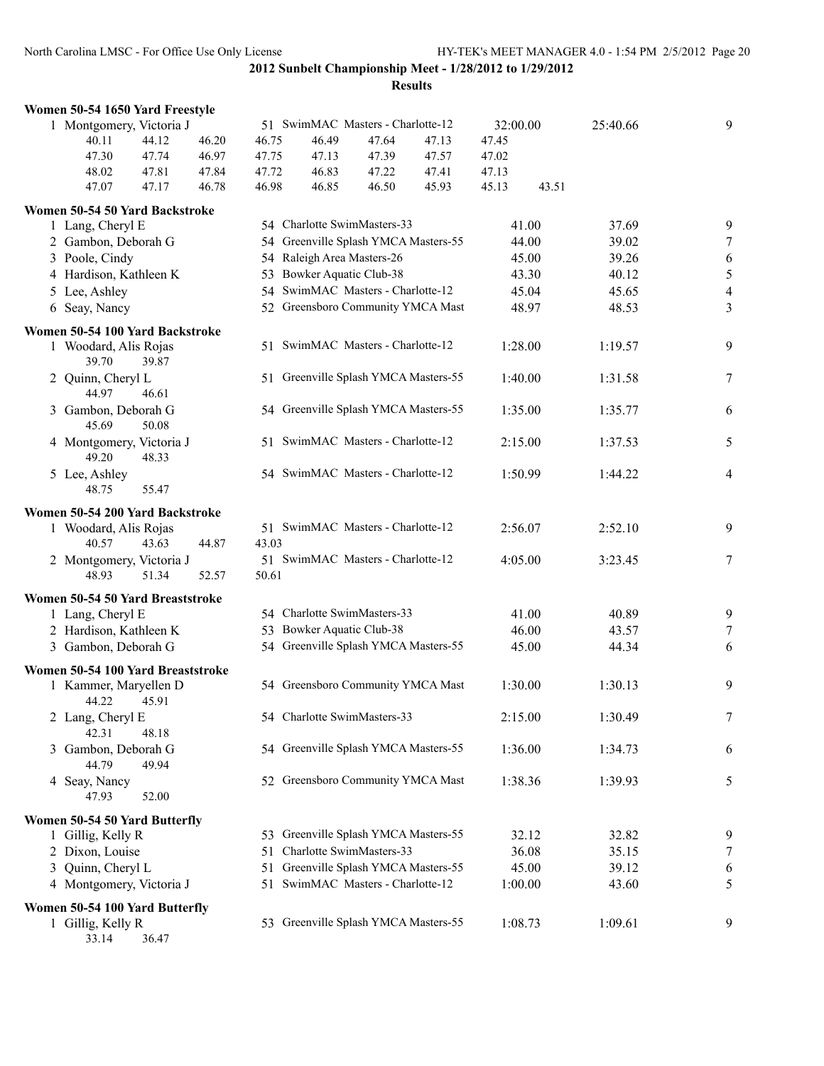## 2012 Sunbelt Championship Meet - 1/28/2012 to 1/29/2012

### Results

**Women 50-54 1650 Yard Freestyle**

1 Montgomery, Victoria J — 51 SwimMAC Masters - Charlotte-12 — 32:00.00 — 25:40.66 — 9

| | | | | | | | | |
|---|---|---|---|---|---|---|---|---|
| 40.11 | 44.12 | 46.20 | 46.75 | 46.49 | 47.64 | 47.13 | 47.45 | |
| 47.30 | 47.74 | 46.97 | 47.75 | 47.13 | 47.39 | 47.57 | 47.02 | |
| 48.02 | 47.81 | 47.84 | 47.72 | 46.83 | 47.22 | 47.41 | 47.13 | |
| 47.07 | 47.17 | 46.78 | 46.98 | 46.85 | 46.50 | 45.93 | 45.13 | 43.51 |

**Women 50-54 50 Yard Backstroke**

| Place | Name | Age | Team | Seed Time | Finals Time | Points |
|---|---|---|---|---|---|---|
| 1 | Lang, Cheryl E | 54 | Charlotte SwimMasters-33 | 41.00 | 37.69 | 9 |
| 2 | Gambon, Deborah G | 54 | Greenville Splash YMCA Masters-55 | 44.00 | 39.02 | 7 |
| 3 | Poole, Cindy | 54 | Raleigh Area Masters-26 | 45.00 | 39.26 | 6 |
| 4 | Hardison, Kathleen K | 53 | Bowker Aquatic Club-38 | 43.30 | 40.12 | 5 |
| 5 | Lee, Ashley | 54 | SwimMAC Masters - Charlotte-12 | 45.04 | 45.65 | 4 |
| 6 | Seay, Nancy | 52 | Greensboro Community YMCA Mast | 48.97 | 48.53 | 3 |

**Women 50-54 100 Yard Backstroke**

| Place | Name | Age | Team | Seed Time | Finals Time | Points |
|---|---|---|---|---|---|---|
| 1 | Woodard, Alis Rojas | 51 | SwimMAC Masters - Charlotte-12 | 1:28.00 | 1:19.57 | 9 |
| | 39.70 39.87 | | | | | |
| 2 | Quinn, Cheryl L | 51 | Greenville Splash YMCA Masters-55 | 1:40.00 | 1:31.58 | 7 |
| | 44.97 46.61 | | | | | |
| 3 | Gambon, Deborah G | 54 | Greenville Splash YMCA Masters-55 | 1:35.00 | 1:35.77 | 6 |
| | 45.69 50.08 | | | | | |
| 4 | Montgomery, Victoria J | 51 | SwimMAC Masters - Charlotte-12 | 2:15.00 | 1:37.53 | 5 |
| | 49.20 48.33 | | | | | |
| 5 | Lee, Ashley | 54 | SwimMAC Masters - Charlotte-12 | 1:50.99 | 1:44.22 | 4 |
| | 48.75 55.47 | | | | | |

**Women 50-54 200 Yard Backstroke**

| Place | Name | Age | Team | Seed Time | Finals Time | Points |
|---|---|---|---|---|---|---|
| 1 | Woodard, Alis Rojas | 51 | SwimMAC Masters - Charlotte-12 | 2:56.07 | 2:52.10 | 9 |
| | 40.57 43.63 44.87 43.03 | | | | | |
| 2 | Montgomery, Victoria J | 51 | SwimMAC Masters - Charlotte-12 | 4:05.00 | 3:23.45 | 7 |
| | 48.93 51.34 52.57 50.61 | | | | | |

**Women 50-54 50 Yard Breaststroke**

| Place | Name | Age | Team | Seed Time | Finals Time | Points |
|---|---|---|---|---|---|---|
| 1 | Lang, Cheryl E | 54 | Charlotte SwimMasters-33 | 41.00 | 40.89 | 9 |
| 2 | Hardison, Kathleen K | 53 | Bowker Aquatic Club-38 | 46.00 | 43.57 | 7 |
| 3 | Gambon, Deborah G | 54 | Greenville Splash YMCA Masters-55 | 45.00 | 44.34 | 6 |

**Women 50-54 100 Yard Breaststroke**

| Place | Name | Age | Team | Seed Time | Finals Time | Points |
|---|---|---|---|---|---|---|
| 1 | Kammer, Maryellen D | 54 | Greensboro Community YMCA Mast | 1:30.00 | 1:30.13 | 9 |
| | 44.22 45.91 | | | | | |
| 2 | Lang, Cheryl E | 54 | Charlotte SwimMasters-33 | 2:15.00 | 1:30.49 | 7 |
| | 42.31 48.18 | | | | | |
| 3 | Gambon, Deborah G | 54 | Greenville Splash YMCA Masters-55 | 1:36.00 | 1:34.73 | 6 |
| | 44.79 49.94 | | | | | |
| 4 | Seay, Nancy | 52 | Greensboro Community YMCA Mast | 1:38.36 | 1:39.93 | 5 |
| | 47.93 52.00 | | | | | |

**Women 50-54 50 Yard Butterfly**

| Place | Name | Age | Team | Seed Time | Finals Time | Points |
|---|---|---|---|---|---|---|
| 1 | Gillig, Kelly R | 53 | Greenville Splash YMCA Masters-55 | 32.12 | 32.82 | 9 |
| 2 | Dixon, Louise | 51 | Charlotte SwimMasters-33 | 36.08 | 35.15 | 7 |
| 3 | Quinn, Cheryl L | 51 | Greenville Splash YMCA Masters-55 | 45.00 | 39.12 | 6 |
| 4 | Montgomery, Victoria J | 51 | SwimMAC Masters - Charlotte-12 | 1:00.00 | 43.60 | 5 |

**Women 50-54 100 Yard Butterfly**

| Place | Name | Age | Team | Seed Time | Finals Time | Points |
|---|---|---|---|---|---|---|
| 1 | Gillig, Kelly R | 53 | Greenville Splash YMCA Masters-55 | 1:08.73 | 1:09.61 | 9 |
| | 33.14 36.47 | | | | | |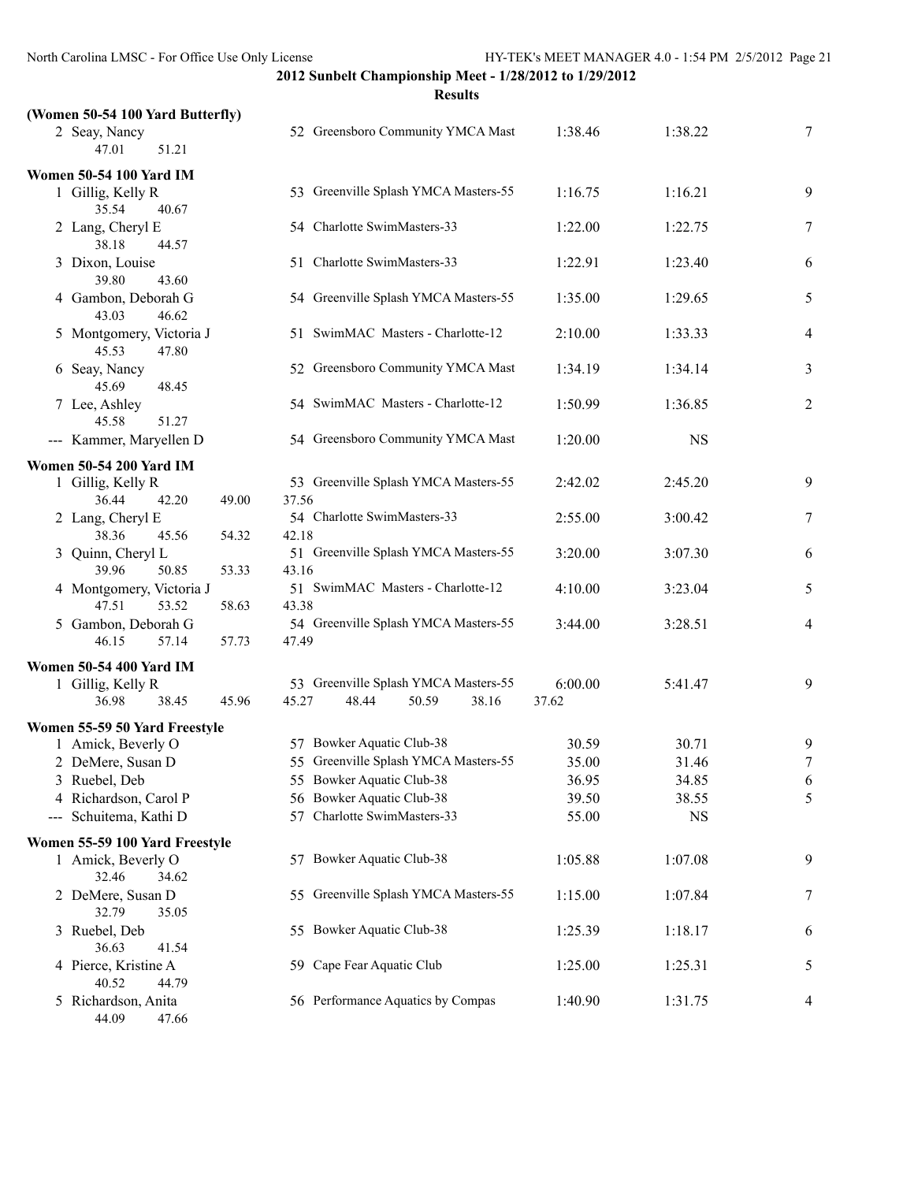## 2012 Sunbelt Championship Meet - 1/28/2012 to 1/29/2012

### Results

**(Women 50-54 100 Yard Butterfly)**

| | Name | Age | Team | Seed Time | Finals Time | Points |
|---|---|---|---|---|---|---|
| 2 | Seay, Nancy | 52 | Greensboro Community YMCA Mast | 1:38.46 | 1:38.22 | 7 |
| | 47.01  51.21 | | | | | |

**Women 50-54 100 Yard IM**

| | Name | Age | Team | Seed Time | Finals Time | Points |
|---|---|---|---|---|---|---|
| 1 | Gillig, Kelly R | 53 | Greenville Splash YMCA Masters-55 | 1:16.75 | 1:16.21 | 9 |
| | 35.54  40.67 | | | | | |
| 2 | Lang, Cheryl E | 54 | Charlotte SwimMasters-33 | 1:22.00 | 1:22.75 | 7 |
| | 38.18  44.57 | | | | | |
| 3 | Dixon, Louise | 51 | Charlotte SwimMasters-33 | 1:22.91 | 1:23.40 | 6 |
| | 39.80  43.60 | | | | | |
| 4 | Gambon, Deborah G | 54 | Greenville Splash YMCA Masters-55 | 1:35.00 | 1:29.65 | 5 |
| | 43.03  46.62 | | | | | |
| 5 | Montgomery, Victoria J | 51 | SwimMAC Masters - Charlotte-12 | 2:10.00 | 1:33.33 | 4 |
| | 45.53  47.80 | | | | | |
| 6 | Seay, Nancy | 52 | Greensboro Community YMCA Mast | 1:34.19 | 1:34.14 | 3 |
| | 45.69  48.45 | | | | | |
| 7 | Lee, Ashley | 54 | SwimMAC Masters - Charlotte-12 | 1:50.99 | 1:36.85 | 2 |
| | 45.58  51.27 | | | | | |
| --- | Kammer, Maryellen D | 54 | Greensboro Community YMCA Mast | 1:20.00 | NS | |

**Women 50-54 200 Yard IM**

| | Name | Age | Team | Seed Time | Finals Time | Points |
|---|---|---|---|---|---|---|
| 1 | Gillig, Kelly R | 53 | Greenville Splash YMCA Masters-55 | 2:42.02 | 2:45.20 | 9 |
| | 36.44  42.20  49.00  37.56 | | | | | |
| 2 | Lang, Cheryl E | 54 | Charlotte SwimMasters-33 | 2:55.00 | 3:00.42 | 7 |
| | 38.36  45.56  54.32  42.18 | | | | | |
| 3 | Quinn, Cheryl L | 51 | Greenville Splash YMCA Masters-55 | 3:20.00 | 3:07.30 | 6 |
| | 39.96  50.85  53.33  43.16 | | | | | |
| 4 | Montgomery, Victoria J | 51 | SwimMAC Masters - Charlotte-12 | 4:10.00 | 3:23.04 | 5 |
| | 47.51  53.52  58.63  43.38 | | | | | |
| 5 | Gambon, Deborah G | 54 | Greenville Splash YMCA Masters-55 | 3:44.00 | 3:28.51 | 4 |
| | 46.15  57.14  57.73  47.49 | | | | | |

**Women 50-54 400 Yard IM**

| | Name | Age | Team | Seed Time | Finals Time | Points |
|---|---|---|---|---|---|---|
| 1 | Gillig, Kelly R | 53 | Greenville Splash YMCA Masters-55 | 6:00.00 | 5:41.47 | 9 |
| | 36.98  38.45  45.96  45.27  48.44  50.59  38.16  37.62 | | | | | |

**Women 55-59 50 Yard Freestyle**

| | Name | Age | Team | Seed Time | Finals Time | Points |
|---|---|---|---|---|---|---|
| 1 | Amick, Beverly O | 57 | Bowker Aquatic Club-38 | 30.59 | 30.71 | 9 |
| 2 | DeMere, Susan D | 55 | Greenville Splash YMCA Masters-55 | 35.00 | 31.46 | 7 |
| 3 | Ruebel, Deb | 55 | Bowker Aquatic Club-38 | 36.95 | 34.85 | 6 |
| 4 | Richardson, Carol P | 56 | Bowker Aquatic Club-38 | 39.50 | 38.55 | 5 |
| --- | Schuitema, Kathi D | 57 | Charlotte SwimMasters-33 | 55.00 | NS | |

**Women 55-59 100 Yard Freestyle**

| | Name | Age | Team | Seed Time | Finals Time | Points |
|---|---|---|---|---|---|---|
| 1 | Amick, Beverly O | 57 | Bowker Aquatic Club-38 | 1:05.88 | 1:07.08 | 9 |
| | 32.46  34.62 | | | | | |
| 2 | DeMere, Susan D | 55 | Greenville Splash YMCA Masters-55 | 1:15.00 | 1:07.84 | 7 |
| | 32.79  35.05 | | | | | |
| 3 | Ruebel, Deb | 55 | Bowker Aquatic Club-38 | 1:25.39 | 1:18.17 | 6 |
| | 36.63  41.54 | | | | | |
| 4 | Pierce, Kristine A | 59 | Cape Fear Aquatic Club | 1:25.00 | 1:25.31 | 5 |
| | 40.52  44.79 | | | | | |
| 5 | Richardson, Anita | 56 | Performance Aquatics by Compas | 1:40.90 | 1:31.75 | 4 |
| | 44.09  47.66 | | | | | |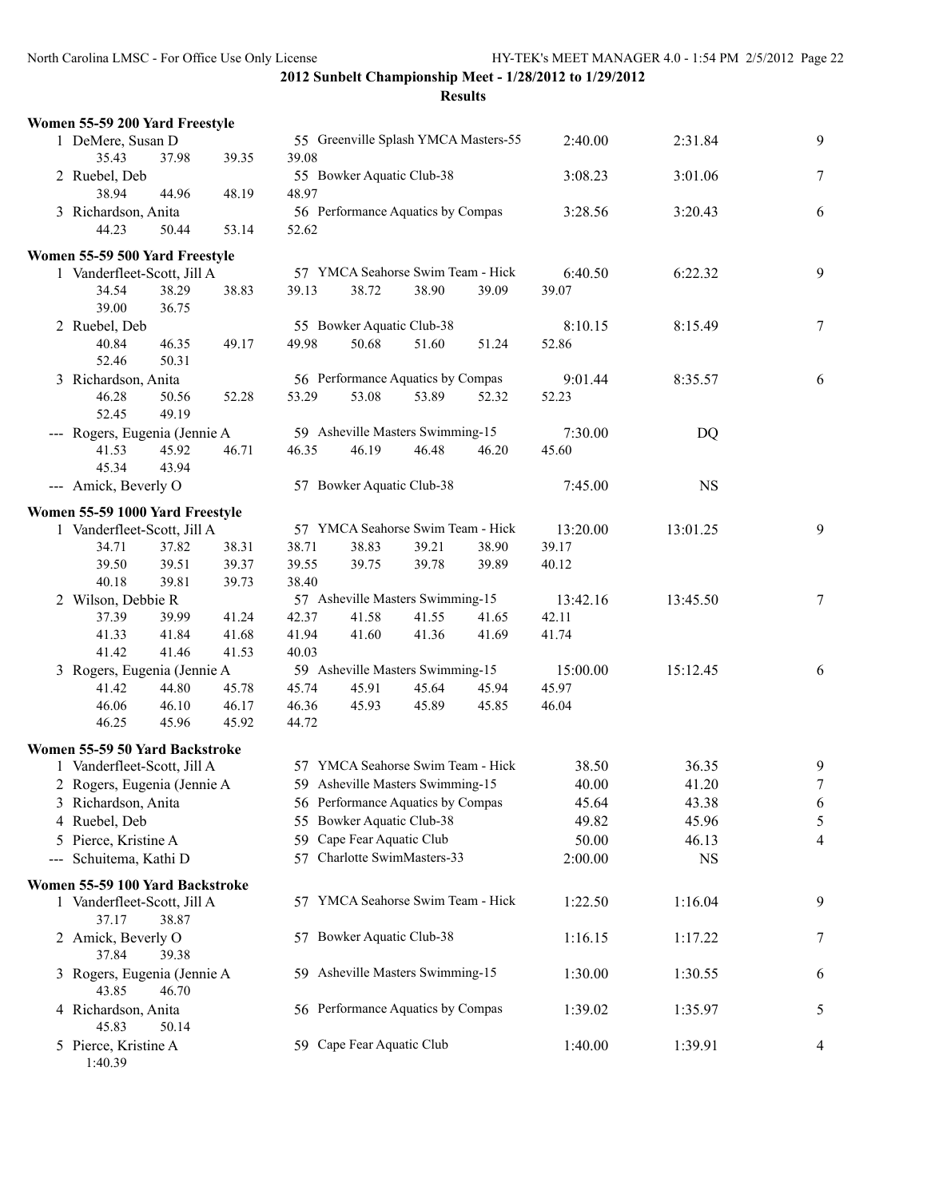## 2012 Sunbelt Championship Meet - 1/28/2012 to 1/29/2012

### Results

#### Women 55-59 200 Yard Freestyle

| Place | Name | Age | Team | Seed Time | Finals Time | Points |
|---|---|---|---|---|---|---|
| 1 | DeMere, Susan D | 55 | Greenville Splash YMCA Masters-55 | 2:40.00 | 2:31.84 | 9 |
| | 35.43 37.98 39.35 39.08 | | | | | |
| 2 | Ruebel, Deb | 55 | Bowker Aquatic Club-38 | 3:08.23 | 3:01.06 | 7 |
| | 38.94 44.96 48.19 48.97 | | | | | |
| 3 | Richardson, Anita | 56 | Performance Aquatics by Compas | 3:28.56 | 3:20.43 | 6 |
| | 44.23 50.44 53.14 52.62 | | | | | |

#### Women 55-59 500 Yard Freestyle

| Place | Name | Age | Team | Seed Time | Finals Time | Points |
|---|---|---|---|---|---|---|
| 1 | Vanderfleet-Scott, Jill A | 57 | YMCA Seahorse Swim Team - Hick | 6:40.50 | 6:22.32 | 9 |
| | 34.54 38.29 38.83 39.13 38.72 38.90 39.09 39.07 39.00 36.75 | | | | | |
| 2 | Ruebel, Deb | 55 | Bowker Aquatic Club-38 | 8:10.15 | 8:15.49 | 7 |
| | 40.84 46.35 49.17 49.98 50.68 51.60 51.24 52.86 52.46 50.31 | | | | | |
| 3 | Richardson, Anita | 56 | Performance Aquatics by Compas | 9:01.44 | 8:35.57 | 6 |
| | 46.28 50.56 52.28 53.29 53.08 53.89 52.32 52.23 52.45 49.19 | | | | | |
| --- | Rogers, Eugenia (Jennie A | 59 | Asheville Masters Swimming-15 | 7:30.00 | DQ | |
| | 41.53 45.92 46.71 46.35 46.19 46.48 46.20 45.60 45.34 43.94 | | | | | |
| --- | Amick, Beverly O | 57 | Bowker Aquatic Club-38 | 7:45.00 | NS | |

#### Women 55-59 1000 Yard Freestyle

| Place | Name | Age | Team | Seed Time | Finals Time | Points |
|---|---|---|---|---|---|---|
| 1 | Vanderfleet-Scott, Jill A | 57 | YMCA Seahorse Swim Team - Hick | 13:20.00 | 13:01.25 | 9 |
| | 34.71 37.82 38.31 38.71 38.83 39.21 38.90 39.17 39.50 39.51 39.37 39.55 39.75 39.78 39.89 40.12 40.18 39.81 39.73 38.40 | | | | | |
| 2 | Wilson, Debbie R | 57 | Asheville Masters Swimming-15 | 13:42.16 | 13:45.50 | 7 |
| | 37.39 39.99 41.24 42.37 41.58 41.55 41.65 42.11 41.33 41.84 41.68 41.94 41.60 41.36 41.69 41.74 41.42 41.46 41.53 40.03 | | | | | |
| 3 | Rogers, Eugenia (Jennie A | 59 | Asheville Masters Swimming-15 | 15:00.00 | 15:12.45 | 6 |
| | 41.42 44.80 45.78 45.74 45.91 45.64 45.94 45.97 46.06 46.10 46.17 46.36 45.93 45.89 45.85 46.04 46.25 45.96 45.92 44.72 | | | | | |

#### Women 55-59 50 Yard Backstroke

| Place | Name | Age | Team | Seed Time | Finals Time | Points |
|---|---|---|---|---|---|---|
| 1 | Vanderfleet-Scott, Jill A | 57 | YMCA Seahorse Swim Team - Hick | 38.50 | 36.35 | 9 |
| 2 | Rogers, Eugenia (Jennie A | 59 | Asheville Masters Swimming-15 | 40.00 | 41.20 | 7 |
| 3 | Richardson, Anita | 56 | Performance Aquatics by Compas | 45.64 | 43.38 | 6 |
| 4 | Ruebel, Deb | 55 | Bowker Aquatic Club-38 | 49.82 | 45.96 | 5 |
| 5 | Pierce, Kristine A | 59 | Cape Fear Aquatic Club | 50.00 | 46.13 | 4 |
| --- | Schuitema, Kathi D | 57 | Charlotte SwimMasters-33 | 2:00.00 | NS | |

#### Women 55-59 100 Yard Backstroke

| Place | Name | Age | Team | Seed Time | Finals Time | Points |
|---|---|---|---|---|---|---|
| 1 | Vanderfleet-Scott, Jill A | 57 | YMCA Seahorse Swim Team - Hick | 1:22.50 | 1:16.04 | 9 |
| | 37.17 38.87 | | | | | |
| 2 | Amick, Beverly O | 57 | Bowker Aquatic Club-38 | 1:16.15 | 1:17.22 | 7 |
| | 37.84 39.38 | | | | | |
| 3 | Rogers, Eugenia (Jennie A | 59 | Asheville Masters Swimming-15 | 1:30.00 | 1:30.55 | 6 |
| | 43.85 46.70 | | | | | |
| 4 | Richardson, Anita | 56 | Performance Aquatics by Compas | 1:39.02 | 1:35.97 | 5 |
| | 45.83 50.14 | | | | | |
| 5 | Pierce, Kristine A | 59 | Cape Fear Aquatic Club | 1:40.00 | 1:39.91 | 4 |
| | 1:40.39 | | | | | |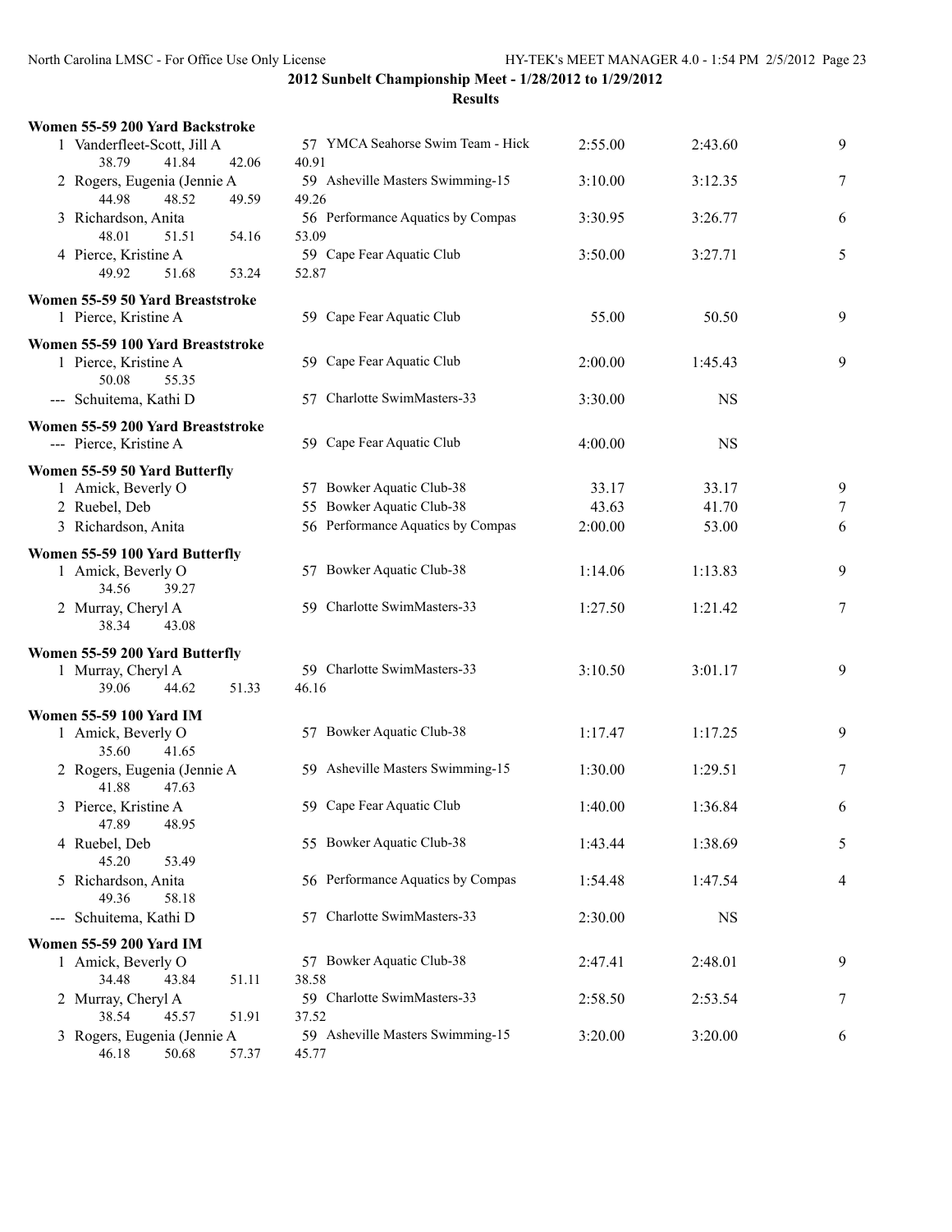**2012 Sunbelt Championship Meet - 1/28/2012 to 1/29/2012**

**Results**

### Women 55-59 200 Yard Backstroke

| Place | Name | Age | Team | Seed Time | Finals Time | Points |
|---|---|---|---|---|---|---|
| 1 | Vanderfleet-Scott, Jill A | 57 | YMCA Seahorse Swim Team - Hick | 2:55.00 | 2:43.60 | 9 |
| | 38.79 41.84 42.06 40.91 | | | | | |
| 2 | Rogers, Eugenia (Jennie A | 59 | Asheville Masters Swimming-15 | 3:10.00 | 3:12.35 | 7 |
| | 44.98 48.52 49.59 49.26 | | | | | |
| 3 | Richardson, Anita | 56 | Performance Aquatics by Compas | 3:30.95 | 3:26.77 | 6 |
| | 48.01 51.51 54.16 53.09 | | | | | |
| 4 | Pierce, Kristine A | 59 | Cape Fear Aquatic Club | 3:50.00 | 3:27.71 | 5 |
| | 49.92 51.68 53.24 52.87 | | | | | |

### Women 55-59 50 Yard Breaststroke

| Place | Name | Age | Team | Seed Time | Finals Time | Points |
|---|---|---|---|---|---|---|
| 1 | Pierce, Kristine A | 59 | Cape Fear Aquatic Club | 55.00 | 50.50 | 9 |

### Women 55-59 100 Yard Breaststroke

| Place | Name | Age | Team | Seed Time | Finals Time | Points |
|---|---|---|---|---|---|---|
| 1 | Pierce, Kristine A | 59 | Cape Fear Aquatic Club | 2:00.00 | 1:45.43 | 9 |
| | 50.08 55.35 | | | | | |
| --- | Schuitema, Kathi D | 57 | Charlotte SwimMasters-33 | 3:30.00 | NS | |

### Women 55-59 200 Yard Breaststroke

| Place | Name | Age | Team | Seed Time | Finals Time | Points |
|---|---|---|---|---|---|---|
| --- | Pierce, Kristine A | 59 | Cape Fear Aquatic Club | 4:00.00 | NS | |

### Women 55-59 50 Yard Butterfly

| Place | Name | Age | Team | Seed Time | Finals Time | Points |
|---|---|---|---|---|---|---|
| 1 | Amick, Beverly O | 57 | Bowker Aquatic Club-38 | 33.17 | 33.17 | 9 |
| 2 | Ruebel, Deb | 55 | Bowker Aquatic Club-38 | 43.63 | 41.70 | 7 |
| 3 | Richardson, Anita | 56 | Performance Aquatics by Compas | 2:00.00 | 53.00 | 6 |

### Women 55-59 100 Yard Butterfly

| Place | Name | Age | Team | Seed Time | Finals Time | Points |
|---|---|---|---|---|---|---|
| 1 | Amick, Beverly O | 57 | Bowker Aquatic Club-38 | 1:14.06 | 1:13.83 | 9 |
| | 34.56 39.27 | | | | | |
| 2 | Murray, Cheryl A | 59 | Charlotte SwimMasters-33 | 1:27.50 | 1:21.42 | 7 |
| | 38.34 43.08 | | | | | |

### Women 55-59 200 Yard Butterfly

| Place | Name | Age | Team | Seed Time | Finals Time | Points |
|---|---|---|---|---|---|---|
| 1 | Murray, Cheryl A | 59 | Charlotte SwimMasters-33 | 3:10.50 | 3:01.17 | 9 |
| | 39.06 44.62 51.33 46.16 | | | | | |

### Women 55-59 100 Yard IM

| Place | Name | Age | Team | Seed Time | Finals Time | Points |
|---|---|---|---|---|---|---|
| 1 | Amick, Beverly O | 57 | Bowker Aquatic Club-38 | 1:17.47 | 1:17.25 | 9 |
| | 35.60 41.65 | | | | | |
| 2 | Rogers, Eugenia (Jennie A | 59 | Asheville Masters Swimming-15 | 1:30.00 | 1:29.51 | 7 |
| | 41.88 47.63 | | | | | |
| 3 | Pierce, Kristine A | 59 | Cape Fear Aquatic Club | 1:40.00 | 1:36.84 | 6 |
| | 47.89 48.95 | | | | | |
| 4 | Ruebel, Deb | 55 | Bowker Aquatic Club-38 | 1:43.44 | 1:38.69 | 5 |
| | 45.20 53.49 | | | | | |
| 5 | Richardson, Anita | 56 | Performance Aquatics by Compas | 1:54.48 | 1:47.54 | 4 |
| | 49.36 58.18 | | | | | |
| --- | Schuitema, Kathi D | 57 | Charlotte SwimMasters-33 | 2:30.00 | NS | |

### Women 55-59 200 Yard IM

| Place | Name | Age | Team | Seed Time | Finals Time | Points |
|---|---|---|---|---|---|---|
| 1 | Amick, Beverly O | 57 | Bowker Aquatic Club-38 | 2:47.41 | 2:48.01 | 9 |
| | 34.48 43.84 51.11 38.58 | | | | | |
| 2 | Murray, Cheryl A | 59 | Charlotte SwimMasters-33 | 2:58.50 | 2:53.54 | 7 |
| | 38.54 45.57 51.91 37.52 | | | | | |
| 3 | Rogers, Eugenia (Jennie A | 59 | Asheville Masters Swimming-15 | 3:20.00 | 3:20.00 | 6 |
| | 46.18 50.68 57.37 45.77 | | | | | |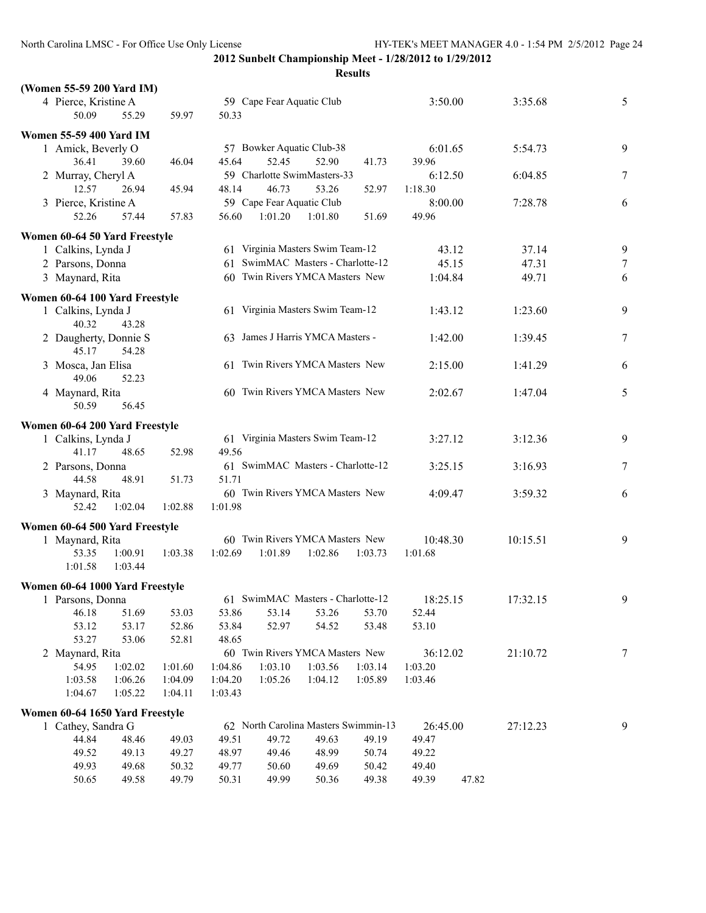## 2012 Sunbelt Championship Meet - 1/28/2012 to 1/29/2012

### Results

**(Women 55-59 200 Yard IM)**

| | Name | Age | Team | Seed Time | Finals Time | Points |
|---|---|---|---|---|---|---|
| 4 | Pierce, Kristine A | 59 | Cape Fear Aquatic Club | 3:50.00 | 3:35.68 | 5 |

50.09 55.29 59.97 50.33

**Women 55-59 400 Yard IM**

| | Name | Age | Team | Seed Time | Finals Time | Points |
|---|---|---|---|---|---|---|
| 1 | Amick, Beverly O | 57 | Bowker Aquatic Club-38 | 6:01.65 | 5:54.73 | 9 |
| 2 | Murray, Cheryl A | 59 | Charlotte SwimMasters-33 | 6:12.50 | 6:04.85 | 7 |
| 3 | Pierce, Kristine A | 59 | Cape Fear Aquatic Club | 8:00.00 | 7:28.78 | 6 |

Splits:
- Amick, Beverly O: 36.41 39.60 46.04 45.64 52.45 52.90 41.73 39.96
- Murray, Cheryl A: 12.57 26.94 45.94 48.14 46.73 53.26 52.97 1:18.30
- Pierce, Kristine A: 52.26 57.44 57.83 56.60 1:01.20 1:01.80 51.69 49.96

**Women 60-64 50 Yard Freestyle**

| | Name | Age | Team | Seed Time | Finals Time | Points |
|---|---|---|---|---|---|---|
| 1 | Calkins, Lynda J | 61 | Virginia Masters Swim Team-12 | 43.12 | 37.14 | 9 |
| 2 | Parsons, Donna | 61 | SwimMAC Masters - Charlotte-12 | 45.15 | 47.31 | 7 |
| 3 | Maynard, Rita | 60 | Twin Rivers YMCA Masters New | 1:04.84 | 49.71 | 6 |

**Women 60-64 100 Yard Freestyle**

| | Name | Age | Team | Seed Time | Finals Time | Points |
|---|---|---|---|---|---|---|
| 1 | Calkins, Lynda J | 61 | Virginia Masters Swim Team-12 | 1:43.12 | 1:23.60 | 9 |
| 2 | Daugherty, Donnie S | 63 | James J Harris YMCA Masters - | 1:42.00 | 1:39.45 | 7 |
| 3 | Mosca, Jan Elisa | 61 | Twin Rivers YMCA Masters New | 2:15.00 | 1:41.29 | 6 |
| 4 | Maynard, Rita | 60 | Twin Rivers YMCA Masters New | 2:02.67 | 1:47.04 | 5 |

Splits:
- Calkins, Lynda J: 40.32 43.28
- Daugherty, Donnie S: 45.17 54.28
- Mosca, Jan Elisa: 49.06 52.23
- Maynard, Rita: 50.59 56.45

**Women 60-64 200 Yard Freestyle**

| | Name | Age | Team | Seed Time | Finals Time | Points |
|---|---|---|---|---|---|---|
| 1 | Calkins, Lynda J | 61 | Virginia Masters Swim Team-12 | 3:27.12 | 3:12.36 | 9 |
| 2 | Parsons, Donna | 61 | SwimMAC Masters - Charlotte-12 | 3:25.15 | 3:16.93 | 7 |
| 3 | Maynard, Rita | 60 | Twin Rivers YMCA Masters New | 4:09.47 | 3:59.32 | 6 |

Splits:
- Calkins, Lynda J: 41.17 48.65 52.98 49.56
- Parsons, Donna: 44.58 48.91 51.73 51.71
- Maynard, Rita: 52.42 1:02.04 1:02.88 1:01.98

**Women 60-64 500 Yard Freestyle**

| | Name | Age | Team | Seed Time | Finals Time | Points |
|---|---|---|---|---|---|---|
| 1 | Maynard, Rita | 60 | Twin Rivers YMCA Masters New | 10:48.30 | 10:15.51 | 9 |

Splits: 53.35 1:00.91 1:03.38 1:02.69 1:01.89 1:02.86 1:03.73 1:01.68 1:01.58 1:03.44

**Women 60-64 1000 Yard Freestyle**

| | Name | Age | Team | Seed Time | Finals Time | Points |
|---|---|---|---|---|---|---|
| 1 | Parsons, Donna | 61 | SwimMAC Masters - Charlotte-12 | 18:25.15 | 17:32.15 | 9 |
| 2 | Maynard, Rita | 60 | Twin Rivers YMCA Masters New | 36:12.02 | 21:10.72 | 7 |

Splits:
- Parsons, Donna: 46.18 51.69 53.03 53.86 53.14 53.26 53.70 52.44 53.12 53.17 52.86 53.84 52.97 54.52 53.48 53.10 53.27 53.06 52.81 48.65
- Maynard, Rita: 54.95 1:02.02 1:01.60 1:04.86 1:03.10 1:03.56 1:03.14 1:03.20 1:03.58 1:06.26 1:04.09 1:04.20 1:05.26 1:04.12 1:05.89 1:03.46 1:04.67 1:05.22 1:04.11 1:03.43

**Women 60-64 1650 Yard Freestyle**

| | Name | Age | Team | Seed Time | Finals Time | Points |
|---|---|---|---|---|---|---|
| 1 | Cathey, Sandra G | 62 | North Carolina Masters Swimmin-13 | 26:45.00 | 27:12.23 | 9 |

Splits: 44.84 48.46 49.03 49.51 49.72 49.63 49.19 49.47 49.52 49.13 49.27 48.97 49.46 48.99 50.74 49.22 49.93 49.68 50.32 49.77 50.60 49.69 50.42 49.40 50.65 49.58 49.79 50.31 49.99 50.36 49.38 49.39 47.82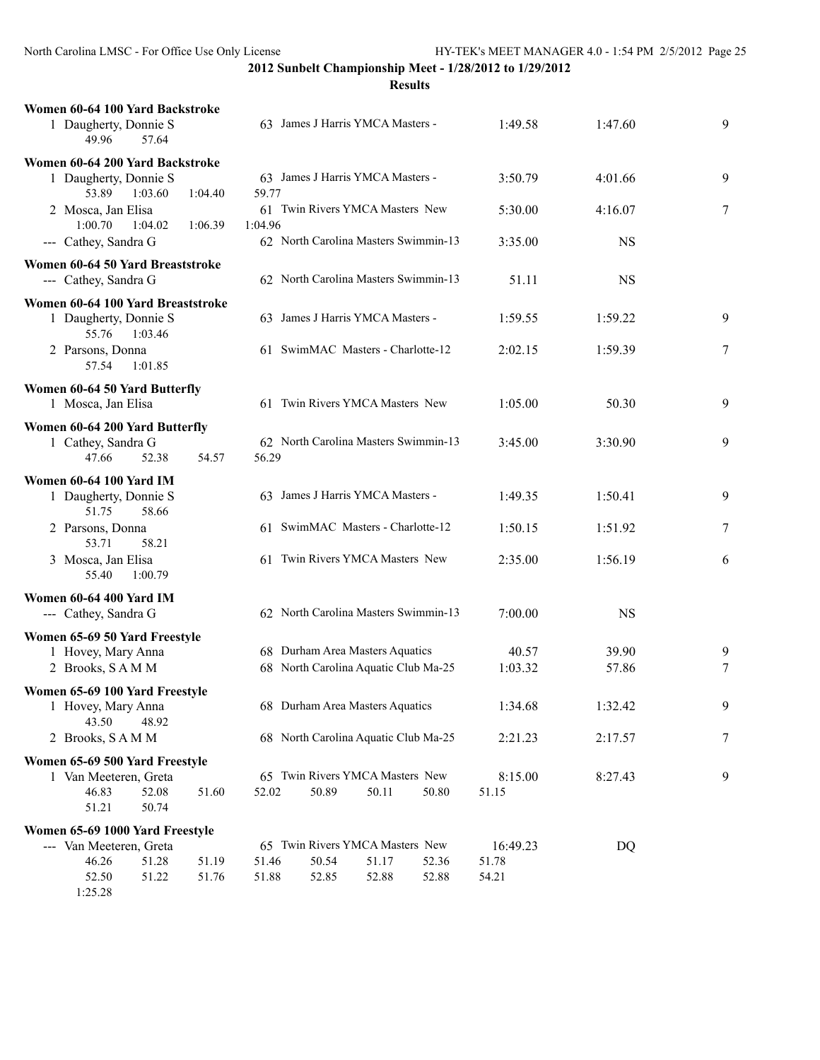## 2012 Sunbelt Championship Meet - 1/28/2012 to 1/29/2012

### Results

**Women 60-64 100 Yard Backstroke**

| Place | Name | Age | Team | Seed Time | Finals Time | Points |
|---|---|---|---|---|---|---|
| 1 | Daugherty, Donnie S | 63 | James J Harris YMCA Masters - | 1:49.58 | 1:47.60 | 9 |
| | 49.96 57.64 | | | | | |

**Women 60-64 200 Yard Backstroke**

| Place | Name | Age | Team | Seed Time | Finals Time | Points |
|---|---|---|---|---|---|---|
| 1 | Daugherty, Donnie S | 63 | James J Harris YMCA Masters - | 3:50.79 | 4:01.66 | 9 |
| | 53.89 1:03.60 1:04.40 59.77 | | | | | |
| 2 | Mosca, Jan Elisa | 61 | Twin Rivers YMCA Masters New | 5:30.00 | 4:16.07 | 7 |
| | 1:00.70 1:04.02 1:06.39 1:04.96 | | | | | |
| --- | Cathey, Sandra G | 62 | North Carolina Masters Swimmin-13 | 3:35.00 | NS | |

**Women 60-64 50 Yard Breaststroke**

| Place | Name | Age | Team | Seed Time | Finals Time | Points |
|---|---|---|---|---|---|---|
| --- | Cathey, Sandra G | 62 | North Carolina Masters Swimmin-13 | 51.11 | NS | |

**Women 60-64 100 Yard Breaststroke**

| Place | Name | Age | Team | Seed Time | Finals Time | Points |
|---|---|---|---|---|---|---|
| 1 | Daugherty, Donnie S | 63 | James J Harris YMCA Masters - | 1:59.55 | 1:59.22 | 9 |
| | 55.76 1:03.46 | | | | | |
| 2 | Parsons, Donna | 61 | SwimMAC Masters - Charlotte-12 | 2:02.15 | 1:59.39 | 7 |
| | 57.54 1:01.85 | | | | | |

**Women 60-64 50 Yard Butterfly**

| Place | Name | Age | Team | Seed Time | Finals Time | Points |
|---|---|---|---|---|---|---|
| 1 | Mosca, Jan Elisa | 61 | Twin Rivers YMCA Masters New | 1:05.00 | 50.30 | 9 |

**Women 60-64 200 Yard Butterfly**

| Place | Name | Age | Team | Seed Time | Finals Time | Points |
|---|---|---|---|---|---|---|
| 1 | Cathey, Sandra G | 62 | North Carolina Masters Swimmin-13 | 3:45.00 | 3:30.90 | 9 |
| | 47.66 52.38 54.57 56.29 | | | | | |

**Women 60-64 100 Yard IM**

| Place | Name | Age | Team | Seed Time | Finals Time | Points |
|---|---|---|---|---|---|---|
| 1 | Daugherty, Donnie S | 63 | James J Harris YMCA Masters - | 1:49.35 | 1:50.41 | 9 |
| | 51.75 58.66 | | | | | |
| 2 | Parsons, Donna | 61 | SwimMAC Masters - Charlotte-12 | 1:50.15 | 1:51.92 | 7 |
| | 53.71 58.21 | | | | | |
| 3 | Mosca, Jan Elisa | 61 | Twin Rivers YMCA Masters New | 2:35.00 | 1:56.19 | 6 |
| | 55.40 1:00.79 | | | | | |

**Women 60-64 400 Yard IM**

| Place | Name | Age | Team | Seed Time | Finals Time | Points |
|---|---|---|---|---|---|---|
| --- | Cathey, Sandra G | 62 | North Carolina Masters Swimmin-13 | 7:00.00 | NS | |

**Women 65-69 50 Yard Freestyle**

| Place | Name | Age | Team | Seed Time | Finals Time | Points |
|---|---|---|---|---|---|---|
| 1 | Hovey, Mary Anna | 68 | Durham Area Masters Aquatics | 40.57 | 39.90 | 9 |
| 2 | Brooks, S A M M | 68 | North Carolina Aquatic Club Ma-25 | 1:03.32 | 57.86 | 7 |

**Women 65-69 100 Yard Freestyle**

| Place | Name | Age | Team | Seed Time | Finals Time | Points |
|---|---|---|---|---|---|---|
| 1 | Hovey, Mary Anna | 68 | Durham Area Masters Aquatics | 1:34.68 | 1:32.42 | 9 |
| | 43.50 48.92 | | | | | |
| 2 | Brooks, S A M M | 68 | North Carolina Aquatic Club Ma-25 | 2:21.23 | 2:17.57 | 7 |

**Women 65-69 500 Yard Freestyle**

| Place | Name | Age | Team | Seed Time | Finals Time | Points |
|---|---|---|---|---|---|---|
| 1 | Van Meeteren, Greta | 65 | Twin Rivers YMCA Masters New | 8:15.00 | 8:27.43 | 9 |
| | 46.83 52.08 51.60 52.02 50.89 50.11 50.80 51.15 | | | | | |
| | 51.21 50.74 | | | | | |

**Women 65-69 1000 Yard Freestyle**

| Place | Name | Age | Team | Seed Time | Finals Time | Points |
|---|---|---|---|---|---|---|
| --- | Van Meeteren, Greta | 65 | Twin Rivers YMCA Masters New | 16:49.23 | DQ | |
| | 46.26 51.28 51.19 51.46 50.54 51.17 52.36 51.78 | | | | | |
| | 52.50 51.22 51.76 51.88 52.85 52.88 52.88 54.21 | | | | | |
| | 1:25.28 | | | | | |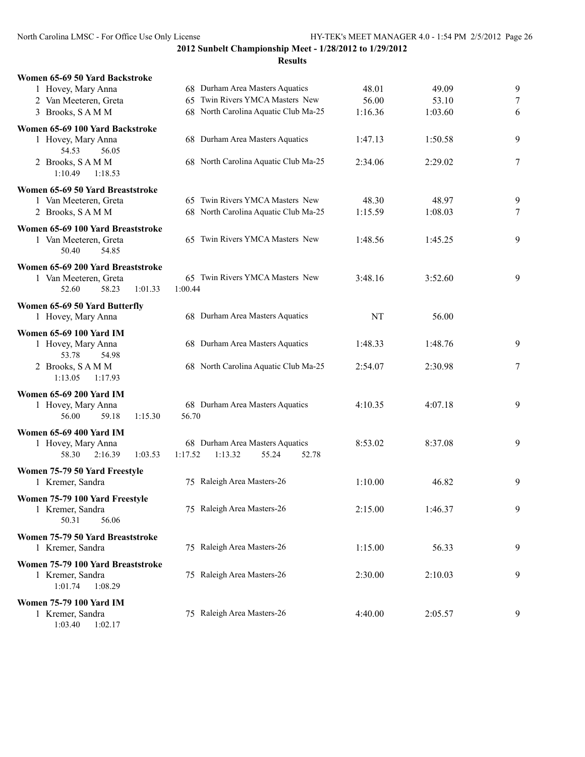**2012 Sunbelt Championship Meet - 1/28/2012 to 1/29/2012**

**Results**

**Women 65-69 50 Yard Backstroke**

| Place | Name | Age | Team | Seed Time | Finals Time | Points |
|---|---|---|---|---|---|---|
| 1 | Hovey, Mary Anna | 68 | Durham Area Masters Aquatics | 48.01 | 49.09 | 9 |
| 2 | Van Meeteren, Greta | 65 | Twin Rivers YMCA Masters New | 56.00 | 53.10 | 7 |
| 3 | Brooks, S A M M | 68 | North Carolina Aquatic Club Ma-25 | 1:16.36 | 1:03.60 | 6 |

**Women 65-69 100 Yard Backstroke**

| Place | Name | Age | Team | Seed Time | Finals Time | Points |
|---|---|---|---|---|---|---|
| 1 | Hovey, Mary Anna | 68 | Durham Area Masters Aquatics | 1:47.13 | 1:50.58 | 9 |
| | 54.53 56.05 | | | | | |
| 2 | Brooks, S A M M | 68 | North Carolina Aquatic Club Ma-25 | 2:34.06 | 2:29.02 | 7 |
| | 1:10.49 1:18.53 | | | | | |

**Women 65-69 50 Yard Breaststroke**

| Place | Name | Age | Team | Seed Time | Finals Time | Points |
|---|---|---|---|---|---|---|
| 1 | Van Meeteren, Greta | 65 | Twin Rivers YMCA Masters New | 48.30 | 48.97 | 9 |
| 2 | Brooks, S A M M | 68 | North Carolina Aquatic Club Ma-25 | 1:15.59 | 1:08.03 | 7 |

**Women 65-69 100 Yard Breaststroke**

| Place | Name | Age | Team | Seed Time | Finals Time | Points |
|---|---|---|---|---|---|---|
| 1 | Van Meeteren, Greta | 65 | Twin Rivers YMCA Masters New | 1:48.56 | 1:45.25 | 9 |
| | 50.40 54.85 | | | | | |

**Women 65-69 200 Yard Breaststroke**

| Place | Name | Age | Team | Seed Time | Finals Time | Points |
|---|---|---|---|---|---|---|
| 1 | Van Meeteren, Greta | 65 | Twin Rivers YMCA Masters New | 3:48.16 | 3:52.60 | 9 |
| | 52.60 58.23 1:01.33 1:00.44 | | | | | |

**Women 65-69 50 Yard Butterfly**

| Place | Name | Age | Team | Seed Time | Finals Time | Points |
|---|---|---|---|---|---|---|
| 1 | Hovey, Mary Anna | 68 | Durham Area Masters Aquatics | NT | 56.00 | |

**Women 65-69 100 Yard IM**

| Place | Name | Age | Team | Seed Time | Finals Time | Points |
|---|---|---|---|---|---|---|
| 1 | Hovey, Mary Anna | 68 | Durham Area Masters Aquatics | 1:48.33 | 1:48.76 | 9 |
| | 53.78 54.98 | | | | | |
| 2 | Brooks, S A M M | 68 | North Carolina Aquatic Club Ma-25 | 2:54.07 | 2:30.98 | 7 |
| | 1:13.05 1:17.93 | | | | | |

**Women 65-69 200 Yard IM**

| Place | Name | Age | Team | Seed Time | Finals Time | Points |
|---|---|---|---|---|---|---|
| 1 | Hovey, Mary Anna | 68 | Durham Area Masters Aquatics | 4:10.35 | 4:07.18 | 9 |
| | 56.00 59.18 1:15.30 56.70 | | | | | |

**Women 65-69 400 Yard IM**

| Place | Name | Age | Team | Seed Time | Finals Time | Points |
|---|---|---|---|---|---|---|
| 1 | Hovey, Mary Anna | 68 | Durham Area Masters Aquatics | 8:53.02 | 8:37.08 | 9 |
| | 58.30 2:16.39 1:03.53 1:17.52 1:13.32 55.24 52.78 | | | | | |

**Women 75-79 50 Yard Freestyle**

| Place | Name | Age | Team | Seed Time | Finals Time | Points |
|---|---|---|---|---|---|---|
| 1 | Kremer, Sandra | 75 | Raleigh Area Masters-26 | 1:10.00 | 46.82 | 9 |

**Women 75-79 100 Yard Freestyle**

| Place | Name | Age | Team | Seed Time | Finals Time | Points |
|---|---|---|---|---|---|---|
| 1 | Kremer, Sandra | 75 | Raleigh Area Masters-26 | 2:15.00 | 1:46.37 | 9 |
| | 50.31 56.06 | | | | | |

**Women 75-79 50 Yard Breaststroke**

| Place | Name | Age | Team | Seed Time | Finals Time | Points |
|---|---|---|---|---|---|---|
| 1 | Kremer, Sandra | 75 | Raleigh Area Masters-26 | 1:15.00 | 56.33 | 9 |

**Women 75-79 100 Yard Breaststroke**

| Place | Name | Age | Team | Seed Time | Finals Time | Points |
|---|---|---|---|---|---|---|
| 1 | Kremer, Sandra | 75 | Raleigh Area Masters-26 | 2:30.00 | 2:10.03 | 9 |
| | 1:01.74 1:08.29 | | | | | |

**Women 75-79 100 Yard IM**

| Place | Name | Age | Team | Seed Time | Finals Time | Points |
|---|---|---|---|---|---|---|
| 1 | Kremer, Sandra | 75 | Raleigh Area Masters-26 | 4:40.00 | 2:05.57 | 9 |
| | 1:03.40 1:02.17 | | | | | |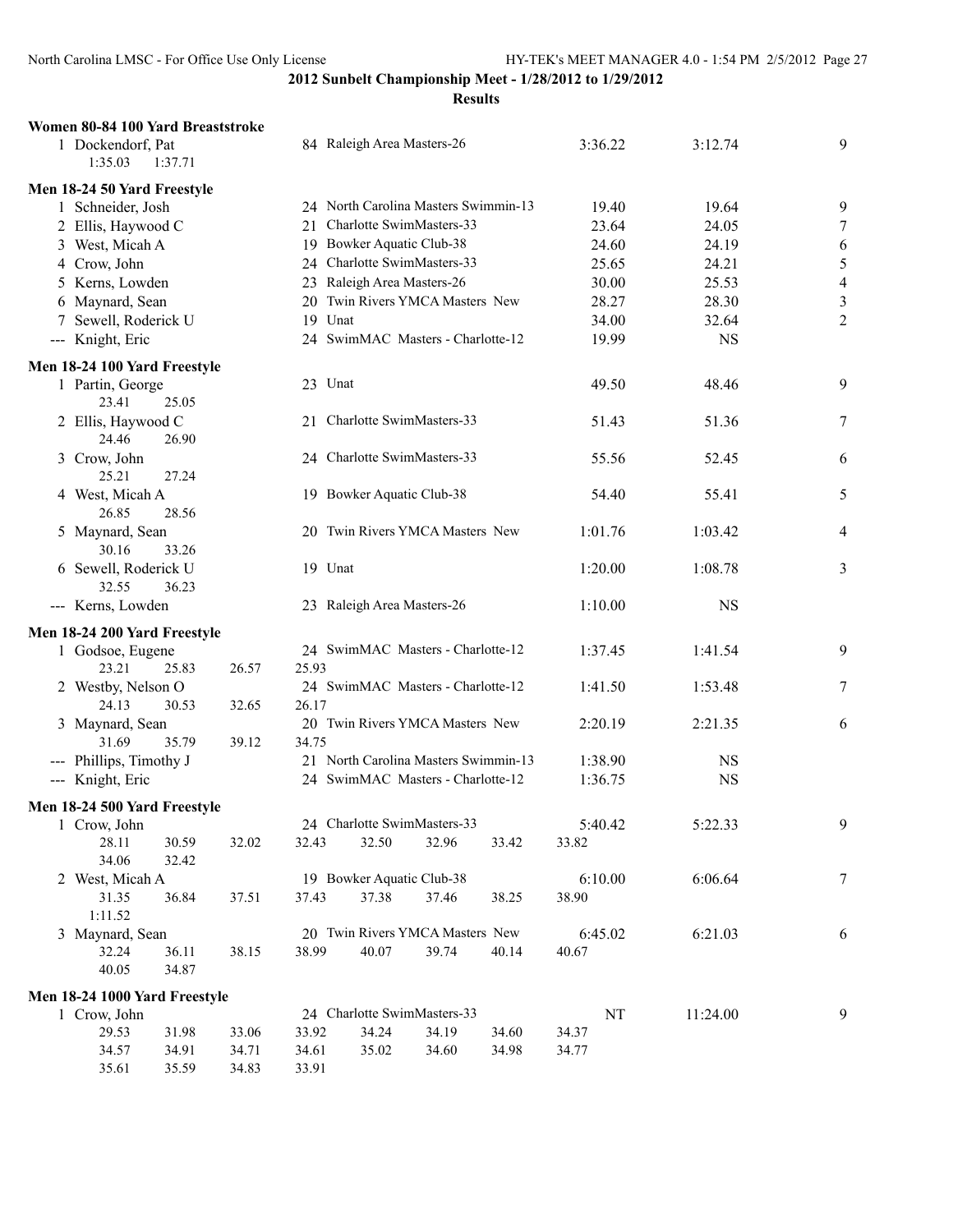**2012 Sunbelt Championship Meet - 1/28/2012 to 1/29/2012**

**Results**

### Women 80-84 100 Yard Breaststroke

| Place | Name | Age | Team | Seed Time | Finals Time | Points |
|---|---|---|---|---|---|---|
| 1 | Dockendorf, Pat | 84 | Raleigh Area Masters-26 | 3:36.22 | 3:12.74 | 9 |
| | 1:35.03 1:37.71 | | | | | |

### Men 18-24 50 Yard Freestyle

| Place | Name | Age | Team | Seed Time | Finals Time | Points |
|---|---|---|---|---|---|---|
| 1 | Schneider, Josh | 24 | North Carolina Masters Swimmin-13 | 19.40 | 19.64 | 9 |
| 2 | Ellis, Haywood C | 21 | Charlotte SwimMasters-33 | 23.64 | 24.05 | 7 |
| 3 | West, Micah A | 19 | Bowker Aquatic Club-38 | 24.60 | 24.19 | 6 |
| 4 | Crow, John | 24 | Charlotte SwimMasters-33 | 25.65 | 24.21 | 5 |
| 5 | Kerns, Lowden | 23 | Raleigh Area Masters-26 | 30.00 | 25.53 | 4 |
| 6 | Maynard, Sean | 20 | Twin Rivers YMCA Masters New | 28.27 | 28.30 | 3 |
| 7 | Sewell, Roderick U | 19 | Unat | 34.00 | 32.64 | 2 |
| --- | Knight, Eric | 24 | SwimMAC Masters - Charlotte-12 | 19.99 | NS | |

### Men 18-24 100 Yard Freestyle

| Place | Name | Age | Team | Seed Time | Finals Time | Points |
|---|---|---|---|---|---|---|
| 1 | Partin, George | 23 | Unat | 49.50 | 48.46 | 9 |
| | 23.41 25.05 | | | | | |
| 2 | Ellis, Haywood C | 21 | Charlotte SwimMasters-33 | 51.43 | 51.36 | 7 |
| | 24.46 26.90 | | | | | |
| 3 | Crow, John | 24 | Charlotte SwimMasters-33 | 55.56 | 52.45 | 6 |
| | 25.21 27.24 | | | | | |
| 4 | West, Micah A | 19 | Bowker Aquatic Club-38 | 54.40 | 55.41 | 5 |
| | 26.85 28.56 | | | | | |
| 5 | Maynard, Sean | 20 | Twin Rivers YMCA Masters New | 1:01.76 | 1:03.42 | 4 |
| | 30.16 33.26 | | | | | |
| 6 | Sewell, Roderick U | 19 | Unat | 1:20.00 | 1:08.78 | 3 |
| | 32.55 36.23 | | | | | |
| --- | Kerns, Lowden | 23 | Raleigh Area Masters-26 | 1:10.00 | NS | |

### Men 18-24 200 Yard Freestyle

| Place | Name | Age | Team | Seed Time | Finals Time | Points |
|---|---|---|---|---|---|---|
| 1 | Godsoe, Eugene | 24 | SwimMAC Masters - Charlotte-12 | 1:37.45 | 1:41.54 | 9 |
| | 23.21 25.83 26.57 25.93 | | | | | |
| 2 | Westby, Nelson O | 24 | SwimMAC Masters - Charlotte-12 | 1:41.50 | 1:53.48 | 7 |
| | 24.13 30.53 32.65 26.17 | | | | | |
| 3 | Maynard, Sean | 20 | Twin Rivers YMCA Masters New | 2:20.19 | 2:21.35 | 6 |
| | 31.69 35.79 39.12 34.75 | | | | | |
| --- | Phillips, Timothy J | 21 | North Carolina Masters Swimmin-13 | 1:38.90 | NS | |
| --- | Knight, Eric | 24 | SwimMAC Masters - Charlotte-12 | 1:36.75 | NS | |

### Men 18-24 500 Yard Freestyle

| Place | Name | Age | Team | Seed Time | Finals Time | Points |
|---|---|---|---|---|---|---|
| 1 | Crow, John | 24 | Charlotte SwimMasters-33 | 5:40.42 | 5:22.33 | 9 |
| | 28.11 30.59 32.02 32.43 32.50 32.96 33.42 33.82 | | | | | |
| | 34.06 32.42 | | | | | |
| 2 | West, Micah A | 19 | Bowker Aquatic Club-38 | 6:10.00 | 6:06.64 | 7 |
| | 31.35 36.84 37.51 37.43 37.38 37.46 38.25 38.90 | | | | | |
| | 1:11.52 | | | | | |
| 3 | Maynard, Sean | 20 | Twin Rivers YMCA Masters New | 6:45.02 | 6:21.03 | 6 |
| | 32.24 36.11 38.15 38.99 40.07 39.74 40.14 40.67 | | | | | |
| | 40.05 34.87 | | | | | |

### Men 18-24 1000 Yard Freestyle

| Place | Name | Age | Team | Seed Time | Finals Time | Points |
|---|---|---|---|---|---|---|
| 1 | Crow, John | 24 | Charlotte SwimMasters-33 | NT | 11:24.00 | 9 |
| | 29.53 31.98 33.06 33.92 34.24 34.19 34.60 34.37 | | | | | |
| | 34.57 34.91 34.71 34.61 35.02 34.60 34.98 34.77 | | | | | |
| | 35.61 35.59 34.83 33.91 | | | | | |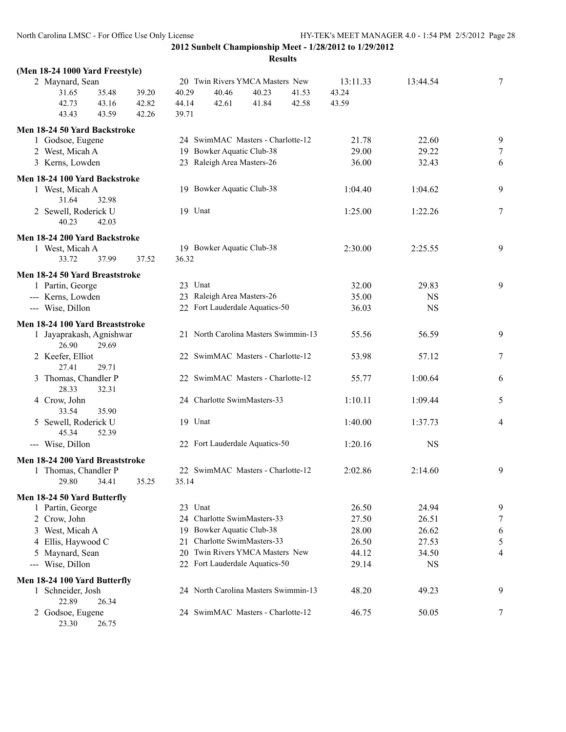**2012 Sunbelt Championship Meet - 1/28/2012 to 1/29/2012**

**Results**

**(Men 18-24 1000 Yard Freestyle)**

| | Name | Age | Team | Seed Time | Finals Time | Points |
|---|---|---|---|---|---|---|
| 2 | Maynard, Sean | 20 | Twin Rivers YMCA Masters New | 13:11.33 | 13:44.54 | 7 |

31.65 35.48 39.20 40.29 40.46 40.23 41.53 43.24
42.73 43.16 42.82 44.14 42.61 41.84 42.58 43.59
43.43 43.59 42.26 39.71

**Men 18-24 50 Yard Backstroke**

| | Name | Age | Team | Seed Time | Finals Time | Points |
|---|---|---|---|---|---|---|
| 1 | Godsoe, Eugene | 24 | SwimMAC Masters - Charlotte-12 | 21.78 | 22.60 | 9 |
| 2 | West, Micah A | 19 | Bowker Aquatic Club-38 | 29.00 | 29.22 | 7 |
| 3 | Kerns, Lowden | 23 | Raleigh Area Masters-26 | 36.00 | 32.43 | 6 |

**Men 18-24 100 Yard Backstroke**

| | Name | Age | Team | Seed Time | Finals Time | Points |
|---|---|---|---|---|---|---|
| 1 | West, Micah A | 19 | Bowker Aquatic Club-38 | 1:04.40 | 1:04.62 | 9 |
| | 31.64 32.98 | | | | | |
| 2 | Sewell, Roderick U | 19 | Unat | 1:25.00 | 1:22.26 | 7 |
| | 40.23 42.03 | | | | | |

**Men 18-24 200 Yard Backstroke**

| | Name | Age | Team | Seed Time | Finals Time | Points |
|---|---|---|---|---|---|---|
| 1 | West, Micah A | 19 | Bowker Aquatic Club-38 | 2:30.00 | 2:25.55 | 9 |
| | 33.72 37.99 37.52 36.32 | | | | | |

**Men 18-24 50 Yard Breaststroke**

| | Name | Age | Team | Seed Time | Finals Time | Points |
|---|---|---|---|---|---|---|
| 1 | Partin, George | 23 | Unat | 32.00 | 29.83 | 9 |
| --- | Kerns, Lowden | 23 | Raleigh Area Masters-26 | 35.00 | NS | |
| --- | Wise, Dillon | 22 | Fort Lauderdale Aquatics-50 | 36.03 | NS | |

**Men 18-24 100 Yard Breaststroke**

| | Name | Age | Team | Seed Time | Finals Time | Points |
|---|---|---|---|---|---|---|
| 1 | Jayaprakash, Agnishwar | 21 | North Carolina Masters Swimmin-13 | 55.56 | 56.59 | 9 |
| | 26.90 29.69 | | | | | |
| 2 | Keefer, Elliot | 22 | SwimMAC Masters - Charlotte-12 | 53.98 | 57.12 | 7 |
| | 27.41 29.71 | | | | | |
| 3 | Thomas, Chandler P | 22 | SwimMAC Masters - Charlotte-12 | 55.77 | 1:00.64 | 6 |
| | 28.33 32.31 | | | | | |
| 4 | Crow, John | 24 | Charlotte SwimMasters-33 | 1:10.11 | 1:09.44 | 5 |
| | 33.54 35.90 | | | | | |
| 5 | Sewell, Roderick U | 19 | Unat | 1:40.00 | 1:37.73 | 4 |
| | 45.34 52.39 | | | | | |
| --- | Wise, Dillon | 22 | Fort Lauderdale Aquatics-50 | 1:20.16 | NS | |

**Men 18-24 200 Yard Breaststroke**

| | Name | Age | Team | Seed Time | Finals Time | Points |
|---|---|---|---|---|---|---|
| 1 | Thomas, Chandler P | 22 | SwimMAC Masters - Charlotte-12 | 2:02.86 | 2:14.60 | 9 |
| | 29.80 34.41 35.25 35.14 | | | | | |

**Men 18-24 50 Yard Butterfly**

| | Name | Age | Team | Seed Time | Finals Time | Points |
|---|---|---|---|---|---|---|
| 1 | Partin, George | 23 | Unat | 26.50 | 24.94 | 9 |
| 2 | Crow, John | 24 | Charlotte SwimMasters-33 | 27.50 | 26.51 | 7 |
| 3 | West, Micah A | 19 | Bowker Aquatic Club-38 | 28.00 | 26.62 | 6 |
| 4 | Ellis, Haywood C | 21 | Charlotte SwimMasters-33 | 26.50 | 27.53 | 5 |
| 5 | Maynard, Sean | 20 | Twin Rivers YMCA Masters New | 44.12 | 34.50 | 4 |
| --- | Wise, Dillon | 22 | Fort Lauderdale Aquatics-50 | 29.14 | NS | |

**Men 18-24 100 Yard Butterfly**

| | Name | Age | Team | Seed Time | Finals Time | Points |
|---|---|---|---|---|---|---|
| 1 | Schneider, Josh | 24 | North Carolina Masters Swimmin-13 | 48.20 | 49.23 | 9 |
| | 22.89 26.34 | | | | | |
| 2 | Godsoe, Eugene | 24 | SwimMAC Masters - Charlotte-12 | 46.75 | 50.05 | 7 |
| | 23.30 26.75 | | | | | |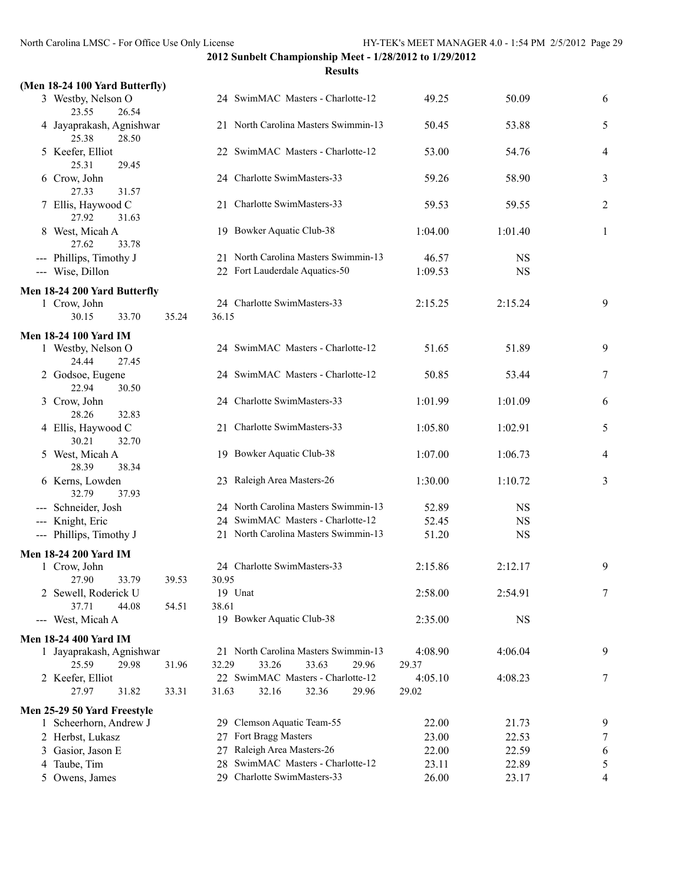**2012 Sunbelt Championship Meet - 1/28/2012 to 1/29/2012**

**Results**

### (Men 18-24 100 Yard Butterfly)

| Place | Name | Age | Team | Seed Time | Finals Time | Points |
|---|---|---|---|---|---|---|
| 3 | Westby, Nelson O | 24 | SwimMAC Masters - Charlotte-12 | 49.25 | 50.09 | 6 |
| | 23.55 26.54 | | | | | |
| 4 | Jayaprakash, Agnishwar | 21 | North Carolina Masters Swimmin-13 | 50.45 | 53.88 | 5 |
| | 25.38 28.50 | | | | | |
| 5 | Keefer, Elliot | 22 | SwimMAC Masters - Charlotte-12 | 53.00 | 54.76 | 4 |
| | 25.31 29.45 | | | | | |
| 6 | Crow, John | 24 | Charlotte SwimMasters-33 | 59.26 | 58.90 | 3 |
| | 27.33 31.57 | | | | | |
| 7 | Ellis, Haywood C | 21 | Charlotte SwimMasters-33 | 59.53 | 59.55 | 2 |
| | 27.92 31.63 | | | | | |
| 8 | West, Micah A | 19 | Bowker Aquatic Club-38 | 1:04.00 | 1:01.40 | 1 |
| | 27.62 33.78 | | | | | |
| --- | Phillips, Timothy J | 21 | North Carolina Masters Swimmin-13 | 46.57 | NS | |
| --- | Wise, Dillon | 22 | Fort Lauderdale Aquatics-50 | 1:09.53 | NS | |

### Men 18-24 200 Yard Butterfly

| Place | Name | Age | Team | Seed Time | Finals Time | Points |
|---|---|---|---|---|---|---|
| 1 | Crow, John | 24 | Charlotte SwimMasters-33 | 2:15.25 | 2:15.24 | 9 |
| | 30.15 33.70 35.24 36.15 | | | | | |

### Men 18-24 100 Yard IM

| Place | Name | Age | Team | Seed Time | Finals Time | Points |
|---|---|---|---|---|---|---|
| 1 | Westby, Nelson O | 24 | SwimMAC Masters - Charlotte-12 | 51.65 | 51.89 | 9 |
| | 24.44 27.45 | | | | | |
| 2 | Godsoe, Eugene | 24 | SwimMAC Masters - Charlotte-12 | 50.85 | 53.44 | 7 |
| | 22.94 30.50 | | | | | |
| 3 | Crow, John | 24 | Charlotte SwimMasters-33 | 1:01.99 | 1:01.09 | 6 |
| | 28.26 32.83 | | | | | |
| 4 | Ellis, Haywood C | 21 | Charlotte SwimMasters-33 | 1:05.80 | 1:02.91 | 5 |
| | 30.21 32.70 | | | | | |
| 5 | West, Micah A | 19 | Bowker Aquatic Club-38 | 1:07.00 | 1:06.73 | 4 |
| | 28.39 38.34 | | | | | |
| 6 | Kerns, Lowden | 23 | Raleigh Area Masters-26 | 1:30.00 | 1:10.72 | 3 |
| | 32.79 37.93 | | | | | |
| --- | Schneider, Josh | 24 | North Carolina Masters Swimmin-13 | 52.89 | NS | |
| --- | Knight, Eric | 24 | SwimMAC Masters - Charlotte-12 | 52.45 | NS | |
| --- | Phillips, Timothy J | 21 | North Carolina Masters Swimmin-13 | 51.20 | NS | |

### Men 18-24 200 Yard IM

| Place | Name | Age | Team | Seed Time | Finals Time | Points |
|---|---|---|---|---|---|---|
| 1 | Crow, John | 24 | Charlotte SwimMasters-33 | 2:15.86 | 2:12.17 | 9 |
| | 27.90 33.79 39.53 30.95 | | | | | |
| 2 | Sewell, Roderick U | 19 | Unat | 2:58.00 | 2:54.91 | 7 |
| | 37.71 44.08 54.51 38.61 | | | | | |
| --- | West, Micah A | 19 | Bowker Aquatic Club-38 | 2:35.00 | NS | |

### Men 18-24 400 Yard IM

| Place | Name | Age | Team | Seed Time | Finals Time | Points |
|---|---|---|---|---|---|---|
| 1 | Jayaprakash, Agnishwar | 21 | North Carolina Masters Swimmin-13 | 4:08.90 | 4:06.04 | 9 |
| | 25.59 29.98 31.96 32.29 33.26 33.63 29.96 29.37 | | | | | |
| 2 | Keefer, Elliot | 22 | SwimMAC Masters - Charlotte-12 | 4:05.10 | 4:08.23 | 7 |
| | 27.97 31.82 33.31 31.63 32.16 32.36 29.96 29.02 | | | | | |

### Men 25-29 50 Yard Freestyle

| Place | Name | Age | Team | Seed Time | Finals Time | Points |
|---|---|---|---|---|---|---|
| 1 | Scheerhorn, Andrew J | 29 | Clemson Aquatic Team-55 | 22.00 | 21.73 | 9 |
| 2 | Herbst, Lukasz | 27 | Fort Bragg Masters | 23.00 | 22.53 | 7 |
| 3 | Gasior, Jason E | 27 | Raleigh Area Masters-26 | 22.00 | 22.59 | 6 |
| 4 | Taube, Tim | 28 | SwimMAC Masters - Charlotte-12 | 23.11 | 22.89 | 5 |
| 5 | Owens, James | 29 | Charlotte SwimMasters-33 | 26.00 | 23.17 | 4 |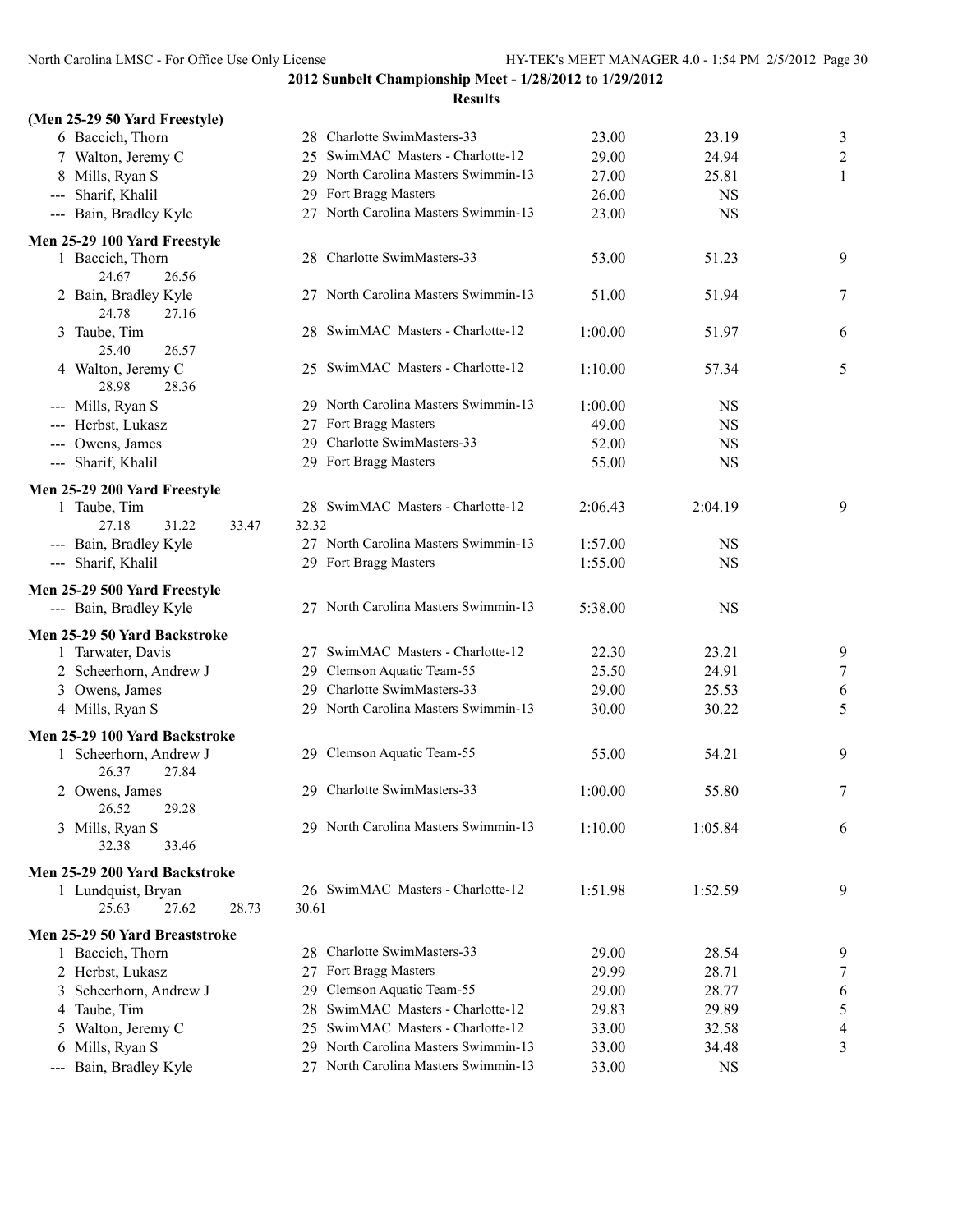**2012 Sunbelt Championship Meet - 1/28/2012 to 1/29/2012**

**Results**

### (Men 25-29 50 Yard Freestyle)

| Place | Name | Age | Team | Seed Time | Finals Time | Points |
|---|---|---|---|---|---|---|
| 6 | Baccich, Thorn | 28 | Charlotte SwimMasters-33 | 23.00 | 23.19 | 3 |
| 7 | Walton, Jeremy C | 25 | SwimMAC Masters - Charlotte-12 | 29.00 | 24.94 | 2 |
| 8 | Mills, Ryan S | 29 | North Carolina Masters Swimmin-13 | 27.00 | 25.81 | 1 |
| --- | Sharif, Khalil | 29 | Fort Bragg Masters | 26.00 | NS | |
| --- | Bain, Bradley Kyle | 27 | North Carolina Masters Swimmin-13 | 23.00 | NS | |

### Men 25-29 100 Yard Freestyle

| Place | Name | Age | Team | Seed Time | Finals Time | Points |
|---|---|---|---|---|---|---|
| 1 | Baccich, Thorn | 28 | Charlotte SwimMasters-33 | 53.00 | 51.23 | 9 |
| | 24.67 26.56 | | | | | |
| 2 | Bain, Bradley Kyle | 27 | North Carolina Masters Swimmin-13 | 51.00 | 51.94 | 7 |
| | 24.78 27.16 | | | | | |
| 3 | Taube, Tim | 28 | SwimMAC Masters - Charlotte-12 | 1:00.00 | 51.97 | 6 |
| | 25.40 26.57 | | | | | |
| 4 | Walton, Jeremy C | 25 | SwimMAC Masters - Charlotte-12 | 1:10.00 | 57.34 | 5 |
| | 28.98 28.36 | | | | | |
| --- | Mills, Ryan S | 29 | North Carolina Masters Swimmin-13 | 1:00.00 | NS | |
| --- | Herbst, Lukasz | 27 | Fort Bragg Masters | 49.00 | NS | |
| --- | Owens, James | 29 | Charlotte SwimMasters-33 | 52.00 | NS | |
| --- | Sharif, Khalil | 29 | Fort Bragg Masters | 55.00 | NS | |

### Men 25-29 200 Yard Freestyle

| Place | Name | Age | Team | Seed Time | Finals Time | Points |
|---|---|---|---|---|---|---|
| 1 | Taube, Tim | 28 | SwimMAC Masters - Charlotte-12 | 2:06.43 | 2:04.19 | 9 |
| | 27.18 31.22 33.47 32.32 | | | | | |
| --- | Bain, Bradley Kyle | 27 | North Carolina Masters Swimmin-13 | 1:57.00 | NS | |
| --- | Sharif, Khalil | 29 | Fort Bragg Masters | 1:55.00 | NS | |

### Men 25-29 500 Yard Freestyle

| Place | Name | Age | Team | Seed Time | Finals Time | Points |
|---|---|---|---|---|---|---|
| --- | Bain, Bradley Kyle | 27 | North Carolina Masters Swimmin-13 | 5:38.00 | NS | |

### Men 25-29 50 Yard Backstroke

| Place | Name | Age | Team | Seed Time | Finals Time | Points |
|---|---|---|---|---|---|---|
| 1 | Tarwater, Davis | 27 | SwimMAC Masters - Charlotte-12 | 22.30 | 23.21 | 9 |
| 2 | Scheerhorn, Andrew J | 29 | Clemson Aquatic Team-55 | 25.50 | 24.91 | 7 |
| 3 | Owens, James | 29 | Charlotte SwimMasters-33 | 29.00 | 25.53 | 6 |
| 4 | Mills, Ryan S | 29 | North Carolina Masters Swimmin-13 | 30.00 | 30.22 | 5 |

### Men 25-29 100 Yard Backstroke

| Place | Name | Age | Team | Seed Time | Finals Time | Points |
|---|---|---|---|---|---|---|
| 1 | Scheerhorn, Andrew J | 29 | Clemson Aquatic Team-55 | 55.00 | 54.21 | 9 |
| | 26.37 27.84 | | | | | |
| 2 | Owens, James | 29 | Charlotte SwimMasters-33 | 1:00.00 | 55.80 | 7 |
| | 26.52 29.28 | | | | | |
| 3 | Mills, Ryan S | 29 | North Carolina Masters Swimmin-13 | 1:10.00 | 1:05.84 | 6 |
| | 32.38 33.46 | | | | | |

### Men 25-29 200 Yard Backstroke

| Place | Name | Age | Team | Seed Time | Finals Time | Points |
|---|---|---|---|---|---|---|
| 1 | Lundquist, Bryan | 26 | SwimMAC Masters - Charlotte-12 | 1:51.98 | 1:52.59 | 9 |
| | 25.63 27.62 28.73 30.61 | | | | | |

### Men 25-29 50 Yard Breaststroke

| Place | Name | Age | Team | Seed Time | Finals Time | Points |
|---|---|---|---|---|---|---|
| 1 | Baccich, Thorn | 28 | Charlotte SwimMasters-33 | 29.00 | 28.54 | 9 |
| 2 | Herbst, Lukasz | 27 | Fort Bragg Masters | 29.99 | 28.71 | 7 |
| 3 | Scheerhorn, Andrew J | 29 | Clemson Aquatic Team-55 | 29.00 | 28.77 | 6 |
| 4 | Taube, Tim | 28 | SwimMAC Masters - Charlotte-12 | 29.83 | 29.89 | 5 |
| 5 | Walton, Jeremy C | 25 | SwimMAC Masters - Charlotte-12 | 33.00 | 32.58 | 4 |
| 6 | Mills, Ryan S | 29 | North Carolina Masters Swimmin-13 | 33.00 | 34.48 | 3 |
| --- | Bain, Bradley Kyle | 27 | North Carolina Masters Swimmin-13 | 33.00 | NS | |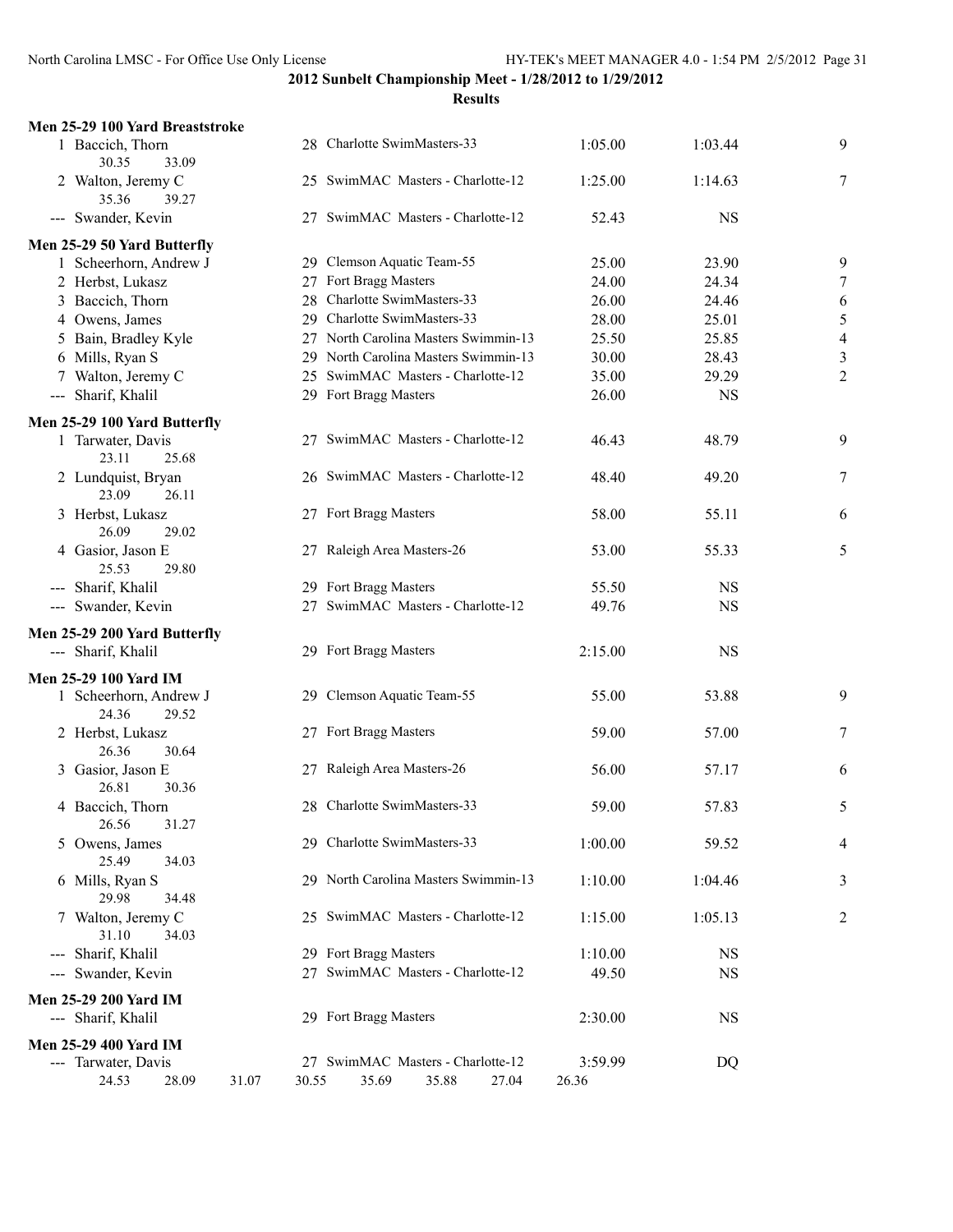**2012 Sunbelt Championship Meet - 1/28/2012 to 1/29/2012**

**Results**

### Men 25-29 100 Yard Breaststroke

| Place | Name | Age | Team | Seed Time | Finals Time | Points |
|---|---|---|---|---|---|---|
| 1 | Baccich, Thorn | 28 | Charlotte SwimMasters-33 | 1:05.00 | 1:03.44 | 9 |
| | 30.35 33.09 | | | | | |
| 2 | Walton, Jeremy C | 25 | SwimMAC Masters - Charlotte-12 | 1:25.00 | 1:14.63 | 7 |
| | 35.36 39.27 | | | | | |
| --- | Swander, Kevin | 27 | SwimMAC Masters - Charlotte-12 | 52.43 | NS | |

### Men 25-29 50 Yard Butterfly

| Place | Name | Age | Team | Seed Time | Finals Time | Points |
|---|---|---|---|---|---|---|
| 1 | Scheerhorn, Andrew J | 29 | Clemson Aquatic Team-55 | 25.00 | 23.90 | 9 |
| 2 | Herbst, Lukasz | 27 | Fort Bragg Masters | 24.00 | 24.34 | 7 |
| 3 | Baccich, Thorn | 28 | Charlotte SwimMasters-33 | 26.00 | 24.46 | 6 |
| 4 | Owens, James | 29 | Charlotte SwimMasters-33 | 28.00 | 25.01 | 5 |
| 5 | Bain, Bradley Kyle | 27 | North Carolina Masters Swimmin-13 | 25.50 | 25.85 | 4 |
| 6 | Mills, Ryan S | 29 | North Carolina Masters Swimmin-13 | 30.00 | 28.43 | 3 |
| 7 | Walton, Jeremy C | 25 | SwimMAC Masters - Charlotte-12 | 35.00 | 29.29 | 2 |
| --- | Sharif, Khalil | 29 | Fort Bragg Masters | 26.00 | NS | |

### Men 25-29 100 Yard Butterfly

| Place | Name | Age | Team | Seed Time | Finals Time | Points |
|---|---|---|---|---|---|---|
| 1 | Tarwater, Davis | 27 | SwimMAC Masters - Charlotte-12 | 46.43 | 48.79 | 9 |
| | 23.11 25.68 | | | | | |
| 2 | Lundquist, Bryan | 26 | SwimMAC Masters - Charlotte-12 | 48.40 | 49.20 | 7 |
| | 23.09 26.11 | | | | | |
| 3 | Herbst, Lukasz | 27 | Fort Bragg Masters | 58.00 | 55.11 | 6 |
| | 26.09 29.02 | | | | | |
| 4 | Gasior, Jason E | 27 | Raleigh Area Masters-26 | 53.00 | 55.33 | 5 |
| | 25.53 29.80 | | | | | |
| --- | Sharif, Khalil | 29 | Fort Bragg Masters | 55.50 | NS | |
| --- | Swander, Kevin | 27 | SwimMAC Masters - Charlotte-12 | 49.76 | NS | |

### Men 25-29 200 Yard Butterfly

| Place | Name | Age | Team | Seed Time | Finals Time | Points |
|---|---|---|---|---|---|---|
| --- | Sharif, Khalil | 29 | Fort Bragg Masters | 2:15.00 | NS | |

### Men 25-29 100 Yard IM

| Place | Name | Age | Team | Seed Time | Finals Time | Points |
|---|---|---|---|---|---|---|
| 1 | Scheerhorn, Andrew J | 29 | Clemson Aquatic Team-55 | 55.00 | 53.88 | 9 |
| | 24.36 29.52 | | | | | |
| 2 | Herbst, Lukasz | 27 | Fort Bragg Masters | 59.00 | 57.00 | 7 |
| | 26.36 30.64 | | | | | |
| 3 | Gasior, Jason E | 27 | Raleigh Area Masters-26 | 56.00 | 57.17 | 6 |
| | 26.81 30.36 | | | | | |
| 4 | Baccich, Thorn | 28 | Charlotte SwimMasters-33 | 59.00 | 57.83 | 5 |
| | 26.56 31.27 | | | | | |
| 5 | Owens, James | 29 | Charlotte SwimMasters-33 | 1:00.00 | 59.52 | 4 |
| | 25.49 34.03 | | | | | |
| 6 | Mills, Ryan S | 29 | North Carolina Masters Swimmin-13 | 1:10.00 | 1:04.46 | 3 |
| | 29.98 34.48 | | | | | |
| 7 | Walton, Jeremy C | 25 | SwimMAC Masters - Charlotte-12 | 1:15.00 | 1:05.13 | 2 |
| | 31.10 34.03 | | | | | |
| --- | Sharif, Khalil | 29 | Fort Bragg Masters | 1:10.00 | NS | |
| --- | Swander, Kevin | 27 | SwimMAC Masters - Charlotte-12 | 49.50 | NS | |

### Men 25-29 200 Yard IM

| Place | Name | Age | Team | Seed Time | Finals Time | Points |
|---|---|---|---|---|---|---|
| --- | Sharif, Khalil | 29 | Fort Bragg Masters | 2:30.00 | NS | |

### Men 25-29 400 Yard IM

| Place | Name | Age | Team | Seed Time | Finals Time | Points |
|---|---|---|---|---|---|---|
| --- | Tarwater, Davis | 27 | SwimMAC Masters - Charlotte-12 | 3:59.99 | DQ | |
| | 24.53 28.09 31.07 30.55 35.69 35.88 27.04 26.36 | | | | | |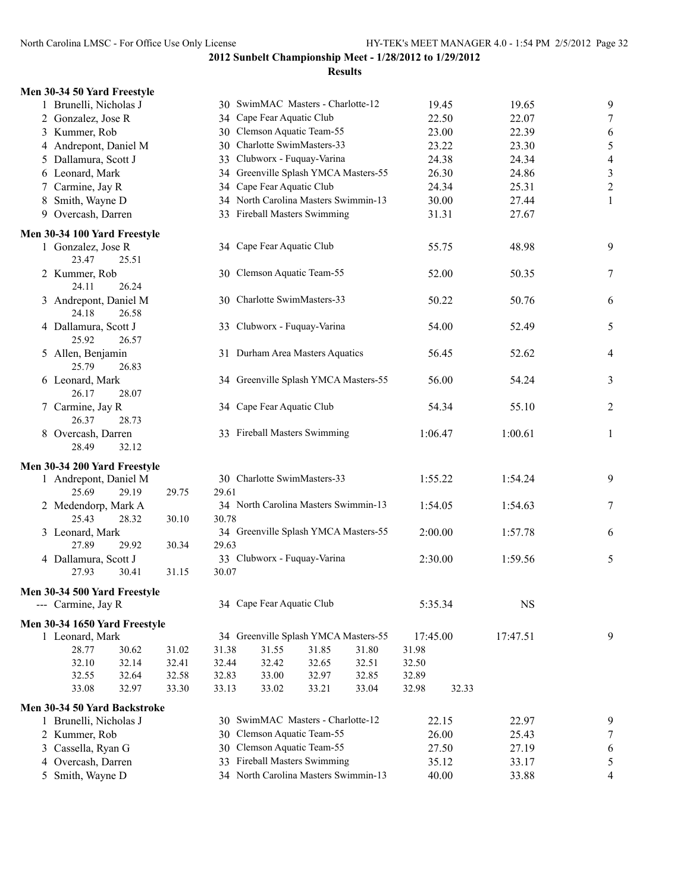# 2012 Sunbelt Championship Meet - 1/28/2012 to 1/29/2012

## Results

### Men 30-34 50 Yard Freestyle

| Place | Name | Age | Team | Seed Time | Finals Time | Points |
|---|---|---|---|---|---|---|
| 1 | Brunelli, Nicholas J | 30 | SwimMAC Masters - Charlotte-12 | 19.45 | 19.65 | 9 |
| 2 | Gonzalez, Jose R | 34 | Cape Fear Aquatic Club | 22.50 | 22.07 | 7 |
| 3 | Kummer, Rob | 30 | Clemson Aquatic Team-55 | 23.00 | 22.39 | 6 |
| 4 | Andrepont, Daniel M | 30 | Charlotte SwimMasters-33 | 23.22 | 23.30 | 5 |
| 5 | Dallamura, Scott J | 33 | Clubworx - Fuquay-Varina | 24.38 | 24.34 | 4 |
| 6 | Leonard, Mark | 34 | Greenville Splash YMCA Masters-55 | 26.30 | 24.86 | 3 |
| 7 | Carmine, Jay R | 34 | Cape Fear Aquatic Club | 24.34 | 25.31 | 2 |
| 8 | Smith, Wayne D | 34 | North Carolina Masters Swimmin-13 | 30.00 | 27.44 | 1 |
| 9 | Overcash, Darren | 33 | Fireball Masters Swimming | 31.31 | 27.67 | |

### Men 30-34 100 Yard Freestyle

| Place | Name | Age | Team | Seed Time | Finals Time | Points |
|---|---|---|---|---|---|---|
| 1 | Gonzalez, Jose R | 34 | Cape Fear Aquatic Club | 55.75 | 48.98 | 9 |
| | 23.47 25.51 | | | | | |
| 2 | Kummer, Rob | 30 | Clemson Aquatic Team-55 | 52.00 | 50.35 | 7 |
| | 24.11 26.24 | | | | | |
| 3 | Andrepont, Daniel M | 30 | Charlotte SwimMasters-33 | 50.22 | 50.76 | 6 |
| | 24.18 26.58 | | | | | |
| 4 | Dallamura, Scott J | 33 | Clubworx - Fuquay-Varina | 54.00 | 52.49 | 5 |
| | 25.92 26.57 | | | | | |
| 5 | Allen, Benjamin | 31 | Durham Area Masters Aquatics | 56.45 | 52.62 | 4 |
| | 25.79 26.83 | | | | | |
| 6 | Leonard, Mark | 34 | Greenville Splash YMCA Masters-55 | 56.00 | 54.24 | 3 |
| | 26.17 28.07 | | | | | |
| 7 | Carmine, Jay R | 34 | Cape Fear Aquatic Club | 54.34 | 55.10 | 2 |
| | 26.37 28.73 | | | | | |
| 8 | Overcash, Darren | 33 | Fireball Masters Swimming | 1:06.47 | 1:00.61 | 1 |
| | 28.49 32.12 | | | | | |

### Men 30-34 200 Yard Freestyle

| Place | Name | Age | Team | Seed Time | Finals Time | Points |
|---|---|---|---|---|---|---|
| 1 | Andrepont, Daniel M | 30 | Charlotte SwimMasters-33 | 1:55.22 | 1:54.24 | 9 |
| | 25.69 29.19 29.75 29.61 | | | | | |
| 2 | Medendorp, Mark A | 34 | North Carolina Masters Swimmin-13 | 1:54.05 | 1:54.63 | 7 |
| | 25.43 28.32 30.10 30.78 | | | | | |
| 3 | Leonard, Mark | 34 | Greenville Splash YMCA Masters-55 | 2:00.00 | 1:57.78 | 6 |
| | 27.89 29.92 30.34 29.63 | | | | | |
| 4 | Dallamura, Scott J | 33 | Clubworx - Fuquay-Varina | 2:30.00 | 1:59.56 | 5 |
| | 27.93 30.41 31.15 30.07 | | | | | |

### Men 30-34 500 Yard Freestyle

| Place | Name | Age | Team | Seed Time | Finals Time | Points |
|---|---|---|---|---|---|---|
| --- | Carmine, Jay R | 34 | Cape Fear Aquatic Club | 5:35.34 | NS | |

### Men 30-34 1650 Yard Freestyle

| Place | Name | Age | Team | Seed Time | Finals Time | Points |
|---|---|---|---|---|---|---|
| 1 | Leonard, Mark | 34 | Greenville Splash YMCA Masters-55 | 17:45.00 | 17:47.51 | 9 |
| | 28.77 30.62 31.02 31.38 31.55 31.85 31.80 31.98 | | | | | |
| | 32.10 32.14 32.41 32.44 32.42 32.65 32.51 32.50 | | | | | |
| | 32.55 32.64 32.58 32.83 33.00 32.97 32.85 32.89 | | | | | |
| | 33.08 32.97 33.30 33.13 33.02 33.21 33.04 32.98 32.33 | | | | | |

### Men 30-34 50 Yard Backstroke

| Place | Name | Age | Team | Seed Time | Finals Time | Points |
|---|---|---|---|---|---|---|
| 1 | Brunelli, Nicholas J | 30 | SwimMAC Masters - Charlotte-12 | 22.15 | 22.97 | 9 |
| 2 | Kummer, Rob | 30 | Clemson Aquatic Team-55 | 26.00 | 25.43 | 7 |
| 3 | Cassella, Ryan G | 30 | Clemson Aquatic Team-55 | 27.50 | 27.19 | 6 |
| 4 | Overcash, Darren | 33 | Fireball Masters Swimming | 35.12 | 33.17 | 5 |
| 5 | Smith, Wayne D | 34 | North Carolina Masters Swimmin-13 | 40.00 | 33.88 | 4 |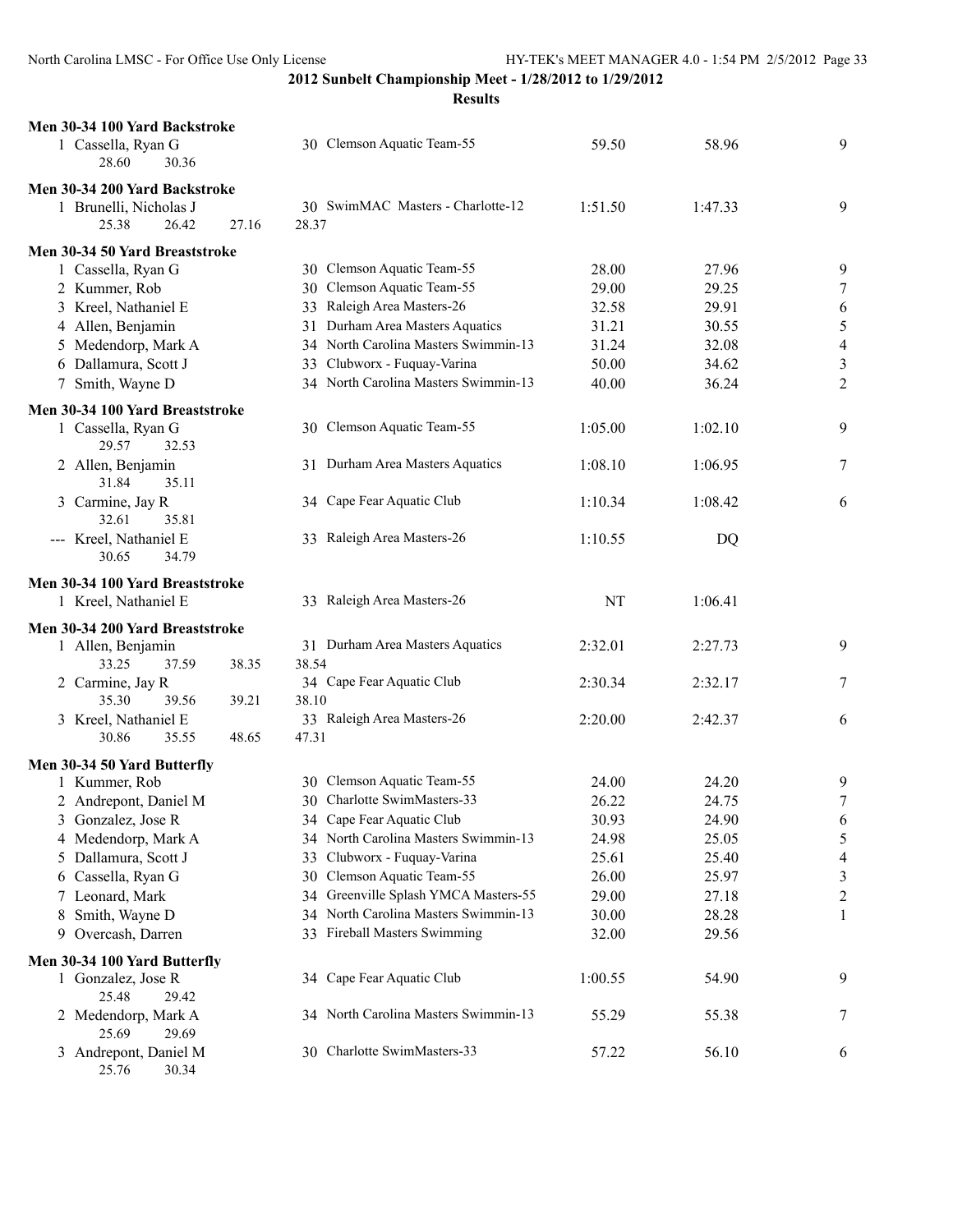## 2012 Sunbelt Championship Meet - 1/28/2012 to 1/29/2012

### Results

**Men 30-34 100 Yard Backstroke**

| Place | Name | Age | Team | Seed Time | Finals Time | Points |
|---|---|---|---|---|---|---|
| 1 | Cassella, Ryan G | 30 | Clemson Aquatic Team-55 | 59.50 | 58.96 | 9 |
| | 28.60 30.36 | | | | | |

**Men 30-34 200 Yard Backstroke**

| Place | Name | Age | Team | Seed Time | Finals Time | Points |
|---|---|---|---|---|---|---|
| 1 | Brunelli, Nicholas J | 30 | SwimMAC Masters - Charlotte-12 | 1:51.50 | 1:47.33 | 9 |
| | 25.38 26.42 27.16 28.37 | | | | | |

**Men 30-34 50 Yard Breaststroke**

| Place | Name | Age | Team | Seed Time | Finals Time | Points |
|---|---|---|---|---|---|---|
| 1 | Cassella, Ryan G | 30 | Clemson Aquatic Team-55 | 28.00 | 27.96 | 9 |
| 2 | Kummer, Rob | 30 | Clemson Aquatic Team-55 | 29.00 | 29.25 | 7 |
| 3 | Kreel, Nathaniel E | 33 | Raleigh Area Masters-26 | 32.58 | 29.91 | 6 |
| 4 | Allen, Benjamin | 31 | Durham Area Masters Aquatics | 31.21 | 30.55 | 5 |
| 5 | Medendorp, Mark A | 34 | North Carolina Masters Swimmin-13 | 31.24 | 32.08 | 4 |
| 6 | Dallamura, Scott J | 33 | Clubworx - Fuquay-Varina | 50.00 | 34.62 | 3 |
| 7 | Smith, Wayne D | 34 | North Carolina Masters Swimmin-13 | 40.00 | 36.24 | 2 |

**Men 30-34 100 Yard Breaststroke**

| Place | Name | Age | Team | Seed Time | Finals Time | Points |
|---|---|---|---|---|---|---|
| 1 | Cassella, Ryan G | 30 | Clemson Aquatic Team-55 | 1:05.00 | 1:02.10 | 9 |
| | 29.57 32.53 | | | | | |
| 2 | Allen, Benjamin | 31 | Durham Area Masters Aquatics | 1:08.10 | 1:06.95 | 7 |
| | 31.84 35.11 | | | | | |
| 3 | Carmine, Jay R | 34 | Cape Fear Aquatic Club | 1:10.34 | 1:08.42 | 6 |
| | 32.61 35.81 | | | | | |
| --- | Kreel, Nathaniel E | 33 | Raleigh Area Masters-26 | 1:10.55 | DQ | |
| | 30.65 34.79 | | | | | |

**Men 30-34 100 Yard Breaststroke**

| Place | Name | Age | Team | Seed Time | Finals Time | Points |
|---|---|---|---|---|---|---|
| 1 | Kreel, Nathaniel E | 33 | Raleigh Area Masters-26 | NT | 1:06.41 | |

**Men 30-34 200 Yard Breaststroke**

| Place | Name | Age | Team | Seed Time | Finals Time | Points |
|---|---|---|---|---|---|---|
| 1 | Allen, Benjamin | 31 | Durham Area Masters Aquatics | 2:32.01 | 2:27.73 | 9 |
| | 33.25 37.59 38.35 38.54 | | | | | |
| 2 | Carmine, Jay R | 34 | Cape Fear Aquatic Club | 2:30.34 | 2:32.17 | 7 |
| | 35.30 39.56 39.21 38.10 | | | | | |
| 3 | Kreel, Nathaniel E | 33 | Raleigh Area Masters-26 | 2:20.00 | 2:42.37 | 6 |
| | 30.86 35.55 48.65 47.31 | | | | | |

**Men 30-34 50 Yard Butterfly**

| Place | Name | Age | Team | Seed Time | Finals Time | Points |
|---|---|---|---|---|---|---|
| 1 | Kummer, Rob | 30 | Clemson Aquatic Team-55 | 24.00 | 24.20 | 9 |
| 2 | Andrepont, Daniel M | 30 | Charlotte SwimMasters-33 | 26.22 | 24.75 | 7 |
| 3 | Gonzalez, Jose R | 34 | Cape Fear Aquatic Club | 30.93 | 24.90 | 6 |
| 4 | Medendorp, Mark A | 34 | North Carolina Masters Swimmin-13 | 24.98 | 25.05 | 5 |
| 5 | Dallamura, Scott J | 33 | Clubworx - Fuquay-Varina | 25.61 | 25.40 | 4 |
| 6 | Cassella, Ryan G | 30 | Clemson Aquatic Team-55 | 26.00 | 25.97 | 3 |
| 7 | Leonard, Mark | 34 | Greenville Splash YMCA Masters-55 | 29.00 | 27.18 | 2 |
| 8 | Smith, Wayne D | 34 | North Carolina Masters Swimmin-13 | 30.00 | 28.28 | 1 |
| 9 | Overcash, Darren | 33 | Fireball Masters Swimming | 32.00 | 29.56 | |

**Men 30-34 100 Yard Butterfly**

| Place | Name | Age | Team | Seed Time | Finals Time | Points |
|---|---|---|---|---|---|---|
| 1 | Gonzalez, Jose R | 34 | Cape Fear Aquatic Club | 1:00.55 | 54.90 | 9 |
| | 25.48 29.42 | | | | | |
| 2 | Medendorp, Mark A | 34 | North Carolina Masters Swimmin-13 | 55.29 | 55.38 | 7 |
| | 25.69 29.69 | | | | | |
| 3 | Andrepont, Daniel M | 30 | Charlotte SwimMasters-33 | 57.22 | 56.10 | 6 |
| | 25.76 30.34 | | | | | |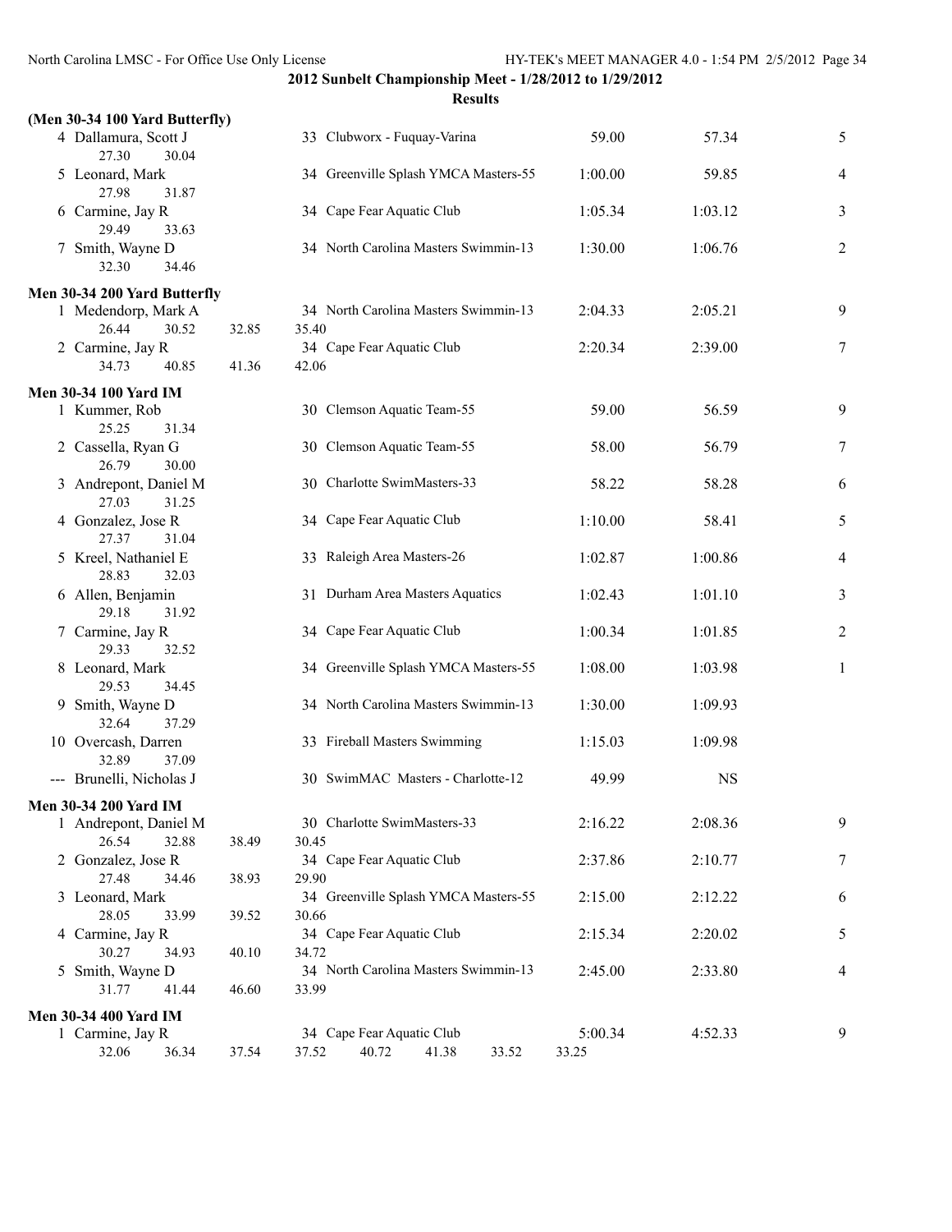## 2012 Sunbelt Championship Meet - 1/28/2012 to 1/29/2012

### Results

**(Men 30-34 100 Yard Butterfly)**

| Place | Name | Age | Team | Seed Time | Finals Time | Points |
|---|---|---|---|---|---|---|
| 4 | Dallamura, Scott J | 33 | Clubworx - Fuquay-Varina | 59.00 | 57.34 | 5 |
| | 27.30 30.04 | | | | | |
| 5 | Leonard, Mark | 34 | Greenville Splash YMCA Masters-55 | 1:00.00 | 59.85 | 4 |
| | 27.98 31.87 | | | | | |
| 6 | Carmine, Jay R | 34 | Cape Fear Aquatic Club | 1:05.34 | 1:03.12 | 3 |
| | 29.49 33.63 | | | | | |
| 7 | Smith, Wayne D | 34 | North Carolina Masters Swimmin-13 | 1:30.00 | 1:06.76 | 2 |
| | 32.30 34.46 | | | | | |

**Men 30-34 200 Yard Butterfly**

| Place | Name | Age | Team | Seed Time | Finals Time | Points |
|---|---|---|---|---|---|---|
| 1 | Medendorp, Mark A | 34 | North Carolina Masters Swimmin-13 | 2:04.33 | 2:05.21 | 9 |
| | 26.44 30.52 32.85 35.40 | | | | | |
| 2 | Carmine, Jay R | 34 | Cape Fear Aquatic Club | 2:20.34 | 2:39.00 | 7 |
| | 34.73 40.85 41.36 42.06 | | | | | |

**Men 30-34 100 Yard IM**

| Place | Name | Age | Team | Seed Time | Finals Time | Points |
|---|---|---|---|---|---|---|
| 1 | Kummer, Rob | 30 | Clemson Aquatic Team-55 | 59.00 | 56.59 | 9 |
| | 25.25 31.34 | | | | | |
| 2 | Cassella, Ryan G | 30 | Clemson Aquatic Team-55 | 58.00 | 56.79 | 7 |
| | 26.79 30.00 | | | | | |
| 3 | Andrepont, Daniel M | 30 | Charlotte SwimMasters-33 | 58.22 | 58.28 | 6 |
| | 27.03 31.25 | | | | | |
| 4 | Gonzalez, Jose R | 34 | Cape Fear Aquatic Club | 1:10.00 | 58.41 | 5 |
| | 27.37 31.04 | | | | | |
| 5 | Kreel, Nathaniel E | 33 | Raleigh Area Masters-26 | 1:02.87 | 1:00.86 | 4 |
| | 28.83 32.03 | | | | | |
| 6 | Allen, Benjamin | 31 | Durham Area Masters Aquatics | 1:02.43 | 1:01.10 | 3 |
| | 29.18 31.92 | | | | | |
| 7 | Carmine, Jay R | 34 | Cape Fear Aquatic Club | 1:00.34 | 1:01.85 | 2 |
| | 29.33 32.52 | | | | | |
| 8 | Leonard, Mark | 34 | Greenville Splash YMCA Masters-55 | 1:08.00 | 1:03.98 | 1 |
| | 29.53 34.45 | | | | | |
| 9 | Smith, Wayne D | 34 | North Carolina Masters Swimmin-13 | 1:30.00 | 1:09.93 | |
| | 32.64 37.29 | | | | | |
| 10 | Overcash, Darren | 33 | Fireball Masters Swimming | 1:15.03 | 1:09.98 | |
| | 32.89 37.09 | | | | | |
| --- | Brunelli, Nicholas J | 30 | SwimMAC Masters - Charlotte-12 | 49.99 | NS | |

**Men 30-34 200 Yard IM**

| Place | Name | Age | Team | Seed Time | Finals Time | Points |
|---|---|---|---|---|---|---|
| 1 | Andrepont, Daniel M | 30 | Charlotte SwimMasters-33 | 2:16.22 | 2:08.36 | 9 |
| | 26.54 32.88 38.49 30.45 | | | | | |
| 2 | Gonzalez, Jose R | 34 | Cape Fear Aquatic Club | 2:37.86 | 2:10.77 | 7 |
| | 27.48 34.46 38.93 29.90 | | | | | |
| 3 | Leonard, Mark | 34 | Greenville Splash YMCA Masters-55 | 2:15.00 | 2:12.22 | 6 |
| | 28.05 33.99 39.52 30.66 | | | | | |
| 4 | Carmine, Jay R | 34 | Cape Fear Aquatic Club | 2:15.34 | 2:20.02 | 5 |
| | 30.27 34.93 40.10 34.72 | | | | | |
| 5 | Smith, Wayne D | 34 | North Carolina Masters Swimmin-13 | 2:45.00 | 2:33.80 | 4 |
| | 31.77 41.44 46.60 33.99 | | | | | |

**Men 30-34 400 Yard IM**

| Place | Name | Age | Team | Seed Time | Finals Time | Points |
|---|---|---|---|---|---|---|
| 1 | Carmine, Jay R | 34 | Cape Fear Aquatic Club | 5:00.34 | 4:52.33 | 9 |
| | 32.06 36.34 37.54 37.52 40.72 41.38 33.52 33.25 | | | | | |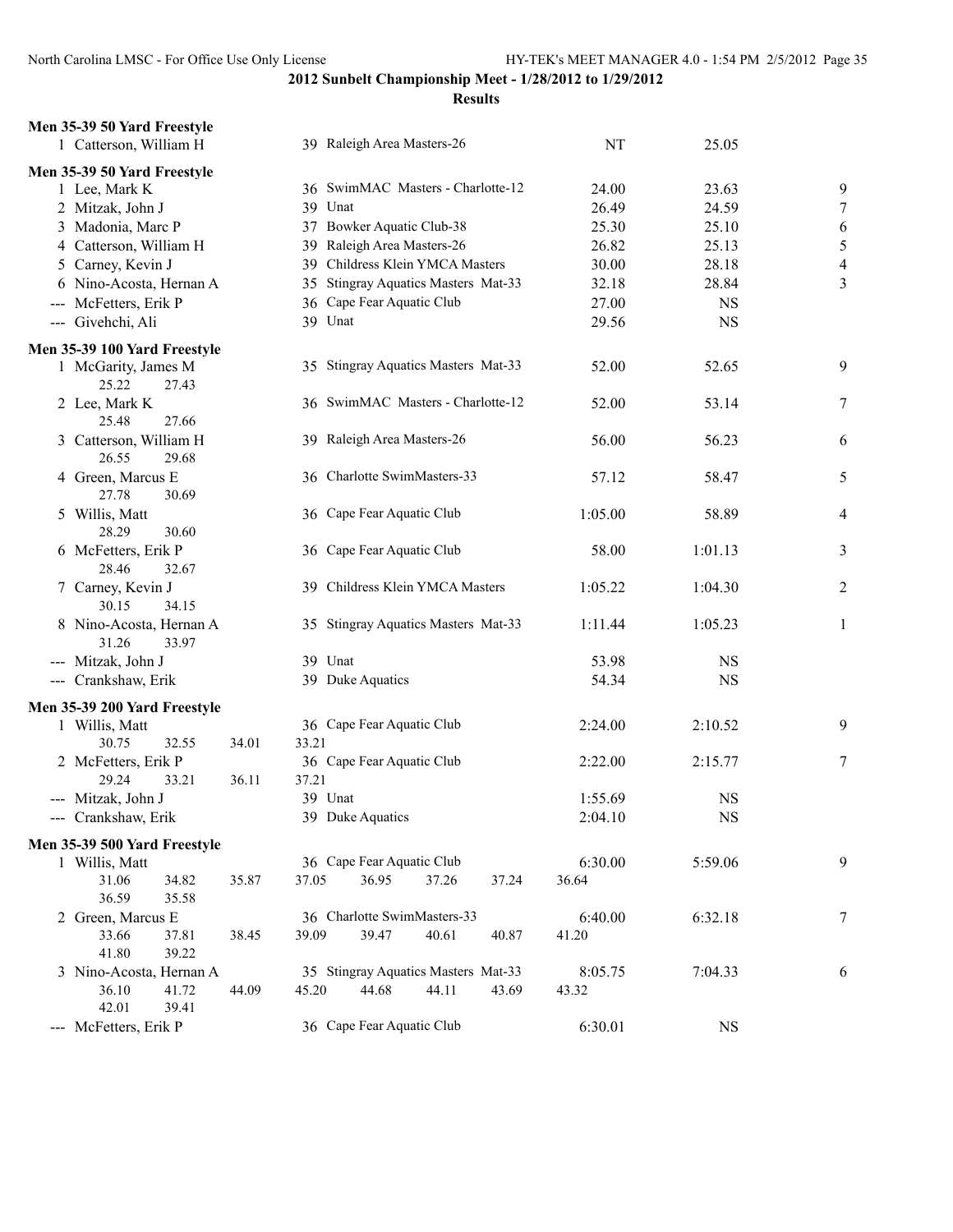**2012 Sunbelt Championship Meet - 1/28/2012 to 1/29/2012**

**Results**

### Men 35-39 50 Yard Freestyle

| Place | Name | Age | Team | Seed Time | Finals Time | Points |
|---|---|---|---|---|---|---|
| 1 | Catterson, William H | 39 | Raleigh Area Masters-26 | NT | 25.05 | |

### Men 35-39 50 Yard Freestyle

| Place | Name | Age | Team | Seed Time | Finals Time | Points |
|---|---|---|---|---|---|---|
| 1 | Lee, Mark K | 36 | SwimMAC Masters - Charlotte-12 | 24.00 | 23.63 | 9 |
| 2 | Mitzak, John J | 39 | Unat | 26.49 | 24.59 | 7 |
| 3 | Madonia, Marc P | 37 | Bowker Aquatic Club-38 | 25.30 | 25.10 | 6 |
| 4 | Catterson, William H | 39 | Raleigh Area Masters-26 | 26.82 | 25.13 | 5 |
| 5 | Carney, Kevin J | 39 | Childress Klein YMCA Masters | 30.00 | 28.18 | 4 |
| 6 | Nino-Acosta, Hernan A | 35 | Stingray Aquatics Masters Mat-33 | 32.18 | 28.84 | 3 |
| --- | McFetters, Erik P | 36 | Cape Fear Aquatic Club | 27.00 | NS | |
| --- | Givehchi, Ali | 39 | Unat | 29.56 | NS | |

### Men 35-39 100 Yard Freestyle

| Place | Name | Age | Team | Seed Time | Finals Time | Points |
|---|---|---|---|---|---|---|
| 1 | McGarity, James M | 35 | Stingray Aquatics Masters Mat-33 | 52.00 | 52.65 | 9 |
| | 25.22 27.43 | | | | | |
| 2 | Lee, Mark K | 36 | SwimMAC Masters - Charlotte-12 | 52.00 | 53.14 | 7 |
| | 25.48 27.66 | | | | | |
| 3 | Catterson, William H | 39 | Raleigh Area Masters-26 | 56.00 | 56.23 | 6 |
| | 26.55 29.68 | | | | | |
| 4 | Green, Marcus E | 36 | Charlotte SwimMasters-33 | 57.12 | 58.47 | 5 |
| | 27.78 30.69 | | | | | |
| 5 | Willis, Matt | 36 | Cape Fear Aquatic Club | 1:05.00 | 58.89 | 4 |
| | 28.29 30.60 | | | | | |
| 6 | McFetters, Erik P | 36 | Cape Fear Aquatic Club | 58.00 | 1:01.13 | 3 |
| | 28.46 32.67 | | | | | |
| 7 | Carney, Kevin J | 39 | Childress Klein YMCA Masters | 1:05.22 | 1:04.30 | 2 |
| | 30.15 34.15 | | | | | |
| 8 | Nino-Acosta, Hernan A | 35 | Stingray Aquatics Masters Mat-33 | 1:11.44 | 1:05.23 | 1 |
| | 31.26 33.97 | | | | | |
| --- | Mitzak, John J | 39 | Unat | 53.98 | NS | |
| --- | Crankshaw, Erik | 39 | Duke Aquatics | 54.34 | NS | |

### Men 35-39 200 Yard Freestyle

| Place | Name | Age | Team | Seed Time | Finals Time | Points |
|---|---|---|---|---|---|---|
| 1 | Willis, Matt | 36 | Cape Fear Aquatic Club | 2:24.00 | 2:10.52 | 9 |
| | 30.75 32.55 34.01 33.21 | | | | | |
| 2 | McFetters, Erik P | 36 | Cape Fear Aquatic Club | 2:22.00 | 2:15.77 | 7 |
| | 29.24 33.21 36.11 37.21 | | | | | |
| --- | Mitzak, John J | 39 | Unat | 1:55.69 | NS | |
| --- | Crankshaw, Erik | 39 | Duke Aquatics | 2:04.10 | NS | |

### Men 35-39 500 Yard Freestyle

| Place | Name | Age | Team | Seed Time | Finals Time | Points |
|---|---|---|---|---|---|---|
| 1 | Willis, Matt | 36 | Cape Fear Aquatic Club | 6:30.00 | 5:59.06 | 9 |
| | 31.06 34.82 35.87 37.05 36.95 37.26 37.24 36.64 36.59 35.58 | | | | | |
| 2 | Green, Marcus E | 36 | Charlotte SwimMasters-33 | 6:40.00 | 6:32.18 | 7 |
| | 33.66 37.81 38.45 39.09 39.47 40.61 40.87 41.20 41.80 39.22 | | | | | |
| 3 | Nino-Acosta, Hernan A | 35 | Stingray Aquatics Masters Mat-33 | 8:05.75 | 7:04.33 | 6 |
| | 36.10 41.72 44.09 45.20 44.68 44.11 43.69 43.32 42.01 39.41 | | | | | |
| --- | McFetters, Erik P | 36 | Cape Fear Aquatic Club | 6:30.01 | NS | |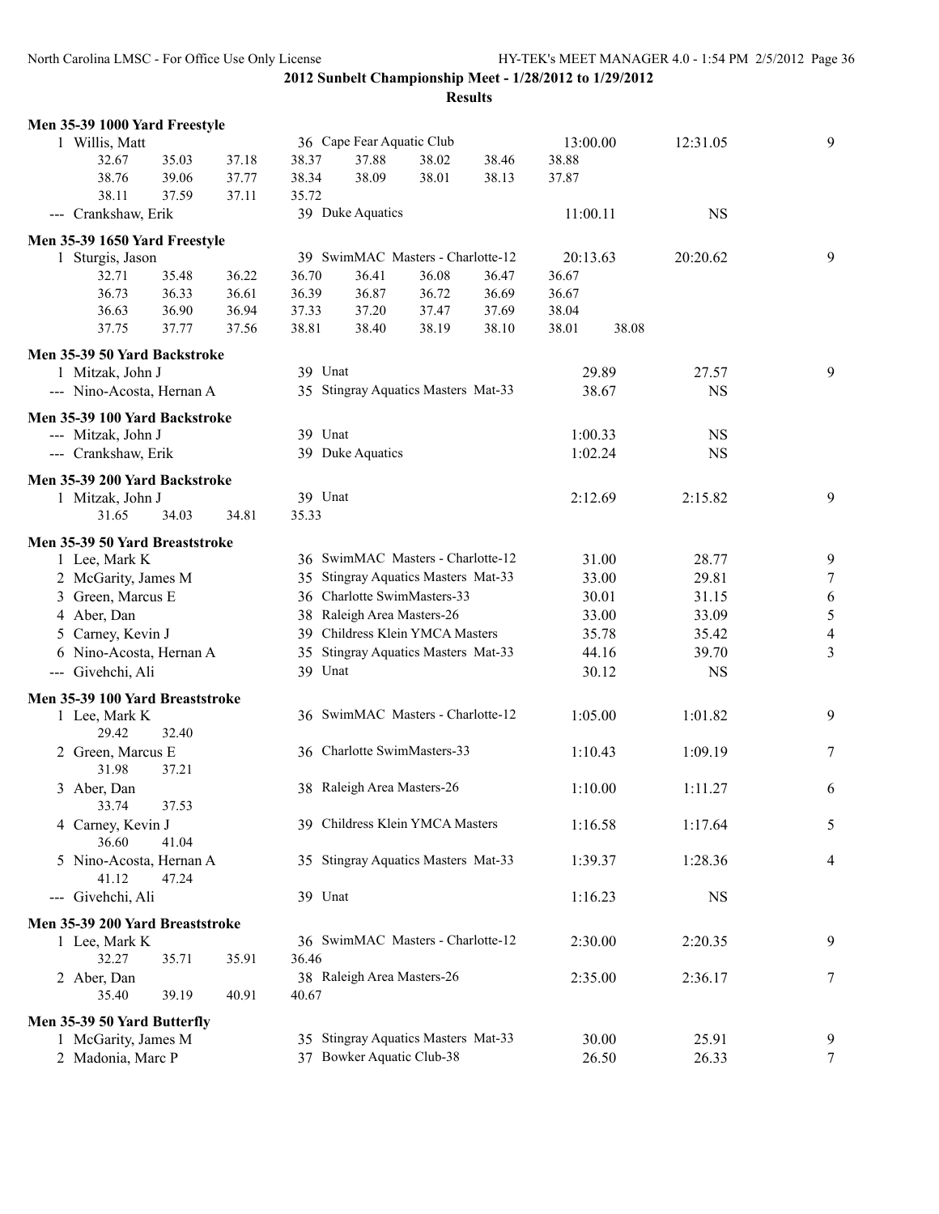**2012 Sunbelt Championship Meet - 1/28/2012 to 1/29/2012**

**Results**

### Men 35-39 1000 Yard Freestyle

| | Name | Age | Team | Seed Time | Finals Time | Points |
|---|---|---|---|---|---|---|
| 1 | Willis, Matt | 36 | Cape Fear Aquatic Club | 13:00.00 | 12:31.05 | 9 |

32.67 35.03 37.18 38.37 37.88 38.02 38.46 38.88
38.76 39.06 37.77 38.34 38.09 38.01 38.13 37.87
38.11 37.59 37.11 35.72

| | Name | Age | Team | Seed Time | Finals Time | Points |
|---|---|---|---|---|---|---|
| --- | Crankshaw, Erik | 39 | Duke Aquatics | 11:00.11 | NS | |

### Men 35-39 1650 Yard Freestyle

| | Name | Age | Team | Seed Time | Finals Time | Points |
|---|---|---|---|---|---|---|
| 1 | Sturgis, Jason | 39 | SwimMAC Masters - Charlotte-12 | 20:13.63 | 20:20.62 | 9 |

32.71 35.48 36.22 36.70 36.41 36.08 36.47 36.67
36.73 36.33 36.61 36.39 36.87 36.72 36.69 36.67
36.63 36.90 36.94 37.33 37.20 37.47 37.69 38.04
37.75 37.77 37.56 38.81 38.40 38.19 38.10 38.01 38.08

### Men 35-39 50 Yard Backstroke

| | Name | Age | Team | Seed Time | Finals Time | Points |
|---|---|---|---|---|---|---|
| 1 | Mitzak, John J | 39 | Unat | 29.89 | 27.57 | 9 |
| --- | Nino-Acosta, Hernan A | 35 | Stingray Aquatics Masters Mat-33 | 38.67 | NS | |

### Men 35-39 100 Yard Backstroke

| | Name | Age | Team | Seed Time | Finals Time | Points |
|---|---|---|---|---|---|---|
| --- | Mitzak, John J | 39 | Unat | 1:00.33 | NS | |
| --- | Crankshaw, Erik | 39 | Duke Aquatics | 1:02.24 | NS | |

### Men 35-39 200 Yard Backstroke

| | Name | Age | Team | Seed Time | Finals Time | Points |
|---|---|---|---|---|---|---|
| 1 | Mitzak, John J | 39 | Unat | 2:12.69 | 2:15.82 | 9 |

31.65 34.03 34.81 35.33

### Men 35-39 50 Yard Breaststroke

| | Name | Age | Team | Seed Time | Finals Time | Points |
|---|---|---|---|---|---|---|
| 1 | Lee, Mark K | 36 | SwimMAC Masters - Charlotte-12 | 31.00 | 28.77 | 9 |
| 2 | McGarity, James M | 35 | Stingray Aquatics Masters Mat-33 | 33.00 | 29.81 | 7 |
| 3 | Green, Marcus E | 36 | Charlotte SwimMasters-33 | 30.01 | 31.15 | 6 |
| 4 | Aber, Dan | 38 | Raleigh Area Masters-26 | 33.00 | 33.09 | 5 |
| 5 | Carney, Kevin J | 39 | Childress Klein YMCA Masters | 35.78 | 35.42 | 4 |
| 6 | Nino-Acosta, Hernan A | 35 | Stingray Aquatics Masters Mat-33 | 44.16 | 39.70 | 3 |
| --- | Givehchi, Ali | 39 | Unat | 30.12 | NS | |

### Men 35-39 100 Yard Breaststroke

| | Name | Age | Team | Seed Time | Finals Time | Points |
|---|---|---|---|---|---|---|
| 1 | Lee, Mark K (29.42 32.40) | 36 | SwimMAC Masters - Charlotte-12 | 1:05.00 | 1:01.82 | 9 |
| 2 | Green, Marcus E (31.98 37.21) | 36 | Charlotte SwimMasters-33 | 1:10.43 | 1:09.19 | 7 |
| 3 | Aber, Dan (33.74 37.53) | 38 | Raleigh Area Masters-26 | 1:10.00 | 1:11.27 | 6 |
| 4 | Carney, Kevin J (36.60 41.04) | 39 | Childress Klein YMCA Masters | 1:16.58 | 1:17.64 | 5 |
| 5 | Nino-Acosta, Hernan A (41.12 47.24) | 35 | Stingray Aquatics Masters Mat-33 | 1:39.37 | 1:28.36 | 4 |
| --- | Givehchi, Ali | 39 | Unat | 1:16.23 | NS | |

### Men 35-39 200 Yard Breaststroke

| | Name | Age | Team | Seed Time | Finals Time | Points |
|---|---|---|---|---|---|---|
| 1 | Lee, Mark K (32.27 35.71 35.91 36.46) | 36 | SwimMAC Masters - Charlotte-12 | 2:30.00 | 2:20.35 | 9 |
| 2 | Aber, Dan (35.40 39.19 40.91 40.67) | 38 | Raleigh Area Masters-26 | 2:35.00 | 2:36.17 | 7 |

### Men 35-39 50 Yard Butterfly

| | Name | Age | Team | Seed Time | Finals Time | Points |
|---|---|---|---|---|---|---|
| 1 | McGarity, James M | 35 | Stingray Aquatics Masters Mat-33 | 30.00 | 25.91 | 9 |
| 2 | Madonia, Marc P | 37 | Bowker Aquatic Club-38 | 26.50 | 26.33 | 7 |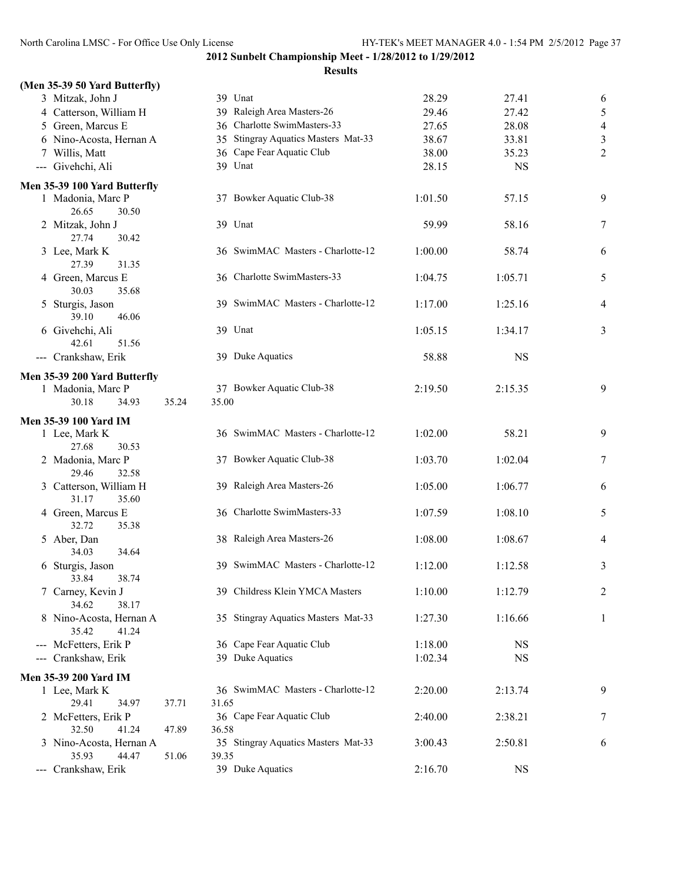## 2012 Sunbelt Championship Meet - 1/28/2012 to 1/29/2012

### Results

**(Men 35-39 50 Yard Butterfly)**

| Place | Name | Age | Team | Seed Time | Finals Time | Points |
|---|---|---|---|---|---|---|
| 3 | Mitzak, John J | 39 | Unat | 28.29 | 27.41 | 6 |
| 4 | Catterson, William H | 39 | Raleigh Area Masters-26 | 29.46 | 27.42 | 5 |
| 5 | Green, Marcus E | 36 | Charlotte SwimMasters-33 | 27.65 | 28.08 | 4 |
| 6 | Nino-Acosta, Hernan A | 35 | Stingray Aquatics Masters Mat-33 | 38.67 | 33.81 | 3 |
| 7 | Willis, Matt | 36 | Cape Fear Aquatic Club | 38.00 | 35.23 | 2 |
| --- | Givehchi, Ali | 39 | Unat | 28.15 | NS | |

**Men 35-39 100 Yard Butterfly**

| Place | Name | Age | Team | Seed Time | Finals Time | Points |
|---|---|---|---|---|---|---|
| 1 | Madonia, Marc P | 37 | Bowker Aquatic Club-38 | 1:01.50 | 57.15 | 9 |
| | 26.65 30.50 | | | | | |
| 2 | Mitzak, John J | 39 | Unat | 59.99 | 58.16 | 7 |
| | 27.74 30.42 | | | | | |
| 3 | Lee, Mark K | 36 | SwimMAC Masters - Charlotte-12 | 1:00.00 | 58.74 | 6 |
| | 27.39 31.35 | | | | | |
| 4 | Green, Marcus E | 36 | Charlotte SwimMasters-33 | 1:04.75 | 1:05.71 | 5 |
| | 30.03 35.68 | | | | | |
| 5 | Sturgis, Jason | 39 | SwimMAC Masters - Charlotte-12 | 1:17.00 | 1:25.16 | 4 |
| | 39.10 46.06 | | | | | |
| 6 | Givehchi, Ali | 39 | Unat | 1:05.15 | 1:34.17 | 3 |
| | 42.61 51.56 | | | | | |
| --- | Crankshaw, Erik | 39 | Duke Aquatics | 58.88 | NS | |

**Men 35-39 200 Yard Butterfly**

| Place | Name | Age | Team | Seed Time | Finals Time | Points |
|---|---|---|---|---|---|---|
| 1 | Madonia, Marc P | 37 | Bowker Aquatic Club-38 | 2:19.50 | 2:15.35 | 9 |
| | 30.18 34.93 35.24 35.00 | | | | | |

**Men 35-39 100 Yard IM**

| Place | Name | Age | Team | Seed Time | Finals Time | Points |
|---|---|---|---|---|---|---|
| 1 | Lee, Mark K | 36 | SwimMAC Masters - Charlotte-12 | 1:02.00 | 58.21 | 9 |
| | 27.68 30.53 | | | | | |
| 2 | Madonia, Marc P | 37 | Bowker Aquatic Club-38 | 1:03.70 | 1:02.04 | 7 |
| | 29.46 32.58 | | | | | |
| 3 | Catterson, William H | 39 | Raleigh Area Masters-26 | 1:05.00 | 1:06.77 | 6 |
| | 31.17 35.60 | | | | | |
| 4 | Green, Marcus E | 36 | Charlotte SwimMasters-33 | 1:07.59 | 1:08.10 | 5 |
| | 32.72 35.38 | | | | | |
| 5 | Aber, Dan | 38 | Raleigh Area Masters-26 | 1:08.00 | 1:08.67 | 4 |
| | 34.03 34.64 | | | | | |
| 6 | Sturgis, Jason | 39 | SwimMAC Masters - Charlotte-12 | 1:12.00 | 1:12.58 | 3 |
| | 33.84 38.74 | | | | | |
| 7 | Carney, Kevin J | 39 | Childress Klein YMCA Masters | 1:10.00 | 1:12.79 | 2 |
| | 34.62 38.17 | | | | | |
| 8 | Nino-Acosta, Hernan A | 35 | Stingray Aquatics Masters Mat-33 | 1:27.30 | 1:16.66 | 1 |
| | 35.42 41.24 | | | | | |
| --- | McFetters, Erik P | 36 | Cape Fear Aquatic Club | 1:18.00 | NS | |
| --- | Crankshaw, Erik | 39 | Duke Aquatics | 1:02.34 | NS | |

**Men 35-39 200 Yard IM**

| Place | Name | Age | Team | Seed Time | Finals Time | Points |
|---|---|---|---|---|---|---|
| 1 | Lee, Mark K | 36 | SwimMAC Masters - Charlotte-12 | 2:20.00 | 2:13.74 | 9 |
| | 29.41 34.97 37.71 31.65 | | | | | |
| 2 | McFetters, Erik P | 36 | Cape Fear Aquatic Club | 2:40.00 | 2:38.21 | 7 |
| | 32.50 41.24 47.89 36.58 | | | | | |
| 3 | Nino-Acosta, Hernan A | 35 | Stingray Aquatics Masters Mat-33 | 3:00.43 | 2:50.81 | 6 |
| | 35.93 44.47 51.06 39.35 | | | | | |
| --- | Crankshaw, Erik | 39 | Duke Aquatics | 2:16.70 | NS | |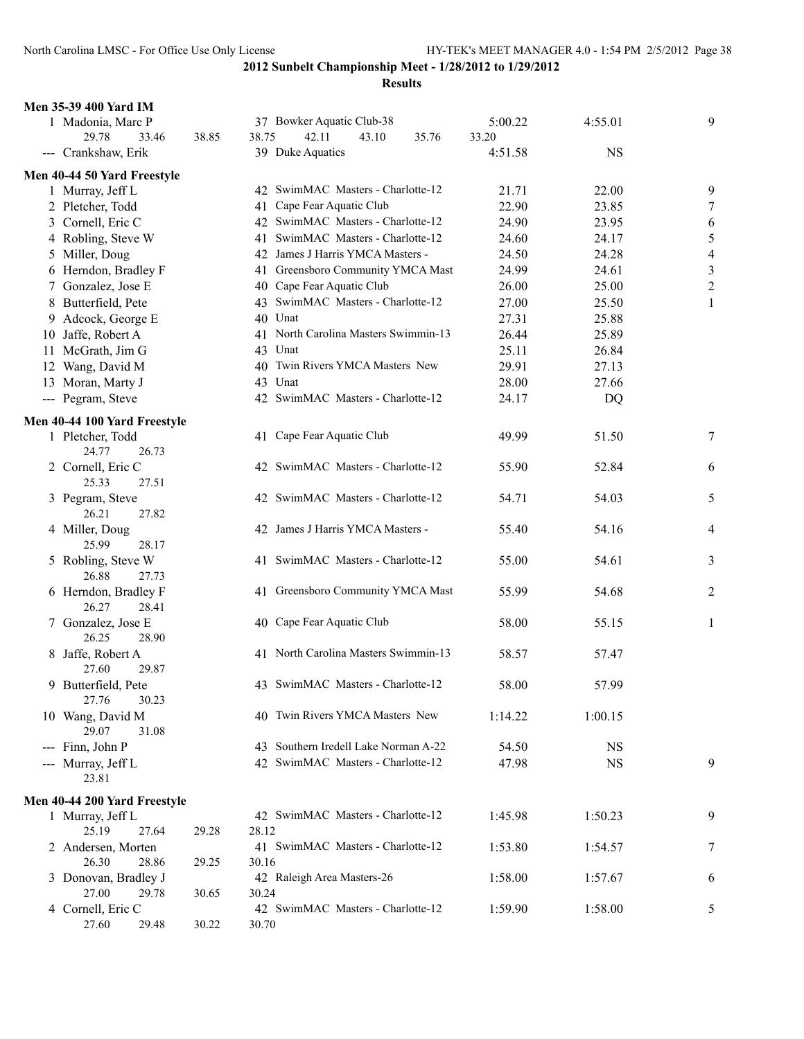## 2012 Sunbelt Championship Meet - 1/28/2012 to 1/29/2012

### Results

**Men 35-39 400 Yard IM**

| Place | Name | Age | Team | Seed Time | Finals Time | Points |
|---|---|---|---|---|---|---|
| 1 | Madonia, Marc P | 37 | Bowker Aquatic Club-38 | 5:00.22 | 4:55.01 | 9 |
| | 29.78 33.46 38.85 38.75 42.11 43.10 35.76 33.20 | | | | | |
| --- | Crankshaw, Erik | 39 | Duke Aquatics | 4:51.58 | NS | |

**Men 40-44 50 Yard Freestyle**

| Place | Name | Age | Team | Seed Time | Finals Time | Points |
|---|---|---|---|---|---|---|
| 1 | Murray, Jeff L | 42 | SwimMAC Masters - Charlotte-12 | 21.71 | 22.00 | 9 |
| 2 | Pletcher, Todd | 41 | Cape Fear Aquatic Club | 22.90 | 23.85 | 7 |
| 3 | Cornell, Eric C | 42 | SwimMAC Masters - Charlotte-12 | 24.90 | 23.95 | 6 |
| 4 | Robling, Steve W | 41 | SwimMAC Masters - Charlotte-12 | 24.60 | 24.17 | 5 |
| 5 | Miller, Doug | 42 | James J Harris YMCA Masters - | 24.50 | 24.28 | 4 |
| 6 | Herndon, Bradley F | 41 | Greensboro Community YMCA Mast | 24.99 | 24.61 | 3 |
| 7 | Gonzalez, Jose E | 40 | Cape Fear Aquatic Club | 26.00 | 25.00 | 2 |
| 8 | Butterfield, Pete | 43 | SwimMAC Masters - Charlotte-12 | 27.00 | 25.50 | 1 |
| 9 | Adcock, George E | 40 | Unat | 27.31 | 25.88 | |
| 10 | Jaffe, Robert A | 41 | North Carolina Masters Swimmin-13 | 26.44 | 25.89 | |
| 11 | McGrath, Jim G | 43 | Unat | 25.11 | 26.84 | |
| 12 | Wang, David M | 40 | Twin Rivers YMCA Masters New | 29.91 | 27.13 | |
| 13 | Moran, Marty J | 43 | Unat | 28.00 | 27.66 | |
| --- | Pegram, Steve | 42 | SwimMAC Masters - Charlotte-12 | 24.17 | DQ | |

**Men 40-44 100 Yard Freestyle**

| Place | Name | Age | Team | Seed Time | Finals Time | Points |
|---|---|---|---|---|---|---|
| 1 | Pletcher, Todd | 41 | Cape Fear Aquatic Club | 49.99 | 51.50 | 7 |
| | 24.77 26.73 | | | | | |
| 2 | Cornell, Eric C | 42 | SwimMAC Masters - Charlotte-12 | 55.90 | 52.84 | 6 |
| | 25.33 27.51 | | | | | |
| 3 | Pegram, Steve | 42 | SwimMAC Masters - Charlotte-12 | 54.71 | 54.03 | 5 |
| | 26.21 27.82 | | | | | |
| 4 | Miller, Doug | 42 | James J Harris YMCA Masters - | 55.40 | 54.16 | 4 |
| | 25.99 28.17 | | | | | |
| 5 | Robling, Steve W | 41 | SwimMAC Masters - Charlotte-12 | 55.00 | 54.61 | 3 |
| | 26.88 27.73 | | | | | |
| 6 | Herndon, Bradley F | 41 | Greensboro Community YMCA Mast | 55.99 | 54.68 | 2 |
| | 26.27 28.41 | | | | | |
| 7 | Gonzalez, Jose E | 40 | Cape Fear Aquatic Club | 58.00 | 55.15 | 1 |
| | 26.25 28.90 | | | | | |
| 8 | Jaffe, Robert A | 41 | North Carolina Masters Swimmin-13 | 58.57 | 57.47 | |
| | 27.60 29.87 | | | | | |
| 9 | Butterfield, Pete | 43 | SwimMAC Masters - Charlotte-12 | 58.00 | 57.99 | |
| | 27.76 30.23 | | | | | |
| 10 | Wang, David M | 40 | Twin Rivers YMCA Masters New | 1:14.22 | 1:00.15 | |
| | 29.07 31.08 | | | | | |
| --- | Finn, John P | 43 | Southern Iredell Lake Norman A-22 | 54.50 | NS | |
| --- | Murray, Jeff L | 42 | SwimMAC Masters - Charlotte-12 | 47.98 | NS | 9 |
| | 23.81 | | | | | |

**Men 40-44 200 Yard Freestyle**

| Place | Name | Age | Team | Seed Time | Finals Time | Points |
|---|---|---|---|---|---|---|
| 1 | Murray, Jeff L | 42 | SwimMAC Masters - Charlotte-12 | 1:45.98 | 1:50.23 | 9 |
| | 25.19 27.64 29.28 28.12 | | | | | |
| 2 | Andersen, Morten | 41 | SwimMAC Masters - Charlotte-12 | 1:53.80 | 1:54.57 | 7 |
| | 26.30 28.86 29.25 30.16 | | | | | |
| 3 | Donovan, Bradley J | 42 | Raleigh Area Masters-26 | 1:58.00 | 1:57.67 | 6 |
| | 27.00 29.78 30.65 30.24 | | | | | |
| 4 | Cornell, Eric C | 42 | SwimMAC Masters - Charlotte-12 | 1:59.90 | 1:58.00 | 5 |
| | 27.60 29.48 30.22 30.70 | | | | | |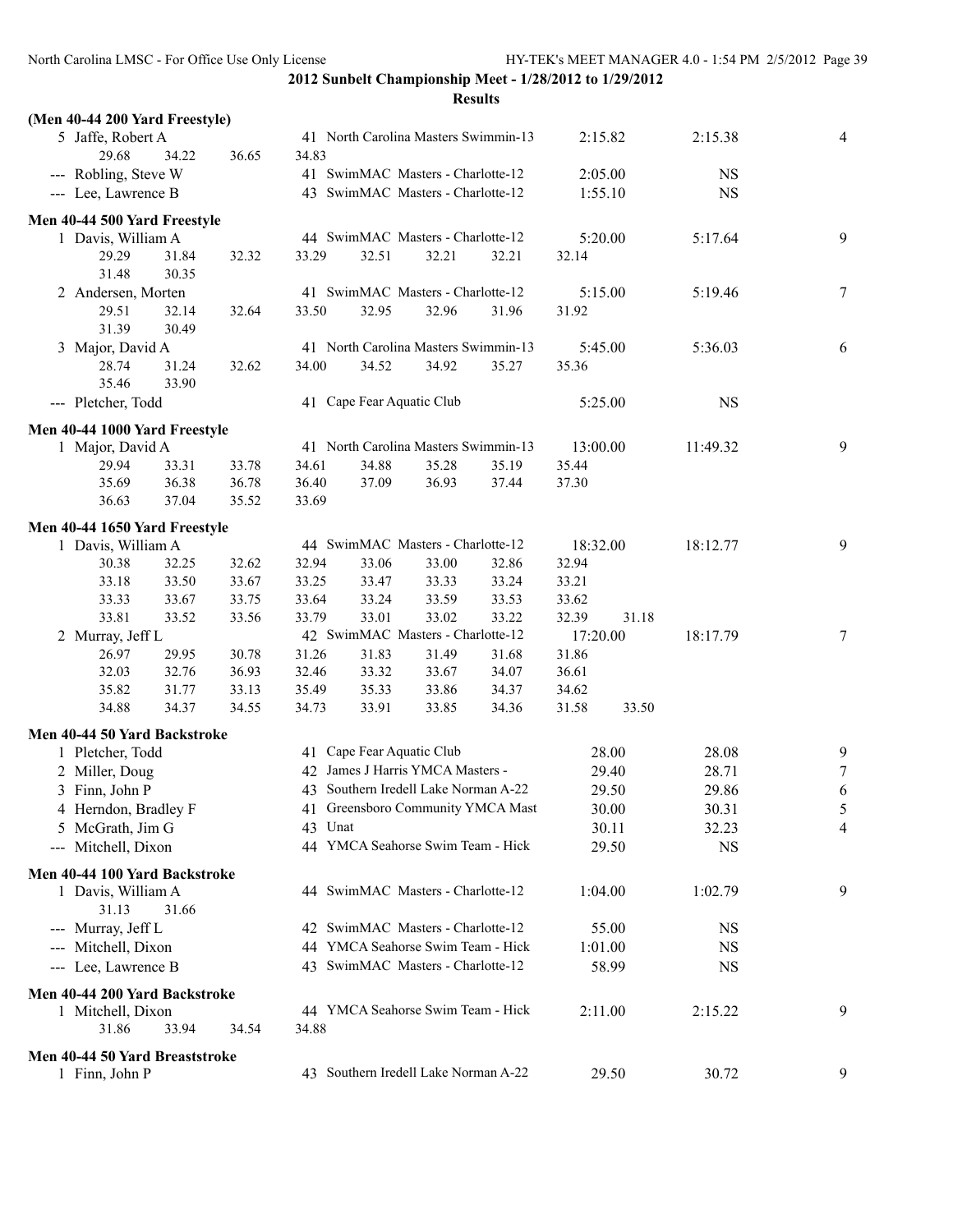**2012 Sunbelt Championship Meet - 1/28/2012 to 1/29/2012**

**Results**

### (Men 40-44 200 Yard Freestyle)

| Place | Name | Age | Team | Seed Time | Finals Time | Points |
|---|---|---|---|---|---|---|
| 5 | Jaffe, Robert A | 41 | North Carolina Masters Swimmin-13 | 2:15.82 | 2:15.38 | 4 |
| | 29.68 34.22 36.65 34.83 | | | | | |
| --- | Robling, Steve W | 41 | SwimMAC Masters - Charlotte-12 | 2:05.00 | NS | |
| --- | Lee, Lawrence B | 43 | SwimMAC Masters - Charlotte-12 | 1:55.10 | NS | |

### Men 40-44 500 Yard Freestyle

| Place | Name | Age | Team | Seed Time | Finals Time | Points |
|---|---|---|---|---|---|---|
| 1 | Davis, William A | 44 | SwimMAC Masters - Charlotte-12 | 5:20.00 | 5:17.64 | 9 |
| | 29.29 31.84 32.32 33.29 32.51 32.21 32.21 32.14 31.48 30.35 | | | | | |
| 2 | Andersen, Morten | 41 | SwimMAC Masters - Charlotte-12 | 5:15.00 | 5:19.46 | 7 |
| | 29.51 32.14 32.64 33.50 32.95 32.96 31.96 31.92 31.39 30.49 | | | | | |
| 3 | Major, David A | 41 | North Carolina Masters Swimmin-13 | 5:45.00 | 5:36.03 | 6 |
| | 28.74 31.24 32.62 34.00 34.52 34.92 35.27 35.36 35.46 33.90 | | | | | |
| --- | Pletcher, Todd | 41 | Cape Fear Aquatic Club | 5:25.00 | NS | |

### Men 40-44 1000 Yard Freestyle

| Place | Name | Age | Team | Seed Time | Finals Time | Points |
|---|---|---|---|---|---|---|
| 1 | Major, David A | 41 | North Carolina Masters Swimmin-13 | 13:00.00 | 11:49.32 | 9 |
| | 29.94 33.31 33.78 34.61 34.88 35.28 35.19 35.44 35.69 36.38 36.78 36.40 37.09 36.93 37.44 37.30 36.63 37.04 35.52 33.69 | | | | | |

### Men 40-44 1650 Yard Freestyle

| Place | Name | Age | Team | Seed Time | Finals Time | Points |
|---|---|---|---|---|---|---|
| 1 | Davis, William A | 44 | SwimMAC Masters - Charlotte-12 | 18:32.00 | 18:12.77 | 9 |
| | 30.38 32.25 32.62 32.94 33.06 33.00 32.86 32.94 33.18 33.50 33.67 33.25 33.47 33.33 33.24 33.21 33.33 33.67 33.75 33.64 33.24 33.59 33.53 33.62 33.81 33.52 33.56 33.79 33.01 33.02 33.22 32.39 31.18 | | | | | |
| 2 | Murray, Jeff L | 42 | SwimMAC Masters - Charlotte-12 | 17:20.00 | 18:17.79 | 7 |
| | 26.97 29.95 30.78 31.26 31.83 31.49 31.68 31.86 32.03 32.76 36.93 32.46 33.32 33.67 34.07 36.61 35.82 31.77 33.13 35.49 35.33 33.86 34.37 34.62 34.88 34.37 34.55 34.73 33.91 33.85 34.36 31.58 33.50 | | | | | |

### Men 40-44 50 Yard Backstroke

| Place | Name | Age | Team | Seed Time | Finals Time | Points |
|---|---|---|---|---|---|---|
| 1 | Pletcher, Todd | 41 | Cape Fear Aquatic Club | 28.00 | 28.08 | 9 |
| 2 | Miller, Doug | 42 | James J Harris YMCA Masters - | 29.40 | 28.71 | 7 |
| 3 | Finn, John P | 43 | Southern Iredell Lake Norman A-22 | 29.50 | 29.86 | 6 |
| 4 | Herndon, Bradley F | 41 | Greensboro Community YMCA Mast | 30.00 | 30.31 | 5 |
| 5 | McGrath, Jim G | 43 | Unat | 30.11 | 32.23 | 4 |
| --- | Mitchell, Dixon | 44 | YMCA Seahorse Swim Team - Hick | 29.50 | NS | |

### Men 40-44 100 Yard Backstroke

| Place | Name | Age | Team | Seed Time | Finals Time | Points |
|---|---|---|---|---|---|---|
| 1 | Davis, William A | 44 | SwimMAC Masters - Charlotte-12 | 1:04.00 | 1:02.79 | 9 |
| | 31.13 31.66 | | | | | |
| --- | Murray, Jeff L | 42 | SwimMAC Masters - Charlotte-12 | 55.00 | NS | |
| --- | Mitchell, Dixon | 44 | YMCA Seahorse Swim Team - Hick | 1:01.00 | NS | |
| --- | Lee, Lawrence B | 43 | SwimMAC Masters - Charlotte-12 | 58.99 | NS | |

### Men 40-44 200 Yard Backstroke

| Place | Name | Age | Team | Seed Time | Finals Time | Points |
|---|---|---|---|---|---|---|
| 1 | Mitchell, Dixon | 44 | YMCA Seahorse Swim Team - Hick | 2:11.00 | 2:15.22 | 9 |
| | 31.86 33.94 34.54 34.88 | | | | | |

### Men 40-44 50 Yard Breaststroke

| Place | Name | Age | Team | Seed Time | Finals Time | Points |
|---|---|---|---|---|---|---|
| 1 | Finn, John P | 43 | Southern Iredell Lake Norman A-22 | 29.50 | 30.72 | 9 |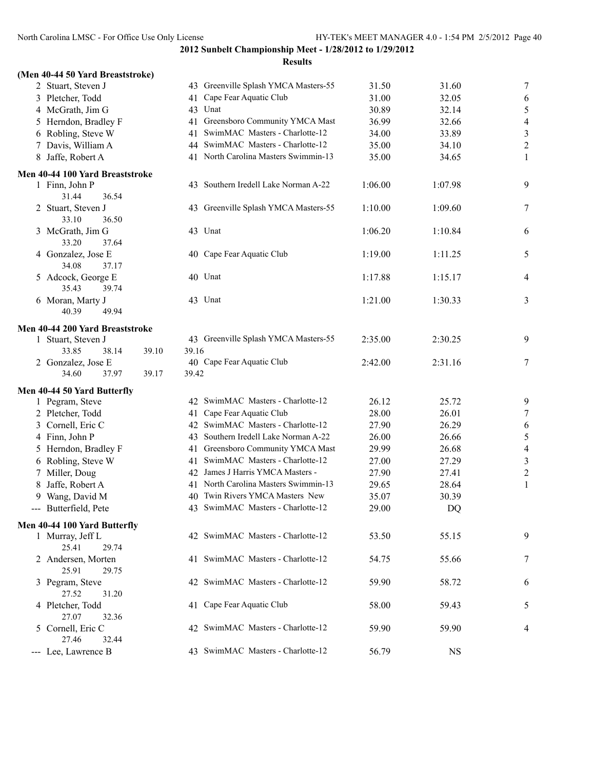**2012 Sunbelt Championship Meet - 1/28/2012 to 1/29/2012**

**Results**

### (Men 40-44 50 Yard Breaststroke)

| Place | Name | Age | Team | Seed Time | Finals Time | Points |
|---|---|---|---|---|---|---|
| 2 | Stuart, Steven J | 43 | Greenville Splash YMCA Masters-55 | 31.50 | 31.60 | 7 |
| 3 | Pletcher, Todd | 41 | Cape Fear Aquatic Club | 31.00 | 32.05 | 6 |
| 4 | McGrath, Jim G | 43 | Unat | 30.89 | 32.14 | 5 |
| 5 | Herndon, Bradley F | 41 | Greensboro Community YMCA Mast | 36.99 | 32.66 | 4 |
| 6 | Robling, Steve W | 41 | SwimMAC Masters - Charlotte-12 | 34.00 | 33.89 | 3 |
| 7 | Davis, William A | 44 | SwimMAC Masters - Charlotte-12 | 35.00 | 34.10 | 2 |
| 8 | Jaffe, Robert A | 41 | North Carolina Masters Swimmin-13 | 35.00 | 34.65 | 1 |

### Men 40-44 100 Yard Breaststroke

| Place | Name | Age | Team | Seed Time | Finals Time | Points |
|---|---|---|---|---|---|---|
| 1 | Finn, John P | 43 | Southern Iredell Lake Norman A-22 | 1:06.00 | 1:07.98 | 9 |
| | 31.44 36.54 | | | | | |
| 2 | Stuart, Steven J | 43 | Greenville Splash YMCA Masters-55 | 1:10.00 | 1:09.60 | 7 |
| | 33.10 36.50 | | | | | |
| 3 | McGrath, Jim G | 43 | Unat | 1:06.20 | 1:10.84 | 6 |
| | 33.20 37.64 | | | | | |
| 4 | Gonzalez, Jose E | 40 | Cape Fear Aquatic Club | 1:19.00 | 1:11.25 | 5 |
| | 34.08 37.17 | | | | | |
| 5 | Adcock, George E | 40 | Unat | 1:17.88 | 1:15.17 | 4 |
| | 35.43 39.74 | | | | | |
| 6 | Moran, Marty J | 43 | Unat | 1:21.00 | 1:30.33 | 3 |
| | 40.39 49.94 | | | | | |

### Men 40-44 200 Yard Breaststroke

| Place | Name | Age | Team | Seed Time | Finals Time | Points |
|---|---|---|---|---|---|---|
| 1 | Stuart, Steven J | 43 | Greenville Splash YMCA Masters-55 | 2:35.00 | 2:30.25 | 9 |
| | 33.85 38.14 39.10 39.16 | | | | | |
| 2 | Gonzalez, Jose E | 40 | Cape Fear Aquatic Club | 2:42.00 | 2:31.16 | 7 |
| | 34.60 37.97 39.17 39.42 | | | | | |

### Men 40-44 50 Yard Butterfly

| Place | Name | Age | Team | Seed Time | Finals Time | Points |
|---|---|---|---|---|---|---|
| 1 | Pegram, Steve | 42 | SwimMAC Masters - Charlotte-12 | 26.12 | 25.72 | 9 |
| 2 | Pletcher, Todd | 41 | Cape Fear Aquatic Club | 28.00 | 26.01 | 7 |
| 3 | Cornell, Eric C | 42 | SwimMAC Masters - Charlotte-12 | 27.90 | 26.29 | 6 |
| 4 | Finn, John P | 43 | Southern Iredell Lake Norman A-22 | 26.00 | 26.66 | 5 |
| 5 | Herndon, Bradley F | 41 | Greensboro Community YMCA Mast | 29.99 | 26.68 | 4 |
| 6 | Robling, Steve W | 41 | SwimMAC Masters - Charlotte-12 | 27.00 | 27.29 | 3 |
| 7 | Miller, Doug | 42 | James J Harris YMCA Masters - | 27.90 | 27.41 | 2 |
| 8 | Jaffe, Robert A | 41 | North Carolina Masters Swimmin-13 | 29.65 | 28.64 | 1 |
| 9 | Wang, David M | 40 | Twin Rivers YMCA Masters New | 35.07 | 30.39 | |
| --- | Butterfield, Pete | 43 | SwimMAC Masters - Charlotte-12 | 29.00 | DQ | |

### Men 40-44 100 Yard Butterfly

| Place | Name | Age | Team | Seed Time | Finals Time | Points |
|---|---|---|---|---|---|---|
| 1 | Murray, Jeff L | 42 | SwimMAC Masters - Charlotte-12 | 53.50 | 55.15 | 9 |
| | 25.41 29.74 | | | | | |
| 2 | Andersen, Morten | 41 | SwimMAC Masters - Charlotte-12 | 54.75 | 55.66 | 7 |
| | 25.91 29.75 | | | | | |
| 3 | Pegram, Steve | 42 | SwimMAC Masters - Charlotte-12 | 59.90 | 58.72 | 6 |
| | 27.52 31.20 | | | | | |
| 4 | Pletcher, Todd | 41 | Cape Fear Aquatic Club | 58.00 | 59.43 | 5 |
| | 27.07 32.36 | | | | | |
| 5 | Cornell, Eric C | 42 | SwimMAC Masters - Charlotte-12 | 59.90 | 59.90 | 4 |
| | 27.46 32.44 | | | | | |
| --- | Lee, Lawrence B | 43 | SwimMAC Masters - Charlotte-12 | 56.79 | NS | |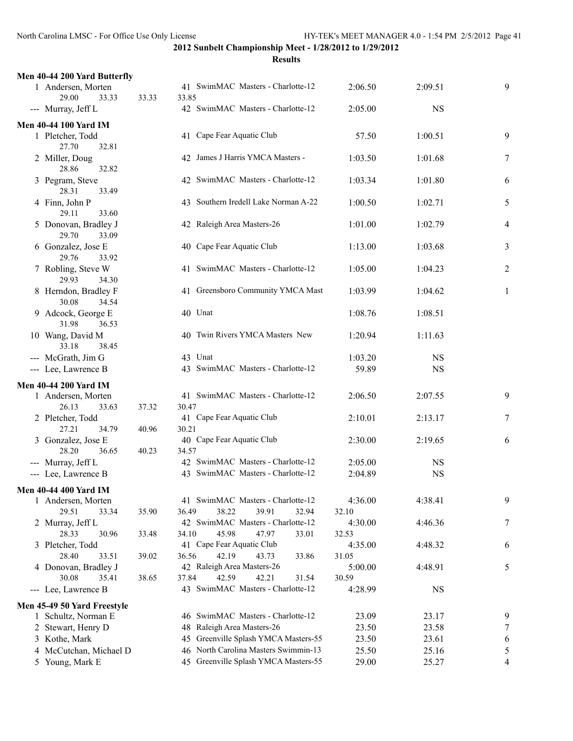**2012 Sunbelt Championship Meet - 1/28/2012 to 1/29/2012**

**Results**

### Men 40-44 200 Yard Butterfly

| Place | Name | Age | Team | Seed Time | Finals Time | Points |
|---|---|---|---|---|---|---|
| 1 | Andersen, Morten | 41 | SwimMAC Masters - Charlotte-12 | 2:06.50 | 2:09.51 | 9 |
| | 29.00 33.33 33.33 33.85 | | | | | |
| --- | Murray, Jeff L | 42 | SwimMAC Masters - Charlotte-12 | 2:05.00 | NS | |

### Men 40-44 100 Yard IM

| Place | Name | Age | Team | Seed Time | Finals Time | Points |
|---|---|---|---|---|---|---|
| 1 | Pletcher, Todd | 41 | Cape Fear Aquatic Club | 57.50 | 1:00.51 | 9 |
| | 27.70 32.81 | | | | | |
| 2 | Miller, Doug | 42 | James J Harris YMCA Masters - | 1:03.50 | 1:01.68 | 7 |
| | 28.86 32.82 | | | | | |
| 3 | Pegram, Steve | 42 | SwimMAC Masters - Charlotte-12 | 1:03.34 | 1:01.80 | 6 |
| | 28.31 33.49 | | | | | |
| 4 | Finn, John P | 43 | Southern Iredell Lake Norman A-22 | 1:00.50 | 1:02.71 | 5 |
| | 29.11 33.60 | | | | | |
| 5 | Donovan, Bradley J | 42 | Raleigh Area Masters-26 | 1:01.00 | 1:02.79 | 4 |
| | 29.70 33.09 | | | | | |
| 6 | Gonzalez, Jose E | 40 | Cape Fear Aquatic Club | 1:13.00 | 1:03.68 | 3 |
| | 29.76 33.92 | | | | | |
| 7 | Robling, Steve W | 41 | SwimMAC Masters - Charlotte-12 | 1:05.00 | 1:04.23 | 2 |
| | 29.93 34.30 | | | | | |
| 8 | Herndon, Bradley F | 41 | Greensboro Community YMCA Mast | 1:03.99 | 1:04.62 | 1 |
| | 30.08 34.54 | | | | | |
| 9 | Adcock, George E | 40 | Unat | 1:08.76 | 1:08.51 | |
| | 31.98 36.53 | | | | | |
| 10 | Wang, David M | 40 | Twin Rivers YMCA Masters New | 1:20.94 | 1:11.63 | |
| | 33.18 38.45 | | | | | |
| --- | McGrath, Jim G | 43 | Unat | 1:03.20 | NS | |
| --- | Lee, Lawrence B | 43 | SwimMAC Masters - Charlotte-12 | 59.89 | NS | |

### Men 40-44 200 Yard IM

| Place | Name | Age | Team | Seed Time | Finals Time | Points |
|---|---|---|---|---|---|---|
| 1 | Andersen, Morten | 41 | SwimMAC Masters - Charlotte-12 | 2:06.50 | 2:07.55 | 9 |
| | 26.13 33.63 37.32 30.47 | | | | | |
| 2 | Pletcher, Todd | 41 | Cape Fear Aquatic Club | 2:10.01 | 2:13.17 | 7 |
| | 27.21 34.79 40.96 30.21 | | | | | |
| 3 | Gonzalez, Jose E | 40 | Cape Fear Aquatic Club | 2:30.00 | 2:19.65 | 6 |
| | 28.20 36.65 40.23 34.57 | | | | | |
| --- | Murray, Jeff L | 42 | SwimMAC Masters - Charlotte-12 | 2:05.00 | NS | |
| --- | Lee, Lawrence B | 43 | SwimMAC Masters - Charlotte-12 | 2:04.89 | NS | |

### Men 40-44 400 Yard IM

| Place | Name | Age | Team | Seed Time | Finals Time | Points |
|---|---|---|---|---|---|---|
| 1 | Andersen, Morten | 41 | SwimMAC Masters - Charlotte-12 | 4:36.00 | 4:38.41 | 9 |
| | 29.51 33.34 35.90 36.49 38.22 39.91 32.94 32.10 | | | | | |
| 2 | Murray, Jeff L | 42 | SwimMAC Masters - Charlotte-12 | 4:30.00 | 4:46.36 | 7 |
| | 28.33 30.96 33.48 34.10 45.98 47.97 33.01 32.53 | | | | | |
| 3 | Pletcher, Todd | 41 | Cape Fear Aquatic Club | 4:35.00 | 4:48.32 | 6 |
| | 28.40 33.51 39.02 36.56 42.19 43.73 33.86 31.05 | | | | | |
| 4 | Donovan, Bradley J | 42 | Raleigh Area Masters-26 | 5:00.00 | 4:48.91 | 5 |
| | 30.08 35.41 38.65 37.84 42.59 42.21 31.54 30.59 | | | | | |
| --- | Lee, Lawrence B | 43 | SwimMAC Masters - Charlotte-12 | 4:28.99 | NS | |

### Men 45-49 50 Yard Freestyle

| Place | Name | Age | Team | Seed Time | Finals Time | Points |
|---|---|---|---|---|---|---|
| 1 | Schultz, Norman E | 46 | SwimMAC Masters - Charlotte-12 | 23.09 | 23.17 | 9 |
| 2 | Stewart, Henry D | 48 | Raleigh Area Masters-26 | 23.50 | 23.58 | 7 |
| 3 | Kothe, Mark | 45 | Greenville Splash YMCA Masters-55 | 23.50 | 23.61 | 6 |
| 4 | McCutchan, Michael D | 46 | North Carolina Masters Swimmin-13 | 25.50 | 25.16 | 5 |
| 5 | Young, Mark E | 45 | Greenville Splash YMCA Masters-55 | 29.00 | 25.27 | 4 |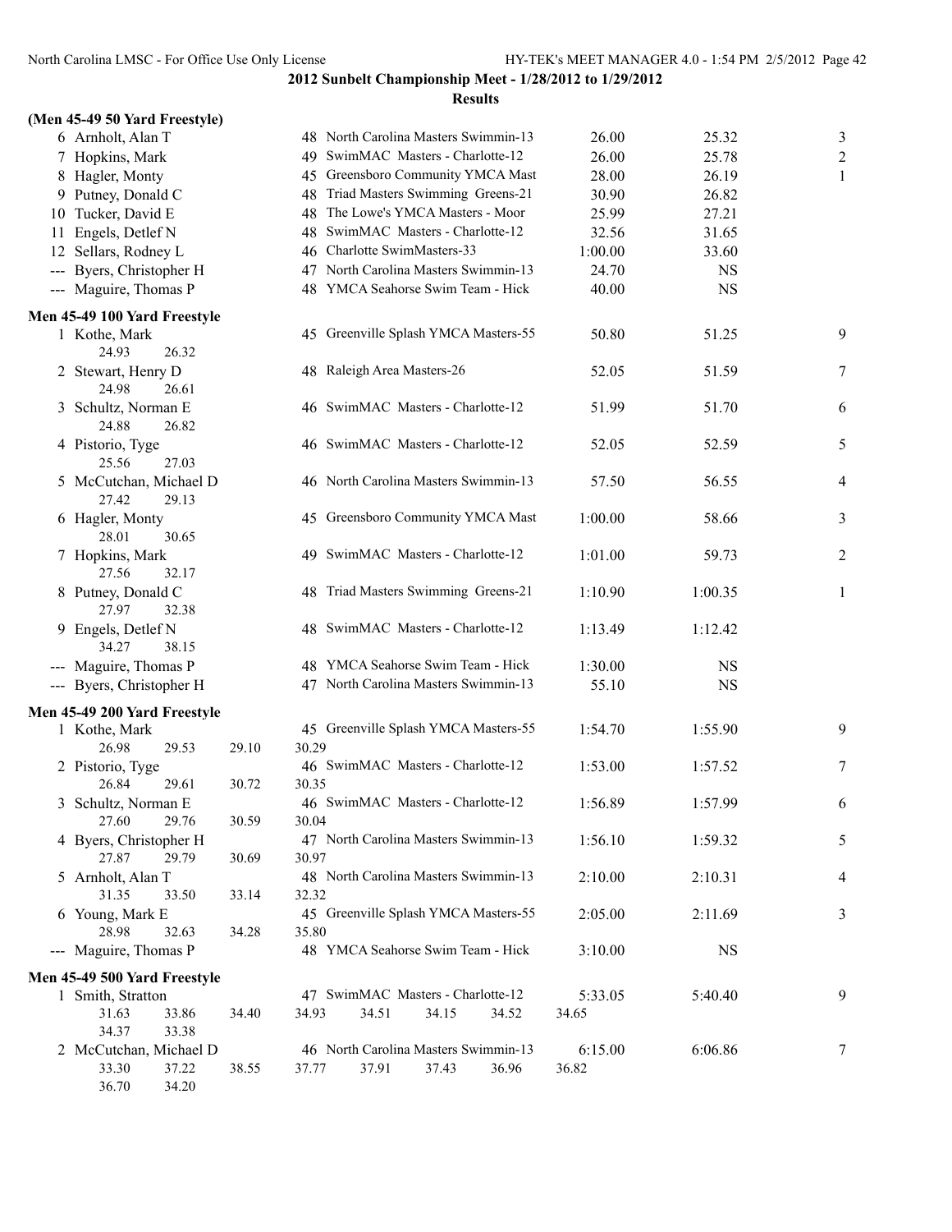**2012 Sunbelt Championship Meet - 1/28/2012 to 1/29/2012**

**Results**

### (Men 45-49 50 Yard Freestyle)

| Place | Name | Age | Team | Seed Time | Finals Time | Points |
|---|---|---|---|---|---|---|
| 6 | Arnholt, Alan T | 48 | North Carolina Masters Swimmin-13 | 26.00 | 25.32 | 3 |
| 7 | Hopkins, Mark | 49 | SwimMAC Masters - Charlotte-12 | 26.00 | 25.78 | 2 |
| 8 | Hagler, Monty | 45 | Greensboro Community YMCA Mast | 28.00 | 26.19 | 1 |
| 9 | Putney, Donald C | 48 | Triad Masters Swimming Greens-21 | 30.90 | 26.82 | |
| 10 | Tucker, David E | 48 | The Lowe's YMCA Masters - Moor | 25.99 | 27.21 | |
| 11 | Engels, Detlef N | 48 | SwimMAC Masters - Charlotte-12 | 32.56 | 31.65 | |
| 12 | Sellars, Rodney L | 46 | Charlotte SwimMasters-33 | 1:00.00 | 33.60 | |
| --- | Byers, Christopher H | 47 | North Carolina Masters Swimmin-13 | 24.70 | NS | |
| --- | Maguire, Thomas P | 48 | YMCA Seahorse Swim Team - Hick | 40.00 | NS | |

### Men 45-49 100 Yard Freestyle

| Place | Name | Age | Team | Seed Time | Finals Time | Points |
|---|---|---|---|---|---|---|
| 1 | Kothe, Mark | 45 | Greenville Splash YMCA Masters-55 | 50.80 | 51.25 | 9 |
| | 24.93 26.32 | | | | | |
| 2 | Stewart, Henry D | 48 | Raleigh Area Masters-26 | 52.05 | 51.59 | 7 |
| | 24.98 26.61 | | | | | |
| 3 | Schultz, Norman E | 46 | SwimMAC Masters - Charlotte-12 | 51.99 | 51.70 | 6 |
| | 24.88 26.82 | | | | | |
| 4 | Pistorio, Tyge | 46 | SwimMAC Masters - Charlotte-12 | 52.05 | 52.59 | 5 |
| | 25.56 27.03 | | | | | |
| 5 | McCutchan, Michael D | 46 | North Carolina Masters Swimmin-13 | 57.50 | 56.55 | 4 |
| | 27.42 29.13 | | | | | |
| 6 | Hagler, Monty | 45 | Greensboro Community YMCA Mast | 1:00.00 | 58.66 | 3 |
| | 28.01 30.65 | | | | | |
| 7 | Hopkins, Mark | 49 | SwimMAC Masters - Charlotte-12 | 1:01.00 | 59.73 | 2 |
| | 27.56 32.17 | | | | | |
| 8 | Putney, Donald C | 48 | Triad Masters Swimming Greens-21 | 1:10.90 | 1:00.35 | 1 |
| | 27.97 32.38 | | | | | |
| 9 | Engels, Detlef N | 48 | SwimMAC Masters - Charlotte-12 | 1:13.49 | 1:12.42 | |
| | 34.27 38.15 | | | | | |
| --- | Maguire, Thomas P | 48 | YMCA Seahorse Swim Team - Hick | 1:30.00 | NS | |
| --- | Byers, Christopher H | 47 | North Carolina Masters Swimmin-13 | 55.10 | NS | |

### Men 45-49 200 Yard Freestyle

| Place | Name | Age | Team | Seed Time | Finals Time | Points |
|---|---|---|---|---|---|---|
| 1 | Kothe, Mark | 45 | Greenville Splash YMCA Masters-55 | 1:54.70 | 1:55.90 | 9 |
| | 26.98 29.53 29.10 30.29 | | | | | |
| 2 | Pistorio, Tyge | 46 | SwimMAC Masters - Charlotte-12 | 1:53.00 | 1:57.52 | 7 |
| | 26.84 29.61 30.72 30.35 | | | | | |
| 3 | Schultz, Norman E | 46 | SwimMAC Masters - Charlotte-12 | 1:56.89 | 1:57.99 | 6 |
| | 27.60 29.76 30.59 30.04 | | | | | |
| 4 | Byers, Christopher H | 47 | North Carolina Masters Swimmin-13 | 1:56.10 | 1:59.32 | 5 |
| | 27.87 29.79 30.69 30.97 | | | | | |
| 5 | Arnholt, Alan T | 48 | North Carolina Masters Swimmin-13 | 2:10.00 | 2:10.31 | 4 |
| | 31.35 33.50 33.14 32.32 | | | | | |
| 6 | Young, Mark E | 45 | Greenville Splash YMCA Masters-55 | 2:05.00 | 2:11.69 | 3 |
| | 28.98 32.63 34.28 35.80 | | | | | |
| --- | Maguire, Thomas P | 48 | YMCA Seahorse Swim Team - Hick | 3:10.00 | NS | |

### Men 45-49 500 Yard Freestyle

| Place | Name | Age | Team | Seed Time | Finals Time | Points |
|---|---|---|---|---|---|---|
| 1 | Smith, Stratton | 47 | SwimMAC Masters - Charlotte-12 | 5:33.05 | 5:40.40 | 9 |
| | 31.63 33.86 34.40 34.93 34.51 34.15 34.52 34.65 34.37 33.38 | | | | | |
| 2 | McCutchan, Michael D | 46 | North Carolina Masters Swimmin-13 | 6:15.00 | 6:06.86 | 7 |
| | 33.30 37.22 38.55 37.77 37.91 37.43 36.96 36.82 36.70 34.20 | | | | | |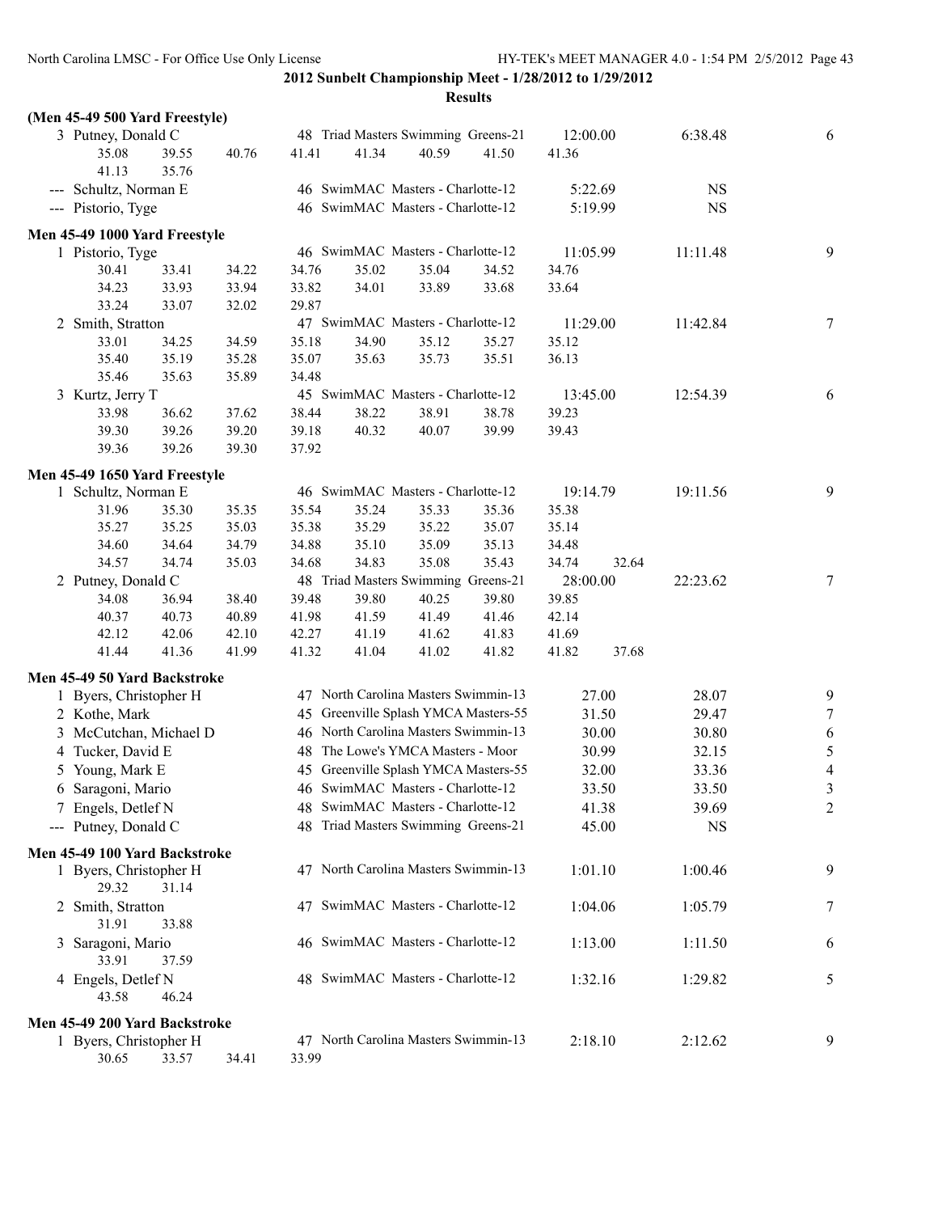**2012 Sunbelt Championship Meet - 1/28/2012 to 1/29/2012**

**Results**

**(Men 45-49 500 Yard Freestyle)**

```
  3 Putney, Donald C                 48 Triad Masters Swimming Greens-21     12:00.00      6:38.48        6
        35.08     39.55     40.76     41.41     41.34     40.59     41.50     41.36
        41.13     35.76
--- Schultz, Norman E                46 SimwMAC Masters - Charlotte-12        5:22.69          NS
--- Pistorio, Tyge                   46 SimwMAC Masters - Charlotte-12        5:19.99          NS
```

**Men 45-49 1000 Yard Freestyle**

```
  1 Pistorio, Tyge                   46 SimwMAC Masters - Charlotte-12       11:05.99     11:11.48        9
        30.41     33.41     34.22     34.76     35.02     35.04     34.52     34.76
        34.23     33.93     33.94     33.82     34.01     33.89     33.68     33.64
        33.24     33.07     32.02     29.87
  2 Smith, Stratton                  47 SimwMAC Masters - Charlotte-12       11:29.00     11:42.84        7
        33.01     34.25     34.59     35.18     34.90     35.12     35.27     35.12
        35.40     35.19     35.28     35.07     35.63     35.73     35.51     36.13
        35.46     35.63     35.89     34.48
  3 Kurtz, Jerry T                   45 SimwMAC Masters - Charlotte-12       13:45.00     12:54.39        6
        33.98     36.62     37.62     38.44     38.22     38.91     38.78     39.23
        39.30     39.26     39.20     39.18     40.32     40.07     39.99     39.43
        39.36     39.26     39.30     37.92
```

**Men 45-49 1650 Yard Freestyle**

```
  1 Schultz, Norman E                46 SimwMAC Masters - Charlotte-12       19:14.79     19:11.56        9
        31.96     35.30     35.35     35.54     35.24     35.33     35.36     35.38
        35.27     35.25     35.03     35.38     35.29     35.22     35.07     35.14
        34.60     34.64     34.79     34.88     35.10     35.09     35.13     34.48
        34.57     34.74     35.03     34.68     34.83     35.08     35.43     34.74     32.64
  2 Putney, Donald C                 48 Triad Masters Swimming Greens-21     28:00.00     22:23.62        7
        34.08     36.94     38.40     39.48     39.80     40.25     39.80     39.85
        40.37     40.73     40.89     41.98     41.59     41.49     41.46     42.14
        42.12     42.06     42.10     42.27     41.19     41.62     41.83     41.69
        41.44     41.36     41.99     41.32     41.04     41.02     41.82     41.82     37.68
```

**Men 45-49 50 Yard Backstroke**

```
  1 Byers, Christopher H             47 North Carolina Masters Swimmin-13       27.00        28.07        9
  2 Kothe, Mark                      45 Greenville Splash YMCA Masters-55       31.50        29.47        7
  3 McCutchan, Michael D             46 North Carolina Masters Swimmin-13       30.00        30.80        6
  4 Tucker, David E                  48 The Lowe's YMCA Masters - Moor          30.99        32.15        5
  5 Young, Mark E                    45 Greenville Splash YMCA Masters-55       32.00        33.36        4
  6 Saragoni, Mario                  46 SimwMAC Masters - Charlotte-12          33.50        33.50        3
  7 Engels, Detlef N                 48 SimwMAC Masters - Charlotte-12          41.38        39.69        2
--- Putney, Donald C                 48 Triad Masters Swimming Greens-21        45.00           NS
```

**Men 45-49 100 Yard Backstroke**

```
  1 Byers, Christopher H             47 North Carolina Masters Swimmin-13     1:01.10      1:00.46        9
        29.32     31.14
  2 Smith, Stratton                  47 SimwMAC Masters - Charlotte-12        1:04.06      1:05.79        7
        31.91     33.88
  3 Saragoni, Mario                  46 SimwMAC Masters - Charlotte-12        1:13.00      1:11.50        6
        33.91     37.59
  4 Engels, Detlef N                 48 SimwMAC Masters - Charlotte-12        1:32.16      1:29.82        5
        43.58     46.24
```

**Men 45-49 200 Yard Backstroke**

```
  1 Byers, Christopher H             47 North Carolina Masters Swimmin-13     2:18.10      2:12.62        9
        30.65     33.57     34.41     33.99
```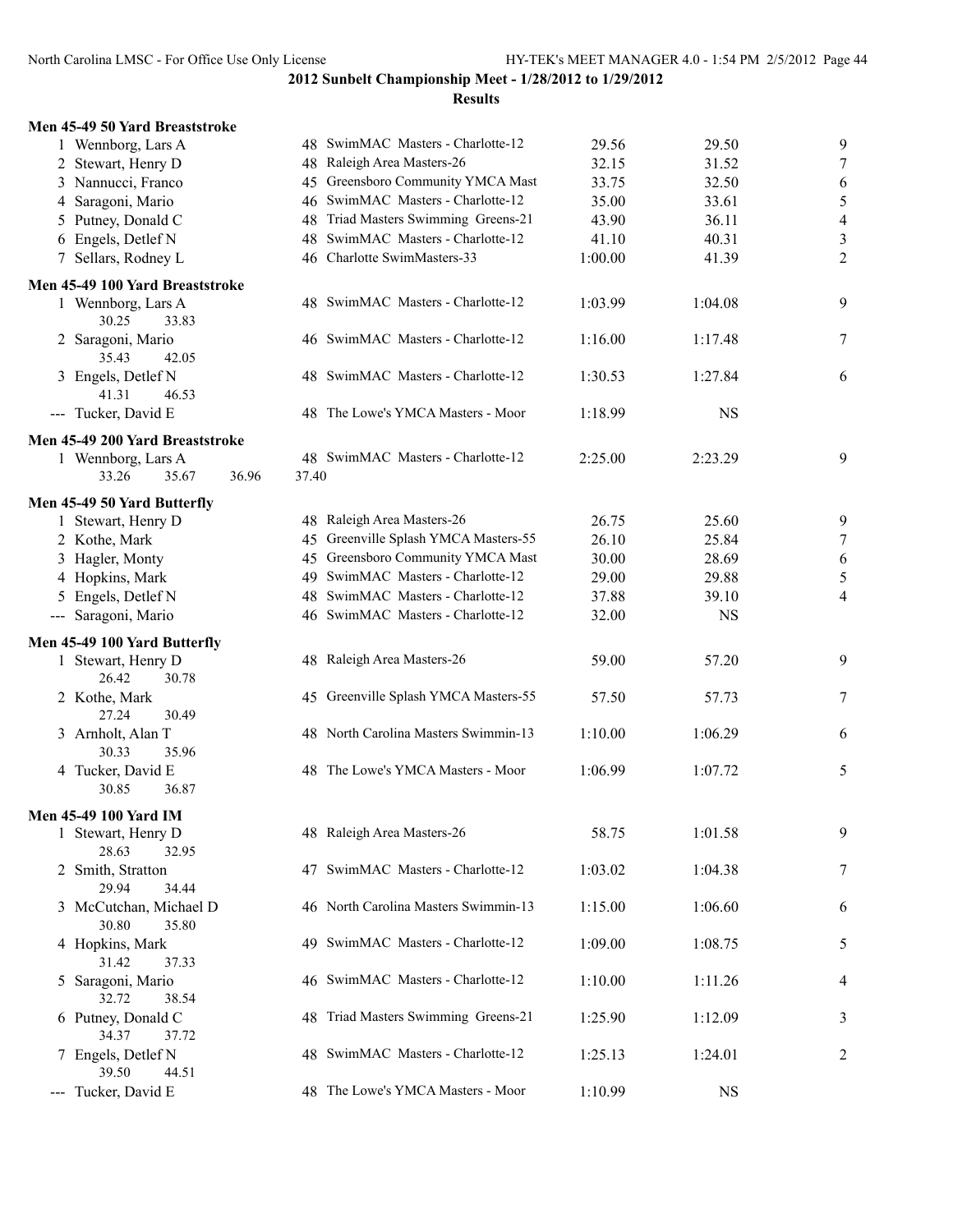## 2012 Sunbelt Championship Meet - 1/28/2012 to 1/29/2012

### Results

**Men 45-49 50 Yard Breaststroke**

| Place | Name | Age | Team | Seed | Finals | Points |
|---|---|---|---|---|---|---|
| 1 | Wennborg, Lars A | 48 | SwimMAC Masters - Charlotte-12 | 29.56 | 29.50 | 9 |
| 2 | Stewart, Henry D | 48 | Raleigh Area Masters-26 | 32.15 | 31.52 | 7 |
| 3 | Nannucci, Franco | 45 | Greensboro Community YMCA Mast | 33.75 | 32.50 | 6 |
| 4 | Saragoni, Mario | 46 | SwimMAC Masters - Charlotte-12 | 35.00 | 33.61 | 5 |
| 5 | Putney, Donald C | 48 | Triad Masters Swimming Greens-21 | 43.90 | 36.11 | 4 |
| 6 | Engels, Detlef N | 48 | SwimMAC Masters - Charlotte-12 | 41.10 | 40.31 | 3 |
| 7 | Sellars, Rodney L | 46 | Charlotte SwimMasters-33 | 1:00.00 | 41.39 | 2 |

**Men 45-49 100 Yard Breaststroke**

| Place | Name | Age | Team | Seed | Finals | Points |
|---|---|---|---|---|---|---|
| 1 | Wennborg, Lars A | 48 | SwimMAC Masters - Charlotte-12 | 1:03.99 | 1:04.08 | 9 |
| | 30.25 33.83 | | | | | |
| 2 | Saragoni, Mario | 46 | SwimMAC Masters - Charlotte-12 | 1:16.00 | 1:17.48 | 7 |
| | 35.43 42.05 | | | | | |
| 3 | Engels, Detlef N | 48 | SwimMAC Masters - Charlotte-12 | 1:30.53 | 1:27.84 | 6 |
| | 41.31 46.53 | | | | | |
| --- | Tucker, David E | 48 | The Lowe's YMCA Masters - Moor | 1:18.99 | NS | |

**Men 45-49 200 Yard Breaststroke**

| Place | Name | Age | Team | Seed | Finals | Points |
|---|---|---|---|---|---|---|
| 1 | Wennborg, Lars A | 48 | SwimMAC Masters - Charlotte-12 | 2:25.00 | 2:23.29 | 9 |
| | 33.26 35.67 36.96 37.40 | | | | | |

**Men 45-49 50 Yard Butterfly**

| Place | Name | Age | Team | Seed | Finals | Points |
|---|---|---|---|---|---|---|
| 1 | Stewart, Henry D | 48 | Raleigh Area Masters-26 | 26.75 | 25.60 | 9 |
| 2 | Kothe, Mark | 45 | Greenville Splash YMCA Masters-55 | 26.10 | 25.84 | 7 |
| 3 | Hagler, Monty | 45 | Greensboro Community YMCA Mast | 30.00 | 28.69 | 6 |
| 4 | Hopkins, Mark | 49 | SwimMAC Masters - Charlotte-12 | 29.00 | 29.88 | 5 |
| 5 | Engels, Detlef N | 48 | SwimMAC Masters - Charlotte-12 | 37.88 | 39.10 | 4 |
| --- | Saragoni, Mario | 46 | SwimMAC Masters - Charlotte-12 | 32.00 | NS | |

**Men 45-49 100 Yard Butterfly**

| Place | Name | Age | Team | Seed | Finals | Points |
|---|---|---|---|---|---|---|
| 1 | Stewart, Henry D | 48 | Raleigh Area Masters-26 | 59.00 | 57.20 | 9 |
| | 26.42 30.78 | | | | | |
| 2 | Kothe, Mark | 45 | Greenville Splash YMCA Masters-55 | 57.50 | 57.73 | 7 |
| | 27.24 30.49 | | | | | |
| 3 | Arnholt, Alan T | 48 | North Carolina Masters Swimmin-13 | 1:10.00 | 1:06.29 | 6 |
| | 30.33 35.96 | | | | | |
| 4 | Tucker, David E | 48 | The Lowe's YMCA Masters - Moor | 1:06.99 | 1:07.72 | 5 |
| | 30.85 36.87 | | | | | |

**Men 45-49 100 Yard IM**

| Place | Name | Age | Team | Seed | Finals | Points |
|---|---|---|---|---|---|---|
| 1 | Stewart, Henry D | 48 | Raleigh Area Masters-26 | 58.75 | 1:01.58 | 9 |
| | 28.63 32.95 | | | | | |
| 2 | Smith, Stratton | 47 | SwimMAC Masters - Charlotte-12 | 1:03.02 | 1:04.38 | 7 |
| | 29.94 34.44 | | | | | |
| 3 | McCutchan, Michael D | 46 | North Carolina Masters Swimmin-13 | 1:15.00 | 1:06.60 | 6 |
| | 30.80 35.80 | | | | | |
| 4 | Hopkins, Mark | 49 | SwimMAC Masters - Charlotte-12 | 1:09.00 | 1:08.75 | 5 |
| | 31.42 37.33 | | | | | |
| 5 | Saragoni, Mario | 46 | SwimMAC Masters - Charlotte-12 | 1:10.00 | 1:11.26 | 4 |
| | 32.72 38.54 | | | | | |
| 6 | Putney, Donald C | 48 | Triad Masters Swimming Greens-21 | 1:25.90 | 1:12.09 | 3 |
| | 34.37 37.72 | | | | | |
| 7 | Engels, Detlef N | 48 | SwimMAC Masters - Charlotte-12 | 1:25.13 | 1:24.01 | 2 |
| | 39.50 44.51 | | | | | |
| --- | Tucker, David E | 48 | The Lowe's YMCA Masters - Moor | 1:10.99 | NS | |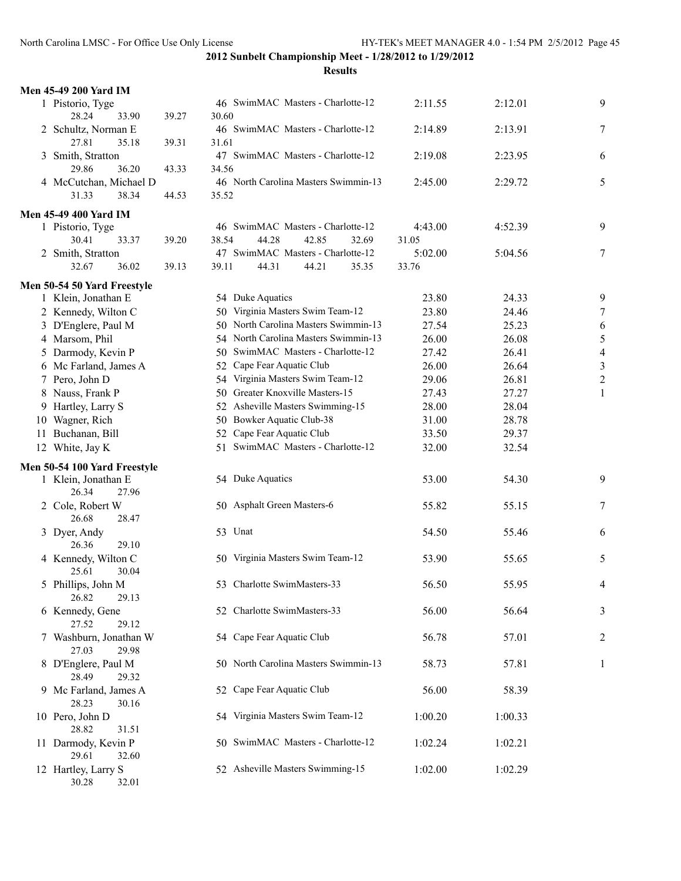**2012 Sunbelt Championship Meet - 1/28/2012 to 1/29/2012**

**Results**

### Men 45-49 200 Yard IM

| Place | Name | Age | Team | Seed Time | Finals Time | Points |
|---|---|---|---|---|---|---|
| 1 | Pistorio, Tyge | 46 | SwimMAC Masters - Charlotte-12 | 2:11.55 | 2:12.01 | 9 |
| | 28.24 33.90 39.27 30.60 | | | | | |
| 2 | Schultz, Norman E | 46 | SwimMAC Masters - Charlotte-12 | 2:14.89 | 2:13.91 | 7 |
| | 27.81 35.18 39.31 31.61 | | | | | |
| 3 | Smith, Stratton | 47 | SwimMAC Masters - Charlotte-12 | 2:19.08 | 2:23.95 | 6 |
| | 29.86 36.20 43.33 34.56 | | | | | |
| 4 | McCutchan, Michael D | 46 | North Carolina Masters Swimmin-13 | 2:45.00 | 2:29.72 | 5 |
| | 31.33 38.34 44.53 35.52 | | | | | |

### Men 45-49 400 Yard IM

| Place | Name | Age | Team | Seed Time | Finals Time | Points |
|---|---|---|---|---|---|---|
| 1 | Pistorio, Tyge | 46 | SwimMAC Masters - Charlotte-12 | 4:43.00 | 4:52.39 | 9 |
| | 30.41 33.37 39.20 38.54 44.28 42.85 32.69 31.05 | | | | | |
| 2 | Smith, Stratton | 47 | SwimMAC Masters - Charlotte-12 | 5:02.00 | 5:04.56 | 7 |
| | 32.67 36.02 39.13 39.11 44.31 44.21 35.35 33.76 | | | | | |

### Men 50-54 50 Yard Freestyle

| Place | Name | Age | Team | Seed Time | Finals Time | Points |
|---|---|---|---|---|---|---|
| 1 | Klein, Jonathan E | 54 | Duke Aquatics | 23.80 | 24.33 | 9 |
| 2 | Kennedy, Wilton C | 50 | Virginia Masters Swim Team-12 | 23.80 | 24.46 | 7 |
| 3 | D'Englere, Paul M | 50 | North Carolina Masters Swimmin-13 | 27.54 | 25.23 | 6 |
| 4 | Marsom, Phil | 54 | North Carolina Masters Swimmin-13 | 26.00 | 26.08 | 5 |
| 5 | Darmody, Kevin P | 50 | SwimMAC Masters - Charlotte-12 | 27.42 | 26.41 | 4 |
| 6 | Mc Farland, James A | 52 | Cape Fear Aquatic Club | 26.00 | 26.64 | 3 |
| 7 | Pero, John D | 54 | Virginia Masters Swim Team-12 | 29.06 | 26.81 | 2 |
| 8 | Nauss, Frank P | 50 | Greater Knoxville Masters-15 | 27.43 | 27.27 | 1 |
| 9 | Hartley, Larry S | 52 | Asheville Masters Swimming-15 | 28.00 | 28.04 | |
| 10 | Wagner, Rich | 50 | Bowker Aquatic Club-38 | 31.00 | 28.78 | |
| 11 | Buchanan, Bill | 52 | Cape Fear Aquatic Club | 33.50 | 29.37 | |
| 12 | White, Jay K | 51 | SwimMAC Masters - Charlotte-12 | 32.00 | 32.54 | |

### Men 50-54 100 Yard Freestyle

| Place | Name | Age | Team | Seed Time | Finals Time | Points |
|---|---|---|---|---|---|---|
| 1 | Klein, Jonathan E | 54 | Duke Aquatics | 53.00 | 54.30 | 9 |
| | 26.34 27.96 | | | | | |
| 2 | Cole, Robert W | 50 | Asphalt Green Masters-6 | 55.82 | 55.15 | 7 |
| | 26.68 28.47 | | | | | |
| 3 | Dyer, Andy | 53 | Unat | 54.50 | 55.46 | 6 |
| | 26.36 29.10 | | | | | |
| 4 | Kennedy, Wilton C | 50 | Virginia Masters Swim Team-12 | 53.90 | 55.65 | 5 |
| | 25.61 30.04 | | | | | |
| 5 | Phillips, John M | 53 | Charlotte SwimMasters-33 | 56.50 | 55.95 | 4 |
| | 26.82 29.13 | | | | | |
| 6 | Kennedy, Gene | 52 | Charlotte SwimMasters-33 | 56.00 | 56.64 | 3 |
| | 27.52 29.12 | | | | | |
| 7 | Washburn, Jonathan W | 54 | Cape Fear Aquatic Club | 56.78 | 57.01 | 2 |
| | 27.03 29.98 | | | | | |
| 8 | D'Englere, Paul M | 50 | North Carolina Masters Swimmin-13 | 58.73 | 57.81 | 1 |
| | 28.49 29.32 | | | | | |
| 9 | Mc Farland, James A | 52 | Cape Fear Aquatic Club | 56.00 | 58.39 | |
| | 28.23 30.16 | | | | | |
| 10 | Pero, John D | 54 | Virginia Masters Swim Team-12 | 1:00.20 | 1:00.33 | |
| | 28.82 31.51 | | | | | |
| 11 | Darmody, Kevin P | 50 | SwimMAC Masters - Charlotte-12 | 1:02.24 | 1:02.21 | |
| | 29.61 32.60 | | | | | |
| 12 | Hartley, Larry S | 52 | Asheville Masters Swimming-15 | 1:02.00 | 1:02.29 | |
| | 30.28 32.01 | | | | | |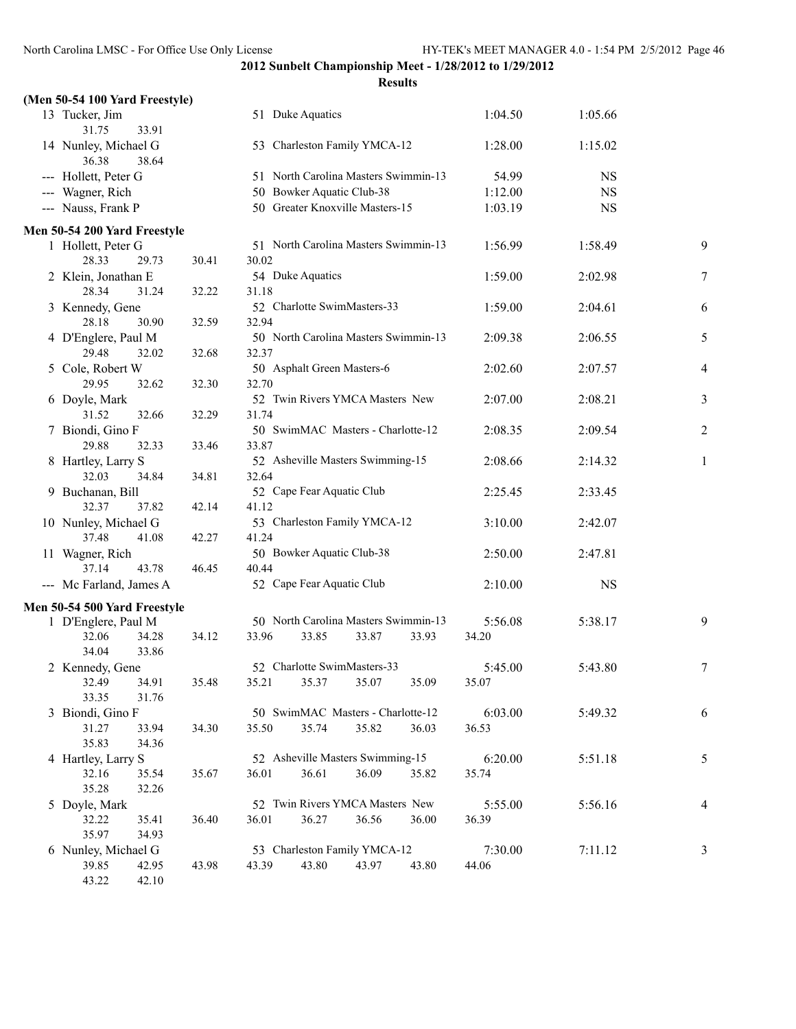**2012 Sunbelt Championship Meet - 1/28/2012 to 1/29/2012**

**Results**

**(Men 50-54 100 Yard Freestyle)**

| | Name | Age | Team | Seed Time | Finals Time | Points |
|---|---|---|---|---|---|---|
| 13 | Tucker, Jim | 51 | Duke Aquatics | 1:04.50 | 1:05.66 | |
| | 31.75 33.91 | | | | | |
| 14 | Nunley, Michael G | 53 | Charleston Family YMCA-12 | 1:28.00 | 1:15.02 | |
| | 36.38 38.64 | | | | | |
| --- | Hollett, Peter G | 51 | North Carolina Masters Swimmin-13 | 54.99 | NS | |
| --- | Wagner, Rich | 50 | Bowker Aquatic Club-38 | 1:12.00 | NS | |
| --- | Nauss, Frank P | 50 | Greater Knoxville Masters-15 | 1:03.19 | NS | |

**Men 50-54 200 Yard Freestyle**

| | Name | Age | Team | Seed Time | Finals Time | Points |
|---|---|---|---|---|---|---|
| 1 | Hollett, Peter G | 51 | North Carolina Masters Swimmin-13 | 1:56.99 | 1:58.49 | 9 |
| | 28.33 29.73 30.41 30.02 | | | | | |
| 2 | Klein, Jonathan E | 54 | Duke Aquatics | 1:59.00 | 2:02.98 | 7 |
| | 28.34 31.24 32.22 31.18 | | | | | |
| 3 | Kennedy, Gene | 52 | Charlotte SwimMasters-33 | 1:59.00 | 2:04.61 | 6 |
| | 28.18 30.90 32.59 32.94 | | | | | |
| 4 | D'Englere, Paul M | 50 | North Carolina Masters Swimmin-13 | 2:09.38 | 2:06.55 | 5 |
| | 29.48 32.02 32.68 32.37 | | | | | |
| 5 | Cole, Robert W | 50 | Asphalt Green Masters-6 | 2:02.60 | 2:07.57 | 4 |
| | 29.95 32.62 32.30 32.70 | | | | | |
| 6 | Doyle, Mark | 52 | Twin Rivers YMCA Masters New | 2:07.00 | 2:08.21 | 3 |
| | 31.52 32.66 32.29 31.74 | | | | | |
| 7 | Biondi, Gino F | 50 | SwimMAC Masters - Charlotte-12 | 2:08.35 | 2:09.54 | 2 |
| | 29.88 32.33 33.46 33.87 | | | | | |
| 8 | Hartley, Larry S | 52 | Asheville Masters Swimming-15 | 2:08.66 | 2:14.32 | 1 |
| | 32.03 34.84 34.81 32.64 | | | | | |
| 9 | Buchanan, Bill | 52 | Cape Fear Aquatic Club | 2:25.45 | 2:33.45 | |
| | 32.37 37.82 42.14 41.12 | | | | | |
| 10 | Nunley, Michael G | 53 | Charleston Family YMCA-12 | 3:10.00 | 2:42.07 | |
| | 37.48 41.08 42.27 41.24 | | | | | |
| 11 | Wagner, Rich | 50 | Bowker Aquatic Club-38 | 2:50.00 | 2:47.81 | |
| | 37.14 43.78 46.45 40.44 | | | | | |
| --- | Mc Farland, James A | 52 | Cape Fear Aquatic Club | 2:10.00 | NS | |

**Men 50-54 500 Yard Freestyle**

| | Name | Age | Team | Seed Time | Finals Time | Points |
|---|---|---|---|---|---|---|
| 1 | D'Englere, Paul M | 50 | North Carolina Masters Swimmin-13 | 5:56.08 | 5:38.17 | 9 |
| | 32.06 34.28 34.12 33.96 33.85 33.87 33.93 34.20 34.04 33.86 | | | | | |
| 2 | Kennedy, Gene | 52 | Charlotte SwimMasters-33 | 5:45.00 | 5:43.80 | 7 |
| | 32.49 34.91 35.48 35.21 35.37 35.07 35.09 35.07 33.35 31.76 | | | | | |
| 3 | Biondi, Gino F | 50 | SwimMAC Masters - Charlotte-12 | 6:03.00 | 5:49.32 | 6 |
| | 31.27 33.94 34.30 35.50 35.74 35.82 36.03 36.53 35.83 34.36 | | | | | |
| 4 | Hartley, Larry S | 52 | Asheville Masters Swimming-15 | 6:20.00 | 5:51.18 | 5 |
| | 32.16 35.54 35.67 36.01 36.61 36.09 35.82 35.74 35.28 32.26 | | | | | |
| 5 | Doyle, Mark | 52 | Twin Rivers YMCA Masters New | 5:55.00 | 5:56.16 | 4 |
| | 32.22 35.41 36.40 36.01 36.27 36.56 36.00 36.39 35.97 34.93 | | | | | |
| 6 | Nunley, Michael G | 53 | Charleston Family YMCA-12 | 7:30.00 | 7:11.12 | 3 |
| | 39.85 42.95 43.98 43.39 43.80 43.97 43.80 44.06 43.22 42.10 | | | | | |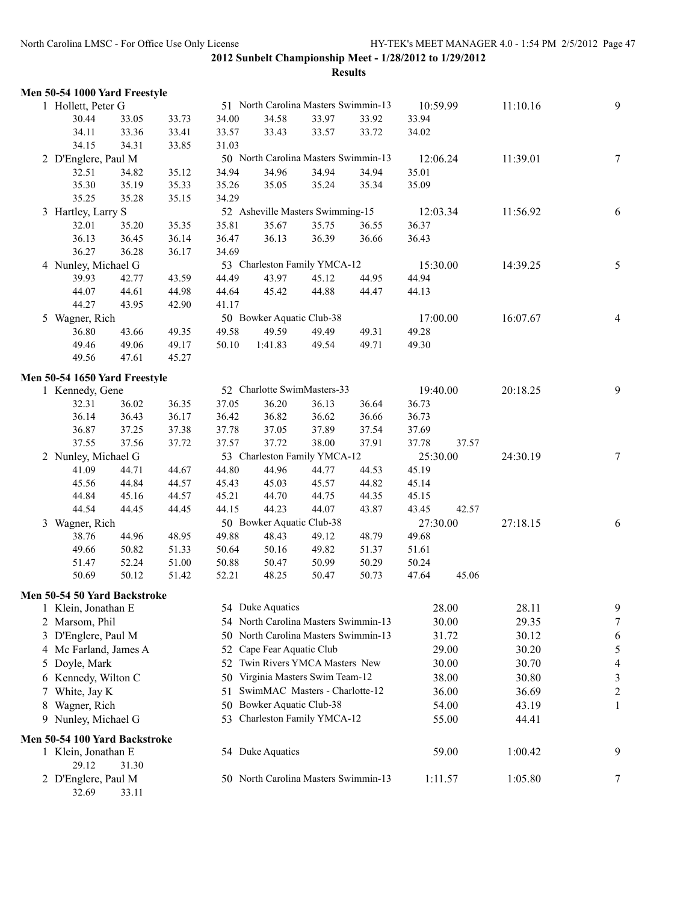**2012 Sunbelt Championship Meet - 1/28/2012 to 1/29/2012**

**Results**

### Men 50-54 1000 Yard Freestyle

| Place | Name | Age | Team | Seed Time | Finals Time | Points |
|---|---|---|---|---|---|---|
| 1 | Hollett, Peter G | 51 | North Carolina Masters Swimmin-13 | 10:59.99 | 11:10.16 | 9 |
| | 30.44 33.05 33.73 34.00 34.58 33.97 33.92 33.94 | | | | | |
| | 34.11 33.36 33.41 33.57 33.43 33.57 33.72 34.02 | | | | | |
| | 34.15 34.31 33.85 31.03 | | | | | |
| 2 | D'Englere, Paul M | 50 | North Carolina Masters Swimmin-13 | 12:06.24 | 11:39.01 | 7 |
| | 32.51 34.82 35.12 34.94 34.96 34.94 34.94 35.01 | | | | | |
| | 35.30 35.19 35.33 35.26 35.05 35.24 35.34 35.09 | | | | | |
| | 35.25 35.28 35.15 34.29 | | | | | |
| 3 | Hartley, Larry S | 52 | Asheville Masters Swimming-15 | 12:03.34 | 11:56.92 | 6 |
| | 32.01 35.20 35.35 35.81 35.67 35.75 36.55 36.37 | | | | | |
| | 36.13 36.45 36.14 36.47 36.13 36.39 36.66 36.43 | | | | | |
| | 36.27 36.28 36.17 34.69 | | | | | |
| 4 | Nunley, Michael G | 53 | Charleston Family YMCA-12 | 15:30.00 | 14:39.25 | 5 |
| | 39.93 42.77 43.59 44.49 43.97 45.12 44.95 44.94 | | | | | |
| | 44.07 44.61 44.98 44.64 45.42 44.88 44.47 44.13 | | | | | |
| | 44.27 43.95 42.90 41.17 | | | | | |
| 5 | Wagner, Rich | 50 | Bowker Aquatic Club-38 | 17:00.00 | 16:07.67 | 4 |
| | 36.80 43.66 49.35 49.58 49.59 49.49 49.31 49.28 | | | | | |
| | 49.46 49.06 49.17 50.10 1:41.83 49.54 49.71 49.30 | | | | | |
| | 49.56 47.61 45.27 | | | | | |

### Men 50-54 1650 Yard Freestyle

| Place | Name | Age | Team | Seed Time | Finals Time | Points |
|---|---|---|---|---|---|---|
| 1 | Kennedy, Gene | 52 | Charlotte SwimMasters-33 | 19:40.00 | 20:18.25 | 9 |
| | 32.31 36.02 36.35 37.05 36.20 36.13 36.64 36.73 | | | | | |
| | 36.14 36.43 36.17 36.42 36.82 36.62 36.66 36.73 | | | | | |
| | 36.87 37.25 37.38 37.78 37.05 37.89 37.54 37.69 | | | | | |
| | 37.55 37.56 37.72 37.57 37.72 38.00 37.91 37.78 37.57 | | | | | |
| 2 | Nunley, Michael G | 53 | Charleston Family YMCA-12 | 25:30.00 | 24:30.19 | 7 |
| | 41.09 44.71 44.67 44.80 44.96 44.77 44.53 45.19 | | | | | |
| | 45.56 44.84 44.57 45.43 45.03 45.57 44.82 45.14 | | | | | |
| | 44.84 45.16 44.57 45.21 44.70 44.75 44.35 45.15 | | | | | |
| | 44.54 44.45 44.45 44.15 44.23 44.07 43.87 43.45 42.57 | | | | | |
| 3 | Wagner, Rich | 50 | Bowker Aquatic Club-38 | 27:30.00 | 27:18.15 | 6 |
| | 38.76 44.96 48.95 49.88 48.43 49.12 48.79 49.68 | | | | | |
| | 49.66 50.82 51.33 50.64 50.16 49.82 51.37 51.61 | | | | | |
| | 51.47 52.24 51.00 50.88 50.47 50.99 50.29 50.24 | | | | | |
| | 50.69 50.12 51.42 52.21 48.25 50.47 50.73 47.64 45.06 | | | | | |

### Men 50-54 50 Yard Backstroke

| Place | Name | Age | Team | Seed Time | Finals Time | Points |
|---|---|---|---|---|---|---|
| 1 | Klein, Jonathan E | 54 | Duke Aquatics | 28.00 | 28.11 | 9 |
| 2 | Marsom, Phil | 54 | North Carolina Masters Swimmin-13 | 30.00 | 29.35 | 7 |
| 3 | D'Englere, Paul M | 50 | North Carolina Masters Swimmin-13 | 31.72 | 30.12 | 6 |
| 4 | Mc Farland, James A | 52 | Cape Fear Aquatic Club | 29.00 | 30.20 | 5 |
| 5 | Doyle, Mark | 52 | Twin Rivers YMCA Masters New | 30.00 | 30.70 | 4 |
| 6 | Kennedy, Wilton C | 50 | Virginia Masters Swim Team-12 | 38.00 | 30.80 | 3 |
| 7 | White, Jay K | 51 | SwimMAC Masters - Charlotte-12 | 36.00 | 36.69 | 2 |
| 8 | Wagner, Rich | 50 | Bowker Aquatic Club-38 | 54.00 | 43.19 | 1 |
| 9 | Nunley, Michael G | 53 | Charleston Family YMCA-12 | 55.00 | 44.41 | |

### Men 50-54 100 Yard Backstroke

| Place | Name | Age | Team | Seed Time | Finals Time | Points |
|---|---|---|---|---|---|---|
| 1 | Klein, Jonathan E | 54 | Duke Aquatics | 59.00 | 1:00.42 | 9 |
| | 29.12 31.30 | | | | | |
| 2 | D'Englere, Paul M | 50 | North Carolina Masters Swimmin-13 | 1:11.57 | 1:05.80 | 7 |
| | 32.69 33.11 | | | | | |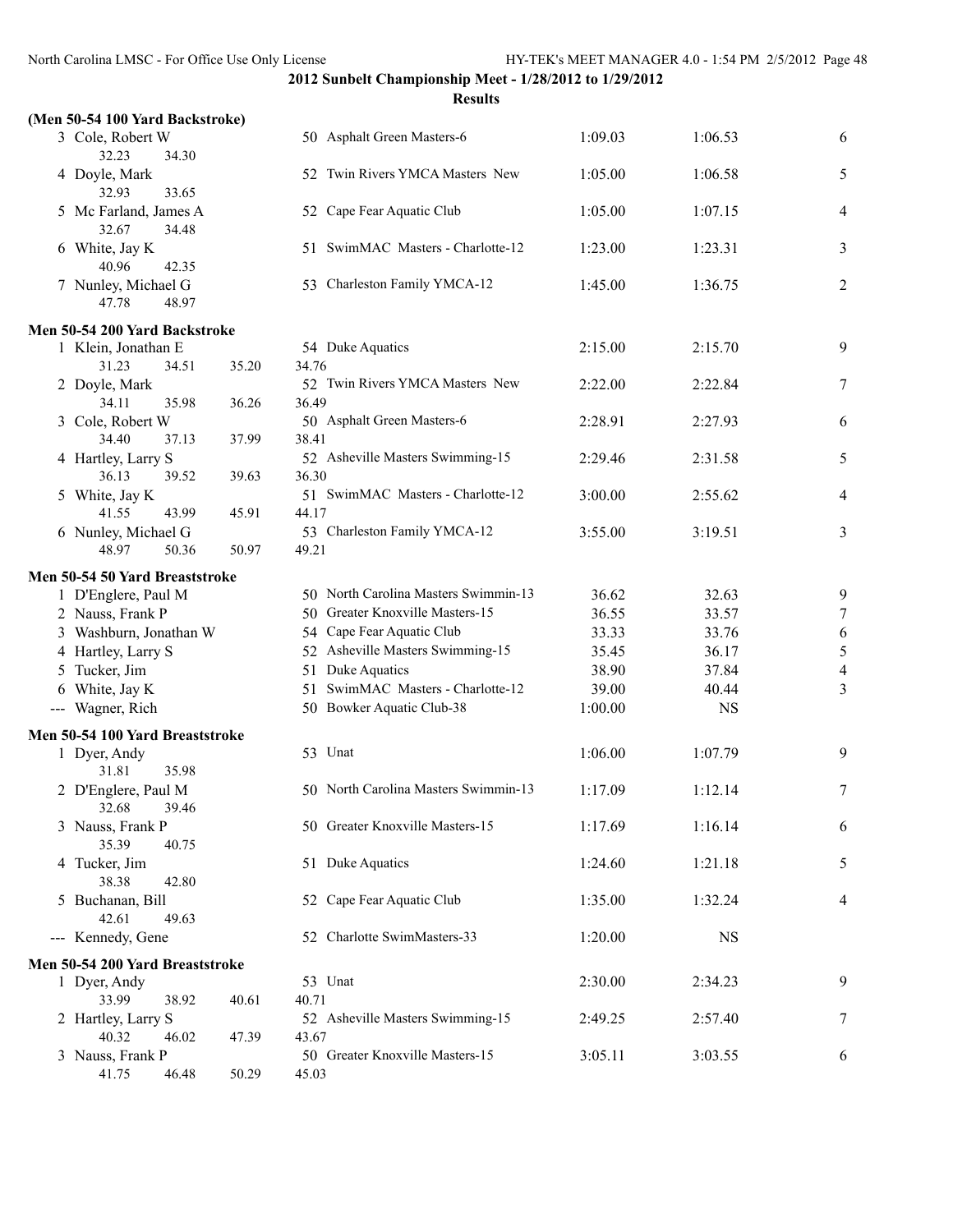**2012 Sunbelt Championship Meet - 1/28/2012 to 1/29/2012**

**Results**

### (Men 50-54 100 Yard Backstroke)

| Place | Name | Age | Team | Seed Time | Finals Time | Points |
|---|---|---|---|---|---|---|
| 3 | Cole, Robert W | 50 | Asphalt Green Masters-6 | 1:09.03 | 1:06.53 | 6 |
| | 32.23 34.30 | | | | | |
| 4 | Doyle, Mark | 52 | Twin Rivers YMCA Masters New | 1:05.00 | 1:06.58 | 5 |
| | 32.93 33.65 | | | | | |
| 5 | Mc Farland, James A | 52 | Cape Fear Aquatic Club | 1:05.00 | 1:07.15 | 4 |
| | 32.67 34.48 | | | | | |
| 6 | White, Jay K | 51 | SwimMAC Masters - Charlotte-12 | 1:23.00 | 1:23.31 | 3 |
| | 40.96 42.35 | | | | | |
| 7 | Nunley, Michael G | 53 | Charleston Family YMCA-12 | 1:45.00 | 1:36.75 | 2 |
| | 47.78 48.97 | | | | | |

### Men 50-54 200 Yard Backstroke

| Place | Name | Age | Team | Seed Time | Finals Time | Points |
|---|---|---|---|---|---|---|
| 1 | Klein, Jonathan E | 54 | Duke Aquatics | 2:15.00 | 2:15.70 | 9 |
| | 31.23 34.51 35.20 34.76 | | | | | |
| 2 | Doyle, Mark | 52 | Twin Rivers YMCA Masters New | 2:22.00 | 2:22.84 | 7 |
| | 34.11 35.98 36.26 36.49 | | | | | |
| 3 | Cole, Robert W | 50 | Asphalt Green Masters-6 | 2:28.91 | 2:27.93 | 6 |
| | 34.40 37.13 37.99 38.41 | | | | | |
| 4 | Hartley, Larry S | 52 | Asheville Masters Swimming-15 | 2:29.46 | 2:31.58 | 5 |
| | 36.13 39.52 39.63 36.30 | | | | | |
| 5 | White, Jay K | 51 | SwimMAC Masters - Charlotte-12 | 3:00.00 | 2:55.62 | 4 |
| | 41.55 43.99 45.91 44.17 | | | | | |
| 6 | Nunley, Michael G | 53 | Charleston Family YMCA-12 | 3:55.00 | 3:19.51 | 3 |
| | 48.97 50.36 50.97 49.21 | | | | | |

### Men 50-54 50 Yard Breaststroke

| Place | Name | Age | Team | Seed Time | Finals Time | Points |
|---|---|---|---|---|---|---|
| 1 | D'Englere, Paul M | 50 | North Carolina Masters Swimmin-13 | 36.62 | 32.63 | 9 |
| 2 | Nauss, Frank P | 50 | Greater Knoxville Masters-15 | 36.55 | 33.57 | 7 |
| 3 | Washburn, Jonathan W | 54 | Cape Fear Aquatic Club | 33.33 | 33.76 | 6 |
| 4 | Hartley, Larry S | 52 | Asheville Masters Swimming-15 | 35.45 | 36.17 | 5 |
| 5 | Tucker, Jim | 51 | Duke Aquatics | 38.90 | 37.84 | 4 |
| 6 | White, Jay K | 51 | SwimMAC Masters - Charlotte-12 | 39.00 | 40.44 | 3 |
| --- | Wagner, Rich | 50 | Bowker Aquatic Club-38 | 1:00.00 | NS | |

### Men 50-54 100 Yard Breaststroke

| Place | Name | Age | Team | Seed Time | Finals Time | Points |
|---|---|---|---|---|---|---|
| 1 | Dyer, Andy | 53 | Unat | 1:06.00 | 1:07.79 | 9 |
| | 31.81 35.98 | | | | | |
| 2 | D'Englere, Paul M | 50 | North Carolina Masters Swimmin-13 | 1:17.09 | 1:12.14 | 7 |
| | 32.68 39.46 | | | | | |
| 3 | Nauss, Frank P | 50 | Greater Knoxville Masters-15 | 1:17.69 | 1:16.14 | 6 |
| | 35.39 40.75 | | | | | |
| 4 | Tucker, Jim | 51 | Duke Aquatics | 1:24.60 | 1:21.18 | 5 |
| | 38.38 42.80 | | | | | |
| 5 | Buchanan, Bill | 52 | Cape Fear Aquatic Club | 1:35.00 | 1:32.24 | 4 |
| | 42.61 49.63 | | | | | |
| --- | Kennedy, Gene | 52 | Charlotte SwimMasters-33 | 1:20.00 | NS | |

### Men 50-54 200 Yard Breaststroke

| Place | Name | Age | Team | Seed Time | Finals Time | Points |
|---|---|---|---|---|---|---|
| 1 | Dyer, Andy | 53 | Unat | 2:30.00 | 2:34.23 | 9 |
| | 33.99 38.92 40.61 40.71 | | | | | |
| 2 | Hartley, Larry S | 52 | Asheville Masters Swimming-15 | 2:49.25 | 2:57.40 | 7 |
| | 40.32 46.02 47.39 43.67 | | | | | |
| 3 | Nauss, Frank P | 50 | Greater Knoxville Masters-15 | 3:05.11 | 3:03.55 | 6 |
| | 41.75 46.48 50.29 45.03 | | | | | |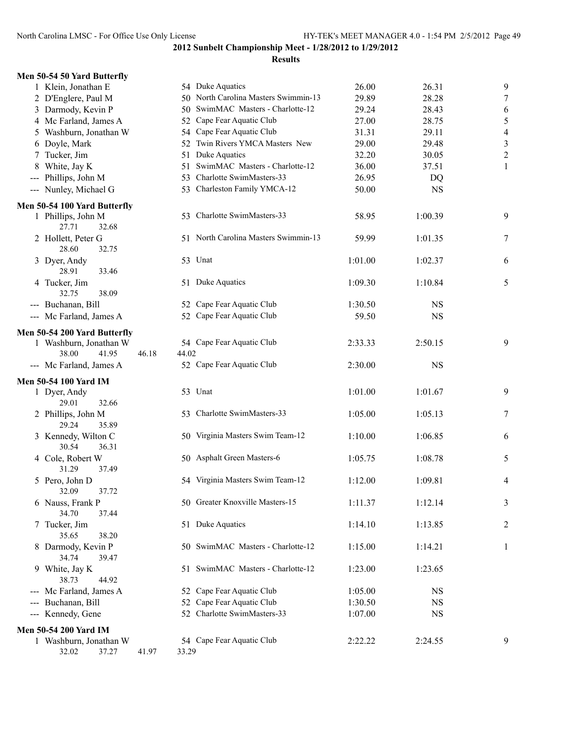## 2012 Sunbelt Championship Meet - 1/28/2012 to 1/29/2012

### Results

**Men 50-54 50 Yard Butterfly**

| Place | Name | Age | Team | Seed Time | Finals Time | Points |
|---|---|---|---|---|---|---|
| 1 | Klein, Jonathan E | 54 | Duke Aquatics | 26.00 | 26.31 | 9 |
| 2 | D'Englere, Paul M | 50 | North Carolina Masters Swimmin-13 | 29.89 | 28.28 | 7 |
| 3 | Darmody, Kevin P | 50 | SwimMAC Masters - Charlotte-12 | 29.24 | 28.43 | 6 |
| 4 | Mc Farland, James A | 52 | Cape Fear Aquatic Club | 27.00 | 28.75 | 5 |
| 5 | Washburn, Jonathan W | 54 | Cape Fear Aquatic Club | 31.31 | 29.11 | 4 |
| 6 | Doyle, Mark | 52 | Twin Rivers YMCA Masters New | 29.00 | 29.48 | 3 |
| 7 | Tucker, Jim | 51 | Duke Aquatics | 32.20 | 30.05 | 2 |
| 8 | White, Jay K | 51 | SwimMAC Masters - Charlotte-12 | 36.00 | 37.51 | 1 |
| --- | Phillips, John M | 53 | Charlotte SwimMasters-33 | 26.95 | DQ | |
| --- | Nunley, Michael G | 53 | Charleston Family YMCA-12 | 50.00 | NS | |

**Men 50-54 100 Yard Butterfly**

| Place | Name | Age | Team | Seed Time | Finals Time | Points |
|---|---|---|---|---|---|---|
| 1 | Phillips, John M | 53 | Charlotte SwimMasters-33 | 58.95 | 1:00.39 | 9 |
| | 27.71 32.68 | | | | | |
| 2 | Hollett, Peter G | 51 | North Carolina Masters Swimmin-13 | 59.99 | 1:01.35 | 7 |
| | 28.60 32.75 | | | | | |
| 3 | Dyer, Andy | 53 | Unat | 1:01.00 | 1:02.37 | 6 |
| | 28.91 33.46 | | | | | |
| 4 | Tucker, Jim | 51 | Duke Aquatics | 1:09.30 | 1:10.84 | 5 |
| | 32.75 38.09 | | | | | |
| --- | Buchanan, Bill | 52 | Cape Fear Aquatic Club | 1:30.50 | NS | |
| --- | Mc Farland, James A | 52 | Cape Fear Aquatic Club | 59.50 | NS | |

**Men 50-54 200 Yard Butterfly**

| Place | Name | Age | Team | Seed Time | Finals Time | Points |
|---|---|---|---|---|---|---|
| 1 | Washburn, Jonathan W | 54 | Cape Fear Aquatic Club | 2:33.33 | 2:50.15 | 9 |
| | 38.00 41.95 46.18 44.02 | | | | | |
| --- | Mc Farland, James A | 52 | Cape Fear Aquatic Club | 2:30.00 | NS | |

**Men 50-54 100 Yard IM**

| Place | Name | Age | Team | Seed Time | Finals Time | Points |
|---|---|---|---|---|---|---|
| 1 | Dyer, Andy | 53 | Unat | 1:01.00 | 1:01.67 | 9 |
| | 29.01 32.66 | | | | | |
| 2 | Phillips, John M | 53 | Charlotte SwimMasters-33 | 1:05.00 | 1:05.13 | 7 |
| | 29.24 35.89 | | | | | |
| 3 | Kennedy, Wilton C | 50 | Virginia Masters Swim Team-12 | 1:10.00 | 1:06.85 | 6 |
| | 30.54 36.31 | | | | | |
| 4 | Cole, Robert W | 50 | Asphalt Green Masters-6 | 1:05.75 | 1:08.78 | 5 |
| | 31.29 37.49 | | | | | |
| 5 | Pero, John D | 54 | Virginia Masters Swim Team-12 | 1:12.00 | 1:09.81 | 4 |
| | 32.09 37.72 | | | | | |
| 6 | Nauss, Frank P | 50 | Greater Knoxville Masters-15 | 1:11.37 | 1:12.14 | 3 |
| | 34.70 37.44 | | | | | |
| 7 | Tucker, Jim | 51 | Duke Aquatics | 1:14.10 | 1:13.85 | 2 |
| | 35.65 38.20 | | | | | |
| 8 | Darmody, Kevin P | 50 | SwimMAC Masters - Charlotte-12 | 1:15.00 | 1:14.21 | 1 |
| | 34.74 39.47 | | | | | |
| 9 | White, Jay K | 51 | SwimMAC Masters - Charlotte-12 | 1:23.00 | 1:23.65 | |
| | 38.73 44.92 | | | | | |
| --- | Mc Farland, James A | 52 | Cape Fear Aquatic Club | 1:05.00 | NS | |
| --- | Buchanan, Bill | 52 | Cape Fear Aquatic Club | 1:30.50 | NS | |
| --- | Kennedy, Gene | 52 | Charlotte SwimMasters-33 | 1:07.00 | NS | |

**Men 50-54 200 Yard IM**

| Place | Name | Age | Team | Seed Time | Finals Time | Points |
|---|---|---|---|---|---|---|
| 1 | Washburn, Jonathan W | 54 | Cape Fear Aquatic Club | 2:22.22 | 2:24.55 | 9 |
| | 32.02 37.27 41.97 33.29 | | | | | |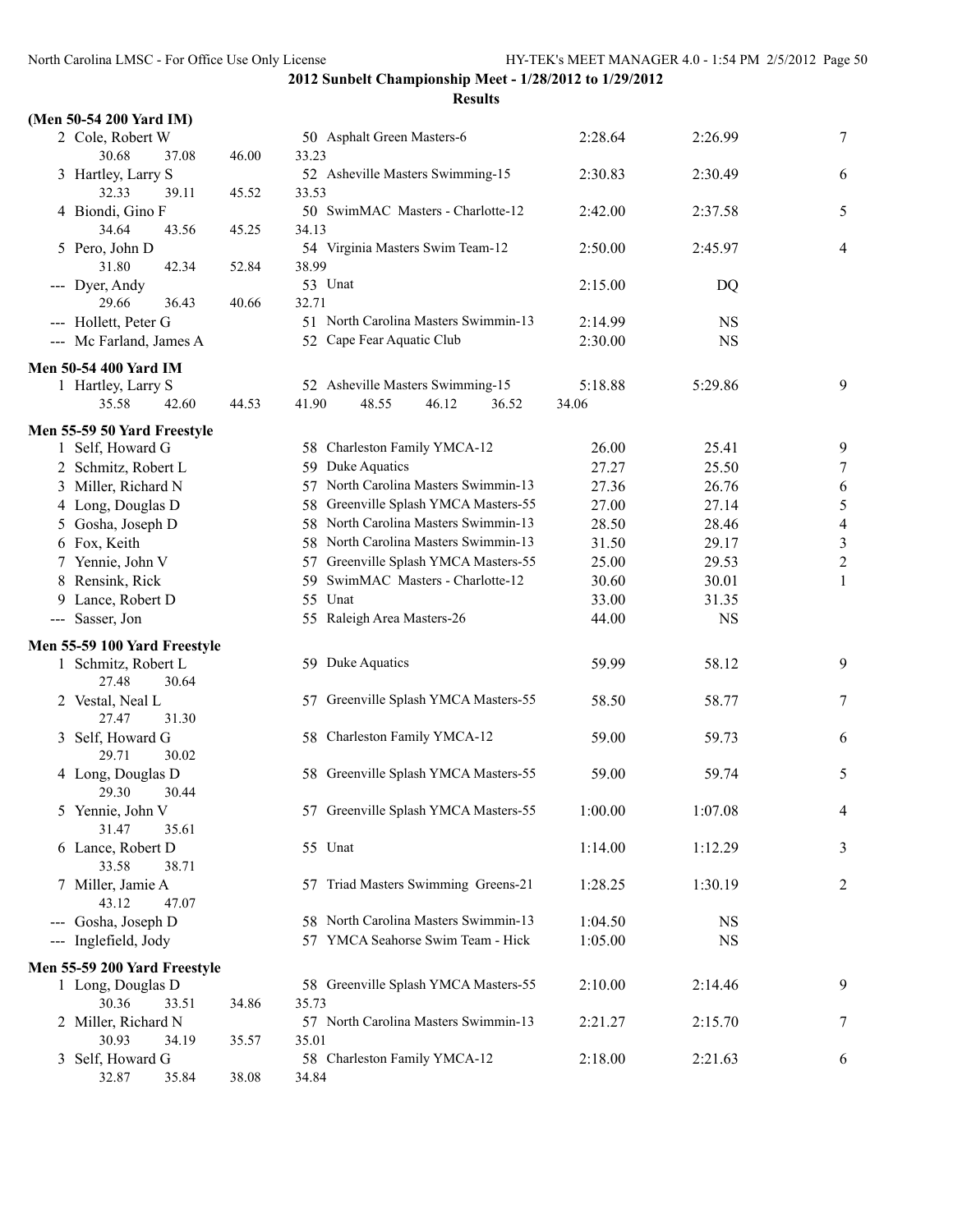**2012 Sunbelt Championship Meet - 1/28/2012 to 1/29/2012**

**Results**

### (Men 50-54 200 Yard IM)

| Place | Name | Age | Team | Seed Time | Finals Time | Points |
|---|---|---|---|---|---|---|
| 2 | Cole, Robert W | 50 | Asphalt Green Masters-6 | 2:28.64 | 2:26.99 | 7 |
| | 30.68 37.08 46.00 33.23 | | | | | |
| 3 | Hartley, Larry S | 52 | Asheville Masters Swimming-15 | 2:30.83 | 2:30.49 | 6 |
| | 32.33 39.11 45.52 33.53 | | | | | |
| 4 | Biondi, Gino F | 50 | SwimMAC Masters - Charlotte-12 | 2:42.00 | 2:37.58 | 5 |
| | 34.64 43.56 45.25 34.13 | | | | | |
| 5 | Pero, John D | 54 | Virginia Masters Swim Team-12 | 2:50.00 | 2:45.97 | 4 |
| | 31.80 42.34 52.84 38.99 | | | | | |
| --- | Dyer, Andy | 53 | Unat | 2:15.00 | DQ | |
| | 29.66 36.43 40.66 32.71 | | | | | |
| --- | Hollett, Peter G | 51 | North Carolina Masters Swimmin-13 | 2:14.99 | NS | |
| --- | Mc Farland, James A | 52 | Cape Fear Aquatic Club | 2:30.00 | NS | |

### Men 50-54 400 Yard IM

| Place | Name | Age | Team | Seed Time | Finals Time | Points |
|---|---|---|---|---|---|---|
| 1 | Hartley, Larry S | 52 | Asheville Masters Swimming-15 | 5:18.88 | 5:29.86 | 9 |
| | 35.58 42.60 44.53 41.90 48.55 46.12 36.52 34.06 | | | | | |

### Men 55-59 50 Yard Freestyle

| Place | Name | Age | Team | Seed Time | Finals Time | Points |
|---|---|---|---|---|---|---|
| 1 | Self, Howard G | 58 | Charleston Family YMCA-12 | 26.00 | 25.41 | 9 |
| 2 | Schmitz, Robert L | 59 | Duke Aquatics | 27.27 | 25.50 | 7 |
| 3 | Miller, Richard N | 57 | North Carolina Masters Swimmin-13 | 27.36 | 26.76 | 6 |
| 4 | Long, Douglas D | 58 | Greenville Splash YMCA Masters-55 | 27.00 | 27.14 | 5 |
| 5 | Gosha, Joseph D | 58 | North Carolina Masters Swimmin-13 | 28.50 | 28.46 | 4 |
| 6 | Fox, Keith | 58 | North Carolina Masters Swimmin-13 | 31.50 | 29.17 | 3 |
| 7 | Yennie, John V | 57 | Greenville Splash YMCA Masters-55 | 25.00 | 29.53 | 2 |
| 8 | Rensink, Rick | 59 | SwimMAC Masters - Charlotte-12 | 30.60 | 30.01 | 1 |
| 9 | Lance, Robert D | 55 | Unat | 33.00 | 31.35 | |
| --- | Sasser, Jon | 55 | Raleigh Area Masters-26 | 44.00 | NS | |

### Men 55-59 100 Yard Freestyle

| Place | Name | Age | Team | Seed Time | Finals Time | Points |
|---|---|---|---|---|---|---|
| 1 | Schmitz, Robert L | 59 | Duke Aquatics | 59.99 | 58.12 | 9 |
| | 27.48 30.64 | | | | | |
| 2 | Vestal, Neal L | 57 | Greenville Splash YMCA Masters-55 | 58.50 | 58.77 | 7 |
| | 27.47 31.30 | | | | | |
| 3 | Self, Howard G | 58 | Charleston Family YMCA-12 | 59.00 | 59.73 | 6 |
| | 29.71 30.02 | | | | | |
| 4 | Long, Douglas D | 58 | Greenville Splash YMCA Masters-55 | 59.00 | 59.74 | 5 |
| | 29.30 30.44 | | | | | |
| 5 | Yennie, John V | 57 | Greenville Splash YMCA Masters-55 | 1:00.00 | 1:07.08 | 4 |
| | 31.47 35.61 | | | | | |
| 6 | Lance, Robert D | 55 | Unat | 1:14.00 | 1:12.29 | 3 |
| | 33.58 38.71 | | | | | |
| 7 | Miller, Jamie A | 57 | Triad Masters Swimming Greens-21 | 1:28.25 | 1:30.19 | 2 |
| | 43.12 47.07 | | | | | |
| --- | Gosha, Joseph D | 58 | North Carolina Masters Swimmin-13 | 1:04.50 | NS | |
| --- | Inglefield, Jody | 57 | YMCA Seahorse Swim Team - Hick | 1:05.00 | NS | |

### Men 55-59 200 Yard Freestyle

| Place | Name | Age | Team | Seed Time | Finals Time | Points |
|---|---|---|---|---|---|---|
| 1 | Long, Douglas D | 58 | Greenville Splash YMCA Masters-55 | 2:10.00 | 2:14.46 | 9 |
| | 30.36 33.51 34.86 35.73 | | | | | |
| 2 | Miller, Richard N | 57 | North Carolina Masters Swimmin-13 | 2:21.27 | 2:15.70 | 7 |
| | 30.93 34.19 35.57 35.01 | | | | | |
| 3 | Self, Howard G | 58 | Charleston Family YMCA-12 | 2:18.00 | 2:21.63 | 6 |
| | 32.87 35.84 38.08 34.84 | | | | | |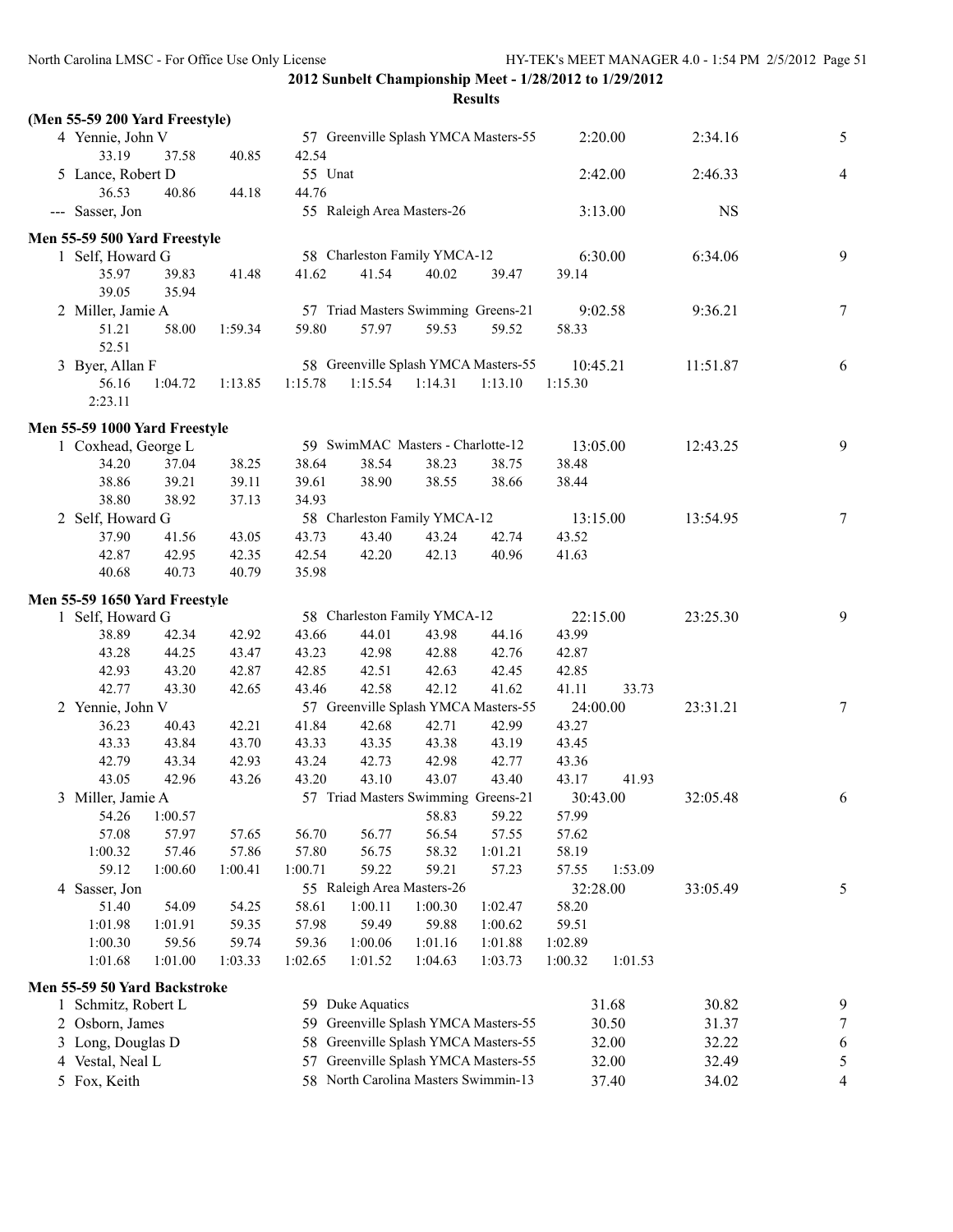## 2012 Sunbelt Championship Meet - 1/28/2012 to 1/29/2012

### Results

**(Men 55-59 200 Yard Freestyle)**

```
  4 Yennie, John V                  57 Greenville Splash YMCA Masters-55       2:20.00      2:34.16     5
       33.19      37.58      40.85      42.54
  5 Lance, Robert D                 55 Unat                                    2:42.00      2:46.33     4
       36.53      40.86      44.18      44.76
--- Sasser, Jon                     55 Raleigh Area Masters-26                 3:13.00           NS
```

**Men 55-59 500 Yard Freestyle**

```
  1 Self, Howard G                  58 Charleston Family YMCA-12               6:30.00      6:34.06     9
       35.97      39.83      41.48      41.62      41.54      40.02      39.47      39.14
       39.05      35.94
  2 Miller, Jamie A                 57 Triad Masters Swimming Greens-21        9:02.58      9:36.21     7
       51.21      58.00    1:59.34      59.80      57.97      59.53      59.52      58.33
       52.51
  3 Byer, Allan F                   58 Greenville Splash YMCA Masters-55      10:45.21     11:51.87     6
       56.16    1:04.72    1:13.85    1:15.78    1:15.54    1:14.31    1:13.10    1:15.30
     2:23.11
```

**Men 55-59 1000 Yard Freestyle**

```
  1 Coxhead, George L               59 SwimMAC Masters - Charlotte-12         13:05.00     12:43.25     9
       34.20      37.04      38.25      38.64      38.54      38.23      38.75      38.48
       38.86      39.21      39.11      39.61      38.90      38.55      38.66      38.44
       38.80      38.92      37.13      34.93
  2 Self, Howard G                  58 Charleston Family YMCA-12              13:15.00     13:54.95     7
       37.90      41.56      43.05      43.73      43.40      43.24      42.74      43.52
       42.87      42.95      42.35      42.54      42.20      42.13      40.96      41.63
       40.68      40.73      40.79      35.98
```

**Men 55-59 1650 Yard Freestyle**

```
  1 Self, Howard G                  58 Charleston Family YMCA-12              22:15.00     23:25.30     9
       38.89      42.34      42.92      43.66      44.01      43.98      44.16      43.99
       43.28      44.25      43.47      43.23      42.98      42.88      42.76      42.87
       42.93      43.20      42.87      42.85      42.51      42.63      42.45      42.85
       42.77      43.30      42.65      43.46      42.58      42.12      41.62      41.11      33.73
  2 Yennie, John V                  57 Greenville Splash YMCA Masters-55      24:00.00     23:31.21     7
       36.23      40.43      42.21      41.84      42.68      42.71      42.99      43.27
       43.33      43.84      43.70      43.33      43.35      43.38      43.19      43.45
       42.79      43.34      42.93      43.24      42.73      42.98      42.77      43.36
       43.05      42.96      43.26      43.20      43.10      43.07      43.40      43.17      41.93
  3 Miller, Jamie A                 57 Triad Masters Swimming Greens-21       30:43.00     32:05.48     6
       54.26    1:00.57                                       58.83      59.22      57.99
       57.08      57.97      57.65      56.70      56.77      56.54      57.55      57.62
     1:00.32      57.46      57.86      57.80      56.75      58.32    1:01.21      58.19
       59.12    1:00.60    1:00.41    1:00.71      59.22      59.21      57.23      57.55    1:53.09
  4 Sasser, Jon                     55 Raleigh Area Masters-26                32:28.00     33:05.49     5
       51.40      54.09      54.25      58.61    1:00.11    1:00.30    1:02.47      58.20
     1:01.98    1:01.91      59.35      57.98      59.49      59.88    1:00.62      59.51
     1:00.30      59.56      59.74      59.36    1:00.06    1:01.16    1:01.88    1:02.89
     1:01.68    1:01.00    1:03.33    1:02.65    1:01.52    1:04.63    1:03.73    1:00.32    1:01.53
```

**Men 55-59 50 Yard Backstroke**

| Place | Name | Age | Team | Seed Time | Finals Time | Points |
|---|---|---|---|---|---|---|
| 1 | Schmitz, Robert L | 59 | Duke Aquatics | 31.68 | 30.82 | 9 |
| 2 | Osborn, James | 59 | Greenville Splash YMCA Masters-55 | 30.50 | 31.37 | 7 |
| 3 | Long, Douglas D | 58 | Greenville Splash YMCA Masters-55 | 32.00 | 32.22 | 6 |
| 4 | Vestal, Neal L | 57 | Greenville Splash YMCA Masters-55 | 32.00 | 32.49 | 5 |
| 5 | Fox, Keith | 58 | North Carolina Masters Swimmin-13 | 37.40 | 34.02 | 4 |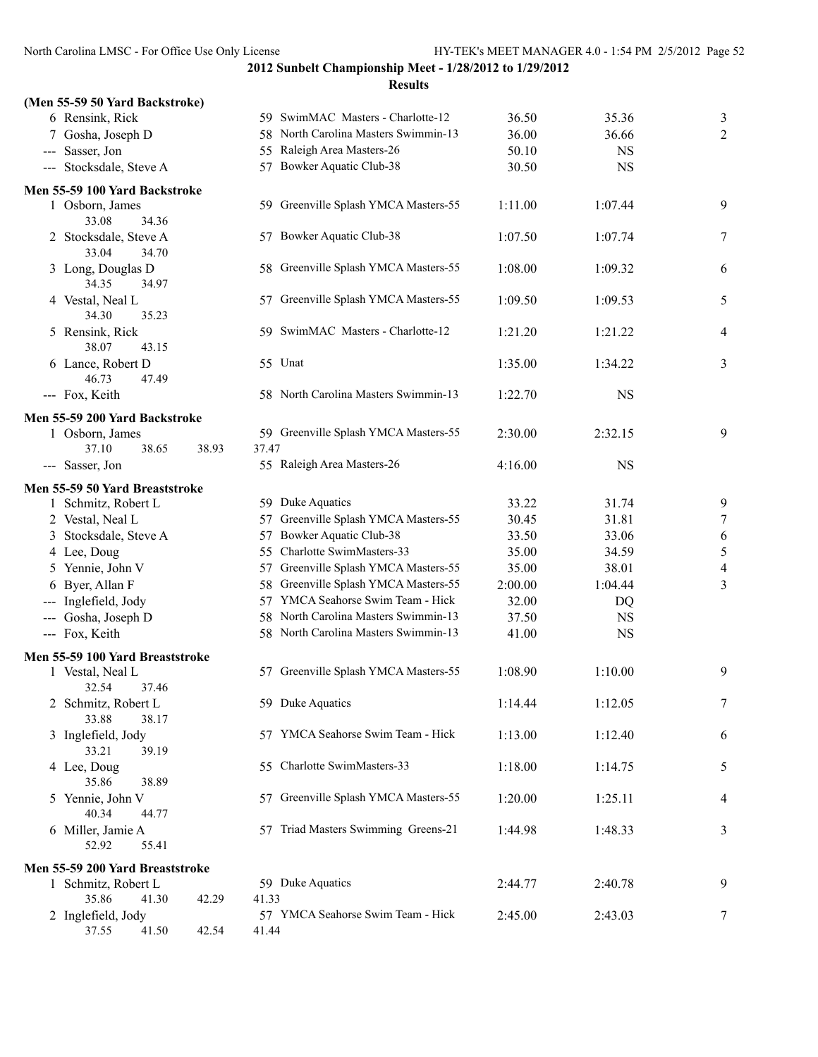**2012 Sunbelt Championship Meet - 1/28/2012 to 1/29/2012**

**Results**

### (Men 55-59 50 Yard Backstroke)

| Place | Name | Age | Team | Seed Time | Finals Time | Points |
|---|---|---|---|---|---|---|
| 6 | Rensink, Rick | 59 | SwimMAC Masters - Charlotte-12 | 36.50 | 35.36 | 3 |
| 7 | Gosha, Joseph D | 58 | North Carolina Masters Swimmin-13 | 36.00 | 36.66 | 2 |
| --- | Sasser, Jon | 55 | Raleigh Area Masters-26 | 50.10 | NS | |
| --- | Stocksdale, Steve A | 57 | Bowker Aquatic Club-38 | 30.50 | NS | |

### Men 55-59 100 Yard Backstroke

| Place | Name | Age | Team | Seed Time | Finals Time | Points |
|---|---|---|---|---|---|---|
| 1 | Osborn, James | 59 | Greenville Splash YMCA Masters-55 | 1:11.00 | 1:07.44 | 9 |
| | 33.08 34.36 | | | | | |
| 2 | Stocksdale, Steve A | 57 | Bowker Aquatic Club-38 | 1:07.50 | 1:07.74 | 7 |
| | 33.04 34.70 | | | | | |
| 3 | Long, Douglas D | 58 | Greenville Splash YMCA Masters-55 | 1:08.00 | 1:09.32 | 6 |
| | 34.35 34.97 | | | | | |
| 4 | Vestal, Neal L | 57 | Greenville Splash YMCA Masters-55 | 1:09.50 | 1:09.53 | 5 |
| | 34.30 35.23 | | | | | |
| 5 | Rensink, Rick | 59 | SwimMAC Masters - Charlotte-12 | 1:21.20 | 1:21.22 | 4 |
| | 38.07 43.15 | | | | | |
| 6 | Lance, Robert D | 55 | Unat | 1:35.00 | 1:34.22 | 3 |
| | 46.73 47.49 | | | | | |
| --- | Fox, Keith | 58 | North Carolina Masters Swimmin-13 | 1:22.70 | NS | |

### Men 55-59 200 Yard Backstroke

| Place | Name | Age | Team | Seed Time | Finals Time | Points |
|---|---|---|---|---|---|---|
| 1 | Osborn, James | 59 | Greenville Splash YMCA Masters-55 | 2:30.00 | 2:32.15 | 9 |
| | 37.10 38.65 38.93 37.47 | | | | | |
| --- | Sasser, Jon | 55 | Raleigh Area Masters-26 | 4:16.00 | NS | |

### Men 55-59 50 Yard Breaststroke

| Place | Name | Age | Team | Seed Time | Finals Time | Points |
|---|---|---|---|---|---|---|
| 1 | Schmitz, Robert L | 59 | Duke Aquatics | 33.22 | 31.74 | 9 |
| 2 | Vestal, Neal L | 57 | Greenville Splash YMCA Masters-55 | 30.45 | 31.81 | 7 |
| 3 | Stocksdale, Steve A | 57 | Bowker Aquatic Club-38 | 33.50 | 33.06 | 6 |
| 4 | Lee, Doug | 55 | Charlotte SwimMasters-33 | 35.00 | 34.59 | 5 |
| 5 | Yennie, John V | 57 | Greenville Splash YMCA Masters-55 | 35.00 | 38.01 | 4 |
| 6 | Byer, Allan F | 58 | Greenville Splash YMCA Masters-55 | 2:00.00 | 1:04.44 | 3 |
| --- | Inglefield, Jody | 57 | YMCA Seahorse Swim Team - Hick | 32.00 | DQ | |
| --- | Gosha, Joseph D | 58 | North Carolina Masters Swimmin-13 | 37.50 | NS | |
| --- | Fox, Keith | 58 | North Carolina Masters Swimmin-13 | 41.00 | NS | |

### Men 55-59 100 Yard Breaststroke

| Place | Name | Age | Team | Seed Time | Finals Time | Points |
|---|---|---|---|---|---|---|
| 1 | Vestal, Neal L | 57 | Greenville Splash YMCA Masters-55 | 1:08.90 | 1:10.00 | 9 |
| | 32.54 37.46 | | | | | |
| 2 | Schmitz, Robert L | 59 | Duke Aquatics | 1:14.44 | 1:12.05 | 7 |
| | 33.88 38.17 | | | | | |
| 3 | Inglefield, Jody | 57 | YMCA Seahorse Swim Team - Hick | 1:13.00 | 1:12.40 | 6 |
| | 33.21 39.19 | | | | | |
| 4 | Lee, Doug | 55 | Charlotte SwimMasters-33 | 1:18.00 | 1:14.75 | 5 |
| | 35.86 38.89 | | | | | |
| 5 | Yennie, John V | 57 | Greenville Splash YMCA Masters-55 | 1:20.00 | 1:25.11 | 4 |
| | 40.34 44.77 | | | | | |
| 6 | Miller, Jamie A | 57 | Triad Masters Swimming Greens-21 | 1:44.98 | 1:48.33 | 3 |
| | 52.92 55.41 | | | | | |

### Men 55-59 200 Yard Breaststroke

| Place | Name | Age | Team | Seed Time | Finals Time | Points |
|---|---|---|---|---|---|---|
| 1 | Schmitz, Robert L | 59 | Duke Aquatics | 2:44.77 | 2:40.78 | 9 |
| | 35.86 41.30 42.29 41.33 | | | | | |
| 2 | Inglefield, Jody | 57 | YMCA Seahorse Swim Team - Hick | 2:45.00 | 2:43.03 | 7 |
| | 37.55 41.50 42.54 41.44 | | | | | |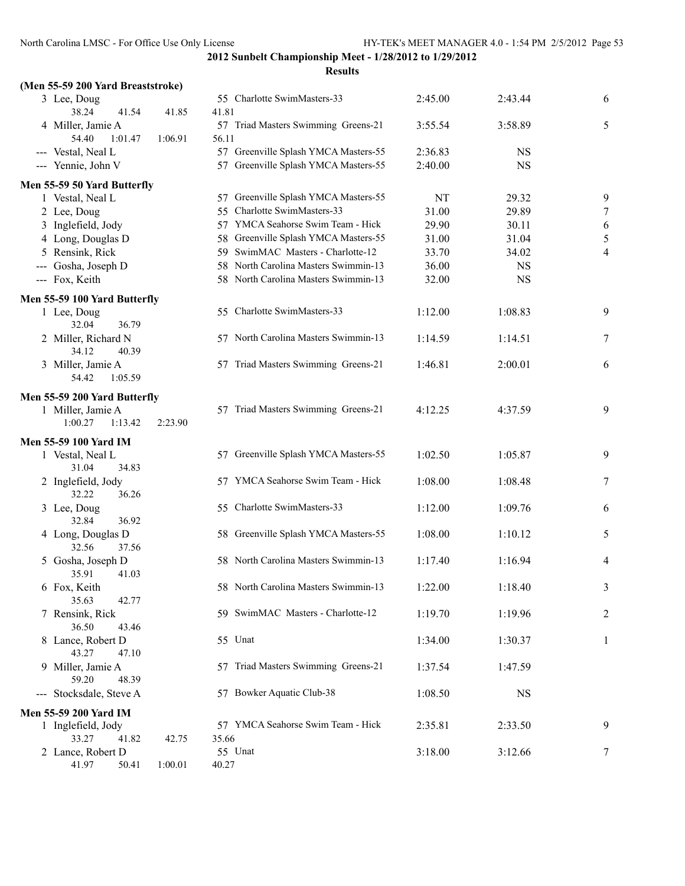**2012 Sunbelt Championship Meet - 1/28/2012 to 1/29/2012**

**Results**

**(Men 55-59 200 Yard Breaststroke)**

| Place | Name | Age | Team | Seed Time | Finals Time | Points |
|---|---|---|---|---|---|---|
| 3 | Lee, Doug | 55 | Charlotte SwimMasters-33 | 2:45.00 | 2:43.44 | 6 |
| | 38.24 41.54 41.85 41.81 | | | | | |
| 4 | Miller, Jamie A | 57 | Triad Masters Swimming Greens-21 | 3:55.54 | 3:58.89 | 5 |
| | 54.40 1:01.47 1:06.91 56.11 | | | | | |
| --- | Vestal, Neal L | 57 | Greenville Splash YMCA Masters-55 | 2:36.83 | NS | |
| --- | Yennie, John V | 57 | Greenville Splash YMCA Masters-55 | 2:40.00 | NS | |

**Men 55-59 50 Yard Butterfly**

| Place | Name | Age | Team | Seed Time | Finals Time | Points |
|---|---|---|---|---|---|---|
| 1 | Vestal, Neal L | 57 | Greenville Splash YMCA Masters-55 | NT | 29.32 | 9 |
| 2 | Lee, Doug | 55 | Charlotte SwimMasters-33 | 31.00 | 29.89 | 7 |
| 3 | Inglefield, Jody | 57 | YMCA Seahorse Swim Team - Hick | 29.90 | 30.11 | 6 |
| 4 | Long, Douglas D | 58 | Greenville Splash YMCA Masters-55 | 31.00 | 31.04 | 5 |
| 5 | Rensink, Rick | 59 | SwimMAC Masters - Charlotte-12 | 33.70 | 34.02 | 4 |
| --- | Gosha, Joseph D | 58 | North Carolina Masters Swimmin-13 | 36.00 | NS | |
| --- | Fox, Keith | 58 | North Carolina Masters Swimmin-13 | 32.00 | NS | |

**Men 55-59 100 Yard Butterfly**

| Place | Name | Age | Team | Seed Time | Finals Time | Points |
|---|---|---|---|---|---|---|
| 1 | Lee, Doug | 55 | Charlotte SwimMasters-33 | 1:12.00 | 1:08.83 | 9 |
| | 32.04 36.79 | | | | | |
| 2 | Miller, Richard N | 57 | North Carolina Masters Swimmin-13 | 1:14.59 | 1:14.51 | 7 |
| | 34.12 40.39 | | | | | |
| 3 | Miller, Jamie A | 57 | Triad Masters Swimming Greens-21 | 1:46.81 | 2:00.01 | 6 |
| | 54.42 1:05.59 | | | | | |

**Men 55-59 200 Yard Butterfly**

| Place | Name | Age | Team | Seed Time | Finals Time | Points |
|---|---|---|---|---|---|---|
| 1 | Miller, Jamie A | 57 | Triad Masters Swimming Greens-21 | 4:12.25 | 4:37.59 | 9 |
| | 1:00.27 1:13.42 2:23.90 | | | | | |

**Men 55-59 100 Yard IM**

| Place | Name | Age | Team | Seed Time | Finals Time | Points |
|---|---|---|---|---|---|---|
| 1 | Vestal, Neal L | 57 | Greenville Splash YMCA Masters-55 | 1:02.50 | 1:05.87 | 9 |
| | 31.04 34.83 | | | | | |
| 2 | Inglefield, Jody | 57 | YMCA Seahorse Swim Team - Hick | 1:08.00 | 1:08.48 | 7 |
| | 32.22 36.26 | | | | | |
| 3 | Lee, Doug | 55 | Charlotte SwimMasters-33 | 1:12.00 | 1:09.76 | 6 |
| | 32.84 36.92 | | | | | |
| 4 | Long, Douglas D | 58 | Greenville Splash YMCA Masters-55 | 1:08.00 | 1:10.12 | 5 |
| | 32.56 37.56 | | | | | |
| 5 | Gosha, Joseph D | 58 | North Carolina Masters Swimmin-13 | 1:17.40 | 1:16.94 | 4 |
| | 35.91 41.03 | | | | | |
| 6 | Fox, Keith | 58 | North Carolina Masters Swimmin-13 | 1:22.00 | 1:18.40 | 3 |
| | 35.63 42.77 | | | | | |
| 7 | Rensink, Rick | 59 | SwimMAC Masters - Charlotte-12 | 1:19.70 | 1:19.96 | 2 |
| | 36.50 43.46 | | | | | |
| 8 | Lance, Robert D | 55 | Unat | 1:34.00 | 1:30.37 | 1 |
| | 43.27 47.10 | | | | | |
| 9 | Miller, Jamie A | 57 | Triad Masters Swimming Greens-21 | 1:37.54 | 1:47.59 | |
| | 59.20 48.39 | | | | | |
| --- | Stocksdale, Steve A | 57 | Bowker Aquatic Club-38 | 1:08.50 | NS | |

**Men 55-59 200 Yard IM**

| Place | Name | Age | Team | Seed Time | Finals Time | Points |
|---|---|---|---|---|---|---|
| 1 | Inglefield, Jody | 57 | YMCA Seahorse Swim Team - Hick | 2:35.81 | 2:33.50 | 9 |
| | 33.27 41.82 42.75 35.66 | | | | | |
| 2 | Lance, Robert D | 55 | Unat | 3:18.00 | 3:12.66 | 7 |
| | 41.97 50.41 1:00.01 40.27 | | | | | |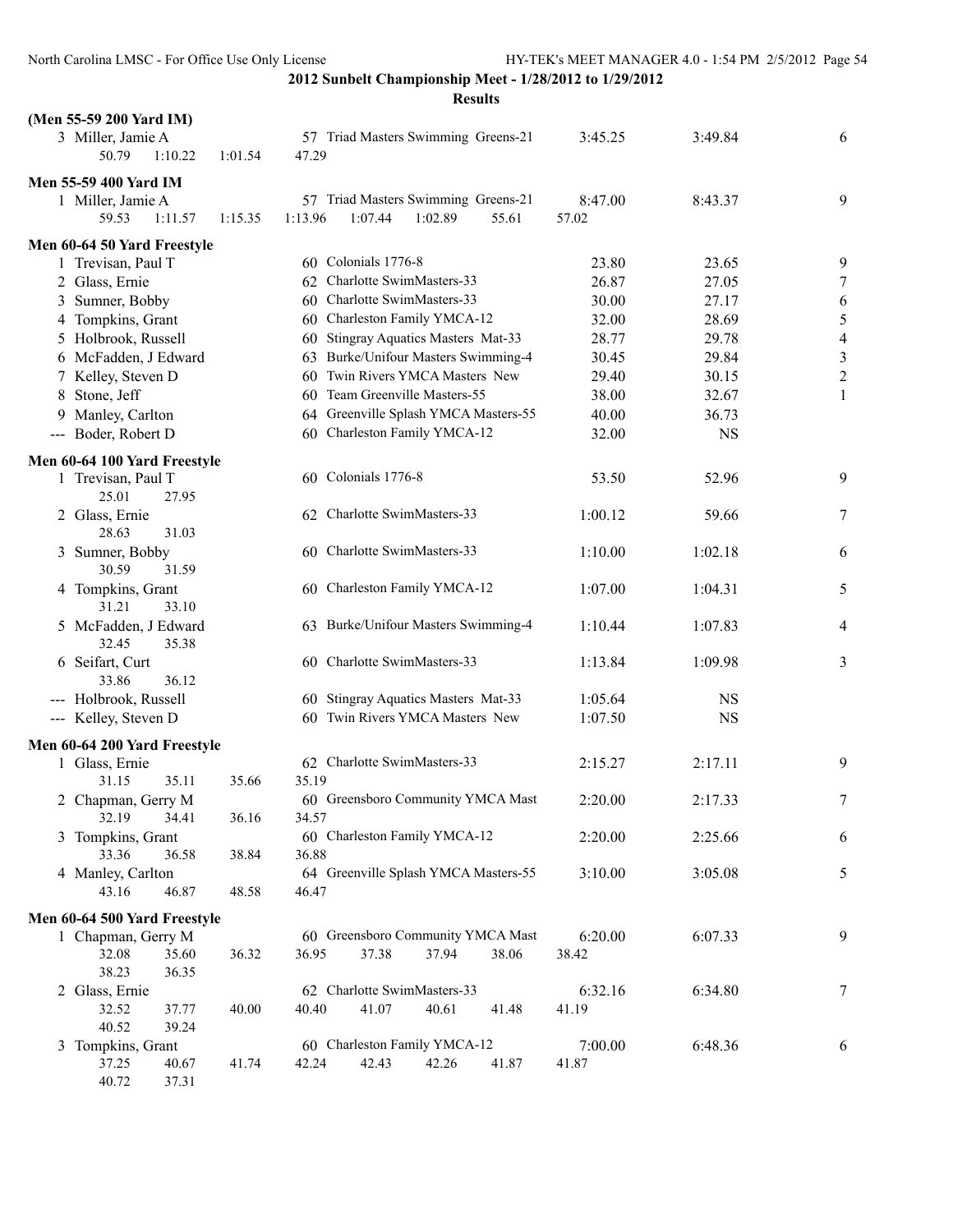**2012 Sunbelt Championship Meet - 1/28/2012 to 1/29/2012**

**Results**

**(Men 55-59 200 Yard IM)**

| Place | Name | Age | Team | Seed Time | Finals Time | Points |
|---|---|---|---|---|---|---|
| 3 | Miller, Jamie A | 57 | Triad Masters Swimming Greens-21 | 3:45.25 | 3:49.84 | 6 |
| | 50.79 1:10.22 1:01.54 47.29 | | | | | |

**Men 55-59 400 Yard IM**

| Place | Name | Age | Team | Seed Time | Finals Time | Points |
|---|---|---|---|---|---|---|
| 1 | Miller, Jamie A | 57 | Triad Masters Swimming Greens-21 | 8:47.00 | 8:43.37 | 9 |
| | 59.53 1:11.57 1:15.35 1:13.96 1:07.44 1:02.89 55.61 57.02 | | | | | |

**Men 60-64 50 Yard Freestyle**

| Place | Name | Age | Team | Seed Time | Finals Time | Points |
|---|---|---|---|---|---|---|
| 1 | Trevisan, Paul T | 60 | Colonials 1776-8 | 23.80 | 23.65 | 9 |
| 2 | Glass, Ernie | 62 | Charlotte SwimMasters-33 | 26.87 | 27.05 | 7 |
| 3 | Sumner, Bobby | 60 | Charlotte SwimMasters-33 | 30.00 | 27.17 | 6 |
| 4 | Tompkins, Grant | 60 | Charleston Family YMCA-12 | 32.00 | 28.69 | 5 |
| 5 | Holbrook, Russell | 60 | Stingray Aquatics Masters Mat-33 | 28.77 | 29.78 | 4 |
| 6 | McFadden, J Edward | 63 | Burke/Unifour Masters Swimming-4 | 30.45 | 29.84 | 3 |
| 7 | Kelley, Steven D | 60 | Twin Rivers YMCA Masters New | 29.40 | 30.15 | 2 |
| 8 | Stone, Jeff | 60 | Team Greenville Masters-55 | 38.00 | 32.67 | 1 |
| 9 | Manley, Carlton | 64 | Greenville Splash YMCA Masters-55 | 40.00 | 36.73 | |
| --- | Boder, Robert D | 60 | Charleston Family YMCA-12 | 32.00 | NS | |

**Men 60-64 100 Yard Freestyle**

| Place | Name | Age | Team | Seed Time | Finals Time | Points |
|---|---|---|---|---|---|---|
| 1 | Trevisan, Paul T | 60 | Colonials 1776-8 | 53.50 | 52.96 | 9 |
| | 25.01 27.95 | | | | | |
| 2 | Glass, Ernie | 62 | Charlotte SwimMasters-33 | 1:00.12 | 59.66 | 7 |
| | 28.63 31.03 | | | | | |
| 3 | Sumner, Bobby | 60 | Charlotte SwimMasters-33 | 1:10.00 | 1:02.18 | 6 |
| | 30.59 31.59 | | | | | |
| 4 | Tompkins, Grant | 60 | Charleston Family YMCA-12 | 1:07.00 | 1:04.31 | 5 |
| | 31.21 33.10 | | | | | |
| 5 | McFadden, J Edward | 63 | Burke/Unifour Masters Swimming-4 | 1:10.44 | 1:07.83 | 4 |
| | 32.45 35.38 | | | | | |
| 6 | Seifart, Curt | 60 | Charlotte SwimMasters-33 | 1:13.84 | 1:09.98 | 3 |
| | 33.86 36.12 | | | | | |
| --- | Holbrook, Russell | 60 | Stingray Aquatics Masters Mat-33 | 1:05.64 | NS | |
| --- | Kelley, Steven D | 60 | Twin Rivers YMCA Masters New | 1:07.50 | NS | |

**Men 60-64 200 Yard Freestyle**

| Place | Name | Age | Team | Seed Time | Finals Time | Points |
|---|---|---|---|---|---|---|
| 1 | Glass, Ernie | 62 | Charlotte SwimMasters-33 | 2:15.27 | 2:17.11 | 9 |
| | 31.15 35.11 35.66 35.19 | | | | | |
| 2 | Chapman, Gerry M | 60 | Greensboro Community YMCA Mast | 2:20.00 | 2:17.33 | 7 |
| | 32.19 34.41 36.16 34.57 | | | | | |
| 3 | Tompkins, Grant | 60 | Charleston Family YMCA-12 | 2:20.00 | 2:25.66 | 6 |
| | 33.36 36.58 38.84 36.88 | | | | | |
| 4 | Manley, Carlton | 64 | Greenville Splash YMCA Masters-55 | 3:10.00 | 3:05.08 | 5 |
| | 43.16 46.87 48.58 46.47 | | | | | |

**Men 60-64 500 Yard Freestyle**

| Place | Name | Age | Team | Seed Time | Finals Time | Points |
|---|---|---|---|---|---|---|
| 1 | Chapman, Gerry M | 60 | Greensboro Community YMCA Mast | 6:20.00 | 6:07.33 | 9 |
| | 32.08 35.60 36.32 36.95 37.38 37.94 38.06 38.42 38.23 36.35 | | | | | |
| 2 | Glass, Ernie | 62 | Charlotte SwimMasters-33 | 6:32.16 | 6:34.80 | 7 |
| | 32.52 37.77 40.00 40.40 41.07 40.61 41.48 41.19 40.52 39.24 | | | | | |
| 3 | Tompkins, Grant | 60 | Charleston Family YMCA-12 | 7:00.00 | 6:48.36 | 6 |
| | 37.25 40.67 41.74 42.24 42.43 42.26 41.87 41.87 40.72 37.31 | | | | | |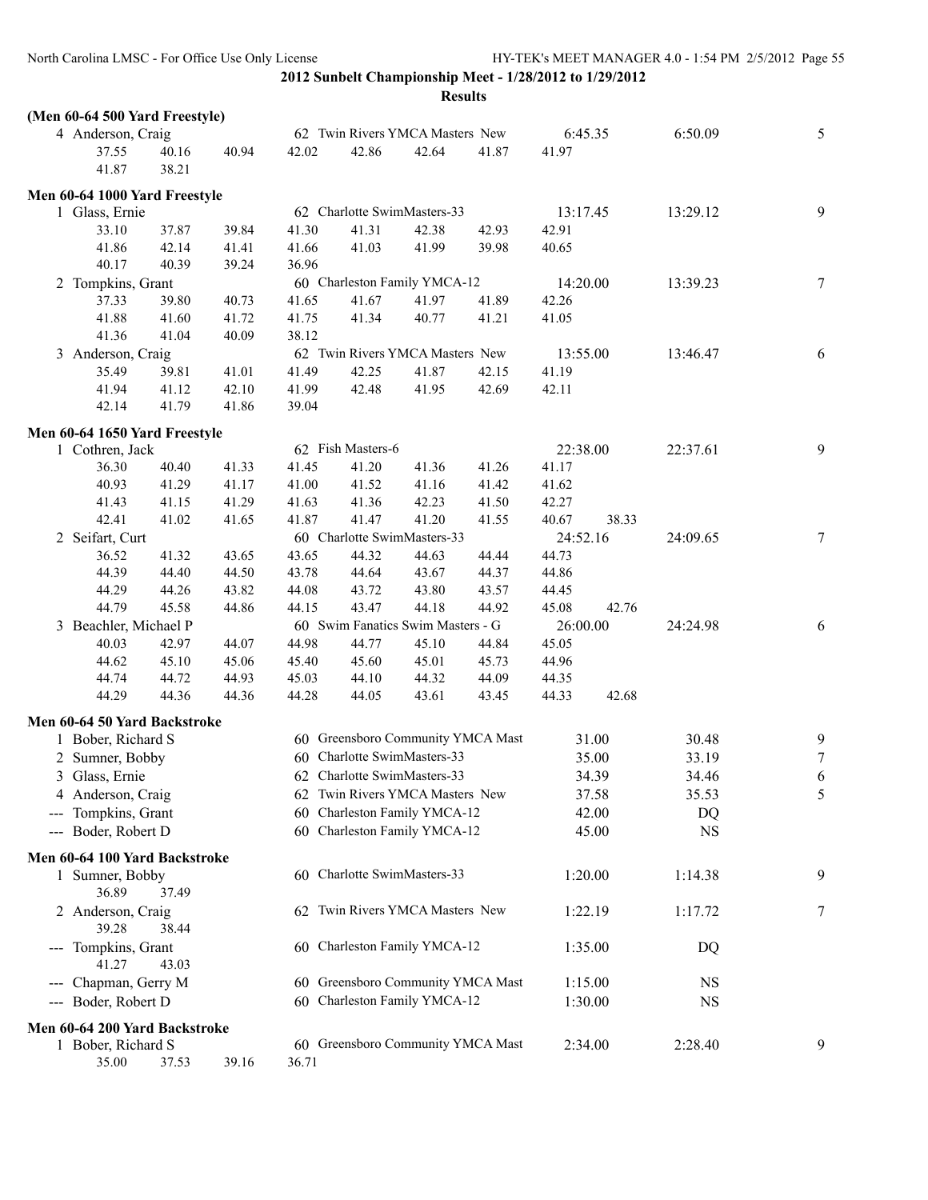**2012 Sunbelt Championship Meet - 1/28/2012 to 1/29/2012**

**Results**

### (Men 60-64 500 Yard Freestyle)

| Place | Name | Age | Team | Seed Time | Finals Time | Points |
|---|---|---|---|---|---|---|
| 4 | Anderson, Craig | 62 | Twin Rivers YMCA Masters New | 6:45.35 | 6:50.09 | 5 |

37.55 40.16 40.94 42.02 42.86 42.64 41.87 41.97
41.87 38.21

### Men 60-64 1000 Yard Freestyle

| Place | Name | Age | Team | Seed Time | Finals Time | Points |
|---|---|---|---|---|---|---|
| 1 | Glass, Ernie | 62 | Charlotte SwimMasters-33 | 13:17.45 | 13:29.12 | 9 |

33.10 37.87 39.84 41.30 41.31 42.38 42.93 42.91
41.86 42.14 41.41 41.66 41.03 41.99 39.98 40.65
40.17 40.39 39.24 36.96

| Place | Name | Age | Team | Seed Time | Finals Time | Points |
|---|---|---|---|---|---|---|
| 2 | Tompkins, Grant | 60 | Charleston Family YMCA-12 | 14:20.00 | 13:39.23 | 7 |

37.33 39.80 40.73 41.65 41.67 41.97 41.89 42.26
41.88 41.60 41.72 41.75 41.34 40.77 41.21 41.05
41.36 41.04 40.09 38.12

| Place | Name | Age | Team | Seed Time | Finals Time | Points |
|---|---|---|---|---|---|---|
| 3 | Anderson, Craig | 62 | Twin Rivers YMCA Masters New | 13:55.00 | 13:46.47 | 6 |

35.49 39.81 41.01 41.49 42.25 41.87 42.15 41.19
41.94 41.12 42.10 41.99 42.48 41.95 42.69 42.11
42.14 41.79 41.86 39.04

### Men 60-64 1650 Yard Freestyle

| Place | Name | Age | Team | Seed Time | Finals Time | Points |
|---|---|---|---|---|---|---|
| 1 | Cothren, Jack | 62 | Fish Masters-6 | 22:38.00 | 22:37.61 | 9 |

36.30 40.40 41.33 41.45 41.20 41.36 41.26 41.17
40.93 41.29 41.17 41.00 41.52 41.16 41.42 41.62
41.43 41.15 41.29 41.63 41.36 42.23 41.50 42.27
42.41 41.02 41.65 41.87 41.47 41.20 41.55 40.67 38.33

| Place | Name | Age | Team | Seed Time | Finals Time | Points |
|---|---|---|---|---|---|---|
| 2 | Seifart, Curt | 60 | Charlotte SwimMasters-33 | 24:52.16 | 24:09.65 | 7 |

36.52 41.32 43.65 43.65 44.32 44.63 44.44 44.73
44.39 44.40 44.50 43.78 44.64 43.67 44.37 44.86
44.29 44.26 43.82 44.08 43.72 43.80 43.57 44.45
44.79 45.58 44.86 44.15 43.47 44.18 44.92 45.08 42.76

| Place | Name | Age | Team | Seed Time | Finals Time | Points |
|---|---|---|---|---|---|---|
| 3 | Beachler, Michael P | 60 | Swim Fanatics Swim Masters - G | 26:00.00 | 24:24.98 | 6 |

40.03 42.97 44.07 44.98 44.77 45.10 44.84 45.05
44.62 45.10 45.06 45.40 45.60 45.01 45.73 44.96
44.74 44.72 44.93 45.03 44.10 44.32 44.09 44.35
44.29 44.36 44.36 44.28 44.05 43.61 43.45 44.33 42.68

### Men 60-64 50 Yard Backstroke

| Place | Name | Age | Team | Seed Time | Finals Time | Points |
|---|---|---|---|---|---|---|
| 1 | Bober, Richard S | 60 | Greensboro Community YMCA Mast | 31.00 | 30.48 | 9 |
| 2 | Sumner, Bobby | 60 | Charlotte SwimMasters-33 | 35.00 | 33.19 | 7 |
| 3 | Glass, Ernie | 62 | Charlotte SwimMasters-33 | 34.39 | 34.46 | 6 |
| 4 | Anderson, Craig | 62 | Twin Rivers YMCA Masters New | 37.58 | 35.53 | 5 |
| --- | Tompkins, Grant | 60 | Charleston Family YMCA-12 | 42.00 | DQ | |
| --- | Boder, Robert D | 60 | Charleston Family YMCA-12 | 45.00 | NS | |

### Men 60-64 100 Yard Backstroke

| Place | Name | Age | Team | Seed Time | Finals Time | Points |
|---|---|---|---|---|---|---|
| 1 | Sumner, Bobby | 60 | Charlotte SwimMasters-33 | 1:20.00 | 1:14.38 | 9 |
| | 36.89 37.49 | | | | | |
| 2 | Anderson, Craig | 62 | Twin Rivers YMCA Masters New | 1:22.19 | 1:17.72 | 7 |
| | 39.28 38.44 | | | | | |
| --- | Tompkins, Grant | 60 | Charleston Family YMCA-12 | 1:35.00 | DQ | |
| | 41.27 43.03 | | | | | |
| --- | Chapman, Gerry M | 60 | Greensboro Community YMCA Mast | 1:15.00 | NS | |
| --- | Boder, Robert D | 60 | Charleston Family YMCA-12 | 1:30.00 | NS | |

### Men 60-64 200 Yard Backstroke

| Place | Name | Age | Team | Seed Time | Finals Time | Points |
|---|---|---|---|---|---|---|
| 1 | Bober, Richard S | 60 | Greensboro Community YMCA Mast | 2:34.00 | 2:28.40 | 9 |

35.00 37.53 39.16 36.71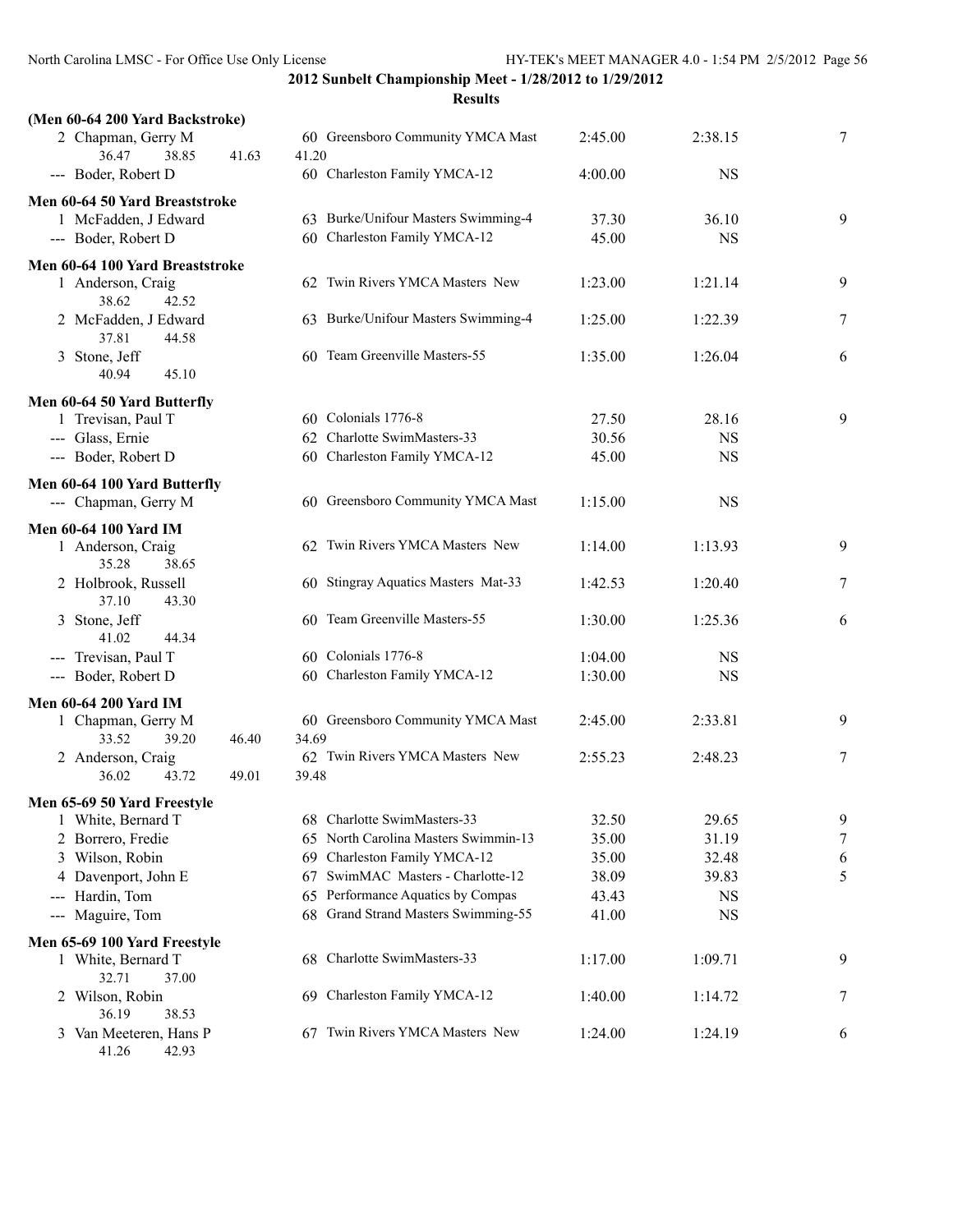**2012 Sunbelt Championship Meet - 1/28/2012 to 1/29/2012**

**Results**

### (Men 60-64 200 Yard Backstroke)

| | Name | Age | Team | Seed Time | Finals Time | Points |
|---|---|---|---|---|---|---|
| 2 | Chapman, Gerry M | 60 | Greensboro Community YMCA Mast | 2:45.00 | 2:38.15 | 7 |
| | 36.47 38.85 41.63 41.20 | | | | | |
| --- | Boder, Robert D | 60 | Charleston Family YMCA-12 | 4:00.00 | NS | |

### Men 60-64 50 Yard Breaststroke

| | Name | Age | Team | Seed Time | Finals Time | Points |
|---|---|---|---|---|---|---|
| 1 | McFadden, J Edward | 63 | Burke/Unifour Masters Swimming-4 | 37.30 | 36.10 | 9 |
| --- | Boder, Robert D | 60 | Charleston Family YMCA-12 | 45.00 | NS | |

### Men 60-64 100 Yard Breaststroke

| | Name | Age | Team | Seed Time | Finals Time | Points |
|---|---|---|---|---|---|---|
| 1 | Anderson, Craig | 62 | Twin Rivers YMCA Masters New | 1:23.00 | 1:21.14 | 9 |
| | 38.62 42.52 | | | | | |
| 2 | McFadden, J Edward | 63 | Burke/Unifour Masters Swimming-4 | 1:25.00 | 1:22.39 | 7 |
| | 37.81 44.58 | | | | | |
| 3 | Stone, Jeff | 60 | Team Greenville Masters-55 | 1:35.00 | 1:26.04 | 6 |
| | 40.94 45.10 | | | | | |

### Men 60-64 50 Yard Butterfly

| | Name | Age | Team | Seed Time | Finals Time | Points |
|---|---|---|---|---|---|---|
| 1 | Trevisan, Paul T | 60 | Colonials 1776-8 | 27.50 | 28.16 | 9 |
| --- | Glass, Ernie | 62 | Charlotte SwimMasters-33 | 30.56 | NS | |
| --- | Boder, Robert D | 60 | Charleston Family YMCA-12 | 45.00 | NS | |

### Men 60-64 100 Yard Butterfly

| | Name | Age | Team | Seed Time | Finals Time | Points |
|---|---|---|---|---|---|---|
| --- | Chapman, Gerry M | 60 | Greensboro Community YMCA Mast | 1:15.00 | NS | |

### Men 60-64 100 Yard IM

| | Name | Age | Team | Seed Time | Finals Time | Points |
|---|---|---|---|---|---|---|
| 1 | Anderson, Craig | 62 | Twin Rivers YMCA Masters New | 1:14.00 | 1:13.93 | 9 |
| | 35.28 38.65 | | | | | |
| 2 | Holbrook, Russell | 60 | Stingray Aquatics Masters Mat-33 | 1:42.53 | 1:20.40 | 7 |
| | 37.10 43.30 | | | | | |
| 3 | Stone, Jeff | 60 | Team Greenville Masters-55 | 1:30.00 | 1:25.36 | 6 |
| | 41.02 44.34 | | | | | |
| --- | Trevisan, Paul T | 60 | Colonials 1776-8 | 1:04.00 | NS | |
| --- | Boder, Robert D | 60 | Charleston Family YMCA-12 | 1:30.00 | NS | |

### Men 60-64 200 Yard IM

| | Name | Age | Team | Seed Time | Finals Time | Points |
|---|---|---|---|---|---|---|
| 1 | Chapman, Gerry M | 60 | Greensboro Community YMCA Mast | 2:45.00 | 2:33.81 | 9 |
| | 33.52 39.20 46.40 34.69 | | | | | |
| 2 | Anderson, Craig | 62 | Twin Rivers YMCA Masters New | 2:55.23 | 2:48.23 | 7 |
| | 36.02 43.72 49.01 39.48 | | | | | |

### Men 65-69 50 Yard Freestyle

| | Name | Age | Team | Seed Time | Finals Time | Points |
|---|---|---|---|---|---|---|
| 1 | White, Bernard T | 68 | Charlotte SwimMasters-33 | 32.50 | 29.65 | 9 |
| 2 | Borrero, Fredie | 65 | North Carolina Masters Swimmin-13 | 35.00 | 31.19 | 7 |
| 3 | Wilson, Robin | 69 | Charleston Family YMCA-12 | 35.00 | 32.48 | 6 |
| 4 | Davenport, John E | 67 | SwimMAC Masters - Charlotte-12 | 38.09 | 39.83 | 5 |
| --- | Hardin, Tom | 65 | Performance Aquatics by Compas | 43.43 | NS | |
| --- | Maguire, Tom | 68 | Grand Strand Masters Swimming-55 | 41.00 | NS | |

### Men 65-69 100 Yard Freestyle

| | Name | Age | Team | Seed Time | Finals Time | Points |
|---|---|---|---|---|---|---|
| 1 | White, Bernard T | 68 | Charlotte SwimMasters-33 | 1:17.00 | 1:09.71 | 9 |
| | 32.71 37.00 | | | | | |
| 2 | Wilson, Robin | 69 | Charleston Family YMCA-12 | 1:40.00 | 1:14.72 | 7 |
| | 36.19 38.53 | | | | | |
| 3 | Van Meeteren, Hans P | 67 | Twin Rivers YMCA Masters New | 1:24.00 | 1:24.19 | 6 |
| | 41.26 42.93 | | | | | |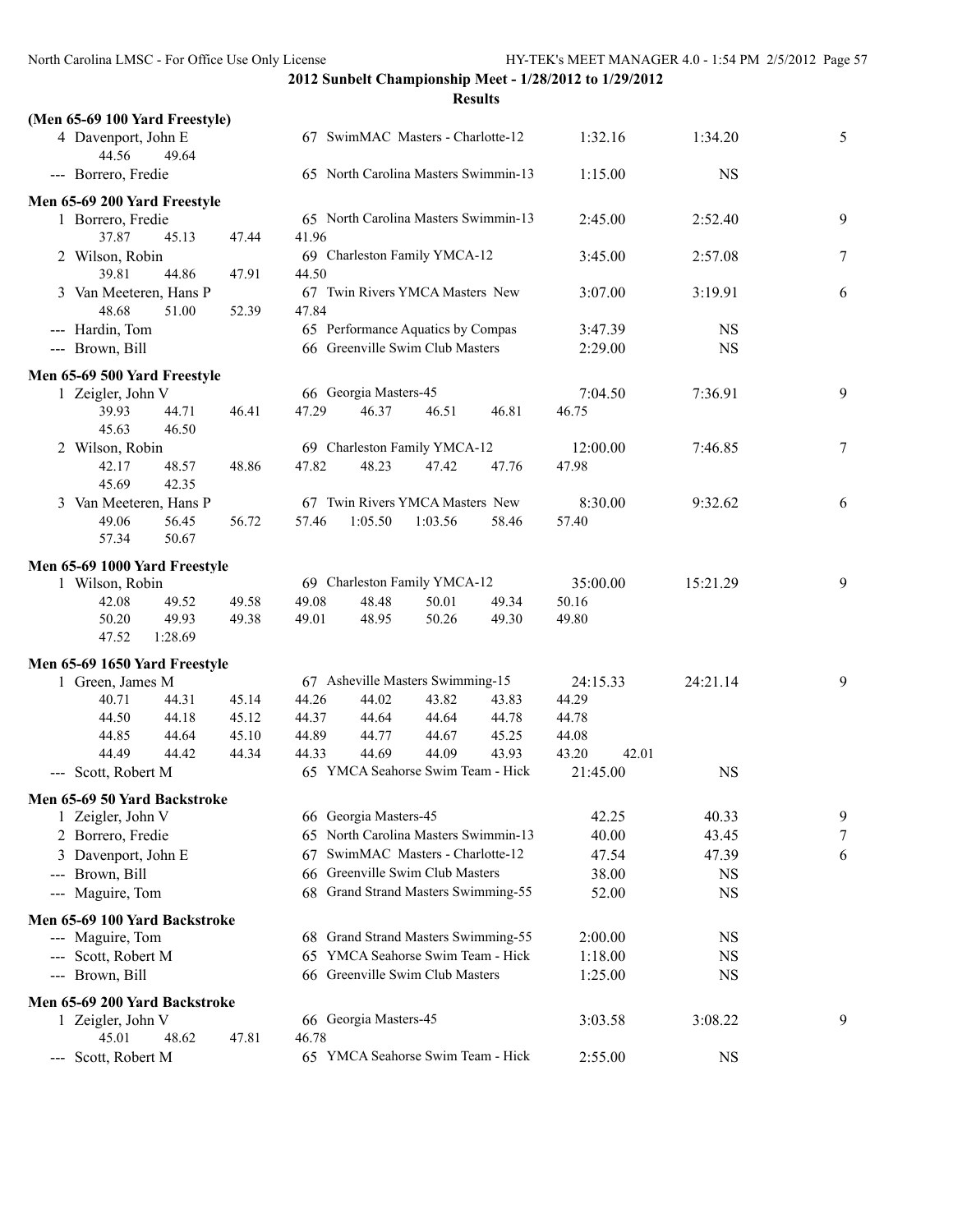**2012 Sunbelt Championship Meet - 1/28/2012 to 1/29/2012**

**Results**

### (Men 65-69 100 Yard Freestyle)

| Place | Name | Age | Team | Seed Time | Finals Time | Points |
|---|---|---|---|---|---|---|
| 4 | Davenport, John E | 67 | SwimMAC Masters - Charlotte-12 | 1:32.16 | 1:34.20 | 5 |
| | 44.56 49.64 | | | | | |
| --- | Borrero, Fredie | 65 | North Carolina Masters Swimmin-13 | 1:15.00 | NS | |

### Men 65-69 200 Yard Freestyle

| Place | Name | Age | Team | Seed Time | Finals Time | Points |
|---|---|---|---|---|---|---|
| 1 | Borrero, Fredie | 65 | North Carolina Masters Swimmin-13 | 2:45.00 | 2:52.40 | 9 |
| | 37.87 45.13 47.44 41.96 | | | | | |
| 2 | Wilson, Robin | 69 | Charleston Family YMCA-12 | 3:45.00 | 2:57.08 | 7 |
| | 39.81 44.86 47.91 44.50 | | | | | |
| 3 | Van Meeteren, Hans P | 67 | Twin Rivers YMCA Masters New | 3:07.00 | 3:19.91 | 6 |
| | 48.68 51.00 52.39 47.84 | | | | | |
| --- | Hardin, Tom | 65 | Performance Aquatics by Compas | 3:47.39 | NS | |
| --- | Brown, Bill | 66 | Greenville Swim Club Masters | 2:29.00 | NS | |

### Men 65-69 500 Yard Freestyle

| Place | Name | Age | Team | Seed Time | Finals Time | Points |
|---|---|---|---|---|---|---|
| 1 | Zeigler, John V | 66 | Georgia Masters-45 | 7:04.50 | 7:36.91 | 9 |
| | 39.93 44.71 46.41 47.29 46.37 46.51 46.81 46.75 45.63 46.50 | | | | | |
| 2 | Wilson, Robin | 69 | Charleston Family YMCA-12 | 12:00.00 | 7:46.85 | 7 |
| | 42.17 48.57 48.86 47.82 48.23 47.42 47.76 47.98 45.69 42.35 | | | | | |
| 3 | Van Meeteren, Hans P | 67 | Twin Rivers YMCA Masters New | 8:30.00 | 9:32.62 | 6 |
| | 49.06 56.45 56.72 57.46 1:05.50 1:03.56 58.46 57.40 57.34 50.67 | | | | | |

### Men 65-69 1000 Yard Freestyle

| Place | Name | Age | Team | Seed Time | Finals Time | Points |
|---|---|---|---|---|---|---|
| 1 | Wilson, Robin | 69 | Charleston Family YMCA-12 | 35:00.00 | 15:21.29 | 9 |
| | 42.08 49.52 49.58 49.08 48.48 50.01 49.34 50.16 50.20 49.93 49.38 49.01 48.95 50.26 49.30 49.80 47.52 1:28.69 | | | | | |

### Men 65-69 1650 Yard Freestyle

| Place | Name | Age | Team | Seed Time | Finals Time | Points |
|---|---|---|---|---|---|---|
| 1 | Green, James M | 67 | Asheville Masters Swimming-15 | 24:15.33 | 24:21.14 | 9 |
| | 40.71 44.31 45.14 44.26 44.02 43.82 43.83 44.29 44.50 44.18 45.12 44.37 44.64 44.64 44.78 44.78 44.85 44.64 45.10 44.89 44.77 44.67 45.25 44.08 44.49 44.42 44.34 44.33 44.69 44.09 43.93 43.20 42.01 | | | | | |
| --- | Scott, Robert M | 65 | YMCA Seahorse Swim Team - Hick | 21:45.00 | NS | |

### Men 65-69 50 Yard Backstroke

| Place | Name | Age | Team | Seed Time | Finals Time | Points |
|---|---|---|---|---|---|---|
| 1 | Zeigler, John V | 66 | Georgia Masters-45 | 42.25 | 40.33 | 9 |
| 2 | Borrero, Fredie | 65 | North Carolina Masters Swimmin-13 | 40.00 | 43.45 | 7 |
| 3 | Davenport, John E | 67 | SwimMAC Masters - Charlotte-12 | 47.54 | 47.39 | 6 |
| --- | Brown, Bill | 66 | Greenville Swim Club Masters | 38.00 | NS | |
| --- | Maguire, Tom | 68 | Grand Strand Masters Swimming-55 | 52.00 | NS | |

### Men 65-69 100 Yard Backstroke

| Place | Name | Age | Team | Seed Time | Finals Time | Points |
|---|---|---|---|---|---|---|
| --- | Maguire, Tom | 68 | Grand Strand Masters Swimming-55 | 2:00.00 | NS | |
| --- | Scott, Robert M | 65 | YMCA Seahorse Swim Team - Hick | 1:18.00 | NS | |
| --- | Brown, Bill | 66 | Greenville Swim Club Masters | 1:25.00 | NS | |

### Men 65-69 200 Yard Backstroke

| Place | Name | Age | Team | Seed Time | Finals Time | Points |
|---|---|---|---|---|---|---|
| 1 | Zeigler, John V | 66 | Georgia Masters-45 | 3:03.58 | 3:08.22 | 9 |
| | 45.01 48.62 47.81 46.78 | | | | | |
| --- | Scott, Robert M | 65 | YMCA Seahorse Swim Team - Hick | 2:55.00 | NS | |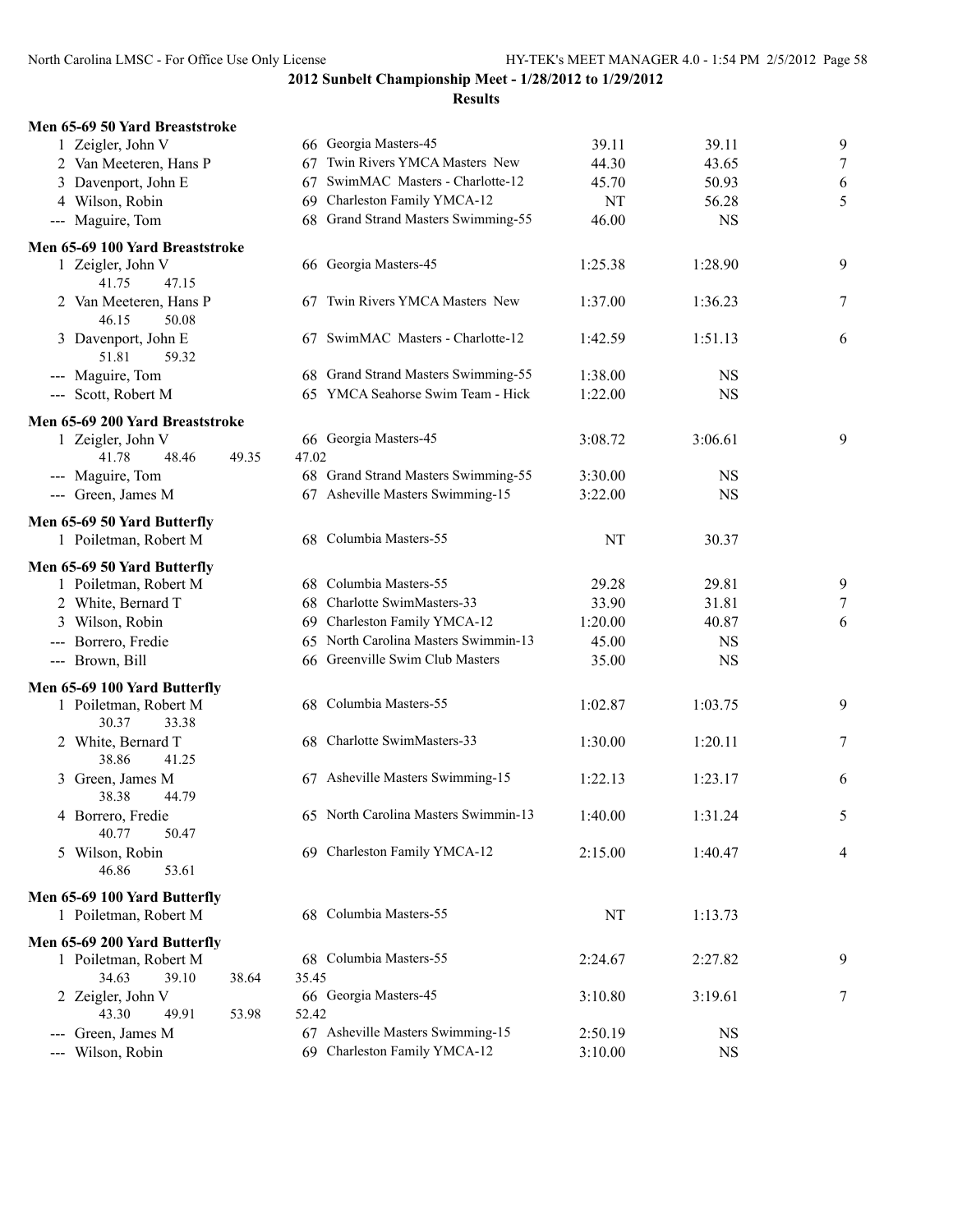## 2012 Sunbelt Championship Meet - 1/28/2012 to 1/29/2012

### Results

**Men 65-69 50 Yard Breaststroke**

| Place | Name | Age | Team | Seed | Finals | Points |
|---|---|---|---|---|---|---|
| 1 | Zeigler, John V | 66 | Georgia Masters-45 | 39.11 | 39.11 | 9 |
| 2 | Van Meeteren, Hans P | 67 | Twin Rivers YMCA Masters New | 44.30 | 43.65 | 7 |
| 3 | Davenport, John E | 67 | SwimMAC Masters - Charlotte-12 | 45.70 | 50.93 | 6 |
| 4 | Wilson, Robin | 69 | Charleston Family YMCA-12 | NT | 56.28 | 5 |
| --- | Maguire, Tom | 68 | Grand Strand Masters Swimming-55 | 46.00 | NS | |

**Men 65-69 100 Yard Breaststroke**

| Place | Name | Age | Team | Seed | Finals | Points |
|---|---|---|---|---|---|---|
| 1 | Zeigler, John V | 66 | Georgia Masters-45 | 1:25.38 | 1:28.90 | 9 |
| | 41.75 47.15 | | | | | |
| 2 | Van Meeteren, Hans P | 67 | Twin Rivers YMCA Masters New | 1:37.00 | 1:36.23 | 7 |
| | 46.15 50.08 | | | | | |
| 3 | Davenport, John E | 67 | SwimMAC Masters - Charlotte-12 | 1:42.59 | 1:51.13 | 6 |
| | 51.81 59.32 | | | | | |
| --- | Maguire, Tom | 68 | Grand Strand Masters Swimming-55 | 1:38.00 | NS | |
| --- | Scott, Robert M | 65 | YMCA Seahorse Swim Team - Hick | 1:22.00 | NS | |

**Men 65-69 200 Yard Breaststroke**

| Place | Name | Age | Team | Seed | Finals | Points |
|---|---|---|---|---|---|---|
| 1 | Zeigler, John V | 66 | Georgia Masters-45 | 3:08.72 | 3:06.61 | 9 |
| | 41.78 48.46 49.35 47.02 | | | | | |
| --- | Maguire, Tom | 68 | Grand Strand Masters Swimming-55 | 3:30.00 | NS | |
| --- | Green, James M | 67 | Asheville Masters Swimming-15 | 3:22.00 | NS | |

**Men 65-69 50 Yard Butterfly**

| Place | Name | Age | Team | Seed | Finals | Points |
|---|---|---|---|---|---|---|
| 1 | Poiletman, Robert M | 68 | Columbia Masters-55 | NT | 30.37 | |

**Men 65-69 50 Yard Butterfly**

| Place | Name | Age | Team | Seed | Finals | Points |
|---|---|---|---|---|---|---|
| 1 | Poiletman, Robert M | 68 | Columbia Masters-55 | 29.28 | 29.81 | 9 |
| 2 | White, Bernard T | 68 | Charlotte SwimMasters-33 | 33.90 | 31.81 | 7 |
| 3 | Wilson, Robin | 69 | Charleston Family YMCA-12 | 1:20.00 | 40.87 | 6 |
| --- | Borrero, Fredie | 65 | North Carolina Masters Swimmin-13 | 45.00 | NS | |
| --- | Brown, Bill | 66 | Greenville Swim Club Masters | 35.00 | NS | |

**Men 65-69 100 Yard Butterfly**

| Place | Name | Age | Team | Seed | Finals | Points |
|---|---|---|---|---|---|---|
| 1 | Poiletman, Robert M | 68 | Columbia Masters-55 | 1:02.87 | 1:03.75 | 9 |
| | 30.37 33.38 | | | | | |
| 2 | White, Bernard T | 68 | Charlotte SwimMasters-33 | 1:30.00 | 1:20.11 | 7 |
| | 38.86 41.25 | | | | | |
| 3 | Green, James M | 67 | Asheville Masters Swimming-15 | 1:22.13 | 1:23.17 | 6 |
| | 38.38 44.79 | | | | | |
| 4 | Borrero, Fredie | 65 | North Carolina Masters Swimmin-13 | 1:40.00 | 1:31.24 | 5 |
| | 40.77 50.47 | | | | | |
| 5 | Wilson, Robin | 69 | Charleston Family YMCA-12 | 2:15.00 | 1:40.47 | 4 |
| | 46.86 53.61 | | | | | |

**Men 65-69 100 Yard Butterfly**

| Place | Name | Age | Team | Seed | Finals | Points |
|---|---|---|---|---|---|---|
| 1 | Poiletman, Robert M | 68 | Columbia Masters-55 | NT | 1:13.73 | |

**Men 65-69 200 Yard Butterfly**

| Place | Name | Age | Team | Seed | Finals | Points |
|---|---|---|---|---|---|---|
| 1 | Poiletman, Robert M | 68 | Columbia Masters-55 | 2:24.67 | 2:27.82 | 9 |
| | 34.63 39.10 38.64 35.45 | | | | | |
| 2 | Zeigler, John V | 66 | Georgia Masters-45 | 3:10.80 | 3:19.61 | 7 |
| | 43.30 49.91 53.98 52.42 | | | | | |
| --- | Green, James M | 67 | Asheville Masters Swimming-15 | 2:50.19 | NS | |
| --- | Wilson, Robin | 69 | Charleston Family YMCA-12 | 3:10.00 | NS | |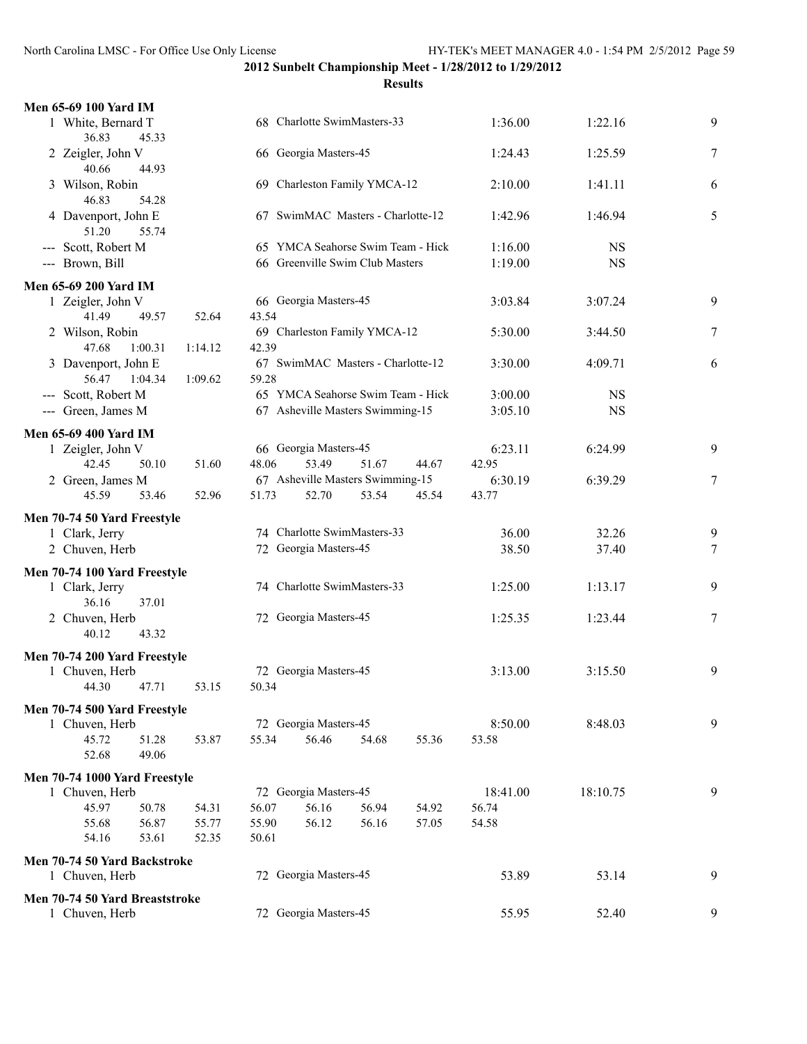## 2012 Sunbelt Championship Meet - 1/28/2012 to 1/29/2012

### Results

**Men 65-69 100 Yard IM**

| Place | Name | Age | Team | Seed Time | Finals Time | Points |
|---|---|---|---|---|---|---|
| 1 | White, Bernard T | 68 | Charlotte SwimMasters-33 | 1:36.00 | 1:22.16 | 9 |
| | 36.83 45.33 | | | | | |
| 2 | Zeigler, John V | 66 | Georgia Masters-45 | 1:24.43 | 1:25.59 | 7 |
| | 40.66 44.93 | | | | | |
| 3 | Wilson, Robin | 69 | Charleston Family YMCA-12 | 2:10.00 | 1:41.11 | 6 |
| | 46.83 54.28 | | | | | |
| 4 | Davenport, John E | 67 | SwimMAC Masters - Charlotte-12 | 1:42.96 | 1:46.94 | 5 |
| | 51.20 55.74 | | | | | |
| --- | Scott, Robert M | 65 | YMCA Seahorse Swim Team - Hick | 1:16.00 | NS | |
| --- | Brown, Bill | 66 | Greenville Swim Club Masters | 1:19.00 | NS | |

**Men 65-69 200 Yard IM**

| Place | Name | Age | Team | Seed Time | Finals Time | Points |
|---|---|---|---|---|---|---|
| 1 | Zeigler, John V | 66 | Georgia Masters-45 | 3:03.84 | 3:07.24 | 9 |
| | 41.49 49.57 52.64 43.54 | | | | | |
| 2 | Wilson, Robin | 69 | Charleston Family YMCA-12 | 5:30.00 | 3:44.50 | 7 |
| | 47.68 1:00.31 1:14.12 42.39 | | | | | |
| 3 | Davenport, John E | 67 | SwimMAC Masters - Charlotte-12 | 3:30.00 | 4:09.71 | 6 |
| | 56.47 1:04.34 1:09.62 59.28 | | | | | |
| --- | Scott, Robert M | 65 | YMCA Seahorse Swim Team - Hick | 3:00.00 | NS | |
| --- | Green, James M | 67 | Asheville Masters Swimming-15 | 3:05.10 | NS | |

**Men 65-69 400 Yard IM**

| Place | Name | Age | Team | Seed Time | Finals Time | Points |
|---|---|---|---|---|---|---|
| 1 | Zeigler, John V | 66 | Georgia Masters-45 | 6:23.11 | 6:24.99 | 9 |
| | 42.45 50.10 51.60 48.06 53.49 51.67 44.67 42.95 | | | | | |
| 2 | Green, James M | 67 | Asheville Masters Swimming-15 | 6:30.19 | 6:39.29 | 7 |
| | 45.59 53.46 52.96 51.73 52.70 53.54 45.54 43.77 | | | | | |

**Men 70-74 50 Yard Freestyle**

| Place | Name | Age | Team | Seed Time | Finals Time | Points |
|---|---|---|---|---|---|---|
| 1 | Clark, Jerry | 74 | Charlotte SwimMasters-33 | 36.00 | 32.26 | 9 |
| 2 | Chuven, Herb | 72 | Georgia Masters-45 | 38.50 | 37.40 | 7 |

**Men 70-74 100 Yard Freestyle**

| Place | Name | Age | Team | Seed Time | Finals Time | Points |
|---|---|---|---|---|---|---|
| 1 | Clark, Jerry | 74 | Charlotte SwimMasters-33 | 1:25.00 | 1:13.17 | 9 |
| | 36.16 37.01 | | | | | |
| 2 | Chuven, Herb | 72 | Georgia Masters-45 | 1:25.35 | 1:23.44 | 7 |
| | 40.12 43.32 | | | | | |

**Men 70-74 200 Yard Freestyle**

| Place | Name | Age | Team | Seed Time | Finals Time | Points |
|---|---|---|---|---|---|---|
| 1 | Chuven, Herb | 72 | Georgia Masters-45 | 3:13.00 | 3:15.50 | 9 |
| | 44.30 47.71 53.15 50.34 | | | | | |

**Men 70-74 500 Yard Freestyle**

| Place | Name | Age | Team | Seed Time | Finals Time | Points |
|---|---|---|---|---|---|---|
| 1 | Chuven, Herb | 72 | Georgia Masters-45 | 8:50.00 | 8:48.03 | 9 |
| | 45.72 51.28 53.87 55.34 56.46 54.68 55.36 53.58 | | | | | |
| | 52.68 49.06 | | | | | |

**Men 70-74 1000 Yard Freestyle**

| Place | Name | Age | Team | Seed Time | Finals Time | Points |
|---|---|---|---|---|---|---|
| 1 | Chuven, Herb | 72 | Georgia Masters-45 | 18:41.00 | 18:10.75 | 9 |
| | 45.97 50.78 54.31 56.07 56.16 56.94 54.92 56.74 | | | | | |
| | 55.68 56.87 55.77 55.90 56.12 56.16 57.05 54.58 | | | | | |
| | 54.16 53.61 52.35 50.61 | | | | | |

**Men 70-74 50 Yard Backstroke**

| Place | Name | Age | Team | Seed Time | Finals Time | Points |
|---|---|---|---|---|---|---|
| 1 | Chuven, Herb | 72 | Georgia Masters-45 | 53.89 | 53.14 | 9 |

**Men 70-74 50 Yard Breaststroke**

| Place | Name | Age | Team | Seed Time | Finals Time | Points |
|---|---|---|---|---|---|---|
| 1 | Chuven, Herb | 72 | Georgia Masters-45 | 55.95 | 52.40 | 9 |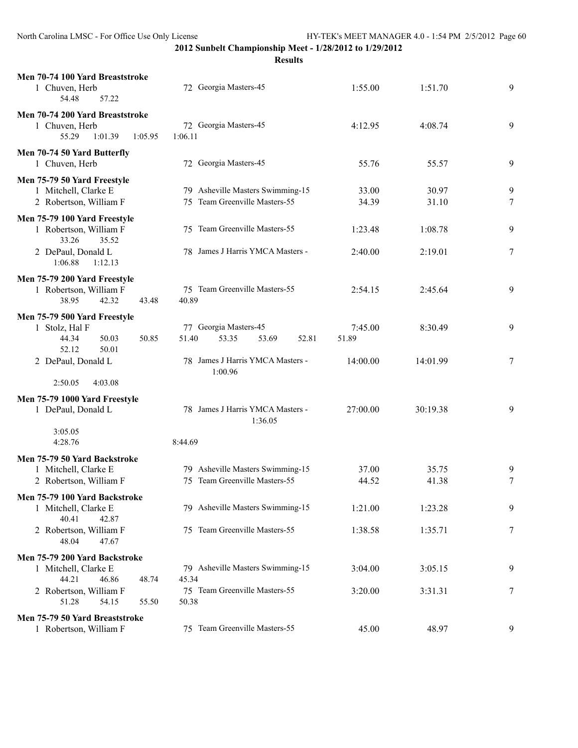2012 Sunbelt Championship Meet - 1/28/2012 to 1/29/2012

Results

**Men 70-74 100 Yard Breaststroke**

1 Chuven, Herb — 72 Georgia Masters-45 — 1:55.00 — 1:51.70 — 9
54.48 57.22

**Men 70-74 200 Yard Breaststroke**

1 Chuven, Herb — 72 Georgia Masters-45 — 4:12.95 — 4:08.74 — 9
55.29 1:01.39 1:05.95 1:06.11

**Men 70-74 50 Yard Butterfly**

1 Chuven, Herb — 72 Georgia Masters-45 — 55.76 — 55.57 — 9

**Men 75-79 50 Yard Freestyle**

1 Mitchell, Clarke E — 79 Asheville Masters Swimming-15 — 33.00 — 30.97 — 9
2 Robertson, William F — 75 Team Greenville Masters-55 — 34.39 — 31.10 — 7

**Men 75-79 100 Yard Freestyle**

1 Robertson, William F — 75 Team Greenville Masters-55 — 1:23.48 — 1:08.78 — 9
33.26 35.52
2 DePaul, Donald L — 78 James J Harris YMCA Masters - — 2:40.00 — 2:19.01 — 7
1:06.88 1:12.13

**Men 75-79 200 Yard Freestyle**

1 Robertson, William F — 75 Team Greenville Masters-55 — 2:54.15 — 2:45.64 — 9
38.95 42.32 43.48 40.89

**Men 75-79 500 Yard Freestyle**

1 Stolz, Hal F — 77 Georgia Masters-45 — 7:45.00 — 8:30.49 — 9
44.34 50.03 50.85 51.40 53.35 53.69 52.81 51.89
52.12 50.01
2 DePaul, Donald L — 78 James J Harris YMCA Masters - — 14:00.00 — 14:01.99 — 7
1:00.96
2:50.05 4:03.08

**Men 75-79 1000 Yard Freestyle**

1 DePaul, Donald L — 78 James J Harris YMCA Masters - — 27:00.00 — 30:19.38 — 9
1:36.05
3:05.05
4:28.76 8:44.69

**Men 75-79 50 Yard Backstroke**

1 Mitchell, Clarke E — 79 Asheville Masters Swimming-15 — 37.00 — 35.75 — 9
2 Robertson, William F — 75 Team Greenville Masters-55 — 44.52 — 41.38 — 7

**Men 75-79 100 Yard Backstroke**

1 Mitchell, Clarke E — 79 Asheville Masters Swimming-15 — 1:21.00 — 1:23.28 — 9
40.41 42.87
2 Robertson, William F — 75 Team Greenville Masters-55 — 1:38.58 — 1:35.71 — 7
48.04 47.67

**Men 75-79 200 Yard Backstroke**

1 Mitchell, Clarke E — 79 Asheville Masters Swimming-15 — 3:04.00 — 3:05.15 — 9
44.21 46.86 48.74 45.34
2 Robertson, William F — 75 Team Greenville Masters-55 — 3:20.00 — 3:31.31 — 7
51.28 54.15 55.50 50.38

**Men 75-79 50 Yard Breaststroke**

1 Robertson, William F — 75 Team Greenville Masters-55 — 45.00 — 48.97 — 9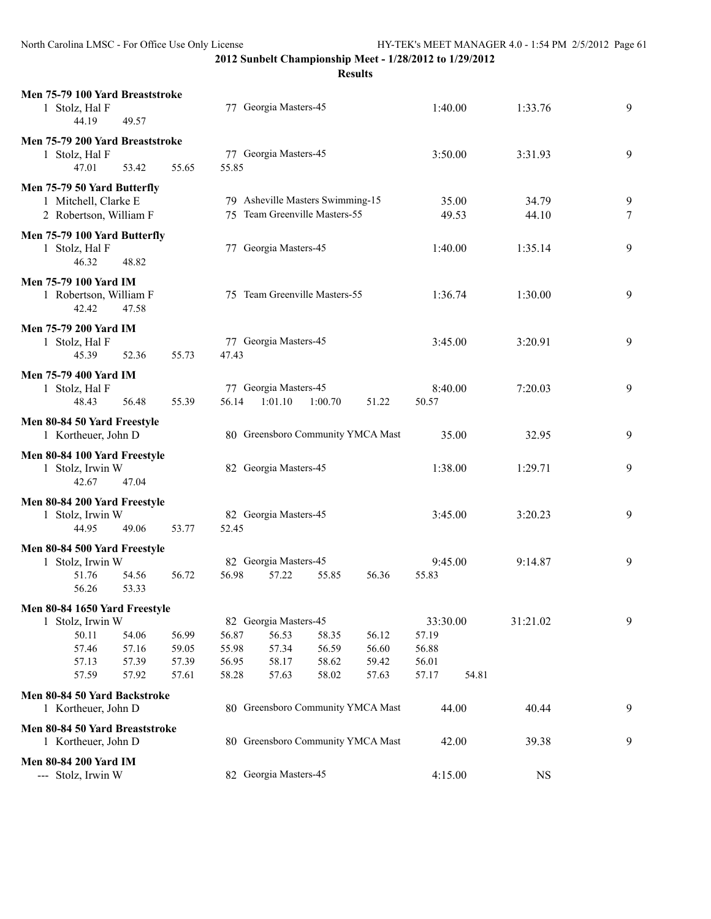**2012 Sunbelt Championship Meet - 1/28/2012 to 1/29/2012**

**Results**

**Men 75-79 100 Yard Breaststroke**

| | Name | Age | Team | Seed Time | Finals Time | Points |
|---|---|---|---|---|---|---|
| 1 | Stolz, Hal F | 77 | Georgia Masters-45 | 1:40.00 | 1:33.76 | 9 |

44.19 49.57

**Men 75-79 200 Yard Breaststroke**

| | Name | Age | Team | Seed Time | Finals Time | Points |
|---|---|---|---|---|---|---|
| 1 | Stolz, Hal F | 77 | Georgia Masters-45 | 3:50.00 | 3:31.93 | 9 |

47.01 53.42 55.65 55.85

**Men 75-79 50 Yard Butterfly**

| | Name | Age | Team | Seed Time | Finals Time | Points |
|---|---|---|---|---|---|---|
| 1 | Mitchell, Clarke E | 79 | Asheville Masters Swimming-15 | 35.00 | 34.79 | 9 |
| 2 | Robertson, William F | 75 | Team Greenville Masters-55 | 49.53 | 44.10 | 7 |

**Men 75-79 100 Yard Butterfly**

| | Name | Age | Team | Seed Time | Finals Time | Points |
|---|---|---|---|---|---|---|
| 1 | Stolz, Hal F | 77 | Georgia Masters-45 | 1:40.00 | 1:35.14 | 9 |

46.32 48.82

**Men 75-79 100 Yard IM**

| | Name | Age | Team | Seed Time | Finals Time | Points |
|---|---|---|---|---|---|---|
| 1 | Robertson, William F | 75 | Team Greenville Masters-55 | 1:36.74 | 1:30.00 | 9 |

42.42 47.58

**Men 75-79 200 Yard IM**

| | Name | Age | Team | Seed Time | Finals Time | Points |
|---|---|---|---|---|---|---|
| 1 | Stolz, Hal F | 77 | Georgia Masters-45 | 3:45.00 | 3:20.91 | 9 |

45.39 52.36 55.73 47.43

**Men 75-79 400 Yard IM**

| | Name | Age | Team | Seed Time | Finals Time | Points |
|---|---|---|---|---|---|---|
| 1 | Stolz, Hal F | 77 | Georgia Masters-45 | 8:40.00 | 7:20.03 | 9 |

48.43 56.48 55.39 56.14 1:01.10 1:00.70 51.22 50.57

**Men 80-84 50 Yard Freestyle**

| | Name | Age | Team | Seed Time | Finals Time | Points |
|---|---|---|---|---|---|---|
| 1 | Kortheuer, John D | 80 | Greensboro Community YMCA Mast | 35.00 | 32.95 | 9 |

**Men 80-84 100 Yard Freestyle**

| | Name | Age | Team | Seed Time | Finals Time | Points |
|---|---|---|---|---|---|---|
| 1 | Stolz, Irwin W | 82 | Georgia Masters-45 | 1:38.00 | 1:29.71 | 9 |

42.67 47.04

**Men 80-84 200 Yard Freestyle**

| | Name | Age | Team | Seed Time | Finals Time | Points |
|---|---|---|---|---|---|---|
| 1 | Stolz, Irwin W | 82 | Georgia Masters-45 | 3:45.00 | 3:20.23 | 9 |

44.95 49.06 53.77 52.45

**Men 80-84 500 Yard Freestyle**

| | Name | Age | Team | Seed Time | Finals Time | Points |
|---|---|---|---|---|---|---|
| 1 | Stolz, Irwin W | 82 | Georgia Masters-45 | 9:45.00 | 9:14.87 | 9 |

51.76 54.56 56.72 56.98 57.22 55.85 56.36 55.83
56.26 53.33

**Men 80-84 1650 Yard Freestyle**

| | Name | Age | Team | Seed Time | Finals Time | Points |
|---|---|---|---|---|---|---|
| 1 | Stolz, Irwin W | 82 | Georgia Masters-45 | 33:30.00 | 31:21.02 | 9 |

50.11 54.06 56.99 56.87 56.53 58.35 56.12 57.19
57.46 57.16 59.05 55.98 57.34 56.59 56.60 56.88
57.13 57.39 57.39 56.95 58.17 58.62 59.42 56.01
57.59 57.92 57.61 58.28 57.63 58.02 57.63 57.17 54.81

**Men 80-84 50 Yard Backstroke**

| | Name | Age | Team | Seed Time | Finals Time | Points |
|---|---|---|---|---|---|---|
| 1 | Kortheuer, John D | 80 | Greensboro Community YMCA Mast | 44.00 | 40.44 | 9 |

**Men 80-84 50 Yard Breaststroke**

| | Name | Age | Team | Seed Time | Finals Time | Points |
|---|---|---|---|---|---|---|
| 1 | Kortheuer, John D | 80 | Greensboro Community YMCA Mast | 42.00 | 39.38 | 9 |

**Men 80-84 200 Yard IM**

| | Name | Age | Team | Seed Time | Finals Time | Points |
|---|---|---|---|---|---|---|
| --- | Stolz, Irwin W | 82 | Georgia Masters-45 | 4:15.00 | NS | |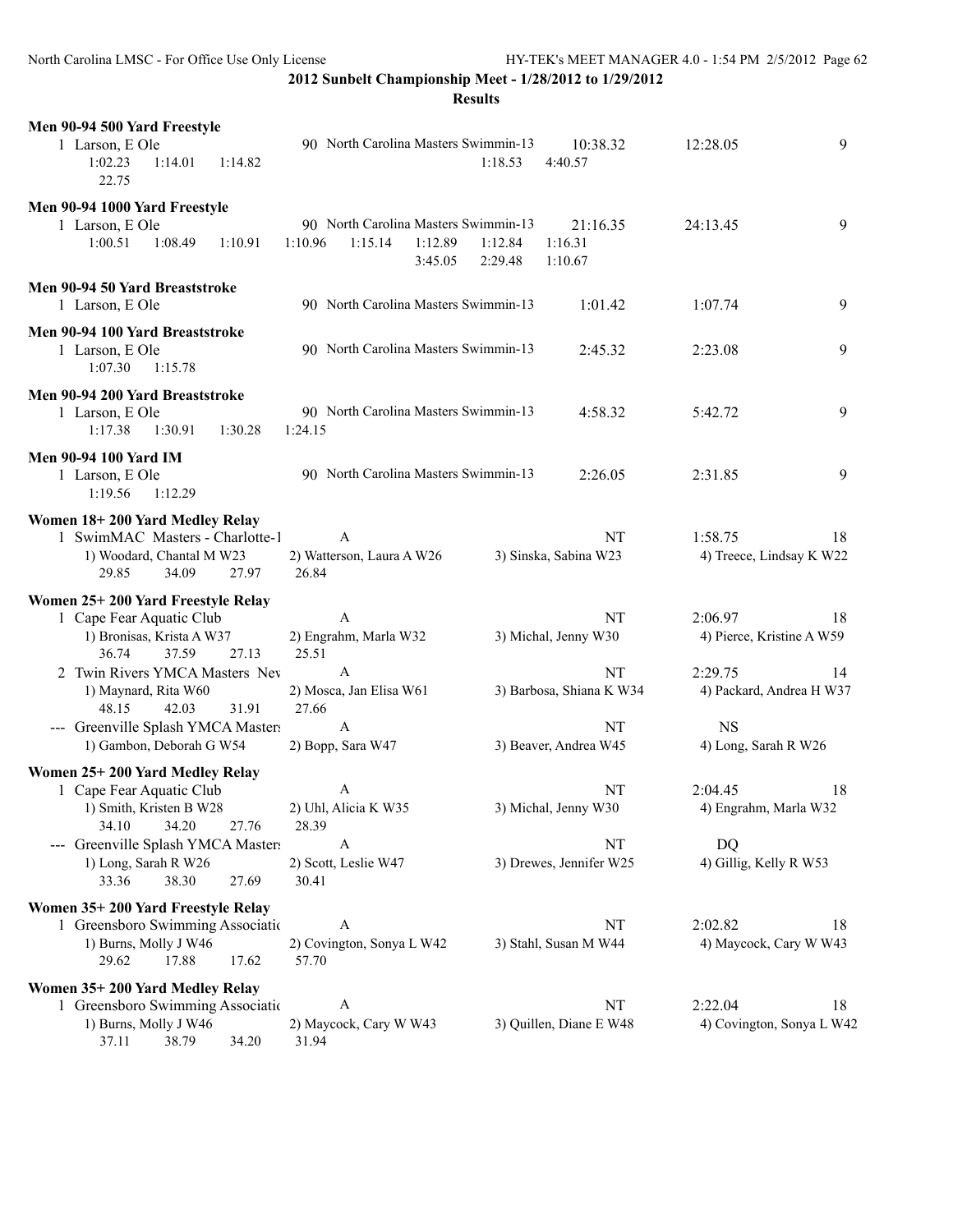**2012 Sunbelt Championship Meet - 1/28/2012 to 1/29/2012**

**Results**

**Men 90-94 500 Yard Freestyle**

```
  1 Larson, E Ole                   90 North Carolina Masters Swimmin-13    10:38.32       12:28.05          9
      1:02.23     1:14.01     1:14.82                          1:18.53     4:40.57
        22.75
```

**Men 90-94 1000 Yard Freestyle**

```
  1 Larson, E Ole                   90 North Carolina Masters Swimmin-13    21:16.35       24:13.45          9
      1:00.51     1:08.49     1:10.91     1:10.96     1:15.14     1:12.89     1:12.84     1:16.31
                                                                  3:45.05     2:29.48     1:10.67
```

**Men 90-94 50 Yard Breaststroke**

```
  1 Larson, E Ole                   90 North Carolina Masters Swimmin-13     1:01.42        1:07.74          9
```

**Men 90-94 100 Yard Breaststroke**

```
  1 Larson, E Ole                   90 North Carolina Masters Swimmin-13     2:45.32        2:23.08          9
      1:07.30     1:15.78
```

**Men 90-94 200 Yard Breaststroke**

```
  1 Larson, E Ole                   90 North Carolina Masters Swimmin-13     4:58.32        5:42.72          9
      1:17.38     1:30.91     1:30.28     1:24.15
```

**Men 90-94 100 Yard IM**

```
  1 Larson, E Ole                   90 North Carolina Masters Swimmin-13     2:26.05        2:31.85          9
      1:19.56     1:12.29
```

**Women 18+ 200 Yard Medley Relay**

```
  1 SwimMAC Masters - Charlotte-1       A                                      NT        1:58.75         18
     1) Woodard, Chantal M W23      2) Watterson, Laura A W26    3) Sinska, Sabina W23        4) Treece, Lindsay K W22
        29.85       34.09       27.97       26.84
```

**Women 25+ 200 Yard Freestyle Relay**

```
  1 Cape Fear Aquatic Club              A                                      NT        2:06.97         18
     1) Bronisas, Krista A W37      2) Engrahm, Marla W32        3) Michal, Jenny W30         4) Pierce, Kristine A W59
        36.74       37.59       27.13       25.51
  2 Twin Rivers YMCA Masters Nev        A                                      NT        2:29.75         14
     1) Maynard, Rita W60           2) Mosca, Jan Elisa W61      3) Barbosa, Shiana K W34     4) Packard, Andrea H W37
        48.15       42.03       31.91       27.66
 --- Greenville Splash YMCA Masters     A                                      NT          NS
     1) Gambon, Deborah G W54       2) Bopp, Sara W47            3) Beaver, Andrea W45        4) Long, Sarah R W26
```

**Women 25+ 200 Yard Medley Relay**

```
  1 Cape Fear Aquatic Club              A                                      NT        2:04.45         18
     1) Smith, Kristen B W28        2) Uhl, Alicia K W35         3) Michal, Jenny W30         4) Engrahm, Marla W32
        34.10       34.20       27.76       28.39
 --- Greenville Splash YMCA Masters     A                                      NT          DQ
     1) Long, Sarah R W26           2) Scott, Leslie W47         3) Drewes, Jennifer W25      4) Gillig, Kelly R W53
        33.36       38.30       27.69       30.41
```

**Women 35+ 200 Yard Freestyle Relay**

```
  1 Greensboro Swimming Associatio      A                                      NT        2:02.82         18
     1) Burns, Molly J W46          2) Covington, Sonya L W42    3) Stahl, Susan M W44        4) Maycock, Cary W W43
        29.62       17.88       17.62       57.70
```

**Women 35+ 200 Yard Medley Relay**

```
  1 Greensboro Swimming Associatio      A                                      NT        2:22.04         18
     1) Burns, Molly J W46          2) Maycock, Cary W W43       3) Quillen, Diane E W48      4) Covington, Sonya L W42
        37.11       38.79       34.20       31.94
```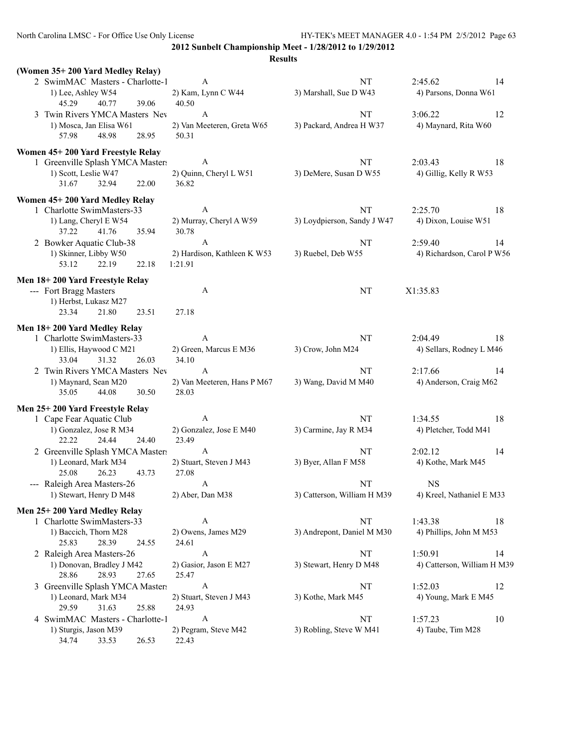## 2012 Sunbelt Championship Meet - 1/28/2012 to 1/29/2012

### Results

**(Women 35+ 200 Yard Medley Relay)**

```
  2 SwimMAC  Masters - Charlotte-1     A                           NT            2:45.62          14
     1) Lee, Ashley W54             2) Kam, Lynn C W44            3) Marshall, Sue D W43        4) Parsons, Donna W61
        45.29      40.77      39.06      40.50
  3 Twin Rivers YMCA Masters  Nev      A                           NT            3:06.22          12
     1) Mosca, Jan Elisa W61        2) Van Meeteren, Greta W65    3) Packard, Andrea H W37      4) Maynard, Rita W60
        57.98      48.98      28.95      50.31
```

**Women 45+ 200 Yard Freestyle Relay**

```
  1 Greenville Splash YMCA Masters     A                           NT            2:03.43          18
     1) Scott, Leslie W47           2) Quinn, Cheryl L W51        3) DeMere, Susan D W55        4) Gillig, Kelly R W53
        31.67      32.94      22.00      36.82
```

**Women 45+ 200 Yard Medley Relay**

```
  1 Charlotte SwimMasters-33           A                           NT            2:25.70          18
     1) Lang, Cheryl E W54          2) Murray, Cheryl A W59       3) Loydpierson, Sandy J W47   4) Dixon, Louise W51
        37.22      41.76      35.94      30.78
  2 Bowker Aquatic Club-38             A                           NT            2:59.40          14
     1) Skinner, Libby W50          2) Hardison, Kathleen K W53   3) Ruebel, Deb W55            4) Richardson, Carol P W56
        53.12      22.19      22.18    1:21.91
```

**Men 18+ 200 Yard Freestyle Relay**

```
 --- Fort Bragg Masters                A                           NT            X1:35.83
     1) Herbst, Lukasz M27
        23.34      21.80      23.51      27.18
```

**Men 18+ 200 Yard Medley Relay**

```
  1 Charlotte SwimMasters-33           A                           NT            2:04.49          18
     1) Ellis, Haywood C M21        2) Green, Marcus E M36        3) Crow, John M24             4) Sellars, Rodney L M46
        33.04      31.32      26.03      34.10
  2 Twin Rivers YMCA Masters  Nev      A                           NT            2:17.66          14
     1) Maynard, Sean M20           2) Van Meeteren, Hans P M67   3) Wang, David M M40          4) Anderson, Craig M62
        35.05      44.08      30.50      28.03
```

**Men 25+ 200 Yard Freestyle Relay**

```
  1 Cape Fear Aquatic Club             A                           NT            1:34.55          18
     1) Gonzalez, Jose R M34        2) Gonzalez, Jose E M40       3) Carmine, Jay R M34         4) Pletcher, Todd M41
        22.22      24.44      24.40      23.49
  2 Greenville Splash YMCA Masters     A                           NT            2:02.12          14
     1) Leonard, Mark M34           2) Stuart, Steven J M43       3) Byer, Allan F M58          4) Kothe, Mark M45
        25.08      26.23      43.73      27.08
 --- Raleigh Area Masters-26           A                           NT            NS
     1) Stewart, Henry D M48        2) Aber, Dan M38              3) Catterson, William H M39   4) Kreel, Nathaniel E M33
```

**Men 25+ 200 Yard Medley Relay**

```
  1 Charlotte SwimMasters-33           A                           NT            1:43.38          18
     1) Baccich, Thorn M28          2) Owens, James M29           3) Andrepont, Daniel M M30    4) Phillips, John M M53
        25.83      28.39      24.55      24.61
  2 Raleigh Area Masters-26            A                           NT            1:50.91          14
     1) Donovan, Bradley J M42      2) Gasior, Jason E M27        3) Stewart, Henry D M48       4) Catterson, William H M39
        28.86      28.93      27.65      25.47
  3 Greenville Splash YMCA Masters     A                           NT            1:52.03          12
     1) Leonard, Mark M34           2) Stuart, Steven J M43       3) Kothe, Mark M45            4) Young, Mark E M45
        29.59      31.63      25.88      24.93
  4 SwimMAC  Masters - Charlotte-1     A                           NT            1:57.23          10
     1) Sturgis, Jason M39          2) Pegram, Steve M42          3) Robling, Steve W M41       4) Taube, Tim M28
        34.74      33.53      26.53      22.43
```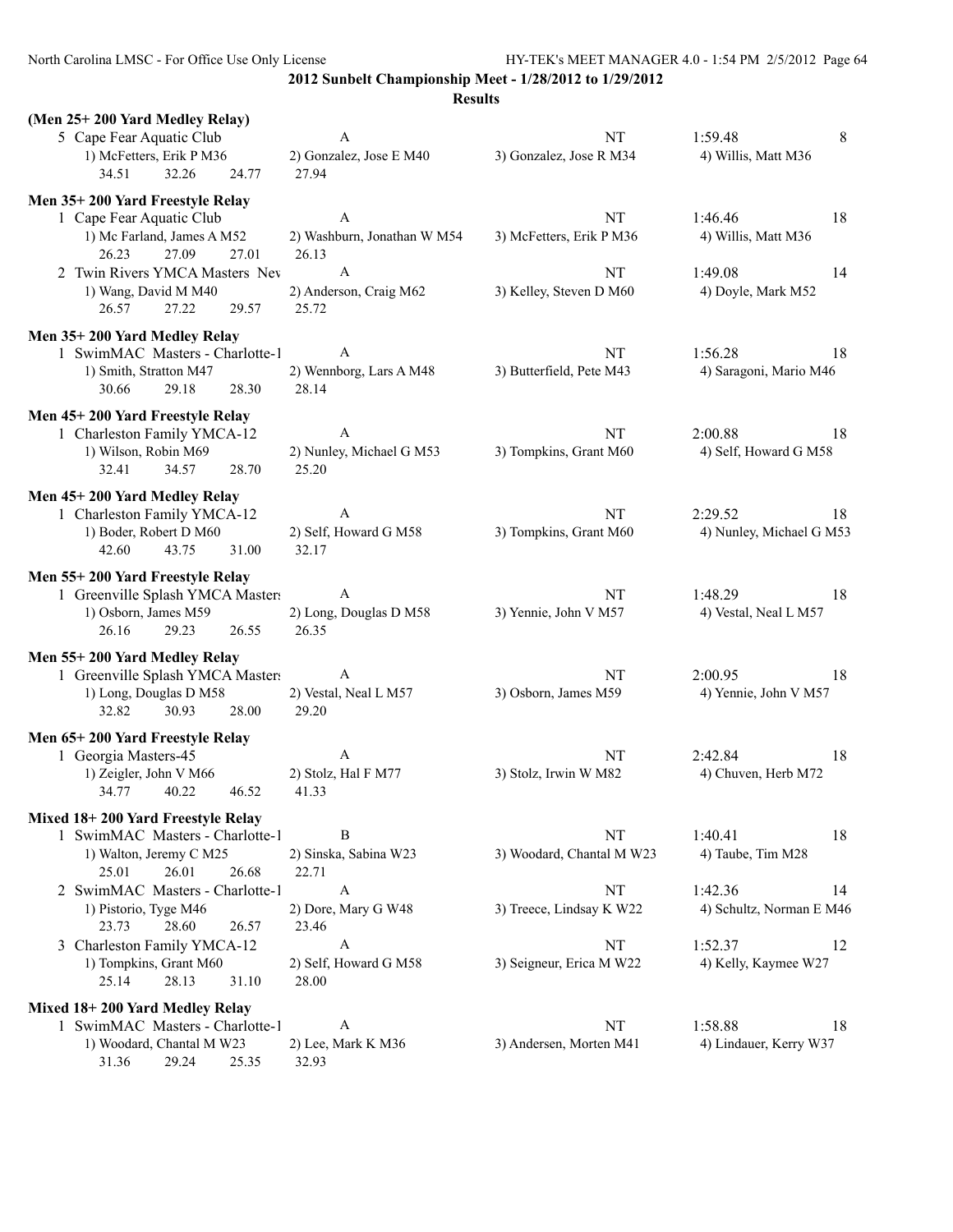## 2012 Sunbelt Championship Meet - 1/28/2012 to 1/29/2012

### Results

**(Men 25+ 200 Yard Medley Relay)**

| | Team | Relay | Seed Time | Finals Time | Points |
|---|---|---|---|---|---|
| 5 | Cape Fear Aquatic Club | A | NT | 1:59.48 | 8 |

1) McFetters, Erik P M36 2) Gonzalez, Jose E M40 3) Gonzalez, Jose R M34 4) Willis, Matt M36
34.51 32.26 24.77 27.94

**Men 35+ 200 Yard Freestyle Relay**

| | Team | Relay | Seed Time | Finals Time | Points |
|---|---|---|---|---|---|
| 1 | Cape Fear Aquatic Club | A | NT | 1:46.46 | 18 |

1) Mc Farland, James A M52 2) Washburn, Jonathan W M54 3) McFetters, Erik P M36 4) Willis, Matt M36
26.23 27.09 27.01 26.13

| | Team | Relay | Seed Time | Finals Time | Points |
|---|---|---|---|---|---|
| 2 | Twin Rivers YMCA Masters Nev | A | NT | 1:49.08 | 14 |

1) Wang, David M M40 2) Anderson, Craig M62 3) Kelley, Steven D M60 4) Doyle, Mark M52
26.57 27.22 29.57 25.72

**Men 35+ 200 Yard Medley Relay**

| | Team | Relay | Seed Time | Finals Time | Points |
|---|---|---|---|---|---|
| 1 | SwimMAC Masters - Charlotte-1 | A | NT | 1:56.28 | 18 |

1) Smith, Stratton M47 2) Wennborg, Lars A M48 3) Butterfield, Pete M43 4) Saragoni, Mario M46
30.66 29.18 28.30 28.14

**Men 45+ 200 Yard Freestyle Relay**

| | Team | Relay | Seed Time | Finals Time | Points |
|---|---|---|---|---|---|
| 1 | Charleston Family YMCA-12 | A | NT | 2:00.88 | 18 |

1) Wilson, Robin M69 2) Nunley, Michael G M53 3) Tompkins, Grant M60 4) Self, Howard G M58
32.41 34.57 28.70 25.20

**Men 45+ 200 Yard Medley Relay**

| | Team | Relay | Seed Time | Finals Time | Points |
|---|---|---|---|---|---|
| 1 | Charleston Family YMCA-12 | A | NT | 2:29.52 | 18 |

1) Boder, Robert D M60 2) Self, Howard G M58 3) Tompkins, Grant M60 4) Nunley, Michael G M53
42.60 43.75 31.00 32.17

**Men 55+ 200 Yard Freestyle Relay**

| | Team | Relay | Seed Time | Finals Time | Points |
|---|---|---|---|---|---|
| 1 | Greenville Splash YMCA Masters | A | NT | 1:48.29 | 18 |

1) Osborn, James M59 2) Long, Douglas D M58 3) Yennie, John V M57 4) Vestal, Neal L M57
26.16 29.23 26.55 26.35

**Men 55+ 200 Yard Medley Relay**

| | Team | Relay | Seed Time | Finals Time | Points |
|---|---|---|---|---|---|
| 1 | Greenville Splash YMCA Masters | A | NT | 2:00.95 | 18 |

1) Long, Douglas D M58 2) Vestal, Neal L M57 3) Osborn, James M59 4) Yennie, John V M57
32.82 30.93 28.00 29.20

**Men 65+ 200 Yard Freestyle Relay**

| | Team | Relay | Seed Time | Finals Time | Points |
|---|---|---|---|---|---|
| 1 | Georgia Masters-45 | A | NT | 2:42.84 | 18 |

1) Zeigler, John V M66 2) Stolz, Hal F M77 3) Stolz, Irwin W M82 4) Chuven, Herb M72
34.77 40.22 46.52 41.33

**Mixed 18+ 200 Yard Freestyle Relay**

| | Team | Relay | Seed Time | Finals Time | Points |
|---|---|---|---|---|---|
| 1 | SwimMAC Masters - Charlotte-1 | B | NT | 1:40.41 | 18 |

1) Walton, Jeremy C M25 2) Sinska, Sabina W23 3) Woodard, Chantal M W23 4) Taube, Tim M28
25.01 26.01 26.68 22.71

| | Team | Relay | Seed Time | Finals Time | Points |
|---|---|---|---|---|---|
| 2 | SwimMAC Masters - Charlotte-1 | A | NT | 1:42.36 | 14 |

1) Pistorio, Tyge M46 2) Dore, Mary G W48 3) Treece, Lindsay K W22 4) Schultz, Norman E M46
23.73 28.60 26.57 23.46

| | Team | Relay | Seed Time | Finals Time | Points |
|---|---|---|---|---|---|
| 3 | Charleston Family YMCA-12 | A | NT | 1:52.37 | 12 |

1) Tompkins, Grant M60 2) Self, Howard G M58 3) Seigneur, Erica M W22 4) Kelly, Kaymee W27
25.14 28.13 31.10 28.00

**Mixed 18+ 200 Yard Medley Relay**

| | Team | Relay | Seed Time | Finals Time | Points |
|---|---|---|---|---|---|
| 1 | SwimMAC Masters - Charlotte-1 | A | NT | 1:58.88 | 18 |

1) Woodard, Chantal M W23 2) Lee, Mark K M36 3) Andersen, Morten M41 4) Lindauer, Kerry W37
31.36 29.24 25.35 32.93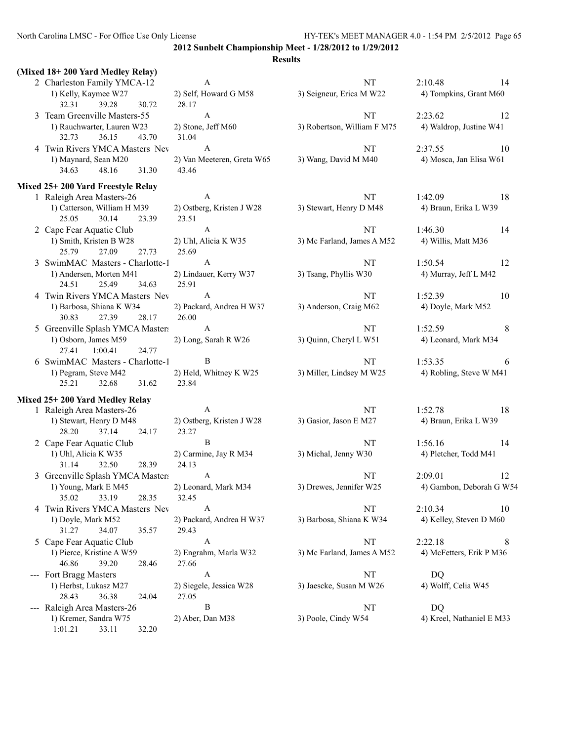**2012 Sunbelt Championship Meet - 1/28/2012 to 1/29/2012**

**Results**

### (Mixed 18+ 200 Yard Medley Relay)

| | Team | Relay | Seed Time | Finals Time | Points |
|---|---|---|---|---|---|
| 2 | Charleston Family YMCA-12 | A | NT | 2:10.48 | 14 |
| | 1) Kelly, Kaymee W27 | 2) Self, Howard G M58 | 3) Seigneur, Erica M W22 | 4) Tompkins, Grant M60 | |
| | 32.31 39.28 30.72 28.17 | | | | |
| 3 | Team Greenville Masters-55 | A | NT | 2:23.62 | 12 |
| | 1) Rauchwarter, Lauren W23 | 2) Stone, Jeff M60 | 3) Robertson, William F M75 | 4) Waldrop, Justine W41 | |
| | 32.73 36.15 43.70 31.04 | | | | |
| 4 | Twin Rivers YMCA Masters Nev | A | NT | 2:37.55 | 10 |
| | 1) Maynard, Sean M20 | 2) Van Meeteren, Greta W65 | 3) Wang, David M M40 | 4) Mosca, Jan Elisa W61 | |
| | 34.63 48.16 31.30 43.46 | | | | |

### Mixed 25+ 200 Yard Freestyle Relay

| | Team | Relay | Seed Time | Finals Time | Points |
|---|---|---|---|---|---|
| 1 | Raleigh Area Masters-26 | A | NT | 1:42.09 | 18 |
| | 1) Catterson, William H M39 | 2) Ostberg, Kristen J W28 | 3) Stewart, Henry D M48 | 4) Braun, Erika L W39 | |
| | 25.05 30.14 23.39 23.51 | | | | |
| 2 | Cape Fear Aquatic Club | A | NT | 1:46.30 | 14 |
| | 1) Smith, Kristen B W28 | 2) Uhl, Alicia K W35 | 3) Mc Farland, James A M52 | 4) Willis, Matt M36 | |
| | 25.79 27.09 27.73 25.69 | | | | |
| 3 | SwimMAC Masters - Charlotte-1 | A | NT | 1:50.54 | 12 |
| | 1) Andersen, Morten M41 | 2) Lindauer, Kerry W37 | 3) Tsang, Phyllis W30 | 4) Murray, Jeff L M42 | |
| | 24.51 25.49 34.63 25.91 | | | | |
| 4 | Twin Rivers YMCA Masters Nev | A | NT | 1:52.39 | 10 |
| | 1) Barbosa, Shiana K W34 | 2) Packard, Andrea H W37 | 3) Anderson, Craig M62 | 4) Doyle, Mark M52 | |
| | 30.83 27.39 28.17 26.00 | | | | |
| 5 | Greenville Splash YMCA Masters | A | NT | 1:52.59 | 8 |
| | 1) Osborn, James M59 | 2) Long, Sarah R W26 | 3) Quinn, Cheryl L W51 | 4) Leonard, Mark M34 | |
| | 27.41 1:00.41 24.77 | | | | |
| 6 | SwimMAC Masters - Charlotte-1 | B | NT | 1:53.35 | 6 |
| | 1) Pegram, Steve M42 | 2) Held, Whitney K W25 | 3) Miller, Lindsey M W25 | 4) Robling, Steve W M41 | |
| | 25.21 32.68 31.62 23.84 | | | | |

### Mixed 25+ 200 Yard Medley Relay

| | Team | Relay | Seed Time | Finals Time | Points |
|---|---|---|---|---|---|
| 1 | Raleigh Area Masters-26 | A | NT | 1:52.78 | 18 |
| | 1) Stewart, Henry D M48 | 2) Ostberg, Kristen J W28 | 3) Gasior, Jason E M27 | 4) Braun, Erika L W39 | |
| | 28.20 37.14 24.17 23.27 | | | | |
| 2 | Cape Fear Aquatic Club | B | NT | 1:56.16 | 14 |
| | 1) Uhl, Alicia K W35 | 2) Carmine, Jay R M34 | 3) Michal, Jenny W30 | 4) Pletcher, Todd M41 | |
| | 31.14 32.50 28.39 24.13 | | | | |
| 3 | Greenville Splash YMCA Masters | A | NT | 2:09.01 | 12 |
| | 1) Young, Mark E M45 | 2) Leonard, Mark M34 | 3) Drewes, Jennifer W25 | 4) Gambon, Deborah G W54 | |
| | 35.02 33.19 28.35 32.45 | | | | |
| 4 | Twin Rivers YMCA Masters Nev | A | NT | 2:10.34 | 10 |
| | 1) Doyle, Mark M52 | 2) Packard, Andrea H W37 | 3) Barbosa, Shiana K W34 | 4) Kelley, Steven D M60 | |
| | 31.27 34.07 35.57 29.43 | | | | |
| 5 | Cape Fear Aquatic Club | A | NT | 2:22.18 | 8 |
| | 1) Pierce, Kristine A W59 | 2) Engrahm, Marla W32 | 3) Mc Farland, James A M52 | 4) McFetters, Erik P M36 | |
| | 46.86 39.20 28.46 27.66 | | | | |
| --- | Fort Bragg Masters | A | NT | DQ | |
| | 1) Herbst, Lukasz M27 | 2) Siegele, Jessica W28 | 3) Jaescke, Susan M W26 | 4) Wolff, Celia W45 | |
| | 28.43 36.38 24.04 27.05 | | | | |
| --- | Raleigh Area Masters-26 | B | NT | DQ | |
| | 1) Kremer, Sandra W75 | 2) Aber, Dan M38 | 3) Poole, Cindy W54 | 4) Kreel, Nathaniel E M33 | |
| | 1:01.21 33.11 32.20 | | | | |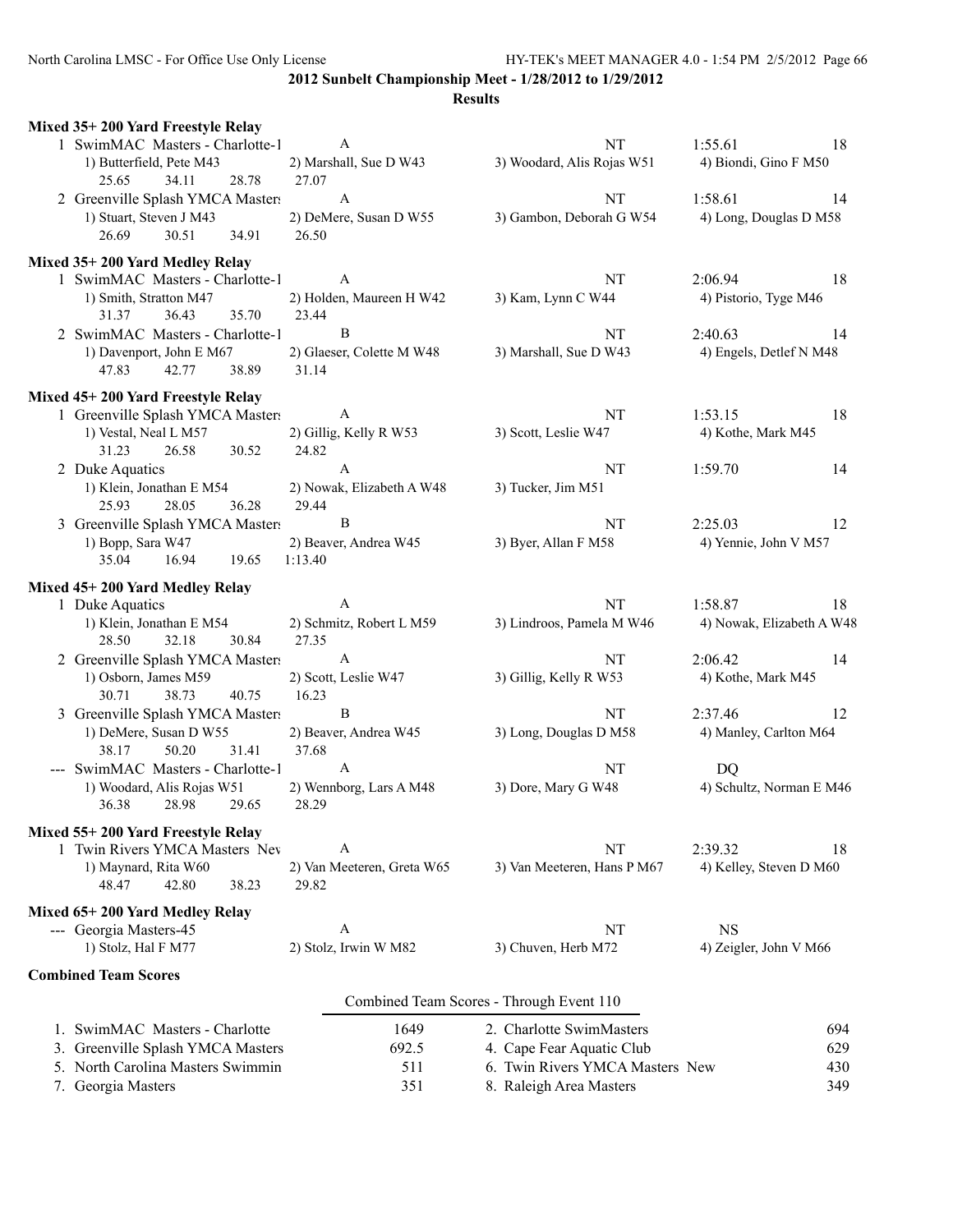**2012 Sunbelt Championship Meet - 1/28/2012 to 1/29/2012**

**Results**

### Mixed 35+ 200 Yard Freestyle Relay

| | Team | Relay | Seed Time | Finals Time | Points |
|---|---|---|---|---|---|
| 1 | SwimMAC Masters - Charlotte-1 | A | NT | 1:55.61 | 18 |
| | 1) Butterfield, Pete M43 | 2) Marshall, Sue D W43 | 3) Woodard, Alis Rojas W51 | 4) Biondi, Gino F M50 | |
| | 25.65 34.11 28.78 | 27.07 | | | |
| 2 | Greenville Splash YMCA Masters | A | NT | 1:58.61 | 14 |
| | 1) Stuart, Steven J M43 | 2) DeMere, Susan D W55 | 3) Gambon, Deborah G W54 | 4) Long, Douglas D M58 | |
| | 26.69 30.51 34.91 | 26.50 | | | |

### Mixed 35+ 200 Yard Medley Relay

| | Team | Relay | Seed Time | Finals Time | Points |
|---|---|---|---|---|---|
| 1 | SwimMAC Masters - Charlotte-1 | A | NT | 2:06.94 | 18 |
| | 1) Smith, Stratton M47 | 2) Holden, Maureen H W42 | 3) Kam, Lynn C W44 | 4) Pistorio, Tyge M46 | |
| | 31.37 36.43 35.70 | 23.44 | | | |
| 2 | SwimMAC Masters - Charlotte-1 | B | NT | 2:40.63 | 14 |
| | 1) Davenport, John E M67 | 2) Glaeser, Colette M W48 | 3) Marshall, Sue D W43 | 4) Engels, Detlef N M48 | |
| | 47.83 42.77 38.89 | 31.14 | | | |

### Mixed 45+ 200 Yard Freestyle Relay

| | Team | Relay | Seed Time | Finals Time | Points |
|---|---|---|---|---|---|
| 1 | Greenville Splash YMCA Masters | A | NT | 1:53.15 | 18 |
| | 1) Vestal, Neal L M57 | 2) Gillig, Kelly R W53 | 3) Scott, Leslie W47 | 4) Kothe, Mark M45 | |
| | 31.23 26.58 30.52 | 24.82 | | | |
| 2 | Duke Aquatics | A | NT | 1:59.70 | 14 |
| | 1) Klein, Jonathan E M54 | 2) Nowak, Elizabeth A W48 | 3) Tucker, Jim M51 | | |
| | 25.93 28.05 36.28 | 29.44 | | | |
| 3 | Greenville Splash YMCA Masters | B | NT | 2:25.03 | 12 |
| | 1) Bopp, Sara W47 | 2) Beaver, Andrea W45 | 3) Byer, Allan F M58 | 4) Yennie, John V M57 | |
| | 35.04 16.94 19.65 | 1:13.40 | | | |

### Mixed 45+ 200 Yard Medley Relay

| | Team | Relay | Seed Time | Finals Time | Points |
|---|---|---|---|---|---|
| 1 | Duke Aquatics | A | NT | 1:58.87 | 18 |
| | 1) Klein, Jonathan E M54 | 2) Schmitz, Robert L M59 | 3) Lindroos, Pamela M W46 | 4) Nowak, Elizabeth A W48 | |
| | 28.50 32.18 30.84 | 27.35 | | | |
| 2 | Greenville Splash YMCA Masters | A | NT | 2:06.42 | 14 |
| | 1) Osborn, James M59 | 2) Scott, Leslie W47 | 3) Gillig, Kelly R W53 | 4) Kothe, Mark M45 | |
| | 30.71 38.73 40.75 | 16.23 | | | |
| 3 | Greenville Splash YMCA Masters | B | NT | 2:37.46 | 12 |
| | 1) DeMere, Susan D W55 | 2) Beaver, Andrea W45 | 3) Long, Douglas D M58 | 4) Manley, Carlton M64 | |
| | 38.17 50.20 31.41 | 37.68 | | | |
| --- | SwimMAC Masters - Charlotte-1 | A | NT | DQ | |
| | 1) Woodard, Alis Rojas W51 | 2) Wennborg, Lars A M48 | 3) Dore, Mary G W48 | 4) Schultz, Norman E M46 | |
| | 36.38 28.98 29.65 | 28.29 | | | |

### Mixed 55+ 200 Yard Freestyle Relay

| | Team | Relay | Seed Time | Finals Time | Points |
|---|---|---|---|---|---|
| 1 | Twin Rivers YMCA Masters New | A | NT | 2:39.32 | 18 |
| | 1) Maynard, Rita W60 | 2) Van Meeteren, Greta W65 | 3) Van Meeteren, Hans P M67 | 4) Kelley, Steven D M60 | |
| | 48.47 42.80 38.23 | 29.82 | | | |

### Mixed 65+ 200 Yard Medley Relay

| | Team | Relay | Seed Time | Finals Time | Points |
|---|---|---|---|---|---|
| --- | Georgia Masters-45 | A | NT | NS | |
| | 1) Stolz, Hal F M77 | 2) Stolz, Irwin W M82 | 3) Chuven, Herb M72 | 4) Zeigler, John V M66 | |

### Combined Team Scores

Combined Team Scores - Through Event 110

| Team | Score | Team | Score |
|---|---|---|---|
| 1. SwimMAC Masters - Charlotte | 1649 | 2. Charlotte SwimMasters | 694 |
| 3. Greenville Splash YMCA Masters | 692.5 | 4. Cape Fear Aquatic Club | 629 |
| 5. North Carolina Masters Swimmin | 511 | 6. Twin Rivers YMCA Masters New | 430 |
| 7. Georgia Masters | 351 | 8. Raleigh Area Masters | 349 |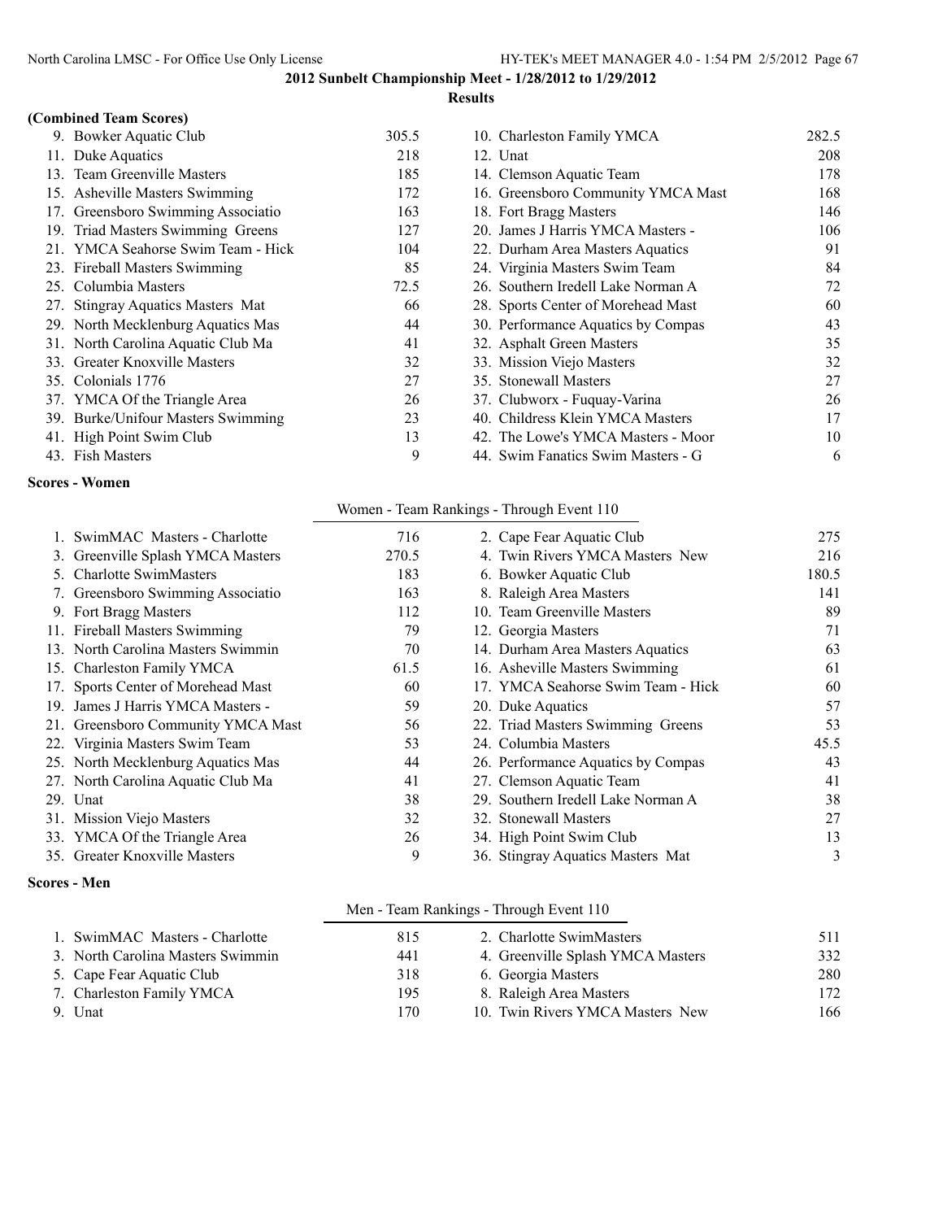# 2012 Sunbelt Championship Meet - 1/28/2012 to 1/29/2012

## Results

### (Combined Team Scores)

| Rank | Team | Score | Rank | Team | Score |
|---|---|---|---|---|---|
| 9. | Bowker Aquatic Club | 305.5 | 10. | Charleston Family YMCA | 282.5 |
| 11. | Duke Aquatics | 218 | 12. | Unat | 208 |
| 13. | Team Greenville Masters | 185 | 14. | Clemson Aquatic Team | 178 |
| 15. | Asheville Masters Swimming | 172 | 16. | Greensboro Community YMCA Mast | 168 |
| 17. | Greensboro Swimming Associatio | 163 | 18. | Fort Bragg Masters | 146 |
| 19. | Triad Masters Swimming Greens | 127 | 20. | James J Harris YMCA Masters - | 106 |
| 21. | YMCA Seahorse Swim Team - Hick | 104 | 22. | Durham Area Masters Aquatics | 91 |
| 23. | Fireball Masters Swimming | 85 | 24. | Virginia Masters Swim Team | 84 |
| 25. | Columbia Masters | 72.5 | 26. | Southern Iredell Lake Norman A | 72 |
| 27. | Stingray Aquatics Masters Mat | 66 | 28. | Sports Center of Morehead Mast | 60 |
| 29. | North Mecklenburg Aquatics Mas | 44 | 30. | Performance Aquatics by Compas | 43 |
| 31. | North Carolina Aquatic Club Ma | 41 | 32. | Asphalt Green Masters | 35 |
| 33. | Greater Knoxville Masters | 32 | 33. | Mission Viejo Masters | 32 |
| 35. | Colonials 1776 | 27 | 35. | Stonewall Masters | 27 |
| 37. | YMCA Of the Triangle Area | 26 | 37. | Clubworx - Fuquay-Varina | 26 |
| 39. | Burke/Unifour Masters Swimming | 23 | 40. | Childress Klein YMCA Masters | 17 |
| 41. | High Point Swim Club | 13 | 42. | The Lowe's YMCA Masters - Moor | 10 |
| 43. | Fish Masters | 9 | 44. | Swim Fanatics Swim Masters - G | 6 |

### Scores - Women

Women - Team Rankings - Through Event 110

| Rank | Team | Score | Rank | Team | Score |
|---|---|---|---|---|---|
| 1. | SwimMAC Masters - Charlotte | 716 | 2. | Cape Fear Aquatic Club | 275 |
| 3. | Greenville Splash YMCA Masters | 270.5 | 4. | Twin Rivers YMCA Masters New | 216 |
| 5. | Charlotte SwimMasters | 183 | 6. | Bowker Aquatic Club | 180.5 |
| 7. | Greensboro Swimming Associatio | 163 | 8. | Raleigh Area Masters | 141 |
| 9. | Fort Bragg Masters | 112 | 10. | Team Greenville Masters | 89 |
| 11. | Fireball Masters Swimming | 79 | 12. | Georgia Masters | 71 |
| 13. | North Carolina Masters Swimmin | 70 | 14. | Durham Area Masters Aquatics | 63 |
| 15. | Charleston Family YMCA | 61.5 | 16. | Asheville Masters Swimming | 61 |
| 17. | Sports Center of Morehead Mast | 60 | 17. | YMCA Seahorse Swim Team - Hick | 60 |
| 19. | James J Harris YMCA Masters - | 59 | 20. | Duke Aquatics | 57 |
| 21. | Greensboro Community YMCA Mast | 56 | 22. | Triad Masters Swimming Greens | 53 |
| 22. | Virginia Masters Swim Team | 53 | 24. | Columbia Masters | 45.5 |
| 25. | North Mecklenburg Aquatics Mas | 44 | 26. | Performance Aquatics by Compas | 43 |
| 27. | North Carolina Aquatic Club Ma | 41 | 27. | Clemson Aquatic Team | 41 |
| 29. | Unat | 38 | 29. | Southern Iredell Lake Norman A | 38 |
| 31. | Mission Viejo Masters | 32 | 32. | Stonewall Masters | 27 |
| 33. | YMCA Of the Triangle Area | 26 | 34. | High Point Swim Club | 13 |
| 35. | Greater Knoxville Masters | 9 | 36. | Stingray Aquatics Masters Mat | 3 |

### Scores - Men

Men - Team Rankings - Through Event 110

| Rank | Team | Score | Rank | Team | Score |
|---|---|---|---|---|---|
| 1. | SwimMAC Masters - Charlotte | 815 | 2. | Charlotte SwimMasters | 511 |
| 3. | North Carolina Masters Swimmin | 441 | 4. | Greenville Splash YMCA Masters | 332 |
| 5. | Cape Fear Aquatic Club | 318 | 6. | Georgia Masters | 280 |
| 7. | Charleston Family YMCA | 195 | 8. | Raleigh Area Masters | 172 |
| 9. | Unat | 170 | 10. | Twin Rivers YMCA Masters New | 166 |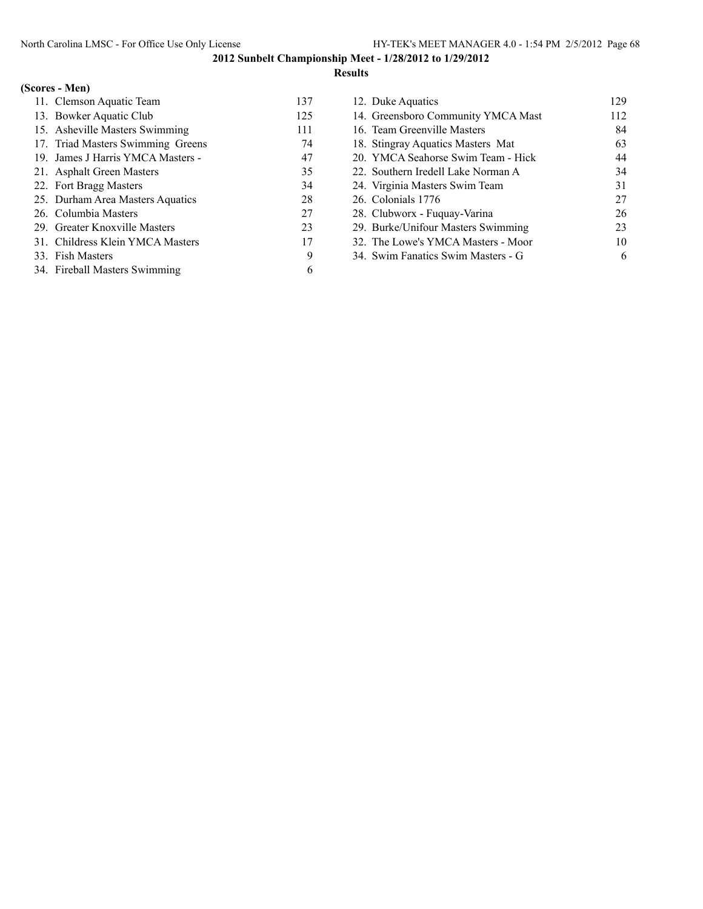**2012 Sunbelt Championship Meet - 1/28/2012 to 1/29/2012**

**Results**

**(Scores - Men)**

| | | | |
|---|---|---|---|
| 11. Clemson Aquatic Team | 137 | 12. Duke Aquatics | 129 |
| 13. Bowker Aquatic Club | 125 | 14. Greensboro Community YMCA Mast | 112 |
| 15. Asheville Masters Swimming | 111 | 16. Team Greenville Masters | 84 |
| 17. Triad Masters Swimming Greens | 74 | 18. Stingray Aquatics Masters Mat | 63 |
| 19. James J Harris YMCA Masters - | 47 | 20. YMCA Seahorse Swim Team - Hick | 44 |
| 21. Asphalt Green Masters | 35 | 22. Southern Iredell Lake Norman A | 34 |
| 22. Fort Bragg Masters | 34 | 24. Virginia Masters Swim Team | 31 |
| 25. Durham Area Masters Aquatics | 28 | 26. Colonials 1776 | 27 |
| 26. Columbia Masters | 27 | 28. Clubworx - Fuquay-Varina | 26 |
| 29. Greater Knoxville Masters | 23 | 29. Burke/Unifour Masters Swimming | 23 |
| 31. Childress Klein YMCA Masters | 17 | 32. The Lowe's YMCA Masters - Moor | 10 |
| 33. Fish Masters | 9 | 34. Swim Fanatics Swim Masters - G | 6 |
| 34. Fireball Masters Swimming | 6 | | |